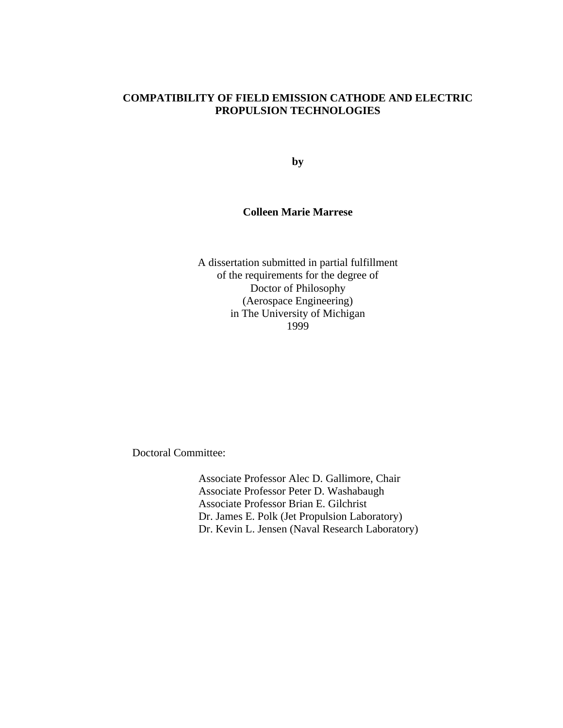# COMPATIBILITY OF FIELD EMISSION CATHODE AND ELECTRIC PROPULSION TECHNOLOGIES

**by**

**Colleen Marie Marrese**

A dissertation submitted in partial fulfillment
of the requirements for the degree of
Doctor of Philosophy
(Aerospace Engineering)
in The University of Michigan
1999

Doctoral Committee:

Associate Professor Alec D. Gallimore, Chair
Associate Professor Peter D. Washabaugh
Associate Professor Brian E. Gilchrist
Dr. James E. Polk (Jet Propulsion Laboratory)
Dr. Kevin L. Jensen (Naval Research Laboratory)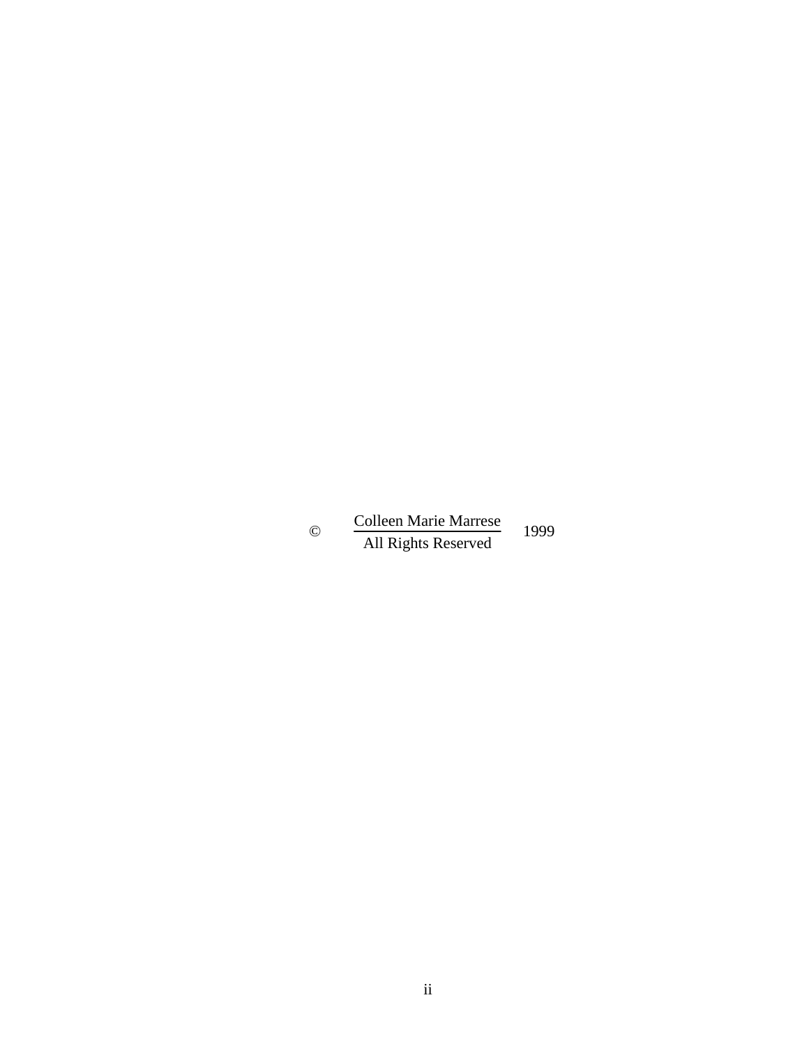© Colleen Marie Marrese 1999

All Rights Reserved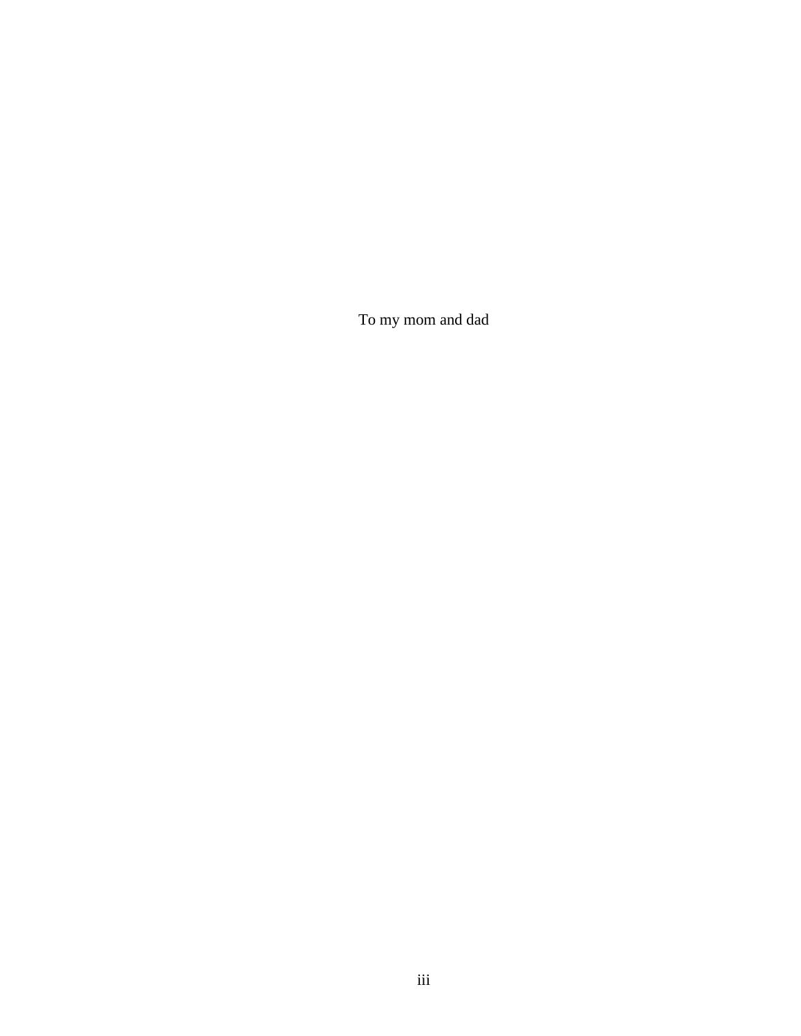To my mom and dad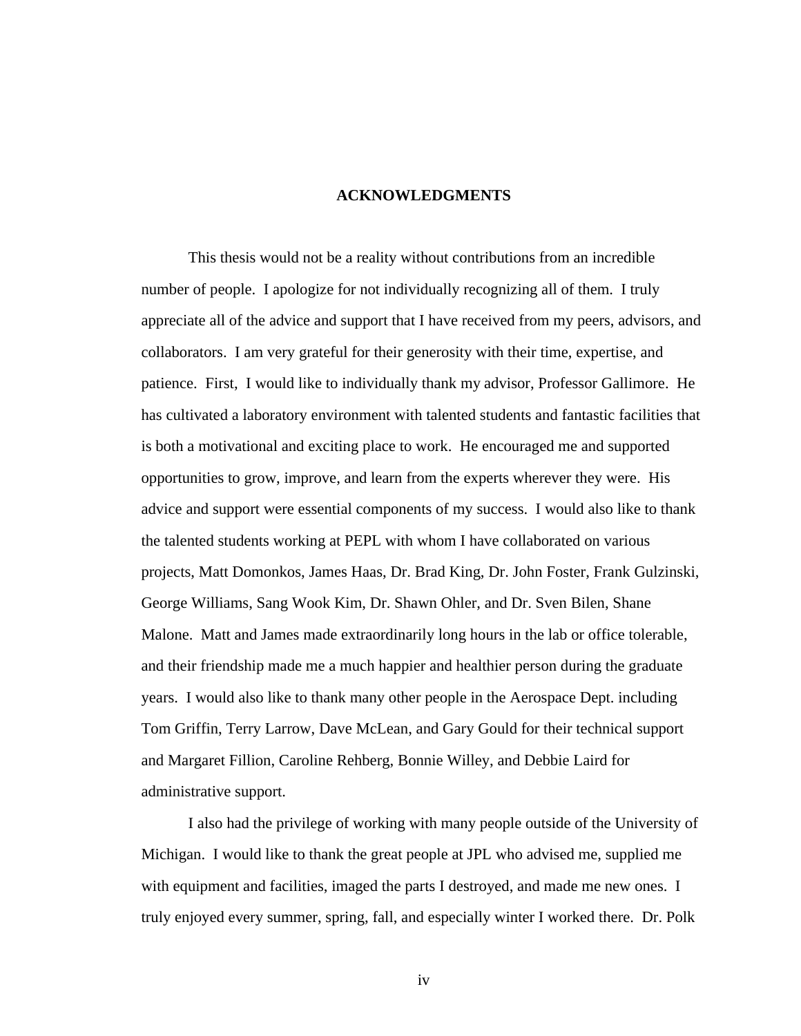# ACKNOWLEDGMENTS

This thesis would not be a reality without contributions from an incredible number of people. I apologize for not individually recognizing all of them. I truly appreciate all of the advice and support that I have received from my peers, advisors, and collaborators. I am very grateful for their generosity with their time, expertise, and patience. First, I would like to individually thank my advisor, Professor Gallimore. He has cultivated a laboratory environment with talented students and fantastic facilities that is both a motivational and exciting place to work. He encouraged me and supported opportunities to grow, improve, and learn from the experts wherever they were. His advice and support were essential components of my success. I would also like to thank the talented students working at PEPL with whom I have collaborated on various projects, Matt Domonkos, James Haas, Dr. Brad King, Dr. John Foster, Frank Gulzinski, George Williams, Sang Wook Kim, Dr. Shawn Ohler, and Dr. Sven Bilen, Shane Malone. Matt and James made extraordinarily long hours in the lab or office tolerable, and their friendship made me a much happier and healthier person during the graduate years. I would also like to thank many other people in the Aerospace Dept. including Tom Griffin, Terry Larrow, Dave McLean, and Gary Gould for their technical support and Margaret Fillion, Caroline Rehberg, Bonnie Willey, and Debbie Laird for administrative support.

I also had the privilege of working with many people outside of the University of Michigan. I would like to thank the great people at JPL who advised me, supplied me with equipment and facilities, imaged the parts I destroyed, and made me new ones. I truly enjoyed every summer, spring, fall, and especially winter I worked there. Dr. Polk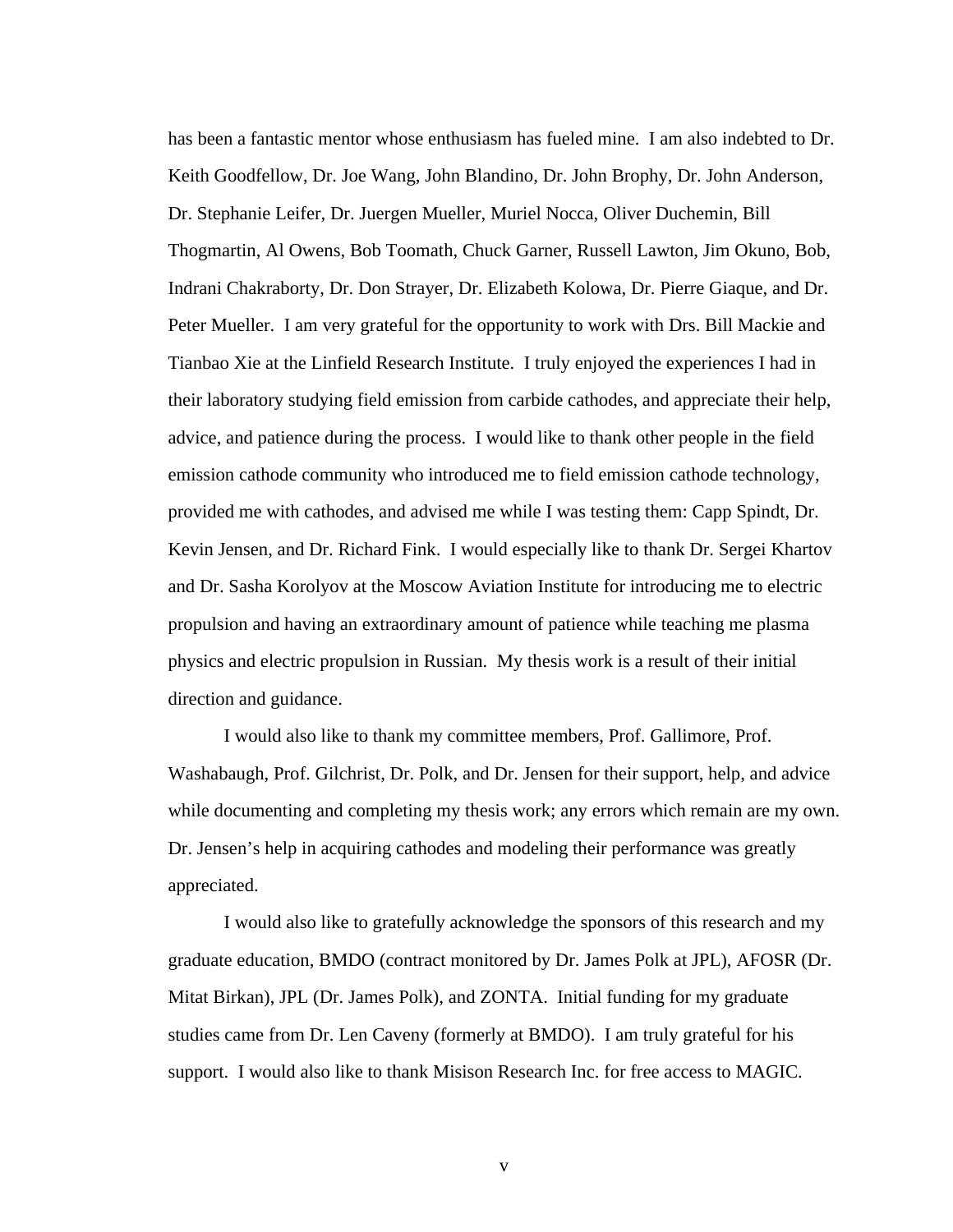has been a fantastic mentor whose enthusiasm has fueled mine. I am also indebted to Dr. Keith Goodfellow, Dr. Joe Wang, John Blandino, Dr. John Brophy, Dr. John Anderson, Dr. Stephanie Leifer, Dr. Juergen Mueller, Muriel Nocca, Oliver Duchemin, Bill Thogmartin, Al Owens, Bob Toomath, Chuck Garner, Russell Lawton, Jim Okuno, Bob, Indrani Chakraborty, Dr. Don Strayer, Dr. Elizabeth Kolowa, Dr. Pierre Giaque, and Dr. Peter Mueller. I am very grateful for the opportunity to work with Drs. Bill Mackie and Tianbao Xie at the Linfield Research Institute. I truly enjoyed the experiences I had in their laboratory studying field emission from carbide cathodes, and appreciate their help, advice, and patience during the process. I would like to thank other people in the field emission cathode community who introduced me to field emission cathode technology, provided me with cathodes, and advised me while I was testing them: Capp Spindt, Dr. Kevin Jensen, and Dr. Richard Fink. I would especially like to thank Dr. Sergei Khartov and Dr. Sasha Korolyov at the Moscow Aviation Institute for introducing me to electric propulsion and having an extraordinary amount of patience while teaching me plasma physics and electric propulsion in Russian. My thesis work is a result of their initial direction and guidance.

I would also like to thank my committee members, Prof. Gallimore, Prof. Washabaugh, Prof. Gilchrist, Dr. Polk, and Dr. Jensen for their support, help, and advice while documenting and completing my thesis work; any errors which remain are my own. Dr. Jensen's help in acquiring cathodes and modeling their performance was greatly appreciated.

I would also like to gratefully acknowledge the sponsors of this research and my graduate education, BMDO (contract monitored by Dr. James Polk at JPL), AFOSR (Dr. Mitat Birkan), JPL (Dr. James Polk), and ZONTA. Initial funding for my graduate studies came from Dr. Len Caveny (formerly at BMDO). I am truly grateful for his support. I would also like to thank Misison Research Inc. for free access to MAGIC.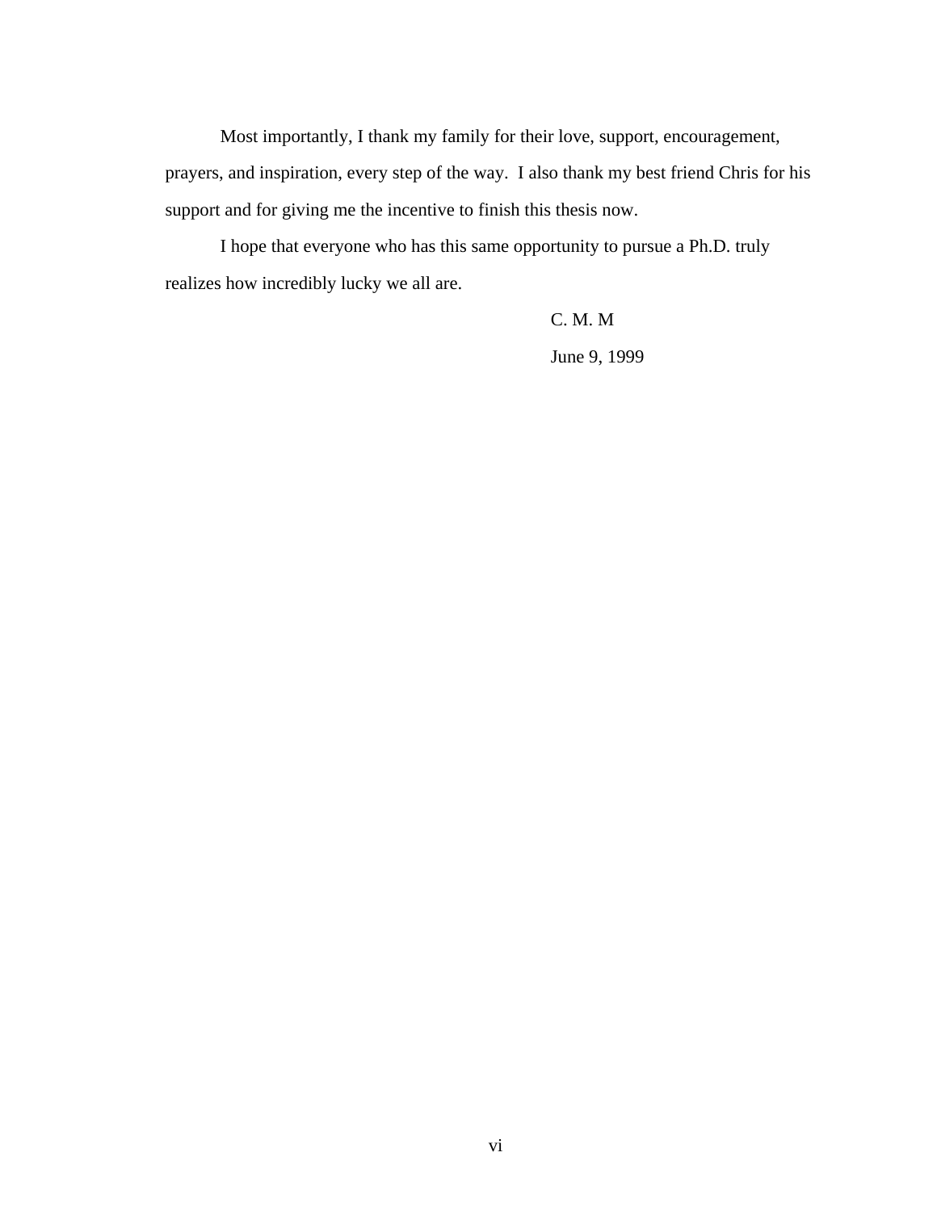Most importantly, I thank my family for their love, support, encouragement, prayers, and inspiration, every step of the way. I also thank my best friend Chris for his support and for giving me the incentive to finish this thesis now.

I hope that everyone who has this same opportunity to pursue a Ph.D. truly realizes how incredibly lucky we all are.

C. M. M

June 9, 1999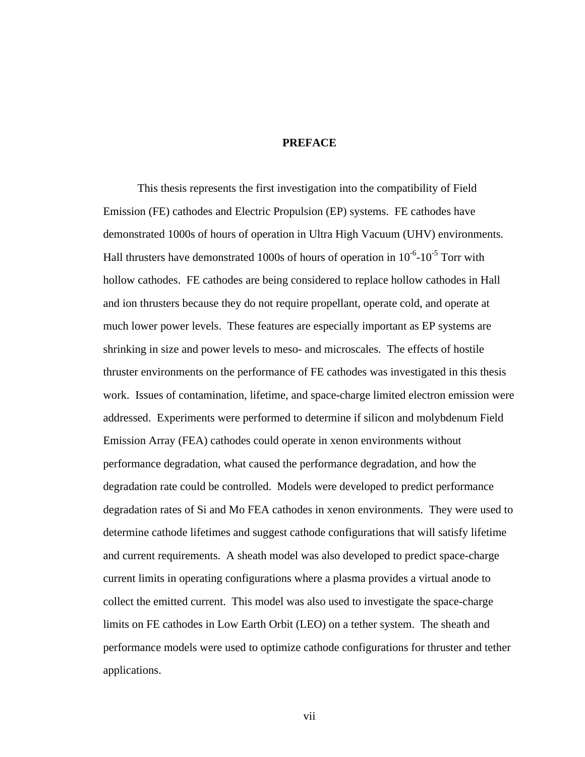# PREFACE

This thesis represents the first investigation into the compatibility of Field Emission (FE) cathodes and Electric Propulsion (EP) systems. FE cathodes have demonstrated 1000s of hours of operation in Ultra High Vacuum (UHV) environments. Hall thrusters have demonstrated 1000s of hours of operation in $10^{-6}$-$10^{-5}$ Torr with hollow cathodes. FE cathodes are being considered to replace hollow cathodes in Hall and ion thrusters because they do not require propellant, operate cold, and operate at much lower power levels. These features are especially important as EP systems are shrinking in size and power levels to meso- and microscales. The effects of hostile thruster environments on the performance of FE cathodes was investigated in this thesis work. Issues of contamination, lifetime, and space-charge limited electron emission were addressed. Experiments were performed to determine if silicon and molybdenum Field Emission Array (FEA) cathodes could operate in xenon environments without performance degradation, what caused the performance degradation, and how the degradation rate could be controlled. Models were developed to predict performance degradation rates of Si and Mo FEA cathodes in xenon environments. They were used to determine cathode lifetimes and suggest cathode configurations that will satisfy lifetime and current requirements. A sheath model was also developed to predict space-charge current limits in operating configurations where a plasma provides a virtual anode to collect the emitted current. This model was also used to investigate the space-charge limits on FE cathodes in Low Earth Orbit (LEO) on a tether system. The sheath and performance models were used to optimize cathode configurations for thruster and tether applications.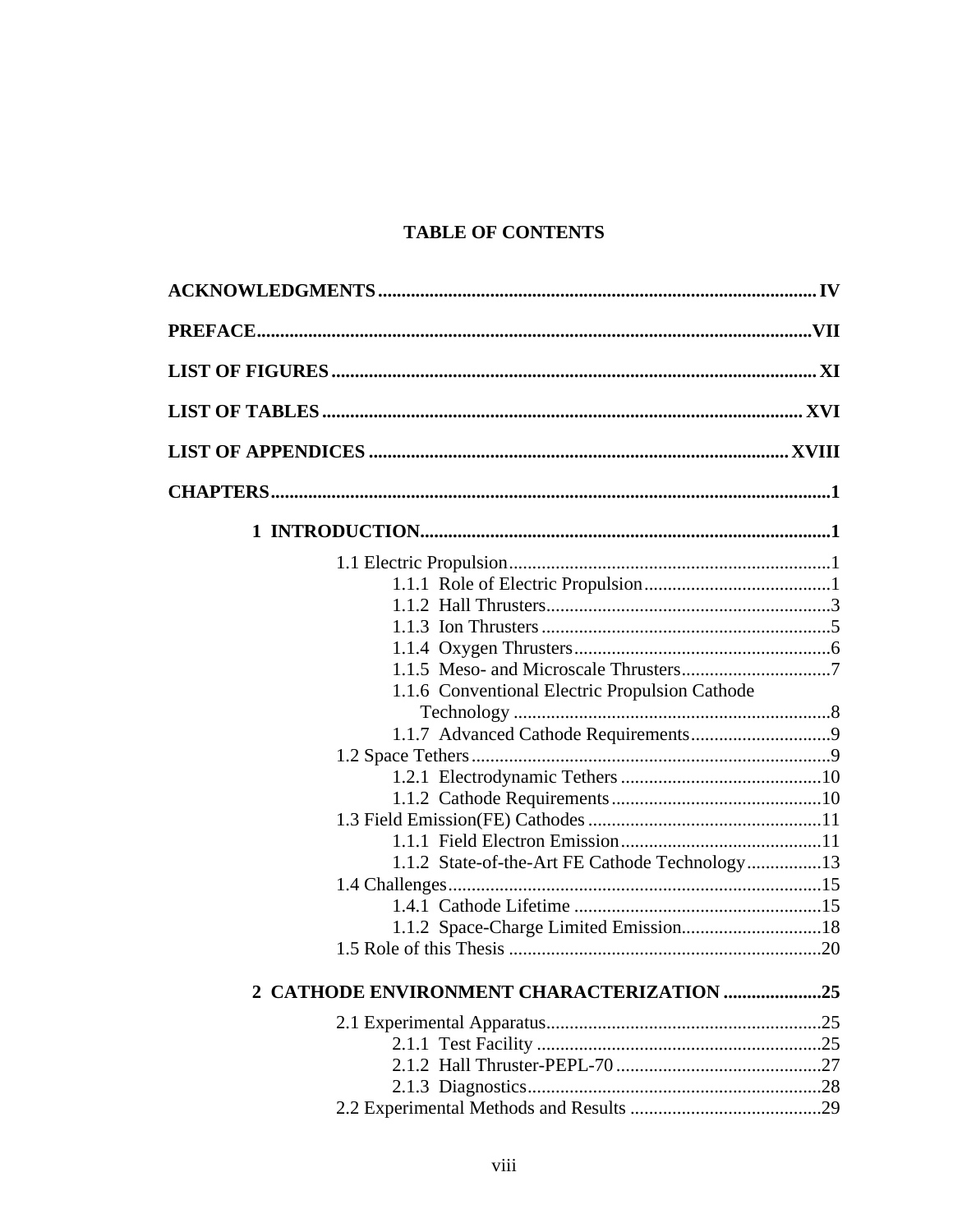# TABLE OF CONTENTS

**ACKNOWLEDGMENTS** .......... **IV**

**PREFACE** .......... **VII**

**LIST OF FIGURES** .......... **XI**

**LIST OF TABLES** .......... **XVI**

**LIST OF APPENDICES** .......... **XVIII**

**CHAPTERS** .......... **1**

**1 INTRODUCTION** .......... **1**

- 1.1 Electric Propulsion .......... 1
  - 1.1.1 Role of Electric Propulsion .......... 1
  - 1.1.2 Hall Thrusters .......... 3
  - 1.1.3 Ion Thrusters .......... 5
  - 1.1.4 Oxygen Thrusters .......... 6
  - 1.1.5 Meso- and Microscale Thrusters .......... 7
  - 1.1.6 Conventional Electric Propulsion Cathode Technology .......... 8
  - 1.1.7 Advanced Cathode Requirements .......... 9
- 1.2 Space Tethers .......... 9
  - 1.2.1 Electrodynamic Tethers .......... 10
  - 1.1.2 Cathode Requirements .......... 10
- 1.3 Field Emission(FE) Cathodes .......... 11
  - 1.1.1 Field Electron Emission .......... 11
  - 1.1.2 State-of-the-Art FE Cathode Technology .......... 13
- 1.4 Challenges .......... 15
  - 1.4.1 Cathode Lifetime .......... 15
  - 1.1.2 Space-Charge Limited Emission .......... 18
- 1.5 Role of this Thesis .......... 20

**2 CATHODE ENVIRONMENT CHARACTERIZATION** .......... **25**

- 2.1 Experimental Apparatus .......... 25
  - 2.1.1 Test Facility .......... 25
  - 2.1.2 Hall Thruster-PEPL-70 .......... 27
  - 2.1.3 Diagnostics .......... 28
- 2.2 Experimental Methods and Results .......... 29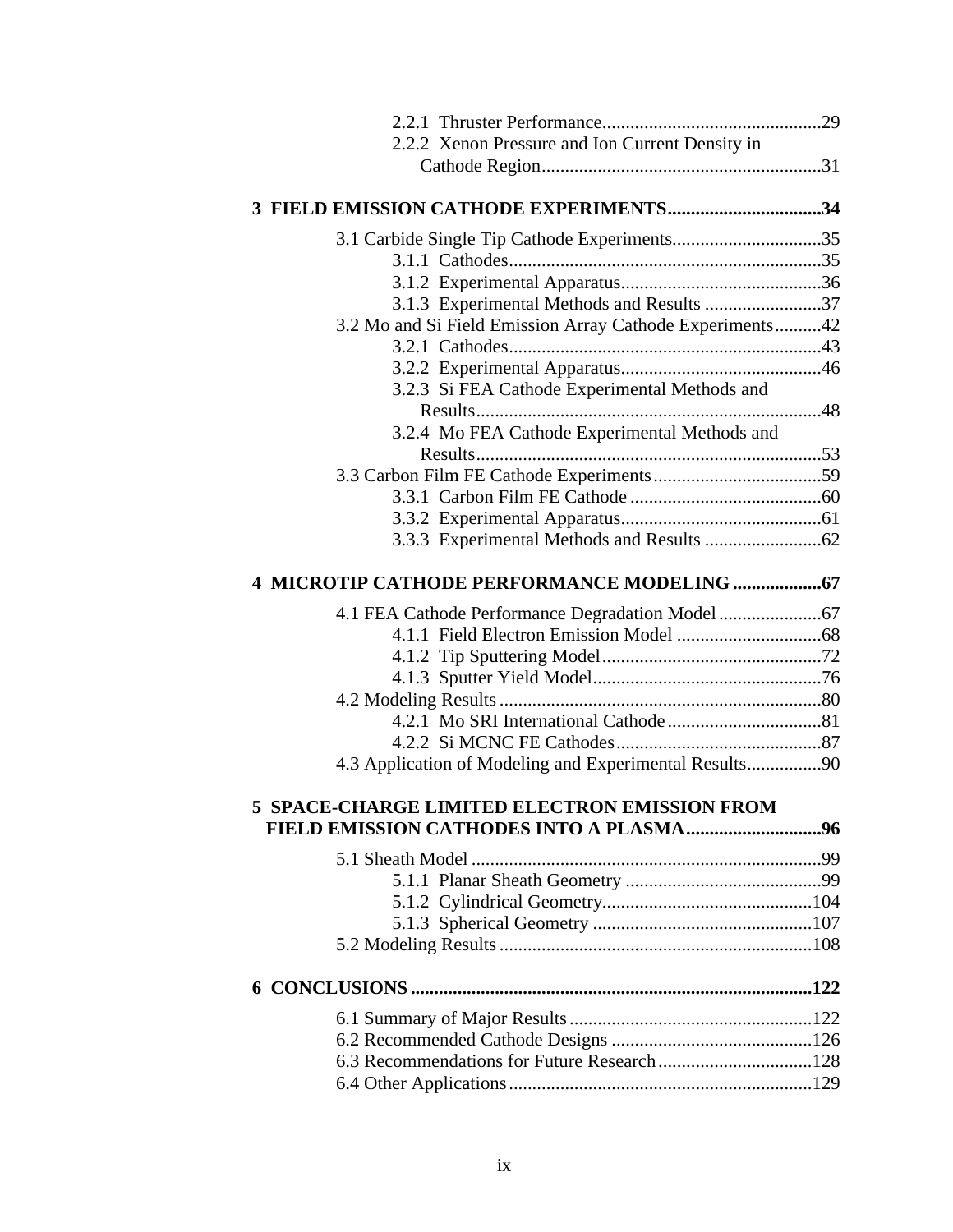2.2.1 Thruster Performance....................................................29
2.2.2 Xenon Pressure and Ion Current Density in Cathode Region....................................................31

**3 FIELD EMISSION CATHODE EXPERIMENTS....................................................34**

3.1 Carbide Single Tip Cathode Experiments....................................................35
3.1.1 Cathodes....................................................35
3.1.2 Experimental Apparatus....................................................36
3.1.3 Experimental Methods and Results....................................................37
3.2 Mo and Si Field Emission Array Cathode Experiments....................................................42
3.2.1 Cathodes....................................................43
3.2.2 Experimental Apparatus....................................................46
3.2.3 Si FEA Cathode Experimental Methods and Results....................................................48
3.2.4 Mo FEA Cathode Experimental Methods and Results....................................................53
3.3 Carbon Film FE Cathode Experiments....................................................59
3.3.1 Carbon Film FE Cathode....................................................60
3.3.2 Experimental Apparatus....................................................61
3.3.3 Experimental Methods and Results....................................................62

**4 MICROTIP CATHODE PERFORMANCE MODELING....................................................67**

4.1 FEA Cathode Performance Degradation Model....................................................67
4.1.1 Field Electron Emission Model....................................................68
4.1.2 Tip Sputtering Model....................................................72
4.1.3 Sputter Yield Model....................................................76
4.2 Modeling Results....................................................80
4.2.1 Mo SRI International Cathode....................................................81
4.2.2 Si MCNC FE Cathodes....................................................87
4.3 Application of Modeling and Experimental Results....................................................90

**5 SPACE-CHARGE LIMITED ELECTRON EMISSION FROM FIELD EMISSION CATHODES INTO A PLASMA....................................................96**

5.1 Sheath Model....................................................99
5.1.1 Planar Sheath Geometry....................................................99
5.1.2 Cylindrical Geometry....................................................104
5.1.3 Spherical Geometry....................................................107
5.2 Modeling Results....................................................108

**6 CONCLUSIONS....................................................122**

6.1 Summary of Major Results....................................................122
6.2 Recommended Cathode Designs....................................................126
6.3 Recommendations for Future Research....................................................128
6.4 Other Applications....................................................129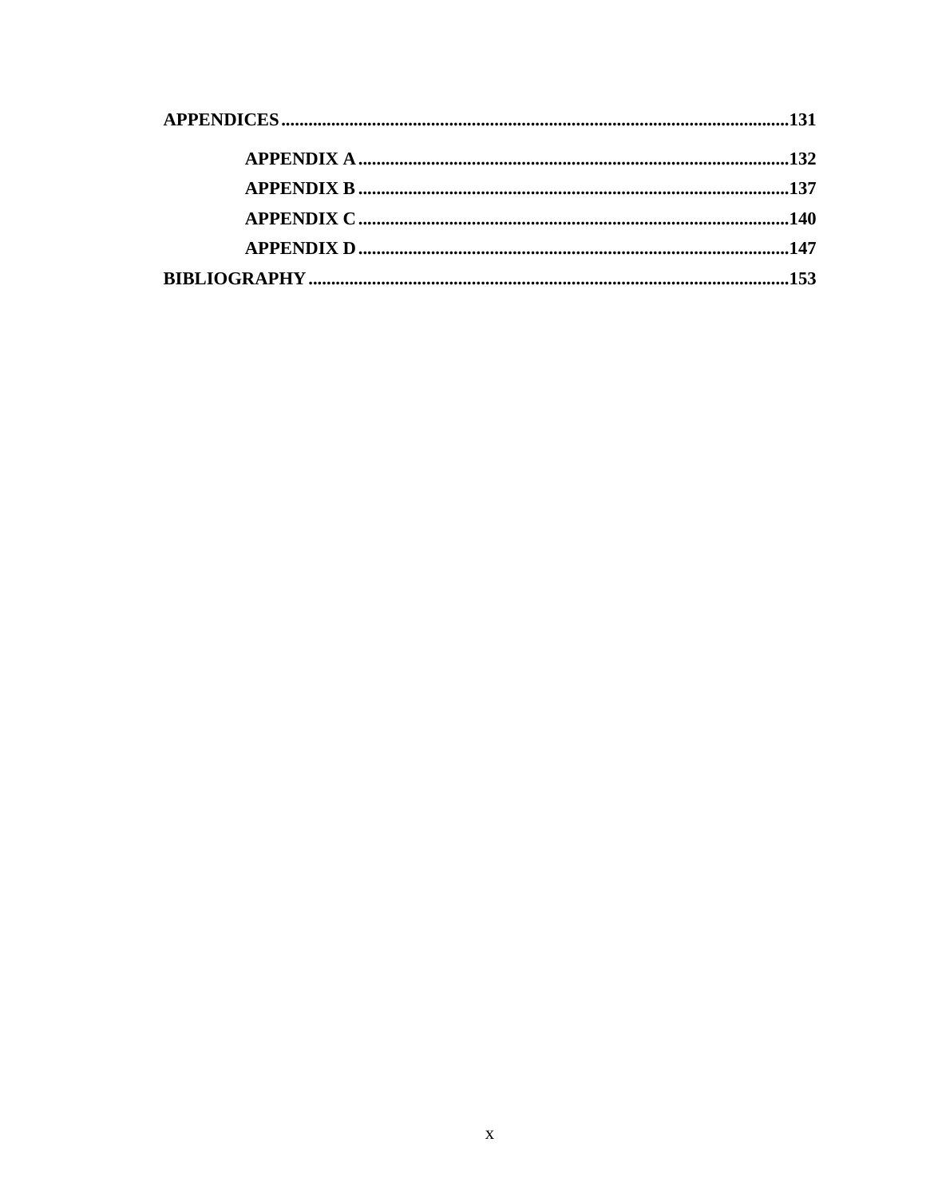**APPENDICES** ............................................................................................................ **131**

**APPENDIX A** ........................................................................................... **132**

**APPENDIX B** ........................................................................................... **137**

**APPENDIX C** ........................................................................................... **140**

**APPENDIX D** ........................................................................................... **147**

**BIBLIOGRAPHY** ..................................................................................................... **153**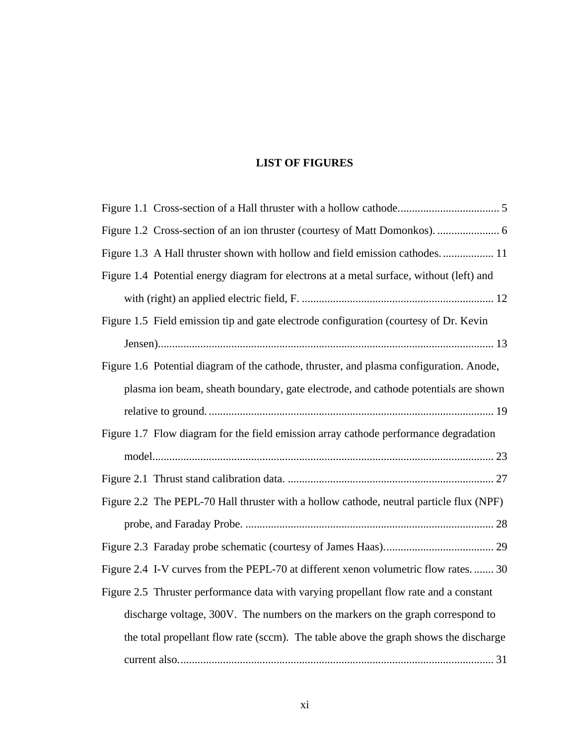# LIST OF FIGURES

Figure 1.1 Cross-section of a Hall thruster with a hollow cathode.................................... 5

Figure 1.2 Cross-section of an ion thruster (courtesy of Matt Domonkos). ...................... 6

Figure 1.3 A Hall thruster shown with hollow and field emission cathodes. .................. 11

Figure 1.4 Potential energy diagram for electrons at a metal surface, without (left) and with (right) an applied electric field, F. .................................................................... 12

Figure 1.5 Field emission tip and gate electrode configuration (courtesy of Dr. Kevin Jensen)...................................................................................................................... 13

Figure 1.6 Potential diagram of the cathode, thruster, and plasma configuration. Anode, plasma ion beam, sheath boundary, gate electrode, and cathode potentials are shown relative to ground. .................................................................................................... 19

Figure 1.7 Flow diagram for the field emission array cathode performance degradation model......................................................................................................................... 23

Figure 2.1 Thrust stand calibration data. ......................................................................... 27

Figure 2.2 The PEPL-70 Hall thruster with a hollow cathode, neutral particle flux (NPF) probe, and Faraday Probe. ........................................................................................ 28

Figure 2.3 Faraday probe schematic (courtesy of James Haas)....................................... 29

Figure 2.4 I-V curves from the PEPL-70 at different xenon volumetric flow rates. ....... 30

Figure 2.5 Thruster performance data with varying propellant flow rate and a constant discharge voltage, 300V. The numbers on the markers on the graph correspond to the total propellant flow rate (sccm). The table above the graph shows the discharge current also............................................................................................................... 31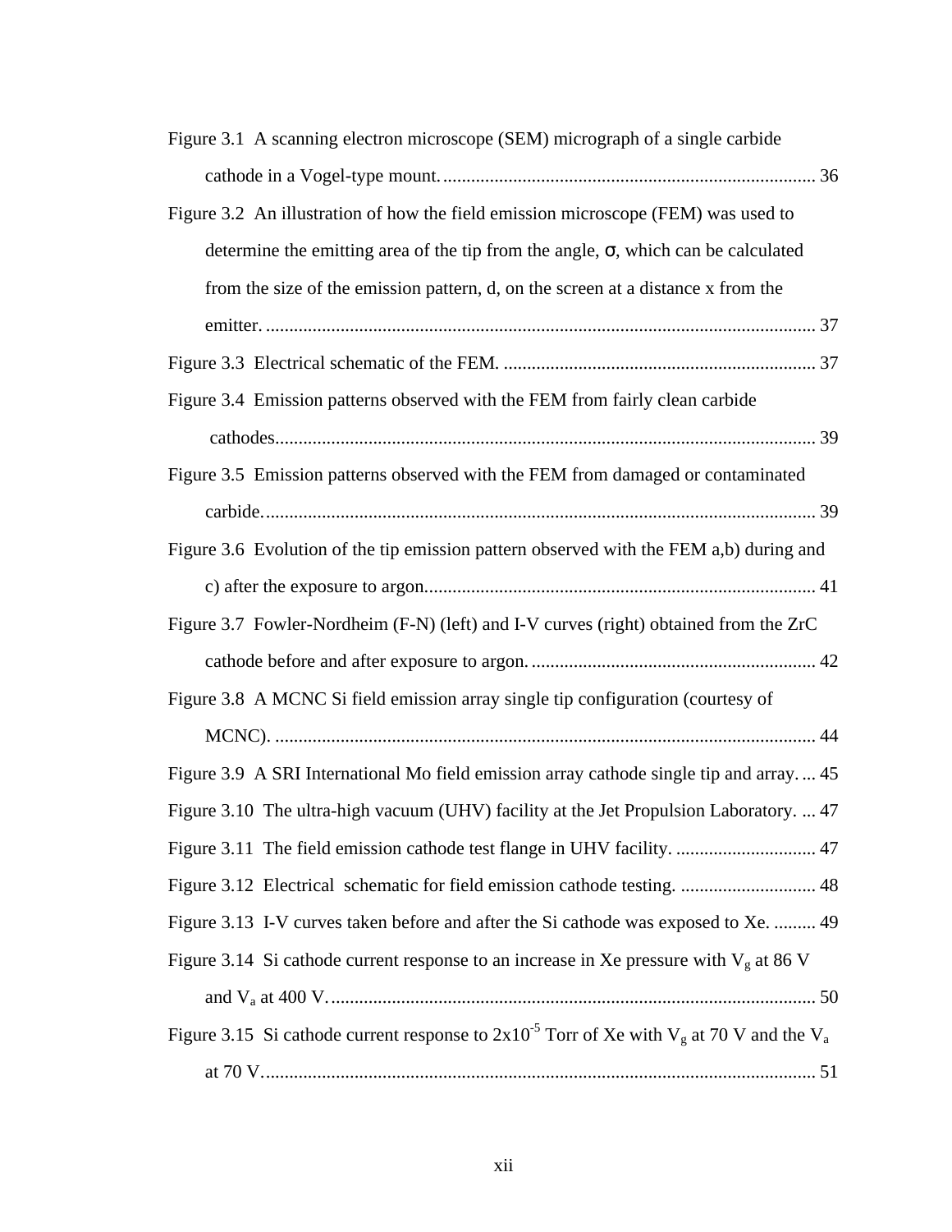Figure 3.1 A scanning electron microscope (SEM) micrograph of a single carbide cathode in a Vogel-type mount. ................................................................................ 36

Figure 3.2 An illustration of how the field emission microscope (FEM) was used to determine the emitting area of the tip from the angle, $\sigma$, which can be calculated from the size of the emission pattern, d, on the screen at a distance x from the emitter. ...................................................................................................................... 37

Figure 3.3 Electrical schematic of the FEM. ................................................................... 37

Figure 3.4 Emission patterns observed with the FEM from fairly clean carbide cathodes.................................................................................................................... 39

Figure 3.5 Emission patterns observed with the FEM from damaged or contaminated carbide....................................................................................................................... 39

Figure 3.6 Evolution of the tip emission pattern observed with the FEM a,b) during and c) after the exposure to argon................................................................................... 41

Figure 3.7 Fowler-Nordheim (F-N) (left) and I-V curves (right) obtained from the ZrC cathode before and after exposure to argon. ............................................................ 42

Figure 3.8 A MCNC Si field emission array single tip configuration (courtesy of MCNC). .................................................................................................................... 44

Figure 3.9 A SRI International Mo field emission array cathode single tip and array. ... 45

Figure 3.10 The ultra-high vacuum (UHV) facility at the Jet Propulsion Laboratory. ... 47

Figure 3.11 The field emission cathode test flange in UHV facility. .............................. 47

Figure 3.12 Electrical schematic for field emission cathode testing. ............................. 48

Figure 3.13 I-V curves taken before and after the Si cathode was exposed to Xe. ......... 49

Figure 3.14 Si cathode current response to an increase in Xe pressure with $V_g$ at 86 V and $V_a$ at 400 V........................................................................................................ 50

Figure 3.15 Si cathode current response to $2x10^{-5}$ Torr of Xe with $V_g$ at 70 V and the $V_a$ at 70 V...................................................................................................................... 51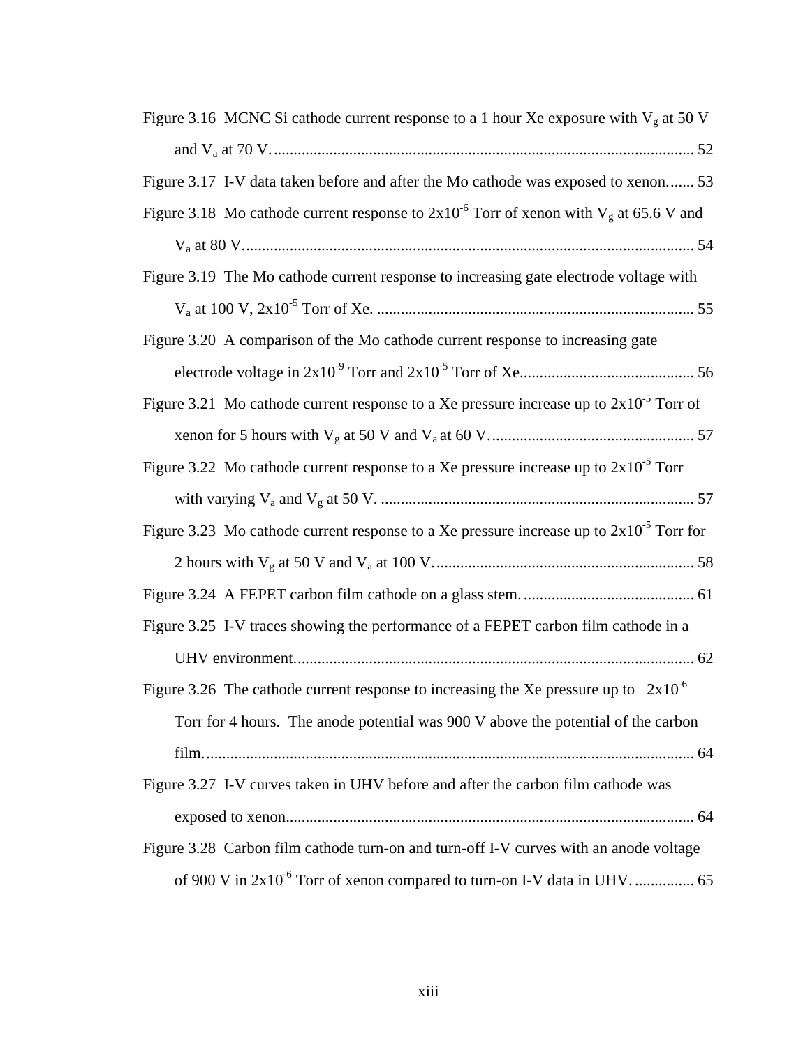Figure 3.16 MCNC Si cathode current response to a 1 hour Xe exposure with $V_g$ at 50 V and $V_a$ at 70 V. ........................................................................................................ 52

Figure 3.17 I-V data taken before and after the Mo cathode was exposed to xenon....... 53

Figure 3.18 Mo cathode current response to $2x10^{-6}$ Torr of xenon with $V_g$ at 65.6 V and $V_a$ at 80 V. ............................................................................................................... 54

Figure 3.19 The Mo cathode current response to increasing gate electrode voltage with $V_a$ at 100 V, $2x10^{-5}$ Torr of Xe. ............................................................................... 55

Figure 3.20 A comparison of the Mo cathode current response to increasing gate electrode voltage in $2x10^{-9}$ Torr and $2x10^{-5}$ Torr of Xe. ........................................... 56

Figure 3.21 Mo cathode current response to a Xe pressure increase up to $2x10^{-5}$ Torr of xenon for 5 hours with $V_g$ at 50 V and $V_a$ at 60 V. ................................................... 57

Figure 3.22 Mo cathode current response to a Xe pressure increase up to $2x10^{-5}$ Torr with varying $V_a$ and $V_g$ at 50 V. .............................................................................. 57

Figure 3.23 Mo cathode current response to a Xe pressure increase up to $2x10^{-5}$ Torr for 2 hours with $V_g$ at 50 V and $V_a$ at 100 V. ................................................................ 58

Figure 3.24 A FEPET carbon film cathode on a glass stem. .......................................... 61

Figure 3.25 I-V traces showing the performance of a FEPET carbon film cathode in a UHV environment. .................................................................................................... 62

Figure 3.26 The cathode current response to increasing the Xe pressure up to $2x10^{-6}$ Torr for 4 hours. The anode potential was 900 V above the potential of the carbon film. ........................................................................................................................ 64

Figure 3.27 I-V curves taken in UHV before and after the carbon film cathode was exposed to xenon. ..................................................................................................... 64

Figure 3.28 Carbon film cathode turn-on and turn-off I-V curves with an anode voltage of 900 V in $2x10^{-6}$ Torr of xenon compared to turn-on I-V data in UHV. ............... 65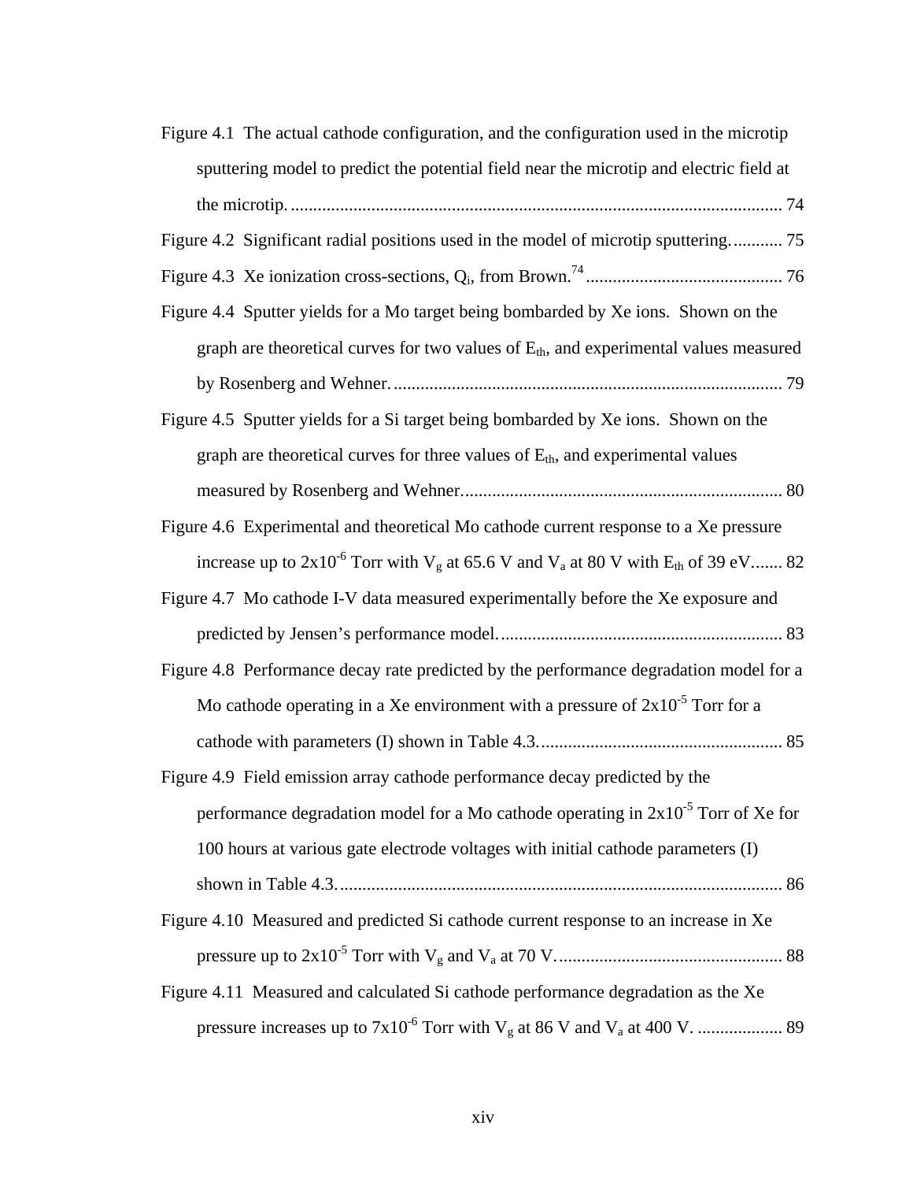Figure 4.1 The actual cathode configuration, and the configuration used in the microtip sputtering model to predict the potential field near the microtip and electric field at the microtip. .......... 74

Figure 4.2 Significant radial positions used in the model of microtip sputtering. .......... 75

Figure 4.3 Xe ionization cross-sections, $Q_i$, from Brown.[74] .......... 76

Figure 4.4 Sputter yields for a Mo target being bombarded by Xe ions. Shown on the graph are theoretical curves for two values of $E_{th}$, and experimental values measured by Rosenberg and Wehner. .......... 79

Figure 4.5 Sputter yields for a Si target being bombarded by Xe ions. Shown on the graph are theoretical curves for three values of $E_{th}$, and experimental values measured by Rosenberg and Wehner. .......... 80

Figure 4.6 Experimental and theoretical Mo cathode current response to a Xe pressure increase up to $2 \times 10^{-6}$ Torr with $V_g$ at 65.6 V and $V_a$ at 80 V with $E_{th}$ of 39 eV. .......... 82

Figure 4.7 Mo cathode I-V data measured experimentally before the Xe exposure and predicted by Jensen's performance model. .......... 83

Figure 4.8 Performance decay rate predicted by the performance degradation model for a Mo cathode operating in a Xe environment with a pressure of $2 \times 10^{-5}$ Torr for a cathode with parameters (I) shown in Table 4.3. .......... 85

Figure 4.9 Field emission array cathode performance decay predicted by the performance degradation model for a Mo cathode operating in $2 \times 10^{-5}$ Torr of Xe for 100 hours at various gate electrode voltages with initial cathode parameters (I) shown in Table 4.3. .......... 86

Figure 4.10 Measured and predicted Si cathode current response to an increase in Xe pressure up to $2 \times 10^{-5}$ Torr with $V_g$ and $V_a$ at 70 V. .......... 88

Figure 4.11 Measured and calculated Si cathode performance degradation as the Xe pressure increases up to $7 \times 10^{-6}$ Torr with $V_g$ at 86 V and $V_a$ at 400 V. .......... 89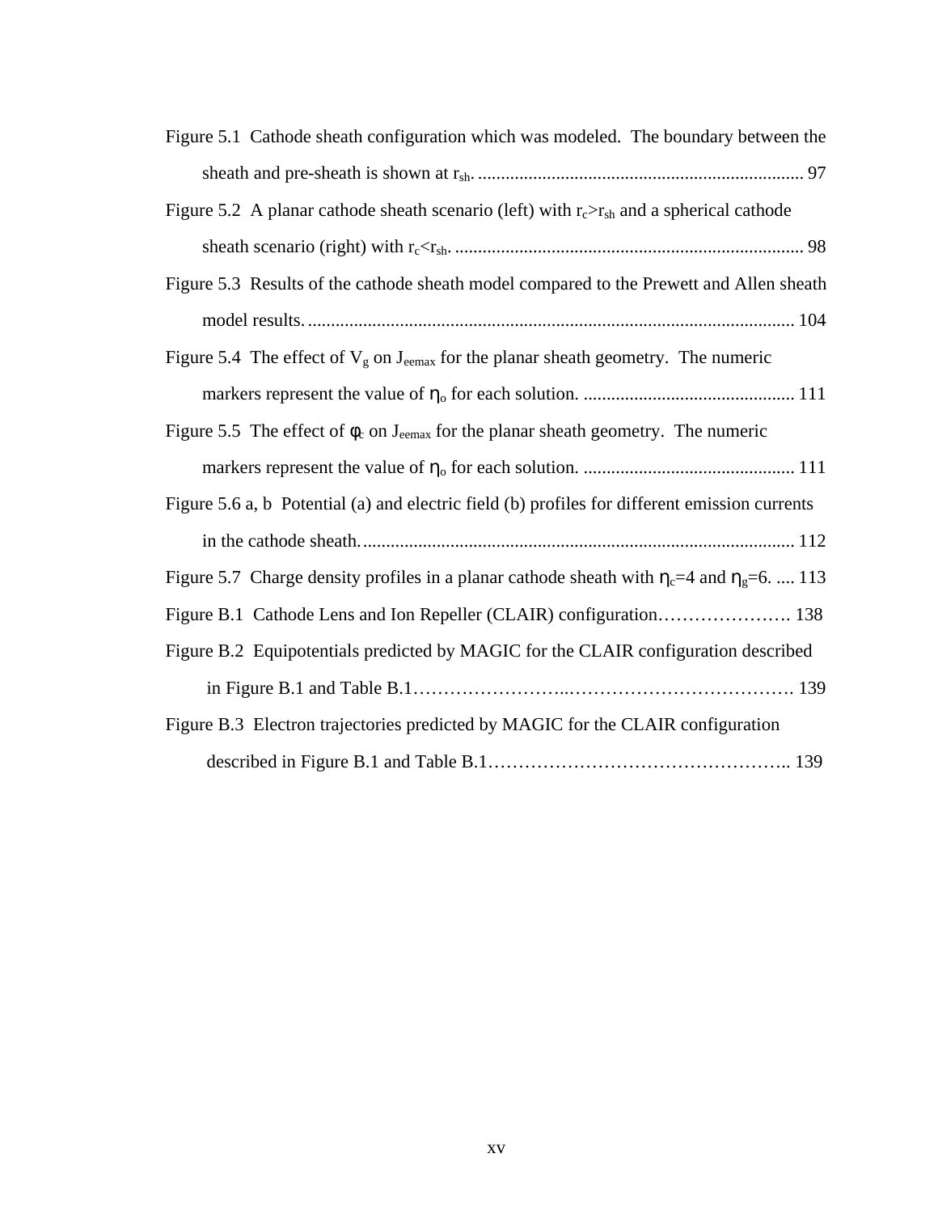Figure 5.1 Cathode sheath configuration which was modeled. The boundary between the sheath and pre-sheath is shown at $r_{sh}$. ....................................................................... 97

Figure 5.2 A planar cathode sheath scenario (left) with $r_c > r_{sh}$ and a spherical cathode sheath scenario (right) with $r_c < r_{sh}$. ............................................................................ 98

Figure 5.3 Results of the cathode sheath model compared to the Prewett and Allen sheath model results. ......................................................................................................... 104

Figure 5.4 The effect of $V_g$ on $J_{eemax}$ for the planar sheath geometry. The numeric markers represent the value of $\eta_o$ for each solution. .............................................. 111

Figure 5.5 The effect of $\phi_c$ on $J_{eemax}$ for the planar sheath geometry. The numeric markers represent the value of $\eta_o$ for each solution. .............................................. 111

Figure 5.6 a, b Potential (a) and electric field (b) profiles for different emission currents in the cathode sheath. ............................................................................................ 112

Figure 5.7 Charge density profiles in a planar cathode sheath with $\eta_c$=4 and $\eta_g$=6. .... 113

Figure B.1 Cathode Lens and Ion Repeller (CLAIR) configuration…………………. 138

Figure B.2 Equipotentials predicted by MAGIC for the CLAIR configuration described in Figure B.1 and Table B.1……………………..………………………………. 139

Figure B.3 Electron trajectories predicted by MAGIC for the CLAIR configuration described in Figure B.1 and Table B.1………………………………………….. 139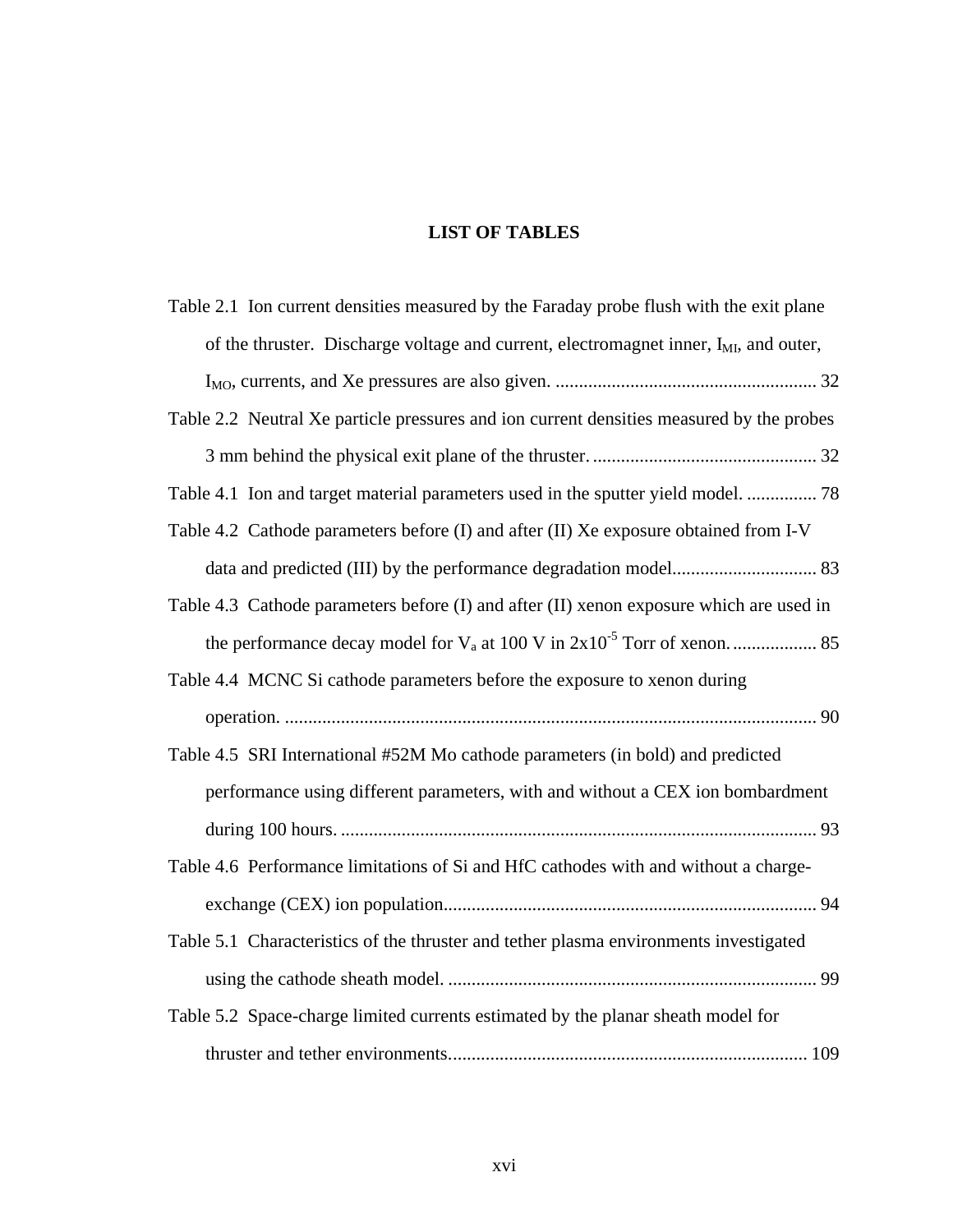# LIST OF TABLES

Table 2.1 Ion current densities measured by the Faraday probe flush with the exit plane of the thruster. Discharge voltage and current, electromagnet inner, $I_{MI}$, and outer, $I_{MO}$, currents, and Xe pressures are also given. ........................................................ 32

Table 2.2 Neutral Xe particle pressures and ion current densities measured by the probes 3 mm behind the physical exit plane of the thruster. ................................................ 32

Table 4.1 Ion and target material parameters used in the sputter yield model. ............... 78

Table 4.2 Cathode parameters before (I) and after (II) Xe exposure obtained from I-V data and predicted (III) by the performance degradation model............................... 83

Table 4.3 Cathode parameters before (I) and after (II) xenon exposure which are used in the performance decay model for $V_a$ at 100 V in $2x10^{-5}$ Torr of xenon. .................. 85

Table 4.4 MCNC Si cathode parameters before the exposure to xenon during operation. .................................................................................................................. 90

Table 4.5 SRI International #52M Mo cathode parameters (in bold) and predicted performance using different parameters, with and without a CEX ion bombardment during 100 hours. ...................................................................................................... 93

Table 4.6 Performance limitations of Si and HfC cathodes with and without a charge-exchange (CEX) ion population................................................................................ 94

Table 5.1 Characteristics of the thruster and tether plasma environments investigated using the cathode sheath model. ............................................................................... 99

Table 5.2 Space-charge limited currents estimated by the planar sheath model for thruster and tether environments............................................................................. 109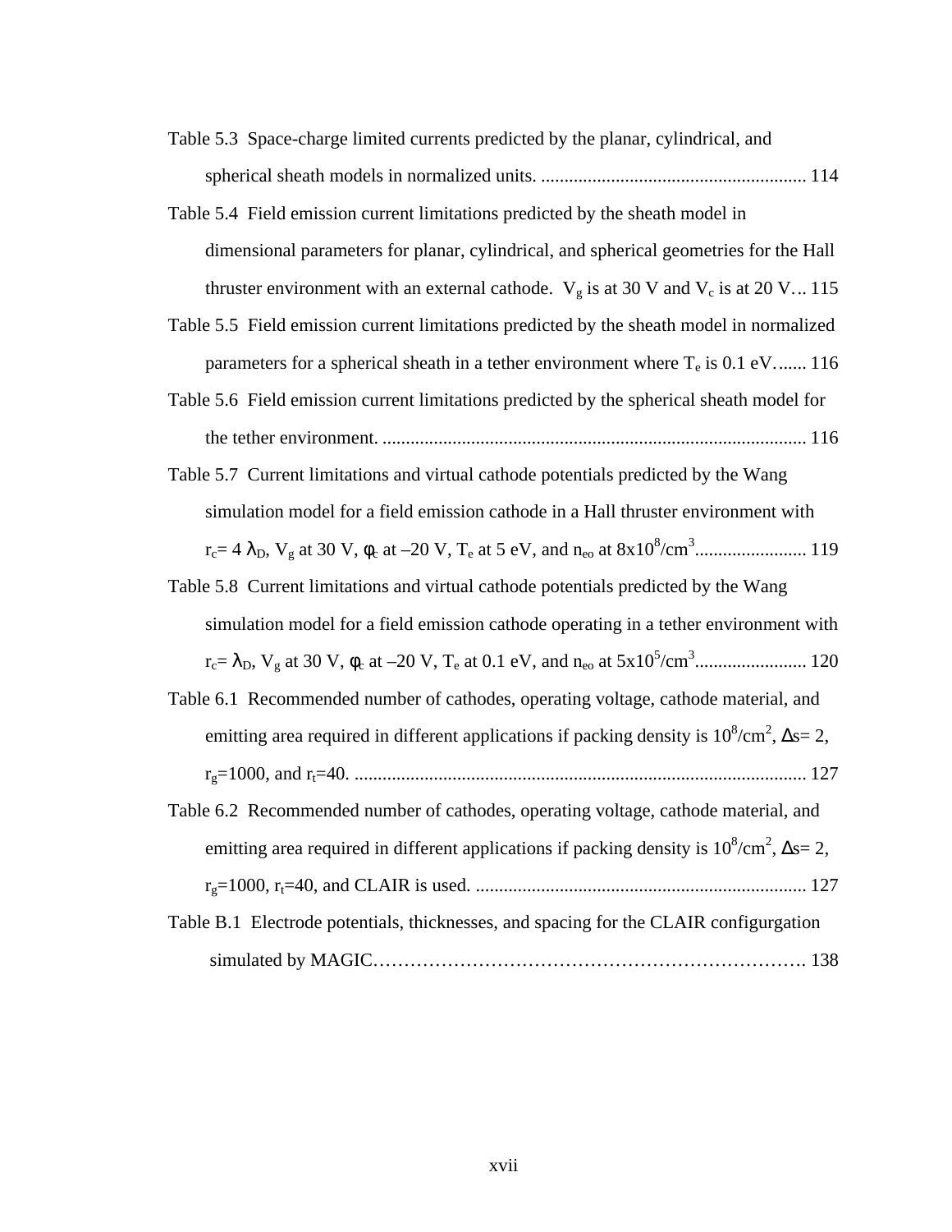Table 5.3 Space-charge limited currents predicted by the planar, cylindrical, and spherical sheath models in normalized units. ......................................................... 114

Table 5.4 Field emission current limitations predicted by the sheath model in dimensional parameters for planar, cylindrical, and spherical geometries for the Hall thruster environment with an external cathode. $V_g$ is at 30 V and $V_c$ is at 20 V… 115

Table 5.5 Field emission current limitations predicted by the sheath model in normalized parameters for a spherical sheath in a tether environment where $T_e$ is 0.1 eV….... 116

Table 5.6 Field emission current limitations predicted by the spherical sheath model for the tether environment. .......................................................................................... 116

Table 5.7 Current limitations and virtual cathode potentials predicted by the Wang simulation model for a field emission cathode in a Hall thruster environment with $r_c$= 4 $\lambda_D$, $V_g$ at 30 V, $\phi_c$ at –20 V, $T_e$ at 5 eV, and $n_{eo}$ at $8x10^8$/cm$^3$........................ 119

Table 5.8 Current limitations and virtual cathode potentials predicted by the Wang simulation model for a field emission cathode operating in a tether environment with $r_c$= $\lambda_D$, $V_g$ at 30 V, $\phi_c$ at –20 V, $T_e$ at 0.1 eV, and $n_{eo}$ at $5x10^5$/cm$^3$........................ 120

Table 6.1 Recommended number of cathodes, operating voltage, cathode material, and emitting area required in different applications if packing density is $10^8$/cm$^2$, $\Delta$s= 2, $r_g$=1000, and $r_t$=40. ................................................................................................ 127

Table 6.2 Recommended number of cathodes, operating voltage, cathode material, and emitting area required in different applications if packing density is $10^8$/cm$^2$, $\Delta$s= 2, $r_g$=1000, $r_t$=40, and CLAIR is used. ....................................................................... 127

Table B.1 Electrode potentials, thicknesses, and spacing for the CLAIR configurgation simulated by MAGIC……………………………………………………………. 138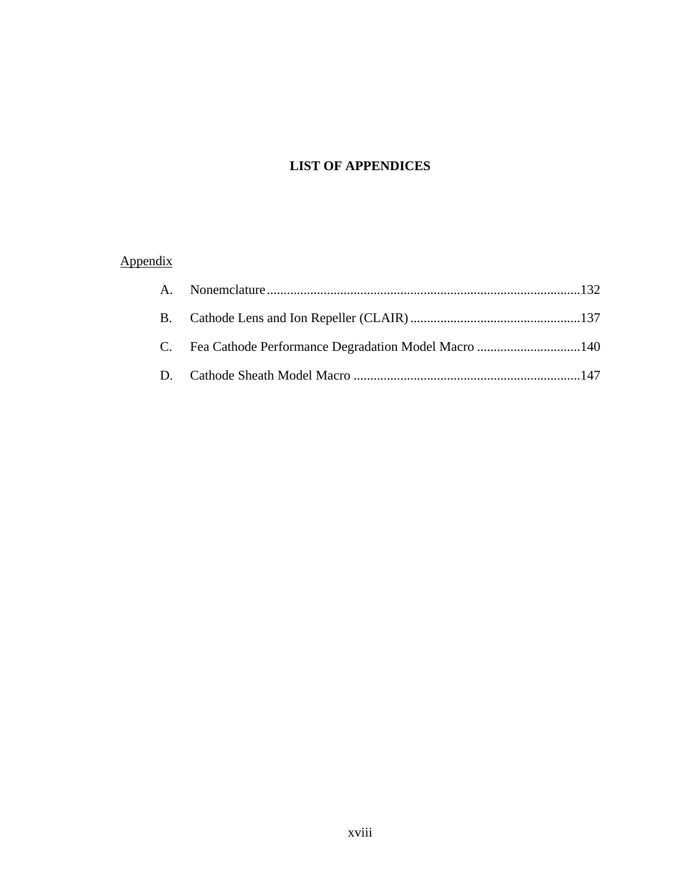# LIST OF APPENDICES

Appendix

A. Nonemclature..............................................................................................132

B. Cathode Lens and Ion Repeller (CLAIR)...................................................137

C. Fea Cathode Performance Degradation Model Macro ...............................140

D. Cathode Sheath Model Macro ....................................................................147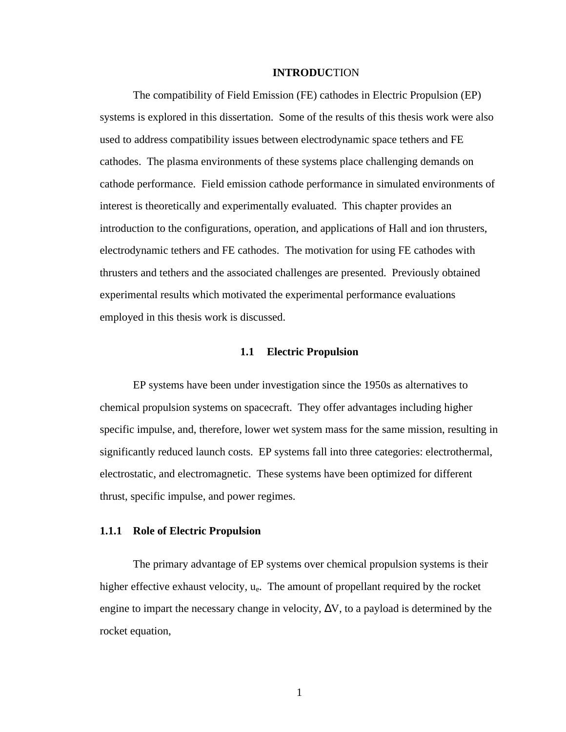# INTRODUCTION

The compatibility of Field Emission (FE) cathodes in Electric Propulsion (EP) systems is explored in this dissertation. Some of the results of this thesis work were also used to address compatibility issues between electrodynamic space tethers and FE cathodes. The plasma environments of these systems place challenging demands on cathode performance. Field emission cathode performance in simulated environments of interest is theoretically and experimentally evaluated. This chapter provides an introduction to the configurations, operation, and applications of Hall and ion thrusters, electrodynamic tethers and FE cathodes. The motivation for using FE cathodes with thrusters and tethers and the associated challenges are presented. Previously obtained experimental results which motivated the experimental performance evaluations employed in this thesis work is discussed.

## 1.1 Electric Propulsion

EP systems have been under investigation since the 1950s as alternatives to chemical propulsion systems on spacecraft. They offer advantages including higher specific impulse, and, therefore, lower wet system mass for the same mission, resulting in significantly reduced launch costs. EP systems fall into three categories: electrothermal, electrostatic, and electromagnetic. These systems have been optimized for different thrust, specific impulse, and power regimes.

### 1.1.1 Role of Electric Propulsion

The primary advantage of EP systems over chemical propulsion systems is their higher effective exhaust velocity, $u_e$. The amount of propellant required by the rocket engine to impart the necessary change in velocity, $\Delta V$, to a payload is determined by the rocket equation,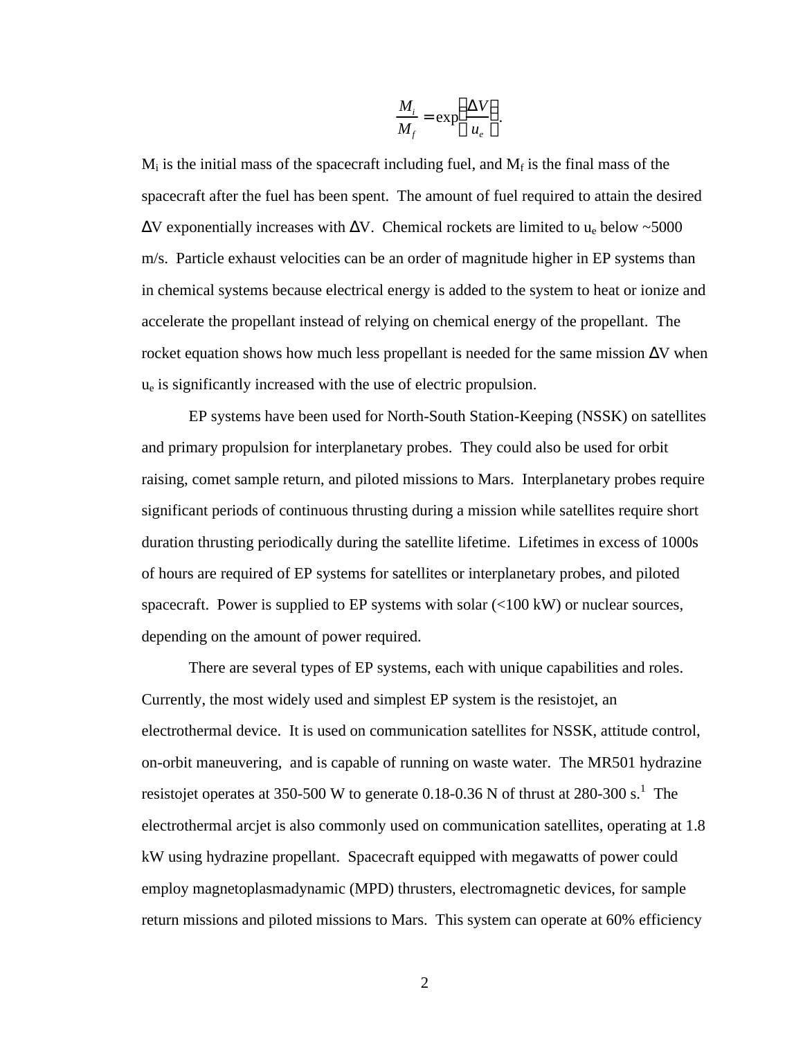$$\frac{M_i}{M_f} = \exp\left(\frac{\Delta V}{u_e}\right).$$

$M_i$ is the initial mass of the spacecraft including fuel, and $M_f$ is the final mass of the spacecraft after the fuel has been spent. The amount of fuel required to attain the desired $\Delta V$ exponentially increases with $\Delta V$. Chemical rockets are limited to $u_e$ below ~5000 m/s. Particle exhaust velocities can be an order of magnitude higher in EP systems than in chemical systems because electrical energy is added to the system to heat or ionize and accelerate the propellant instead of relying on chemical energy of the propellant. The rocket equation shows how much less propellant is needed for the same mission $\Delta V$ when $u_e$ is significantly increased with the use of electric propulsion.

EP systems have been used for North-South Station-Keeping (NSSK) on satellites and primary propulsion for interplanetary probes. They could also be used for orbit raising, comet sample return, and piloted missions to Mars. Interplanetary probes require significant periods of continuous thrusting during a mission while satellites require short duration thrusting periodically during the satellite lifetime. Lifetimes in excess of 1000s of hours are required of EP systems for satellites or interplanetary probes, and piloted spacecraft. Power is supplied to EP systems with solar (<100 kW) or nuclear sources, depending on the amount of power required.

There are several types of EP systems, each with unique capabilities and roles. Currently, the most widely used and simplest EP system is the resistojet, an electrothermal device. It is used on communication satellites for NSSK, attitude control, on-orbit maneuvering, and is capable of running on waste water. The MR501 hydrazine resistojet operates at 350-500 W to generate 0.18-0.36 N of thrust at 280-300 s.[1] The electrothermal arcjet is also commonly used on communication satellites, operating at 1.8 kW using hydrazine propellant. Spacecraft equipped with megawatts of power could employ magnetoplasmadynamic (MPD) thrusters, electromagnetic devices, for sample return missions and piloted missions to Mars. This system can operate at 60% efficiency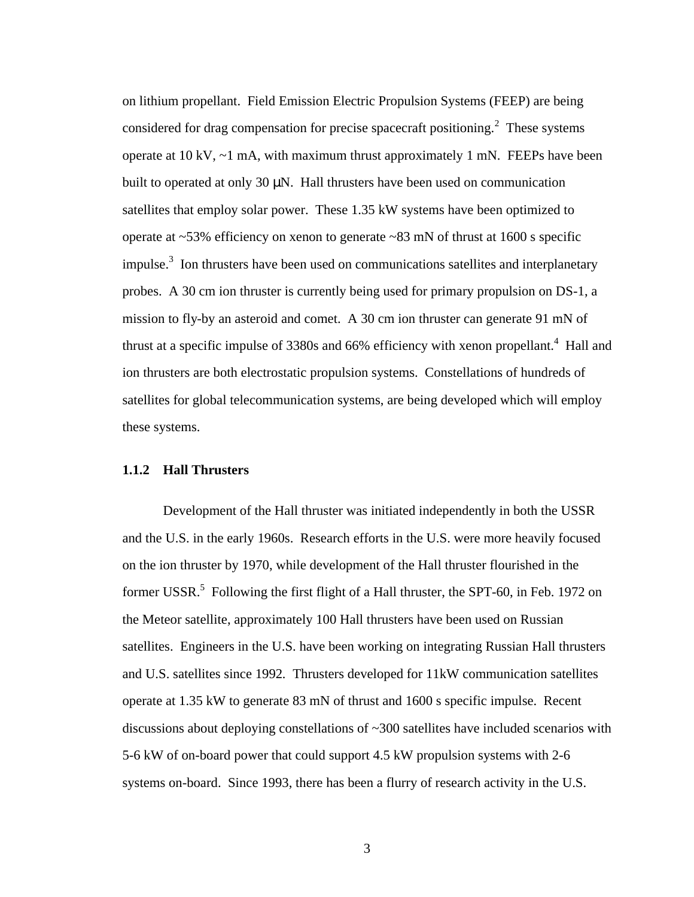on lithium propellant. Field Emission Electric Propulsion Systems (FEEP) are being considered for drag compensation for precise spacecraft positioning.[2] These systems operate at 10 kV, ~1 mA, with maximum thrust approximately 1 mN. FEEPs have been built to operated at only 30 μN. Hall thrusters have been used on communication satellites that employ solar power. These 1.35 kW systems have been optimized to operate at ~53% efficiency on xenon to generate ~83 mN of thrust at 1600 s specific impulse.[3] Ion thrusters have been used on communications satellites and interplanetary probes. A 30 cm ion thruster is currently being used for primary propulsion on DS-1, a mission to fly-by an asteroid and comet. A 30 cm ion thruster can generate 91 mN of thrust at a specific impulse of 3380s and 66% efficiency with xenon propellant.[4] Hall and ion thrusters are both electrostatic propulsion systems. Constellations of hundreds of satellites for global telecommunication systems, are being developed which will employ these systems.

### 1.1.2 Hall Thrusters

Development of the Hall thruster was initiated independently in both the USSR and the U.S. in the early 1960s. Research efforts in the U.S. were more heavily focused on the ion thruster by 1970, while development of the Hall thruster flourished in the former USSR.[5] Following the first flight of a Hall thruster, the SPT-60, in Feb. 1972 on the Meteor satellite, approximately 100 Hall thrusters have been used on Russian satellites. Engineers in the U.S. have been working on integrating Russian Hall thrusters and U.S. satellites since 1992. Thrusters developed for 11kW communication satellites operate at 1.35 kW to generate 83 mN of thrust and 1600 s specific impulse. Recent discussions about deploying constellations of ~300 satellites have included scenarios with 5-6 kW of on-board power that could support 4.5 kW propulsion systems with 2-6 systems on-board. Since 1993, there has been a flurry of research activity in the U.S.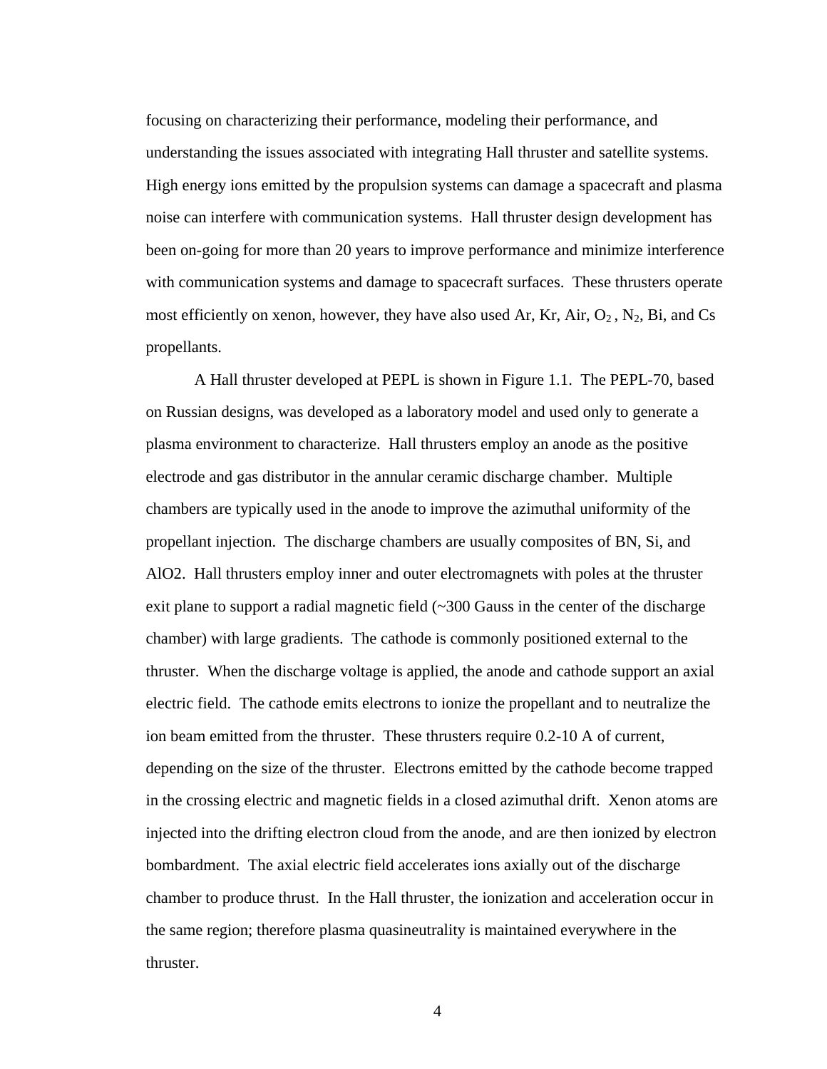focusing on characterizing their performance, modeling their performance, and understanding the issues associated with integrating Hall thruster and satellite systems. High energy ions emitted by the propulsion systems can damage a spacecraft and plasma noise can interfere with communication systems. Hall thruster design development has been on-going for more than 20 years to improve performance and minimize interference with communication systems and damage to spacecraft surfaces. These thrusters operate most efficiently on xenon, however, they have also used Ar, Kr, Air, $O_2$ , $N_2$, Bi, and Cs propellants.

A Hall thruster developed at PEPL is shown in Figure 1.1. The PEPL-70, based on Russian designs, was developed as a laboratory model and used only to generate a plasma environment to characterize. Hall thrusters employ an anode as the positive electrode and gas distributor in the annular ceramic discharge chamber. Multiple chambers are typically used in the anode to improve the azimuthal uniformity of the propellant injection. The discharge chambers are usually composites of BN, Si, and AlO2. Hall thrusters employ inner and outer electromagnets with poles at the thruster exit plane to support a radial magnetic field (~300 Gauss in the center of the discharge chamber) with large gradients. The cathode is commonly positioned external to the thruster. When the discharge voltage is applied, the anode and cathode support an axial electric field. The cathode emits electrons to ionize the propellant and to neutralize the ion beam emitted from the thruster. These thrusters require 0.2-10 A of current, depending on the size of the thruster. Electrons emitted by the cathode become trapped in the crossing electric and magnetic fields in a closed azimuthal drift. Xenon atoms are injected into the drifting electron cloud from the anode, and are then ionized by electron bombardment. The axial electric field accelerates ions axially out of the discharge chamber to produce thrust. In the Hall thruster, the ionization and acceleration occur in the same region; therefore plasma quasineutrality is maintained everywhere in the thruster.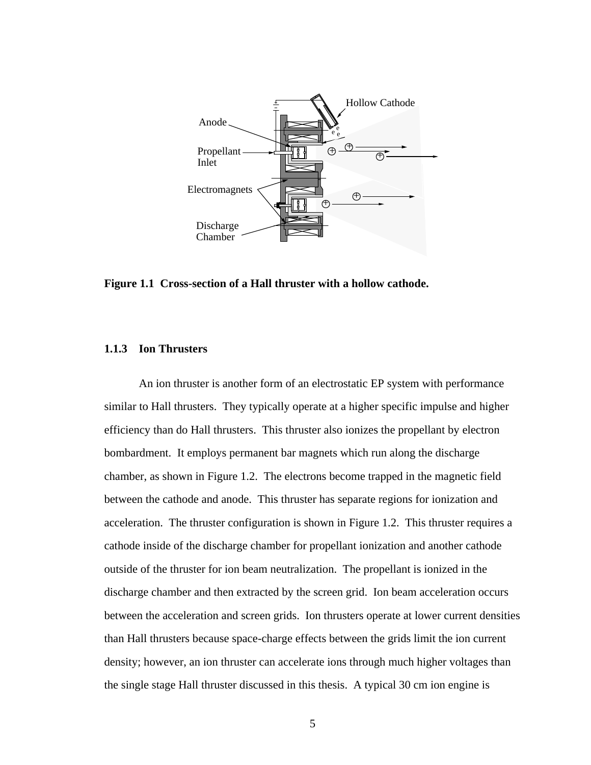**Figure 1.1 Cross-section of a Hall thruster with a hollow cathode.**

### 1.1.3 Ion Thrusters

An ion thruster is another form of an electrostatic EP system with performance similar to Hall thrusters. They typically operate at a higher specific impulse and higher efficiency than do Hall thrusters. This thruster also ionizes the propellant by electron bombardment. It employs permanent bar magnets which run along the discharge chamber, as shown in Figure 1.2. The electrons become trapped in the magnetic field between the cathode and anode. This thruster has separate regions for ionization and acceleration. The thruster configuration is shown in Figure 1.2. This thruster requires a cathode inside of the discharge chamber for propellant ionization and another cathode outside of the thruster for ion beam neutralization. The propellant is ionized in the discharge chamber and then extracted by the screen grid. Ion beam acceleration occurs between the acceleration and screen grids. Ion thrusters operate at lower current densities than Hall thrusters because space-charge effects between the grids limit the ion current density; however, an ion thruster can accelerate ions through much higher voltages than the single stage Hall thruster discussed in this thesis. A typical 30 cm ion engine is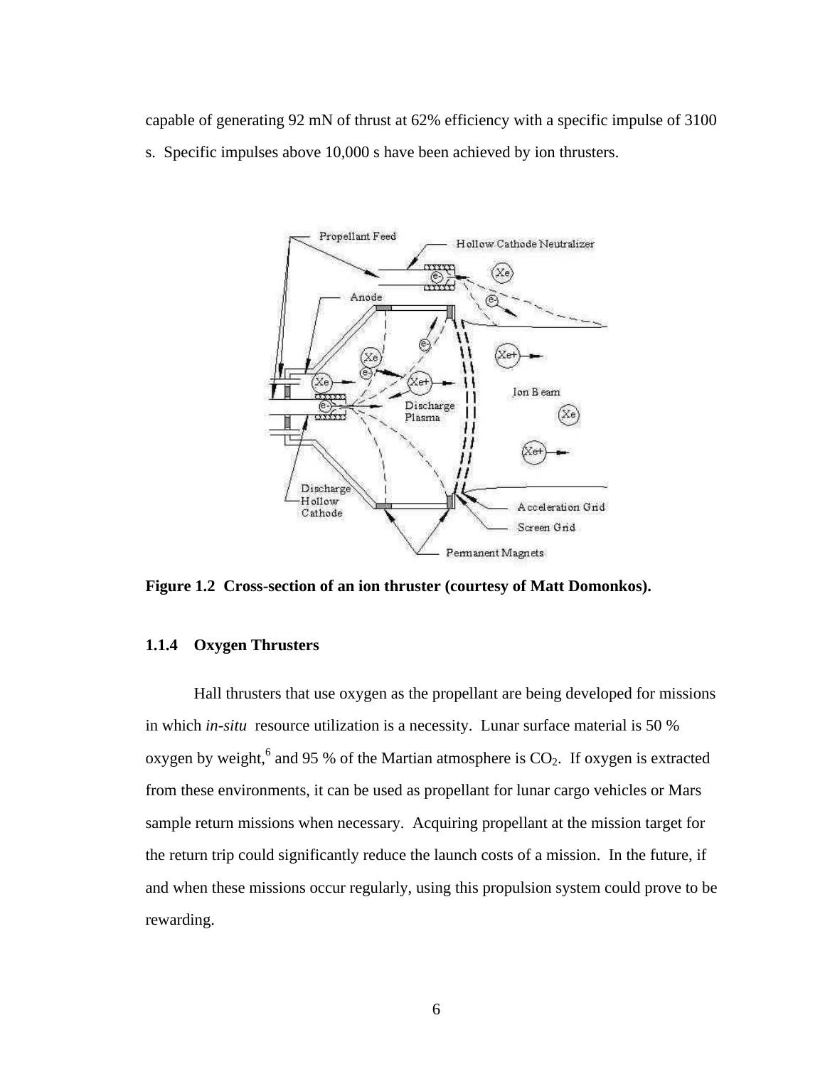capable of generating 92 mN of thrust at 62% efficiency with a specific impulse of 3100 s. Specific impulses above 10,000 s have been achieved by ion thrusters.

**Figure 1.2 Cross-section of an ion thruster (courtesy of Matt Domonkos).**

### 1.1.4 Oxygen Thrusters

Hall thrusters that use oxygen as the propellant are being developed for missions in which *in-situ* resource utilization is a necessity. Lunar surface material is 50 % oxygen by weight,[6] and 95 % of the Martian atmosphere is $CO_2$. If oxygen is extracted from these environments, it can be used as propellant for lunar cargo vehicles or Mars sample return missions when necessary. Acquiring propellant at the mission target for the return trip could significantly reduce the launch costs of a mission. In the future, if and when these missions occur regularly, using this propulsion system could prove to be rewarding.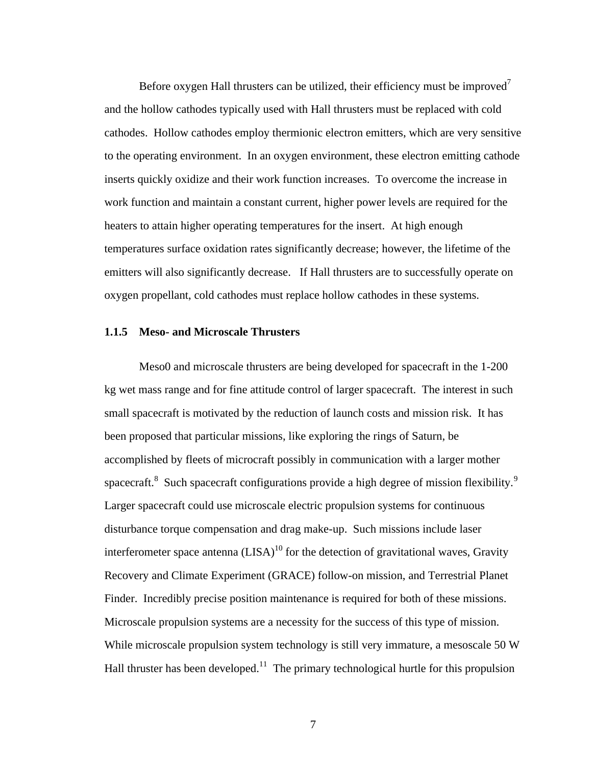Before oxygen Hall thrusters can be utilized, their efficiency must be improved[7] and the hollow cathodes typically used with Hall thrusters must be replaced with cold cathodes. Hollow cathodes employ thermionic electron emitters, which are very sensitive to the operating environment. In an oxygen environment, these electron emitting cathode inserts quickly oxidize and their work function increases. To overcome the increase in work function and maintain a constant current, higher power levels are required for the heaters to attain higher operating temperatures for the insert. At high enough temperatures surface oxidation rates significantly decrease; however, the lifetime of the emitters will also significantly decrease. If Hall thrusters are to successfully operate on oxygen propellant, cold cathodes must replace hollow cathodes in these systems.

### 1.1.5 Meso- and Microscale Thrusters

Meso0 and microscale thrusters are being developed for spacecraft in the 1-200 kg wet mass range and for fine attitude control of larger spacecraft. The interest in such small spacecraft is motivated by the reduction of launch costs and mission risk. It has been proposed that particular missions, like exploring the rings of Saturn, be accomplished by fleets of microcraft possibly in communication with a larger mother spacecraft.[8] Such spacecraft configurations provide a high degree of mission flexibility.[9] Larger spacecraft could use microscale electric propulsion systems for continuous disturbance torque compensation and drag make-up. Such missions include laser interferometer space antenna (LISA)[10] for the detection of gravitational waves, Gravity Recovery and Climate Experiment (GRACE) follow-on mission, and Terrestrial Planet Finder. Incredibly precise position maintenance is required for both of these missions. Microscale propulsion systems are a necessity for the success of this type of mission. While microscale propulsion system technology is still very immature, a mesoscale 50 W Hall thruster has been developed.[11] The primary technological hurtle for this propulsion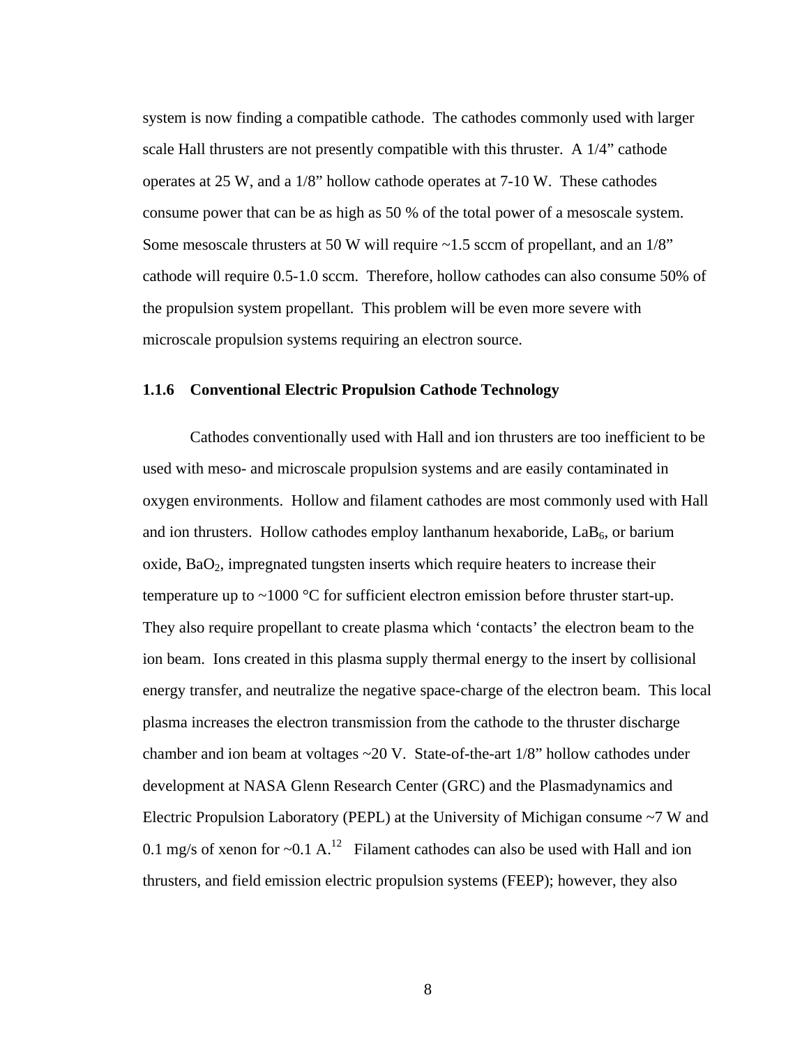system is now finding a compatible cathode. The cathodes commonly used with larger scale Hall thrusters are not presently compatible with this thruster. A 1/4" cathode operates at 25 W, and a 1/8" hollow cathode operates at 7-10 W. These cathodes consume power that can be as high as 50 % of the total power of a mesoscale system. Some mesoscale thrusters at 50 W will require ~1.5 sccm of propellant, and an 1/8" cathode will require 0.5-1.0 sccm. Therefore, hollow cathodes can also consume 50% of the propulsion system propellant. This problem will be even more severe with microscale propulsion systems requiring an electron source.

### 1.1.6 Conventional Electric Propulsion Cathode Technology

Cathodes conventionally used with Hall and ion thrusters are too inefficient to be used with meso- and microscale propulsion systems and are easily contaminated in oxygen environments. Hollow and filament cathodes are most commonly used with Hall and ion thrusters. Hollow cathodes employ lanthanum hexaboride, $LaB_6$, or barium oxide, $BaO_2$, impregnated tungsten inserts which require heaters to increase their temperature up to ~1000 °C for sufficient electron emission before thruster start-up. They also require propellant to create plasma which 'contacts' the electron beam to the ion beam. Ions created in this plasma supply thermal energy to the insert by collisional energy transfer, and neutralize the negative space-charge of the electron beam. This local plasma increases the electron transmission from the cathode to the thruster discharge chamber and ion beam at voltages ~20 V. State-of-the-art 1/8" hollow cathodes under development at NASA Glenn Research Center (GRC) and the Plasmadynamics and Electric Propulsion Laboratory (PEPL) at the University of Michigan consume ~7 W and 0.1 mg/s of xenon for ~0.1 A.[12] Filament cathodes can also be used with Hall and ion thrusters, and field emission electric propulsion systems (FEEP); however, they also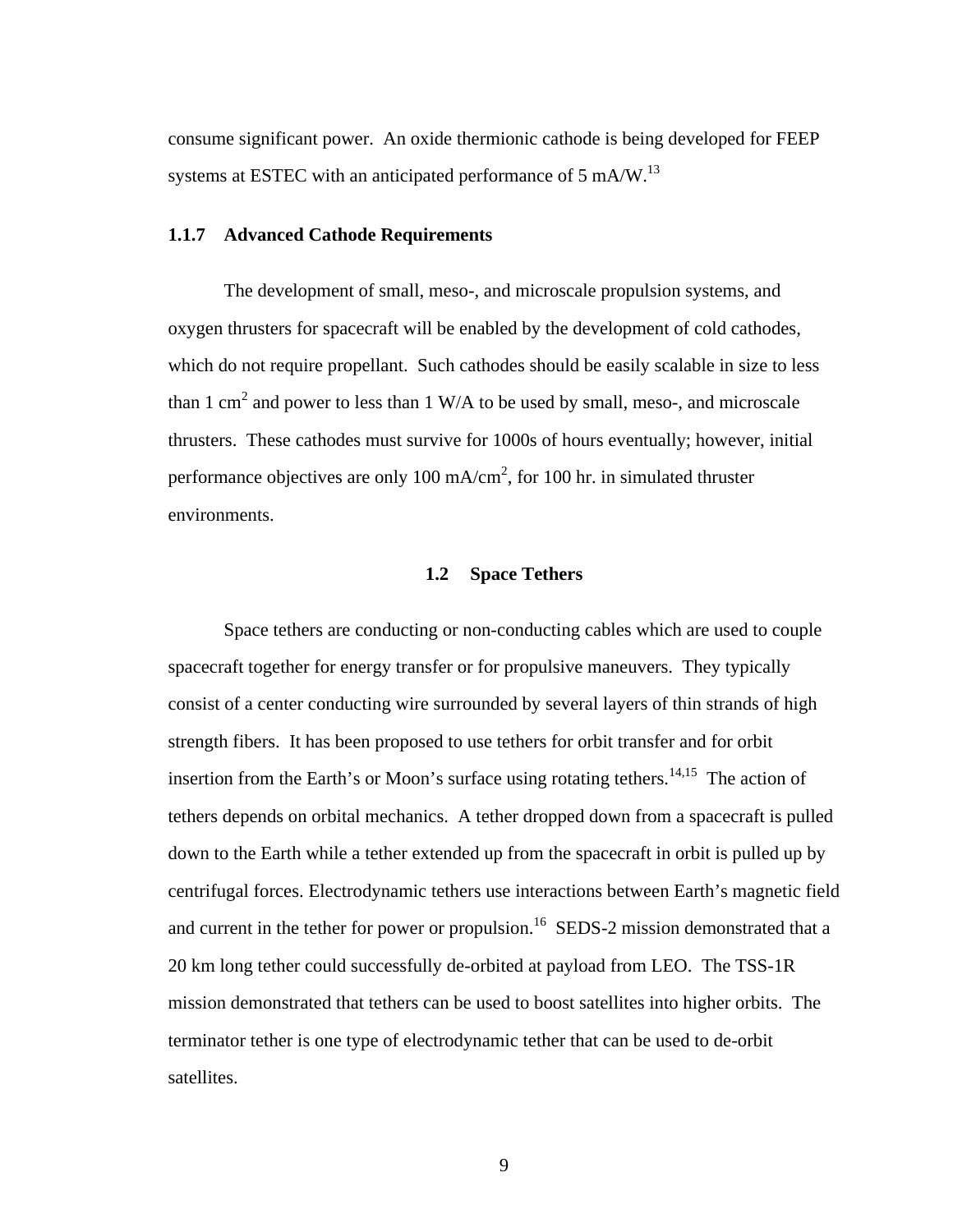consume significant power. An oxide thermionic cathode is being developed for FEEP systems at ESTEC with an anticipated performance of 5 mA/W.[13]

### 1.1.7 Advanced Cathode Requirements

The development of small, meso-, and microscale propulsion systems, and oxygen thrusters for spacecraft will be enabled by the development of cold cathodes, which do not require propellant. Such cathodes should be easily scalable in size to less than 1 $cm^2$ and power to less than 1 W/A to be used by small, meso-, and microscale thrusters. These cathodes must survive for 1000s of hours eventually; however, initial performance objectives are only 100 $mA/cm^2$, for 100 hr. in simulated thruster environments.

## 1.2 Space Tethers

Space tethers are conducting or non-conducting cables which are used to couple spacecraft together for energy transfer or for propulsive maneuvers. They typically consist of a center conducting wire surrounded by several layers of thin strands of high strength fibers. It has been proposed to use tethers for orbit transfer and for orbit insertion from the Earth's or Moon's surface using rotating tethers.[14,15] The action of tethers depends on orbital mechanics. A tether dropped down from a spacecraft is pulled down to the Earth while a tether extended up from the spacecraft in orbit is pulled up by centrifugal forces. Electrodynamic tethers use interactions between Earth's magnetic field and current in the tether for power or propulsion.[16] SEDS-2 mission demonstrated that a 20 km long tether could successfully de-orbited at payload from LEO. The TSS-1R mission demonstrated that tethers can be used to boost satellites into higher orbits. The terminator tether is one type of electrodynamic tether that can be used to de-orbit satellites.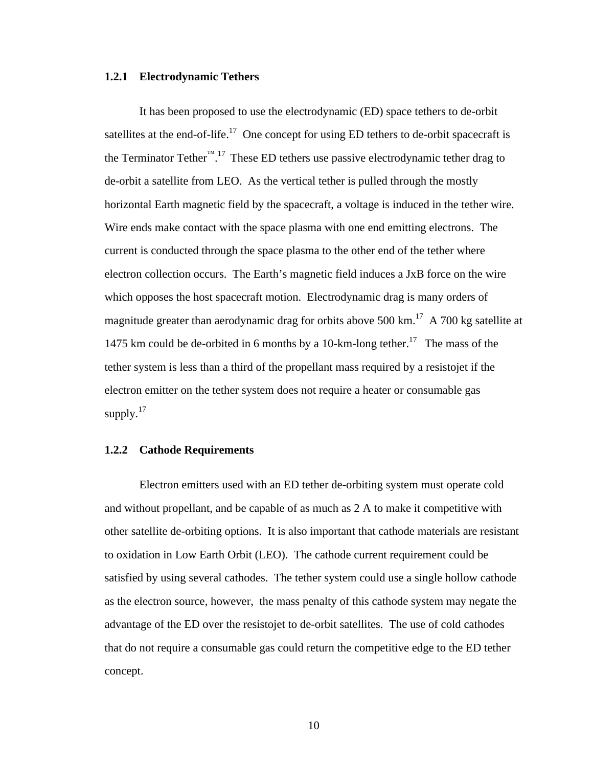### 1.2.1 Electrodynamic Tethers

It has been proposed to use the electrodynamic (ED) space tethers to de-orbit satellites at the end-of-life.[17] One concept for using ED tethers to de-orbit spacecraft is the Terminator Tether™.[17] These ED tethers use passive electrodynamic tether drag to de-orbit a satellite from LEO. As the vertical tether is pulled through the mostly horizontal Earth magnetic field by the spacecraft, a voltage is induced in the tether wire. Wire ends make contact with the space plasma with one end emitting electrons. The current is conducted through the space plasma to the other end of the tether where electron collection occurs. The Earth's magnetic field induces a JxB force on the wire which opposes the host spacecraft motion. Electrodynamic drag is many orders of magnitude greater than aerodynamic drag for orbits above 500 km.[17] A 700 kg satellite at 1475 km could be de-orbited in 6 months by a 10-km-long tether.[17] The mass of the tether system is less than a third of the propellant mass required by a resistojet if the electron emitter on the tether system does not require a heater or consumable gas supply.[17]

### 1.2.2 Cathode Requirements

Electron emitters used with an ED tether de-orbiting system must operate cold and without propellant, and be capable of as much as 2 A to make it competitive with other satellite de-orbiting options. It is also important that cathode materials are resistant to oxidation in Low Earth Orbit (LEO). The cathode current requirement could be satisfied by using several cathodes. The tether system could use a single hollow cathode as the electron source, however, the mass penalty of this cathode system may negate the advantage of the ED over the resistojet to de-orbit satellites. The use of cold cathodes that do not require a consumable gas could return the competitive edge to the ED tether concept.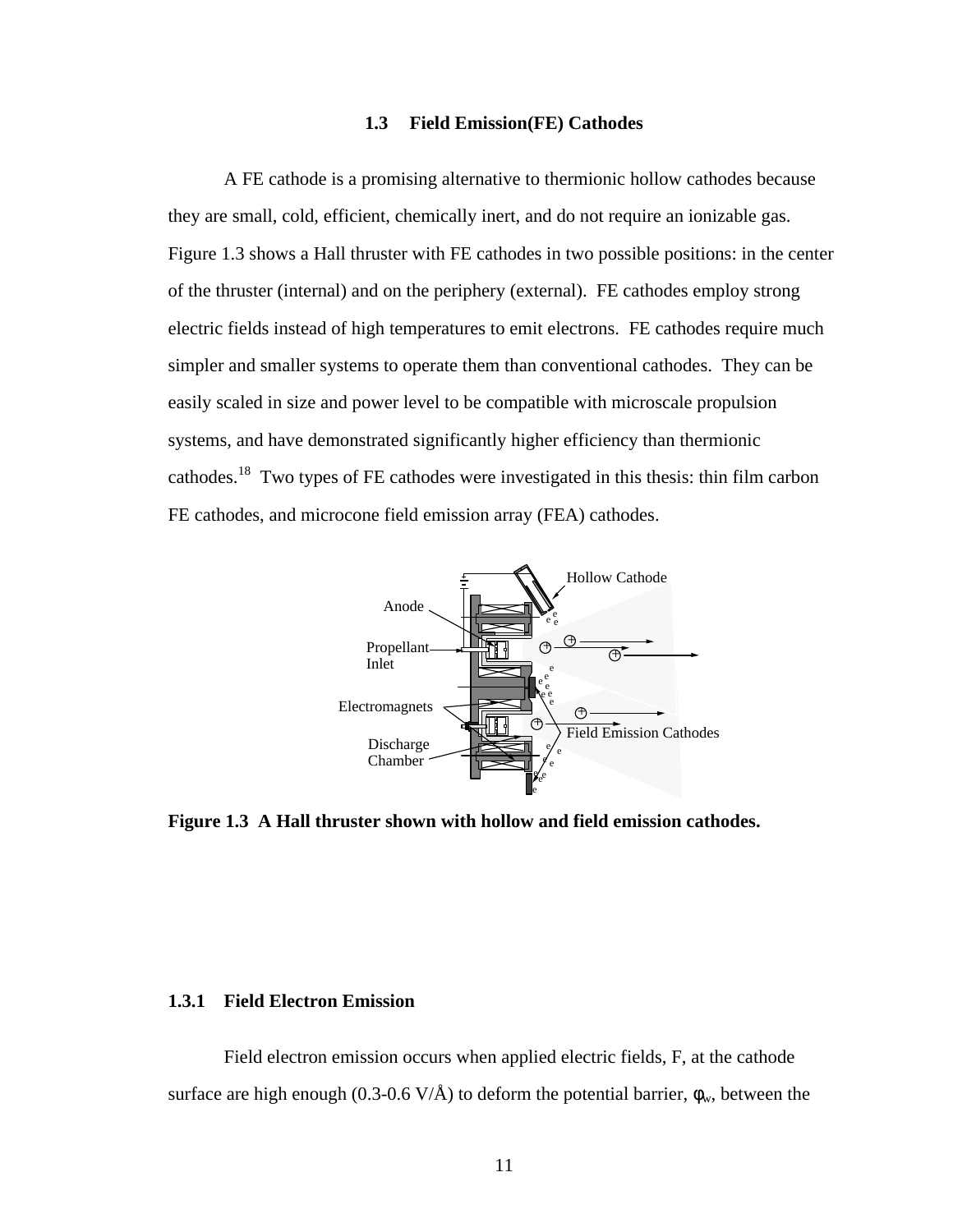### 1.3 Field Emission(FE) Cathodes

A FE cathode is a promising alternative to thermionic hollow cathodes because they are small, cold, efficient, chemically inert, and do not require an ionizable gas. Figure 1.3 shows a Hall thruster with FE cathodes in two possible positions: in the center of the thruster (internal) and on the periphery (external). FE cathodes employ strong electric fields instead of high temperatures to emit electrons. FE cathodes require much simpler and smaller systems to operate them than conventional cathodes. They can be easily scaled in size and power level to be compatible with microscale propulsion systems, and have demonstrated significantly higher efficiency than thermionic cathodes.[18] Two types of FE cathodes were investigated in this thesis: thin film carbon FE cathodes, and microcone field emission array (FEA) cathodes.

**Figure 1.3 A Hall thruster shown with hollow and field emission cathodes.**

#### 1.3.1 Field Electron Emission

Field electron emission occurs when applied electric fields, F, at the cathode surface are high enough (0.3-0.6 V/Å) to deform the potential barrier, $\phi_w$, between the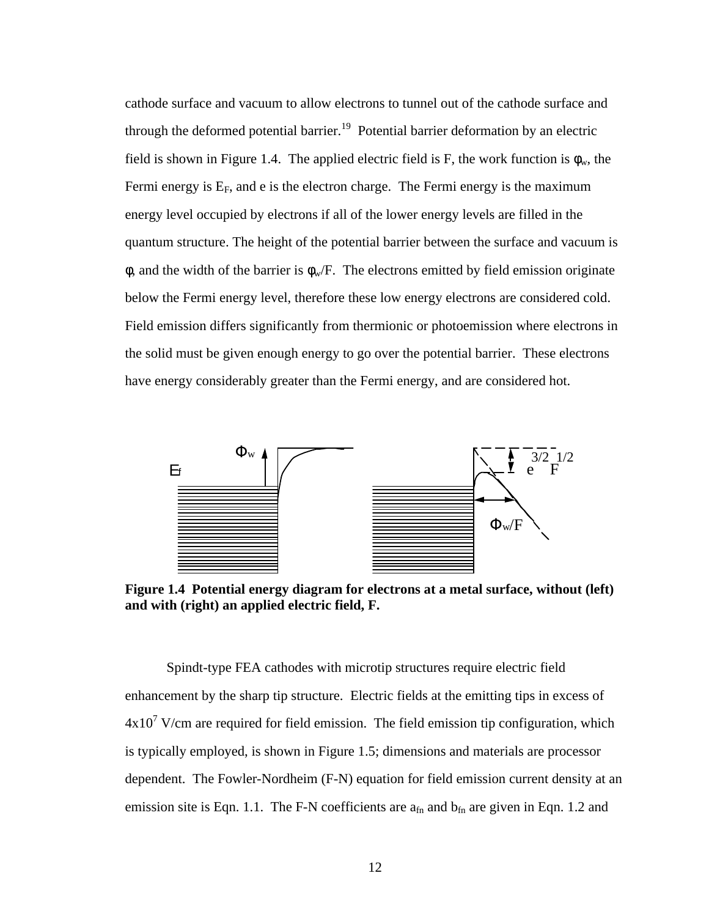cathode surface and vacuum to allow electrons to tunnel out of the cathode surface and through the deformed potential barrier.[19] Potential barrier deformation by an electric field is shown in Figure 1.4. The applied electric field is F, the work function is $\phi_w$, the Fermi energy is $E_F$, and e is the electron charge. The Fermi energy is the maximum energy level occupied by electrons if all of the lower energy levels are filled in the quantum structure. The height of the potential barrier between the surface and vacuum is $\phi$, and the width of the barrier is $\phi_w/F$. The electrons emitted by field emission originate below the Fermi energy level, therefore these low energy electrons are considered cold. Field emission differs significantly from thermionic or photoemission where electrons in the solid must be given enough energy to go over the potential barrier. These electrons have energy considerably greater than the Fermi energy, and are considered hot.

**Figure 1.4 Potential energy diagram for electrons at a metal surface, without (left) and with (right) an applied electric field, F.**

Spindt-type FEA cathodes with microtip structures require electric field enhancement by the sharp tip structure. Electric fields at the emitting tips in excess of $4 \times 10^7$ V/cm are required for field emission. The field emission tip configuration, which is typically employed, is shown in Figure 1.5; dimensions and materials are processor dependent. The Fowler-Nordheim (F-N) equation for field emission current density at an emission site is Eqn. 1.1. The F-N coefficients are $a_{fn}$ and $b_{fn}$ are given in Eqn. 1.2 and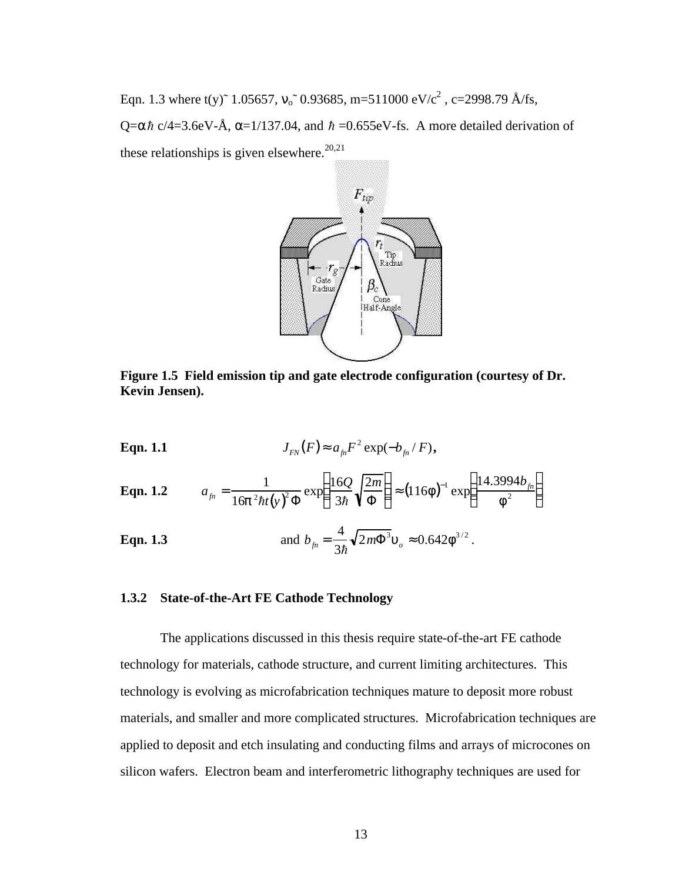Eqn. 1.3 where $t(y) \approx 1.05657$, $\nu_o \approx 0.93685$, $m=511000$ eV/$c^2$ , $c=2998.79$ Å/fs, $Q=\alpha\hbar c/4=3.6$eV-Å, $\alpha=1/137.04$, and $\hbar=0.655$eV-fs. A more detailed derivation of these relationships is given elsewhere.[20,21]

**Figure 1.5 Field emission tip and gate electrode configuration (courtesy of Dr. Kevin Jensen).**

**Eqn. 1.1**

$$J_{FN}(F) \approx a_{fn} F^2 \exp(-b_{fn}/F),$$

**Eqn. 1.2**

$$a_{fn} = \frac{1}{16\pi^2 \hbar t(y)^2 \Phi} \exp\left(\frac{16Q}{3\hbar}\sqrt{\frac{2m}{\Phi}}\right) \approx (116\phi)^{-1} \exp\left(\frac{14.3994 b_{fn}}{\phi^2}\right)$$

**Eqn. 1.3**

$$\text{and } b_{fn} = \frac{4}{3\hbar}\sqrt{2m\Phi^3}\,\upsilon_o \approx 0.642\phi^{3/2}.$$

### 1.3.2 State-of-the-Art FE Cathode Technology

The applications discussed in this thesis require state-of-the-art FE cathode technology for materials, cathode structure, and current limiting architectures. This technology is evolving as microfabrication techniques mature to deposit more robust materials, and smaller and more complicated structures. Microfabrication techniques are applied to deposit and etch insulating and conducting films and arrays of microcones on silicon wafers. Electron beam and interferometric lithography techniques are used for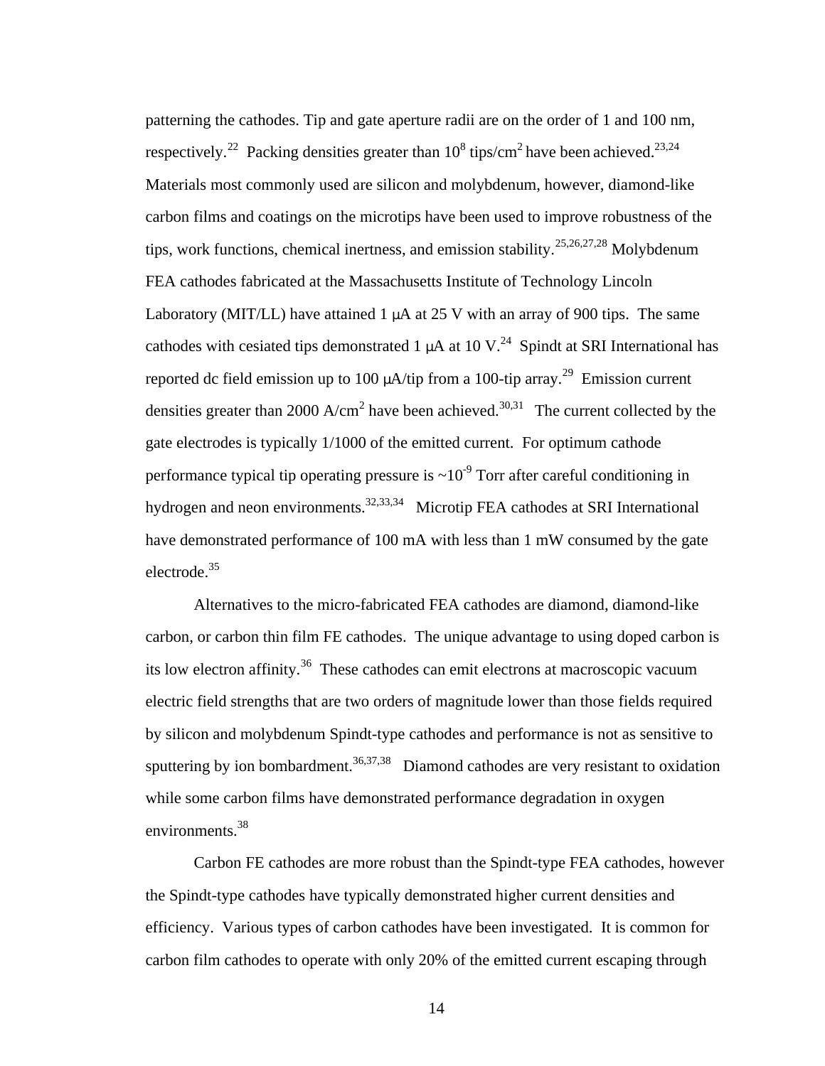patterning the cathodes. Tip and gate aperture radii are on the order of 1 and 100 nm, respectively.[22] Packing densities greater than $10^8$ tips/cm$^2$ have been achieved.[23,24] Materials most commonly used are silicon and molybdenum, however, diamond-like carbon films and coatings on the microtips have been used to improve robustness of the tips, work functions, chemical inertness, and emission stability.[25,26,27,28] Molybdenum FEA cathodes fabricated at the Massachusetts Institute of Technology Lincoln Laboratory (MIT/LL) have attained 1 μA at 25 V with an array of 900 tips. The same cathodes with cesiated tips demonstrated 1 μA at 10 V.[24] Spindt at SRI International has reported dc field emission up to 100 μA/tip from a 100-tip array.[29] Emission current densities greater than 2000 A/cm$^2$ have been achieved.[30,31] The current collected by the gate electrodes is typically 1/1000 of the emitted current. For optimum cathode performance typical tip operating pressure is ~$10^{-9}$ Torr after careful conditioning in hydrogen and neon environments.[32,33,34] Microtip FEA cathodes at SRI International have demonstrated performance of 100 mA with less than 1 mW consumed by the gate electrode.[35]

Alternatives to the micro-fabricated FEA cathodes are diamond, diamond-like carbon, or carbon thin film FE cathodes. The unique advantage to using doped carbon is its low electron affinity.[36] These cathodes can emit electrons at macroscopic vacuum electric field strengths that are two orders of magnitude lower than those fields required by silicon and molybdenum Spindt-type cathodes and performance is not as sensitive to sputtering by ion bombardment.[36,37,38] Diamond cathodes are very resistant to oxidation while some carbon films have demonstrated performance degradation in oxygen environments.[38]

Carbon FE cathodes are more robust than the Spindt-type FEA cathodes, however the Spindt-type cathodes have typically demonstrated higher current densities and efficiency. Various types of carbon cathodes have been investigated. It is common for carbon film cathodes to operate with only 20% of the emitted current escaping through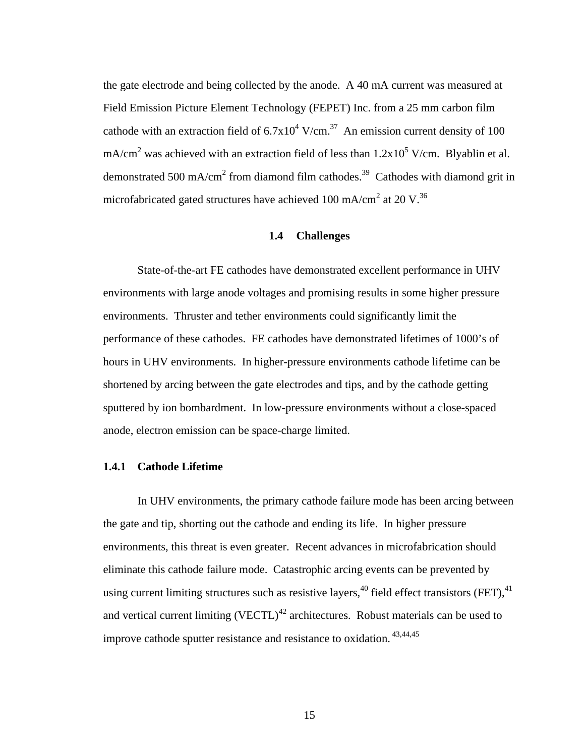the gate electrode and being collected by the anode. A 40 mA current was measured at Field Emission Picture Element Technology (FEPET) Inc. from a 25 mm carbon film cathode with an extraction field of $6.7 \times 10^4$ V/cm.[37] An emission current density of 100 mA/cm$^2$ was achieved with an extraction field of less than $1.2 \times 10^5$ V/cm. Blyablin et al. demonstrated 500 mA/cm$^2$ from diamond film cathodes.[39] Cathodes with diamond grit in microfabricated gated structures have achieved 100 mA/cm$^2$ at 20 V.[36]

## 1.4 Challenges

State-of-the-art FE cathodes have demonstrated excellent performance in UHV environments with large anode voltages and promising results in some higher pressure environments. Thruster and tether environments could significantly limit the performance of these cathodes. FE cathodes have demonstrated lifetimes of 1000's of hours in UHV environments. In higher-pressure environments cathode lifetime can be shortened by arcing between the gate electrodes and tips, and by the cathode getting sputtered by ion bombardment. In low-pressure environments without a close-spaced anode, electron emission can be space-charge limited.

### 1.4.1 Cathode Lifetime

In UHV environments, the primary cathode failure mode has been arcing between the gate and tip, shorting out the cathode and ending its life. In higher pressure environments, this threat is even greater. Recent advances in microfabrication should eliminate this cathode failure mode. Catastrophic arcing events can be prevented by using current limiting structures such as resistive layers,[40] field effect transistors (FET),[41] and vertical current limiting (VECTL)[42] architectures. Robust materials can be used to improve cathode sputter resistance and resistance to oxidation.[43,44,45]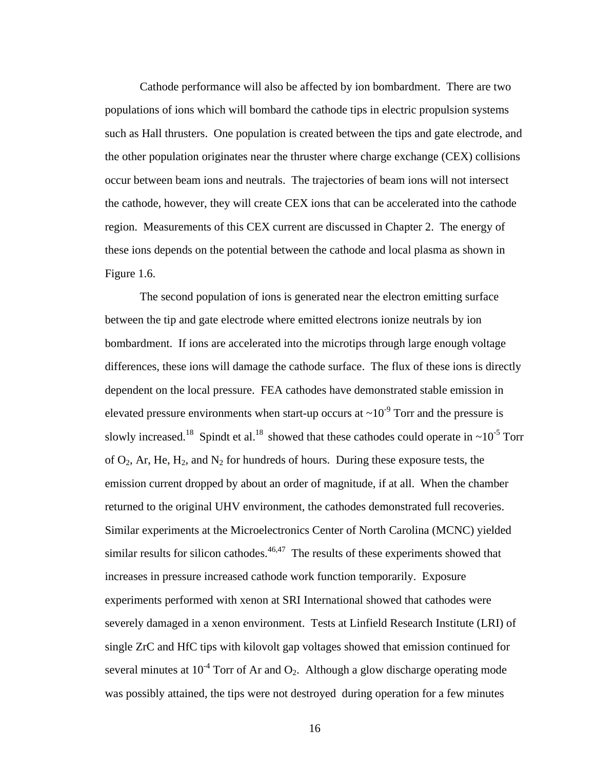Cathode performance will also be affected by ion bombardment. There are two populations of ions which will bombard the cathode tips in electric propulsion systems such as Hall thrusters. One population is created between the tips and gate electrode, and the other population originates near the thruster where charge exchange (CEX) collisions occur between beam ions and neutrals. The trajectories of beam ions will not intersect the cathode, however, they will create CEX ions that can be accelerated into the cathode region. Measurements of this CEX current are discussed in Chapter 2. The energy of these ions depends on the potential between the cathode and local plasma as shown in Figure 1.6.

The second population of ions is generated near the electron emitting surface between the tip and gate electrode where emitted electrons ionize neutrals by ion bombardment. If ions are accelerated into the microtips through large enough voltage differences, these ions will damage the cathode surface. The flux of these ions is directly dependent on the local pressure. FEA cathodes have demonstrated stable emission in elevated pressure environments when start-up occurs at ~$10^{-9}$ Torr and the pressure is slowly increased.[18] Spindt et al.[18] showed that these cathodes could operate in ~$10^{-5}$ Torr of $O_2$, Ar, He, $H_2$, and $N_2$ for hundreds of hours. During these exposure tests, the emission current dropped by about an order of magnitude, if at all. When the chamber returned to the original UHV environment, the cathodes demonstrated full recoveries. Similar experiments at the Microelectronics Center of North Carolina (MCNC) yielded similar results for silicon cathodes.[46,47] The results of these experiments showed that increases in pressure increased cathode work function temporarily. Exposure experiments performed with xenon at SRI International showed that cathodes were severely damaged in a xenon environment. Tests at Linfield Research Institute (LRI) of single ZrC and HfC tips with kilovolt gap voltages showed that emission continued for several minutes at $10^{-4}$ Torr of Ar and $O_2$. Although a glow discharge operating mode was possibly attained, the tips were not destroyed during operation for a few minutes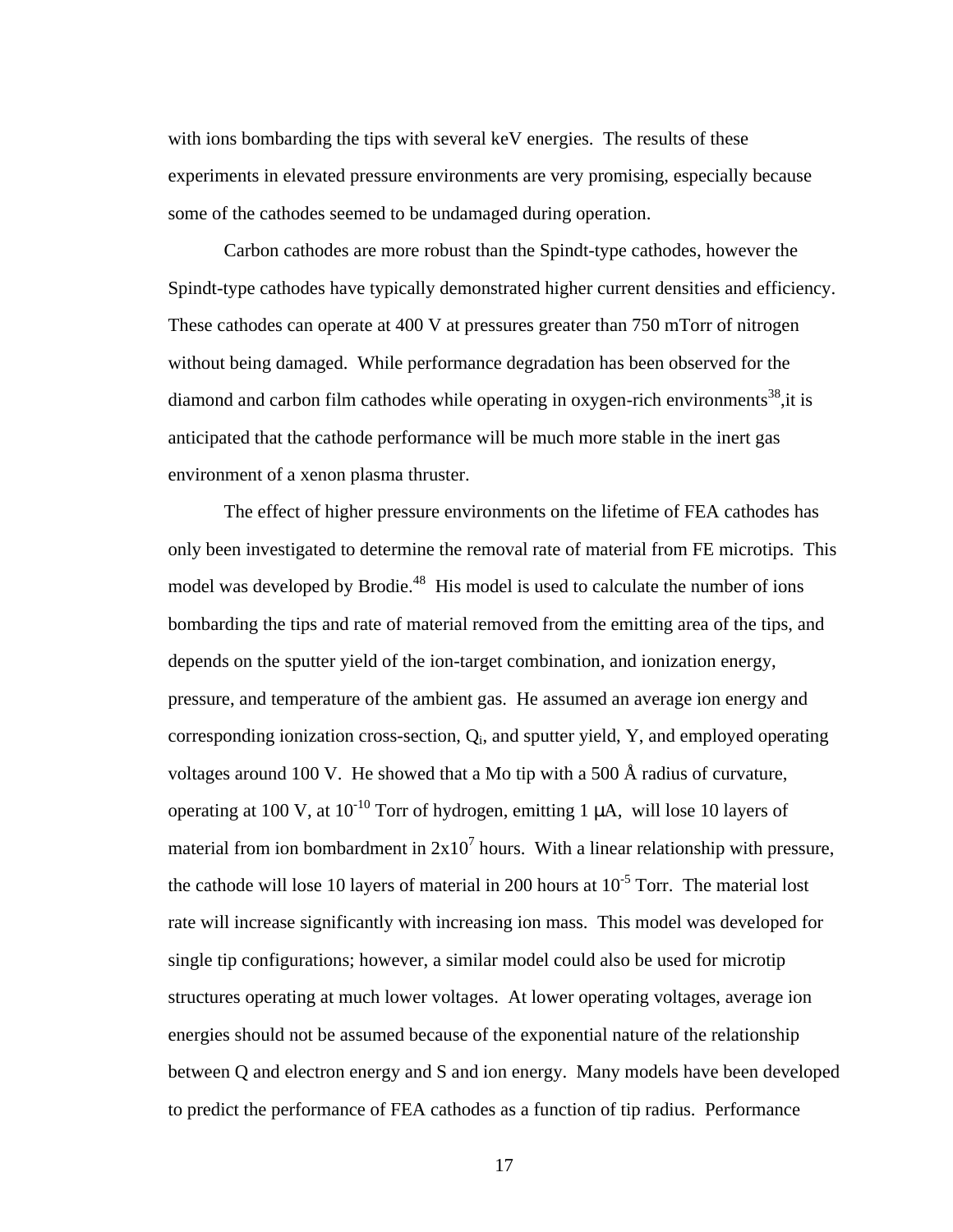with ions bombarding the tips with several keV energies. The results of these experiments in elevated pressure environments are very promising, especially because some of the cathodes seemed to be undamaged during operation.

Carbon cathodes are more robust than the Spindt-type cathodes, however the Spindt-type cathodes have typically demonstrated higher current densities and efficiency. These cathodes can operate at 400 V at pressures greater than 750 mTorr of nitrogen without being damaged. While performance degradation has been observed for the diamond and carbon film cathodes while operating in oxygen-rich environments[38],it is anticipated that the cathode performance will be much more stable in the inert gas environment of a xenon plasma thruster.

The effect of higher pressure environments on the lifetime of FEA cathodes has only been investigated to determine the removal rate of material from FE microtips. This model was developed by Brodie.[48] His model is used to calculate the number of ions bombarding the tips and rate of material removed from the emitting area of the tips, and depends on the sputter yield of the ion-target combination, and ionization energy, pressure, and temperature of the ambient gas. He assumed an average ion energy and corresponding ionization cross-section, $Q_i$, and sputter yield, Y, and employed operating voltages around 100 V. He showed that a Mo tip with a 500 Å radius of curvature, operating at 100 V, at $10^{-10}$ Torr of hydrogen, emitting 1 μA, will lose 10 layers of material from ion bombardment in $2 \times 10^{7}$ hours. With a linear relationship with pressure, the cathode will lose 10 layers of material in 200 hours at $10^{-5}$ Torr. The material lost rate will increase significantly with increasing ion mass. This model was developed for single tip configurations; however, a similar model could also be used for microtip structures operating at much lower voltages. At lower operating voltages, average ion energies should not be assumed because of the exponential nature of the relationship between Q and electron energy and S and ion energy. Many models have been developed to predict the performance of FEA cathodes as a function of tip radius. Performance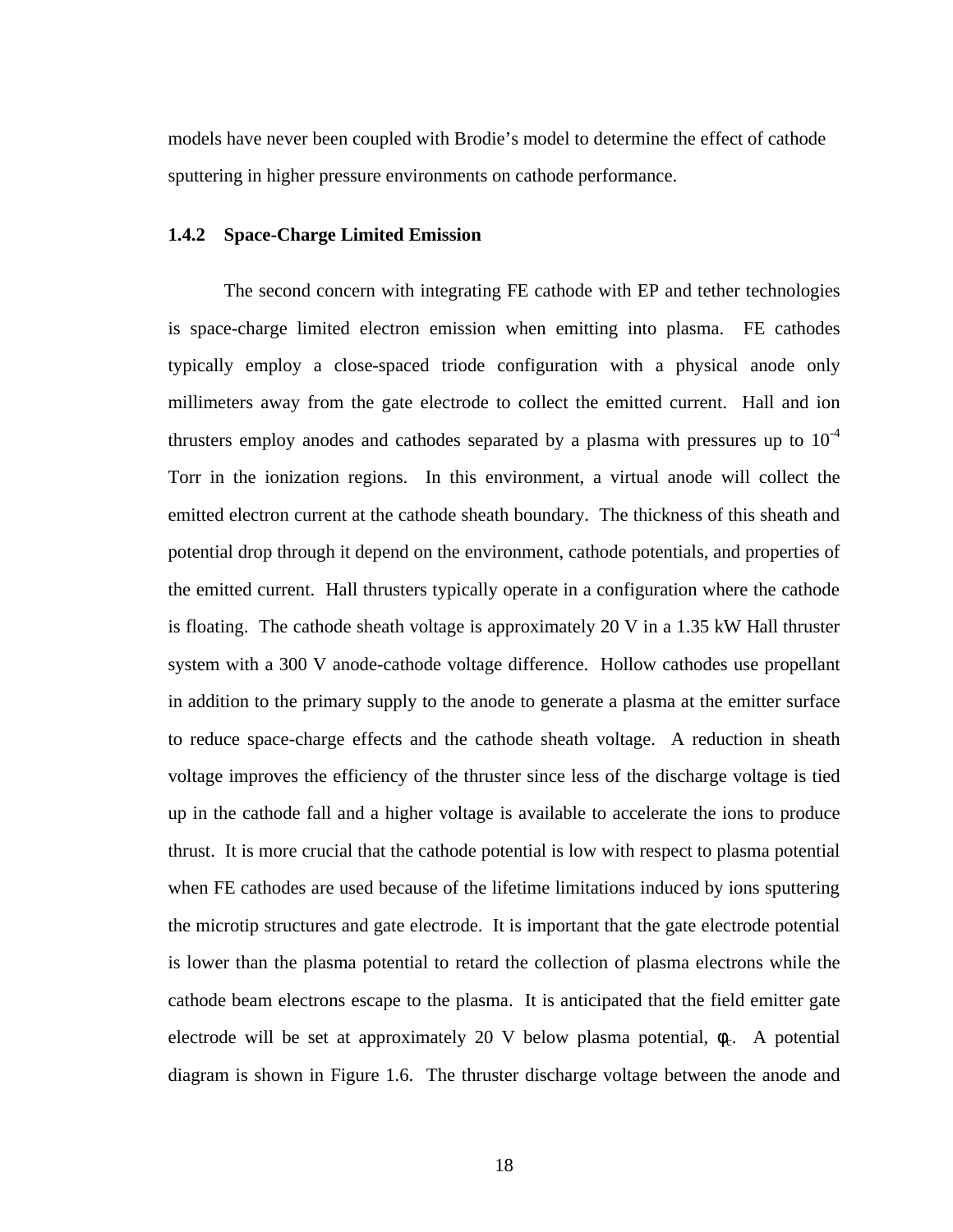models have never been coupled with Brodie's model to determine the effect of cathode sputtering in higher pressure environments on cathode performance.

### 1.4.2 Space-Charge Limited Emission

The second concern with integrating FE cathode with EP and tether technologies is space-charge limited electron emission when emitting into plasma. FE cathodes typically employ a close-spaced triode configuration with a physical anode only millimeters away from the gate electrode to collect the emitted current. Hall and ion thrusters employ anodes and cathodes separated by a plasma with pressures up to $10^{-4}$ Torr in the ionization regions. In this environment, a virtual anode will collect the emitted electron current at the cathode sheath boundary. The thickness of this sheath and potential drop through it depend on the environment, cathode potentials, and properties of the emitted current. Hall thrusters typically operate in a configuration where the cathode is floating. The cathode sheath voltage is approximately 20 V in a 1.35 kW Hall thruster system with a 300 V anode-cathode voltage difference. Hollow cathodes use propellant in addition to the primary supply to the anode to generate a plasma at the emitter surface to reduce space-charge effects and the cathode sheath voltage. A reduction in sheath voltage improves the efficiency of the thruster since less of the discharge voltage is tied up in the cathode fall and a higher voltage is available to accelerate the ions to produce thrust. It is more crucial that the cathode potential is low with respect to plasma potential when FE cathodes are used because of the lifetime limitations induced by ions sputtering the microtip structures and gate electrode. It is important that the gate electrode potential is lower than the plasma potential to retard the collection of plasma electrons while the cathode beam electrons escape to the plasma. It is anticipated that the field emitter gate electrode will be set at approximately 20 V below plasma potential, $\phi_c$. A potential diagram is shown in Figure 1.6. The thruster discharge voltage between the anode and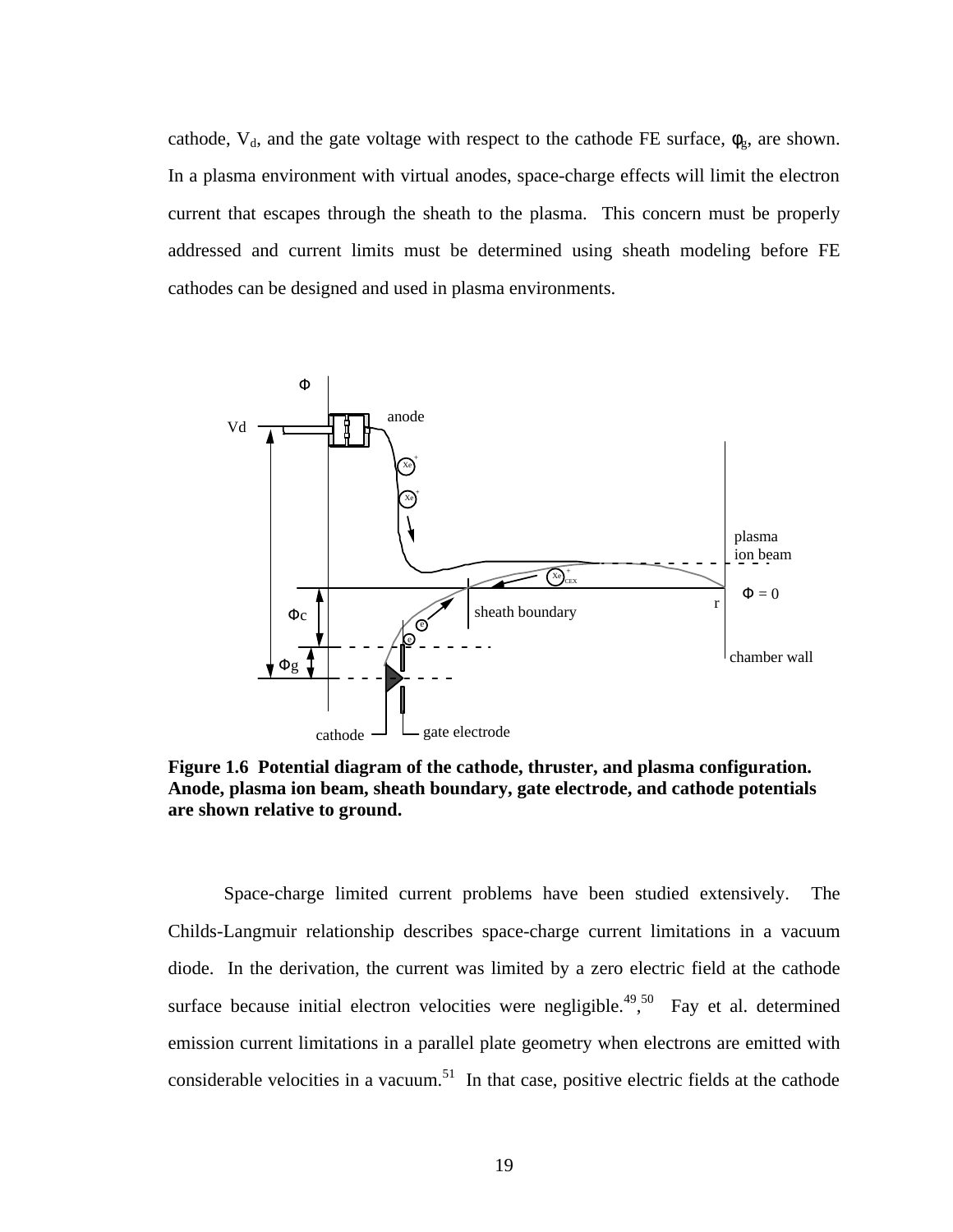cathode, $V_d$, and the gate voltage with respect to the cathode FE surface, $\phi_g$, are shown. In a plasma environment with virtual anodes, space-charge effects will limit the electron current that escapes through the sheath to the plasma. This concern must be properly addressed and current limits must be determined using sheath modeling before FE cathodes can be designed and used in plasma environments.

**Figure 1.6 Potential diagram of the cathode, thruster, and plasma configuration. Anode, plasma ion beam, sheath boundary, gate electrode, and cathode potentials are shown relative to ground.**

Space-charge limited current problems have been studied extensively. The Childs-Langmuir relationship describes space-charge current limitations in a vacuum diode. In the derivation, the current was limited by a zero electric field at the cathode surface because initial electron velocities were negligible.[49,50] Fay et al. determined emission current limitations in a parallel plate geometry when electrons are emitted with considerable velocities in a vacuum.[51] In that case, positive electric fields at the cathode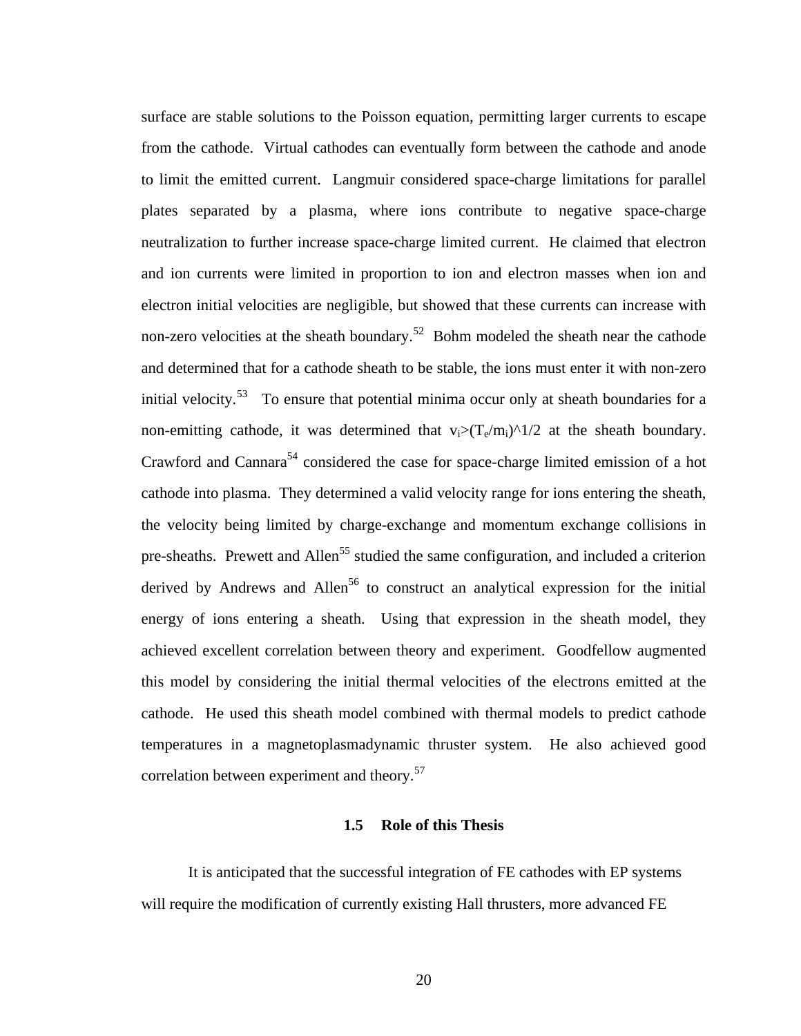surface are stable solutions to the Poisson equation, permitting larger currents to escape from the cathode. Virtual cathodes can eventually form between the cathode and anode to limit the emitted current. Langmuir considered space-charge limitations for parallel plates separated by a plasma, where ions contribute to negative space-charge neutralization to further increase space-charge limited current. He claimed that electron and ion currents were limited in proportion to ion and electron masses when ion and electron initial velocities are negligible, but showed that these currents can increase with non-zero velocities at the sheath boundary.[52] Bohm modeled the sheath near the cathode and determined that for a cathode sheath to be stable, the ions must enter it with non-zero initial velocity.[53] To ensure that potential minima occur only at sheath boundaries for a non-emitting cathode, it was determined that $v_i>(T_e/m_i)$^1/2 at the sheath boundary. Crawford and Cannara[54] considered the case for space-charge limited emission of a hot cathode into plasma. They determined a valid velocity range for ions entering the sheath, the velocity being limited by charge-exchange and momentum exchange collisions in pre-sheaths. Prewett and Allen[55] studied the same configuration, and included a criterion derived by Andrews and Allen[56] to construct an analytical expression for the initial energy of ions entering a sheath. Using that expression in the sheath model, they achieved excellent correlation between theory and experiment. Goodfellow augmented this model by considering the initial thermal velocities of the electrons emitted at the cathode. He used this sheath model combined with thermal models to predict cathode temperatures in a magnetoplasmadynamic thruster system. He also achieved good correlation between experiment and theory.[57]

### 1.5 Role of this Thesis

It is anticipated that the successful integration of FE cathodes with EP systems will require the modification of currently existing Hall thrusters, more advanced FE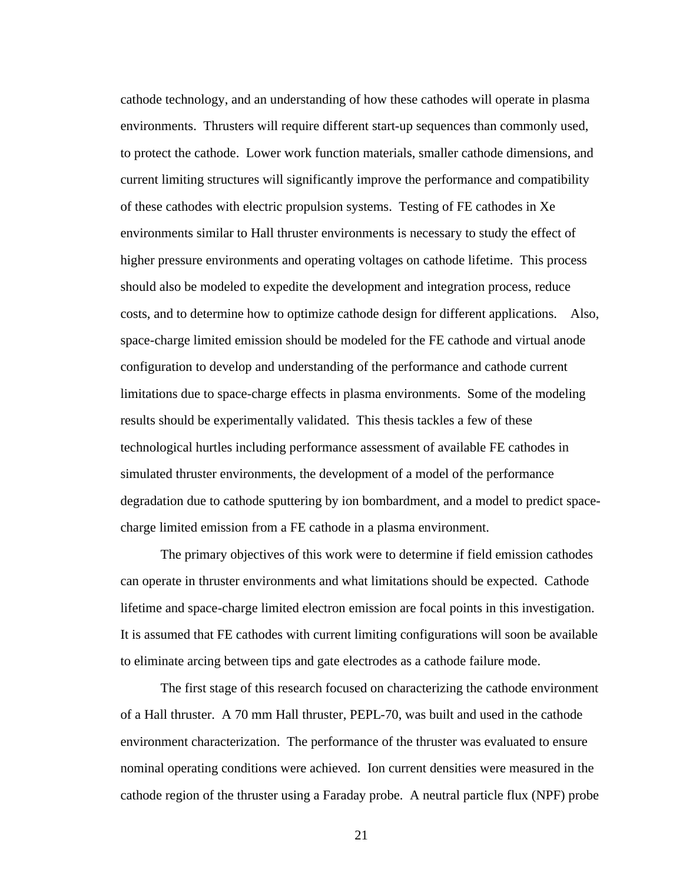cathode technology, and an understanding of how these cathodes will operate in plasma environments. Thrusters will require different start-up sequences than commonly used, to protect the cathode. Lower work function materials, smaller cathode dimensions, and current limiting structures will significantly improve the performance and compatibility of these cathodes with electric propulsion systems. Testing of FE cathodes in Xe environments similar to Hall thruster environments is necessary to study the effect of higher pressure environments and operating voltages on cathode lifetime. This process should also be modeled to expedite the development and integration process, reduce costs, and to determine how to optimize cathode design for different applications. Also, space-charge limited emission should be modeled for the FE cathode and virtual anode configuration to develop and understanding of the performance and cathode current limitations due to space-charge effects in plasma environments. Some of the modeling results should be experimentally validated. This thesis tackles a few of these technological hurtles including performance assessment of available FE cathodes in simulated thruster environments, the development of a model of the performance degradation due to cathode sputtering by ion bombardment, and a model to predict space-charge limited emission from a FE cathode in a plasma environment.

The primary objectives of this work were to determine if field emission cathodes can operate in thruster environments and what limitations should be expected. Cathode lifetime and space-charge limited electron emission are focal points in this investigation. It is assumed that FE cathodes with current limiting configurations will soon be available to eliminate arcing between tips and gate electrodes as a cathode failure mode.

The first stage of this research focused on characterizing the cathode environment of a Hall thruster. A 70 mm Hall thruster, PEPL-70, was built and used in the cathode environment characterization. The performance of the thruster was evaluated to ensure nominal operating conditions were achieved. Ion current densities were measured in the cathode region of the thruster using a Faraday probe. A neutral particle flux (NPF) probe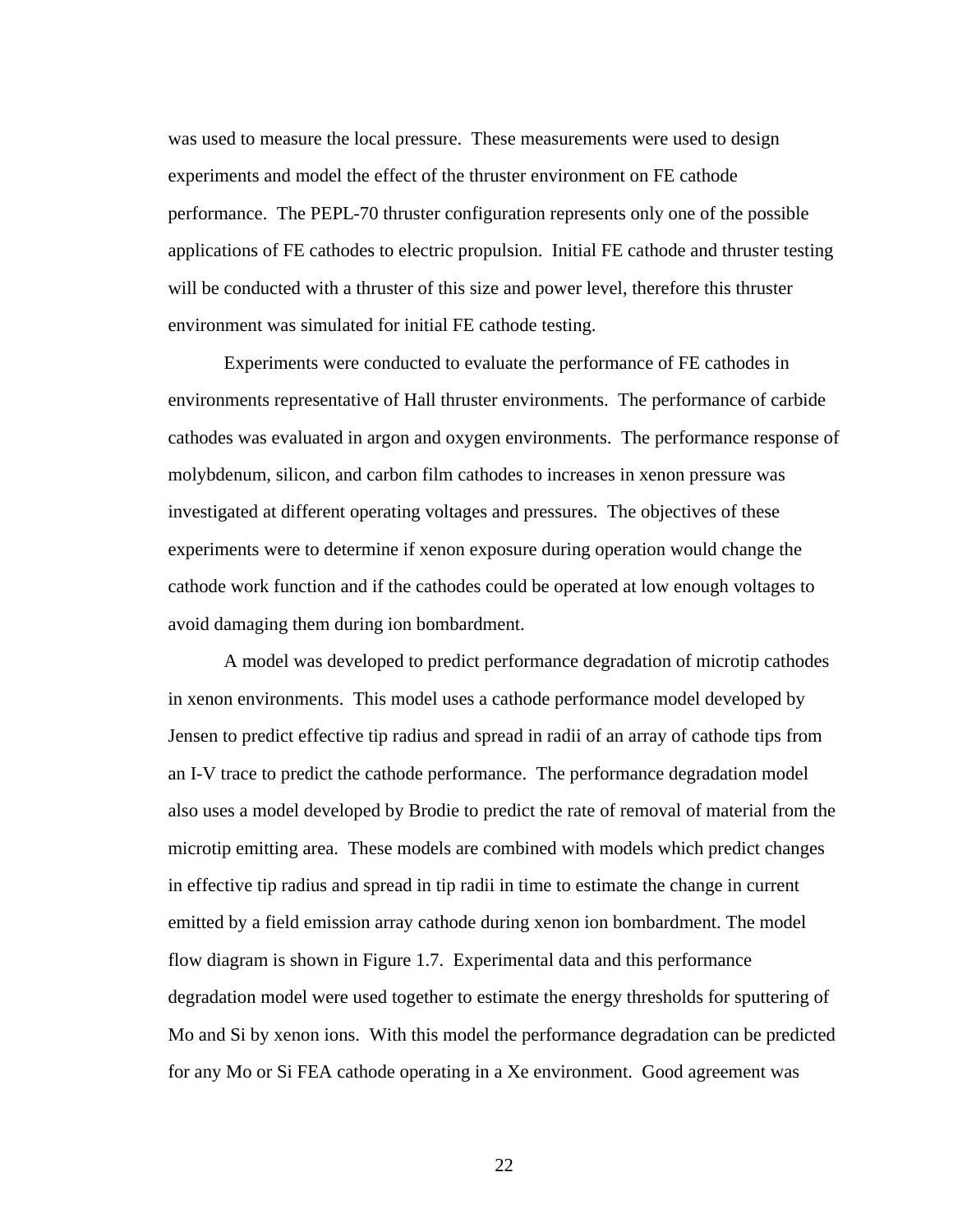was used to measure the local pressure. These measurements were used to design experiments and model the effect of the thruster environment on FE cathode performance. The PEPL-70 thruster configuration represents only one of the possible applications of FE cathodes to electric propulsion. Initial FE cathode and thruster testing will be conducted with a thruster of this size and power level, therefore this thruster environment was simulated for initial FE cathode testing.

Experiments were conducted to evaluate the performance of FE cathodes in environments representative of Hall thruster environments. The performance of carbide cathodes was evaluated in argon and oxygen environments. The performance response of molybdenum, silicon, and carbon film cathodes to increases in xenon pressure was investigated at different operating voltages and pressures. The objectives of these experiments were to determine if xenon exposure during operation would change the cathode work function and if the cathodes could be operated at low enough voltages to avoid damaging them during ion bombardment.

A model was developed to predict performance degradation of microtip cathodes in xenon environments. This model uses a cathode performance model developed by Jensen to predict effective tip radius and spread in radii of an array of cathode tips from an I-V trace to predict the cathode performance. The performance degradation model also uses a model developed by Brodie to predict the rate of removal of material from the microtip emitting area. These models are combined with models which predict changes in effective tip radius and spread in tip radii in time to estimate the change in current emitted by a field emission array cathode during xenon ion bombardment. The model flow diagram is shown in Figure 1.7. Experimental data and this performance degradation model were used together to estimate the energy thresholds for sputtering of Mo and Si by xenon ions. With this model the performance degradation can be predicted for any Mo or Si FEA cathode operating in a Xe environment. Good agreement was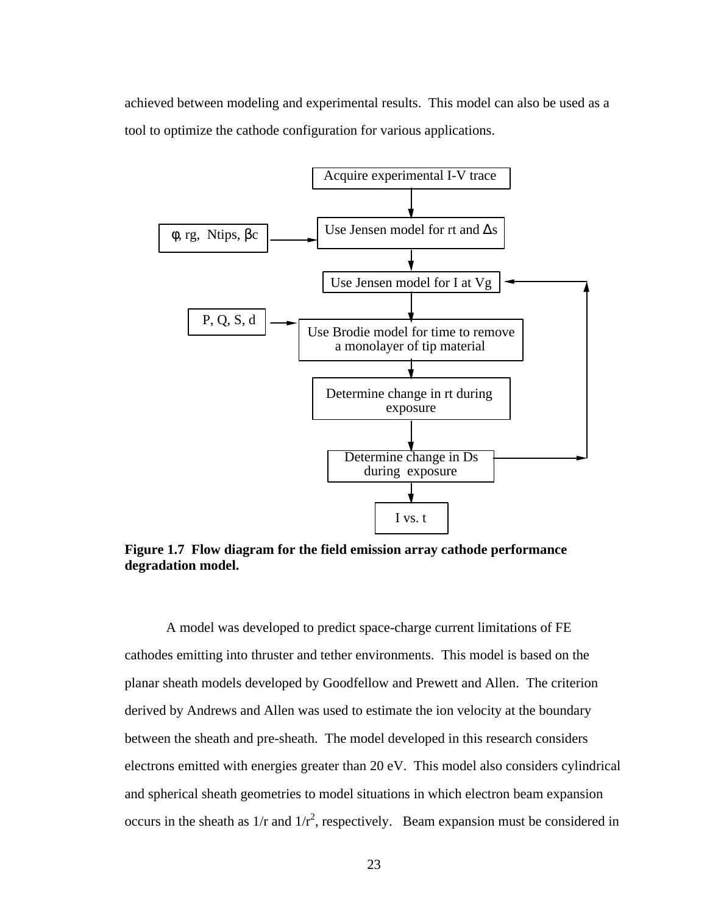achieved between modeling and experimental results. This model can also be used as a tool to optimize the cathode configuration for various applications.

**Figure 1.7 Flow diagram for the field emission array cathode performance degradation model.**

A model was developed to predict space-charge current limitations of FE cathodes emitting into thruster and tether environments. This model is based on the planar sheath models developed by Goodfellow and Prewett and Allen. The criterion derived by Andrews and Allen was used to estimate the ion velocity at the boundary between the sheath and pre-sheath. The model developed in this research considers electrons emitted with energies greater than 20 eV. This model also considers cylindrical and spherical sheath geometries to model situations in which electron beam expansion occurs in the sheath as $1/r$ and $1/r^2$, respectively. Beam expansion must be considered in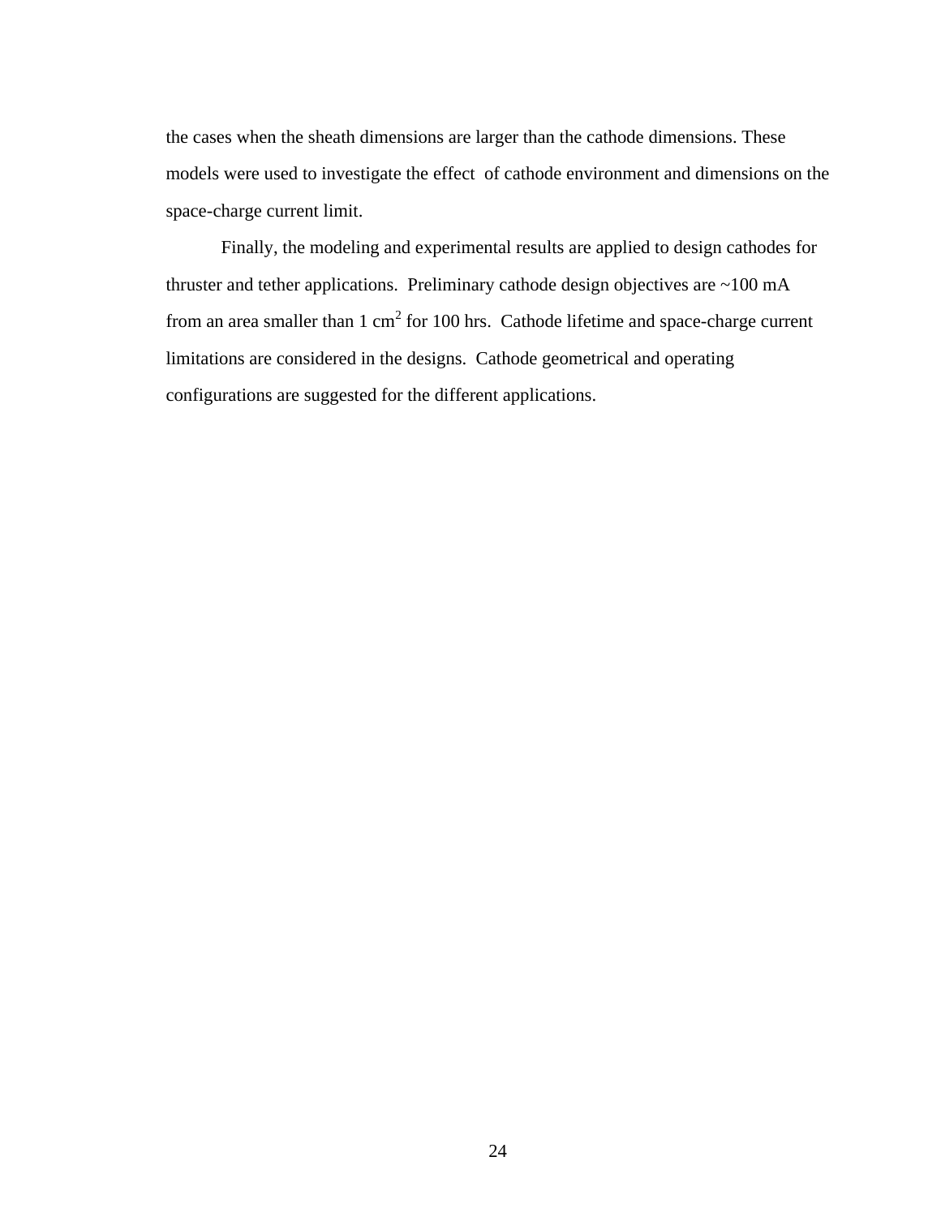the cases when the sheath dimensions are larger than the cathode dimensions. These models were used to investigate the effect of cathode environment and dimensions on the space-charge current limit.

Finally, the modeling and experimental results are applied to design cathodes for thruster and tether applications. Preliminary cathode design objectives are ~100 mA from an area smaller than 1 $cm^2$ for 100 hrs. Cathode lifetime and space-charge current limitations are considered in the designs. Cathode geometrical and operating configurations are suggested for the different applications.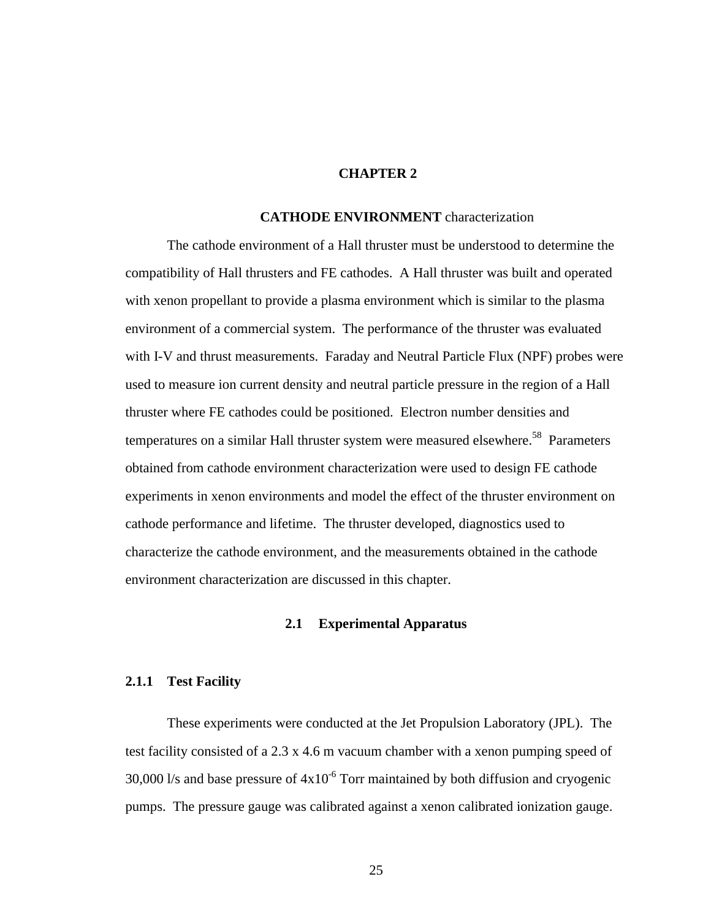# CHAPTER 2

## CATHODE ENVIRONMENT characterization

The cathode environment of a Hall thruster must be understood to determine the compatibility of Hall thrusters and FE cathodes. A Hall thruster was built and operated with xenon propellant to provide a plasma environment which is similar to the plasma environment of a commercial system. The performance of the thruster was evaluated with I-V and thrust measurements. Faraday and Neutral Particle Flux (NPF) probes were used to measure ion current density and neutral particle pressure in the region of a Hall thruster where FE cathodes could be positioned. Electron number densities and temperatures on a similar Hall thruster system were measured elsewhere.[58] Parameters obtained from cathode environment characterization were used to design FE cathode experiments in xenon environments and model the effect of the thruster environment on cathode performance and lifetime. The thruster developed, diagnostics used to characterize the cathode environment, and the measurements obtained in the cathode environment characterization are discussed in this chapter.

## 2.1 Experimental Apparatus

### 2.1.1 Test Facility

These experiments were conducted at the Jet Propulsion Laboratory (JPL). The test facility consisted of a 2.3 x 4.6 m vacuum chamber with a xenon pumping speed of 30,000 l/s and base pressure of $4 \times 10^{-6}$ Torr maintained by both diffusion and cryogenic pumps. The pressure gauge was calibrated against a xenon calibrated ionization gauge.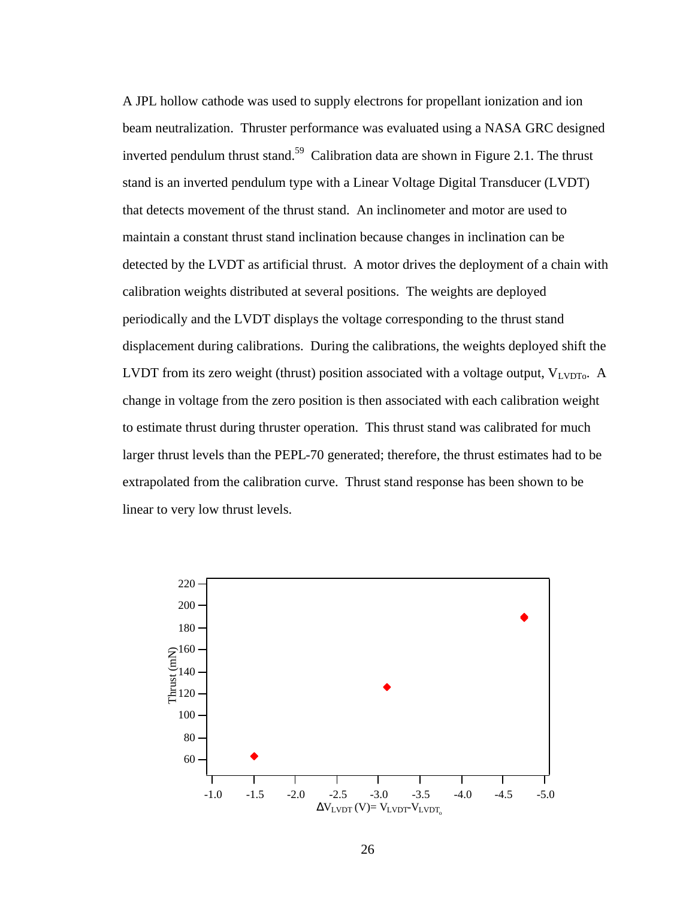A JPL hollow cathode was used to supply electrons for propellant ionization and ion beam neutralization. Thruster performance was evaluated using a NASA GRC designed inverted pendulum thrust stand.[59] Calibration data are shown in Figure 2.1. The thrust stand is an inverted pendulum type with a Linear Voltage Digital Transducer (LVDT) that detects movement of the thrust stand. An inclinometer and motor are used to maintain a constant thrust stand inclination because changes in inclination can be detected by the LVDT as artificial thrust. A motor drives the deployment of a chain with calibration weights distributed at several positions. The weights are deployed periodically and the LVDT displays the voltage corresponding to the thrust stand displacement during calibrations. During the calibrations, the weights deployed shift the LVDT from its zero weight (thrust) position associated with a voltage output, $V_{LVDTo}$. A change in voltage from the zero position is then associated with each calibration weight to estimate thrust during thruster operation. This thrust stand was calibrated for much larger thrust levels than the PEPL-70 generated; therefore, the thrust estimates had to be extrapolated from the calibration curve. Thrust stand response has been shown to be linear to very low thrust levels.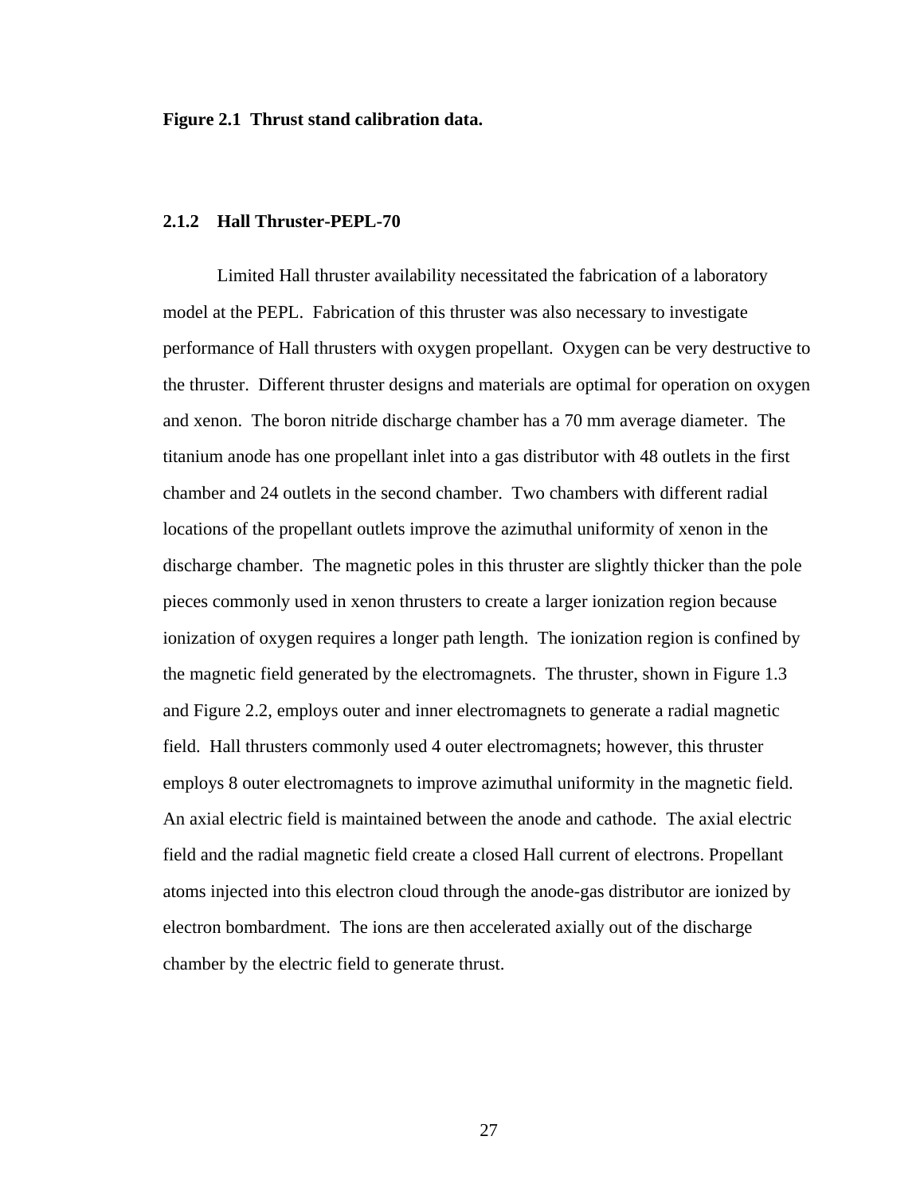**Figure 2.1 Thrust stand calibration data.**

### 2.1.2 Hall Thruster-PEPL-70

Limited Hall thruster availability necessitated the fabrication of a laboratory model at the PEPL. Fabrication of this thruster was also necessary to investigate performance of Hall thrusters with oxygen propellant. Oxygen can be very destructive to the thruster. Different thruster designs and materials are optimal for operation on oxygen and xenon. The boron nitride discharge chamber has a 70 mm average diameter. The titanium anode has one propellant inlet into a gas distributor with 48 outlets in the first chamber and 24 outlets in the second chamber. Two chambers with different radial locations of the propellant outlets improve the azimuthal uniformity of xenon in the discharge chamber. The magnetic poles in this thruster are slightly thicker than the pole pieces commonly used in xenon thrusters to create a larger ionization region because ionization of oxygen requires a longer path length. The ionization region is confined by the magnetic field generated by the electromagnets. The thruster, shown in Figure 1.3 and Figure 2.2, employs outer and inner electromagnets to generate a radial magnetic field. Hall thrusters commonly used 4 outer electromagnets; however, this thruster employs 8 outer electromagnets to improve azimuthal uniformity in the magnetic field. An axial electric field is maintained between the anode and cathode. The axial electric field and the radial magnetic field create a closed Hall current of electrons. Propellant atoms injected into this electron cloud through the anode-gas distributor are ionized by electron bombardment. The ions are then accelerated axially out of the discharge chamber by the electric field to generate thrust.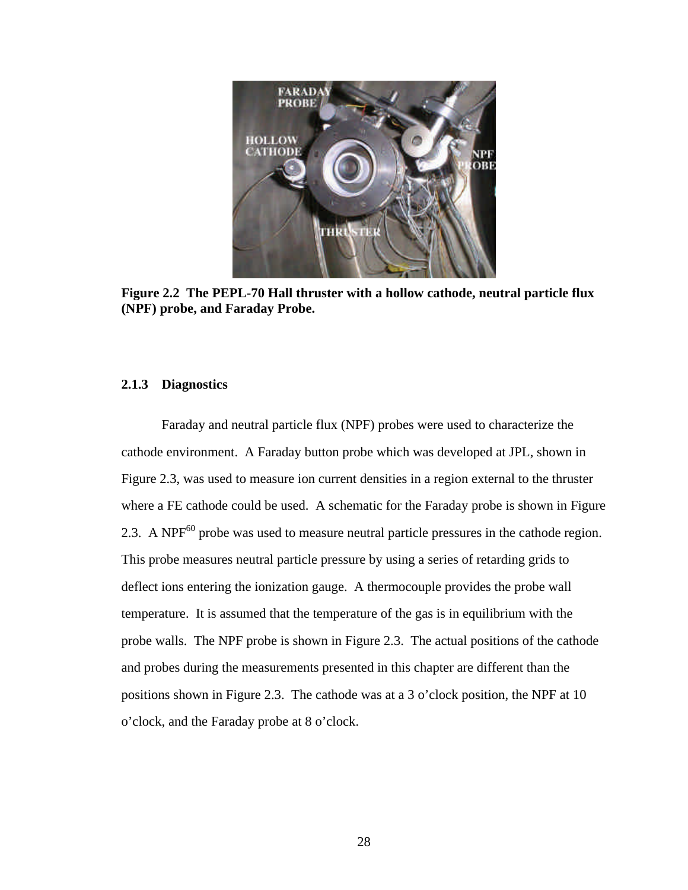**Figure 2.2 The PEPL-70 Hall thruster with a hollow cathode, neutral particle flux (NPF) probe, and Faraday Probe.**

### 2.1.3 Diagnostics

Faraday and neutral particle flux (NPF) probes were used to characterize the cathode environment. A Faraday button probe which was developed at JPL, shown in Figure 2.3, was used to measure ion current densities in a region external to the thruster where a FE cathode could be used. A schematic for the Faraday probe is shown in Figure 2.3. A NPF[60] probe was used to measure neutral particle pressures in the cathode region. This probe measures neutral particle pressure by using a series of retarding grids to deflect ions entering the ionization gauge. A thermocouple provides the probe wall temperature. It is assumed that the temperature of the gas is in equilibrium with the probe walls. The NPF probe is shown in Figure 2.3. The actual positions of the cathode and probes during the measurements presented in this chapter are different than the positions shown in Figure 2.3. The cathode was at a 3 o'clock position, the NPF at 10 o'clock, and the Faraday probe at 8 o'clock.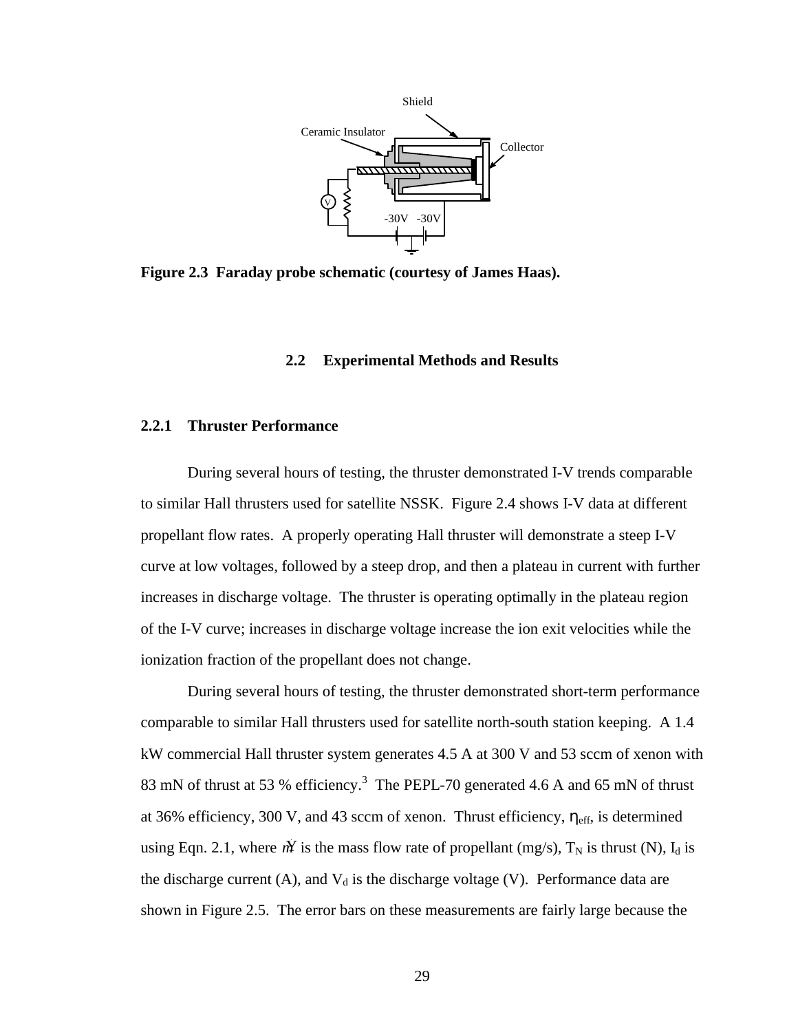Figure 2.3 Faraday probe schematic (courtesy of James Haas).

## 2.2 Experimental Methods and Results

### 2.2.1 Thruster Performance

During several hours of testing, the thruster demonstrated I-V trends comparable to similar Hall thrusters used for satellite NSSK. Figure 2.4 shows I-V data at different propellant flow rates. A properly operating Hall thruster will demonstrate a steep I-V curve at low voltages, followed by a steep drop, and then a plateau in current with further increases in discharge voltage. The thruster is operating optimally in the plateau region of the I-V curve; increases in discharge voltage increase the ion exit velocities while the ionization fraction of the propellant does not change.

During several hours of testing, the thruster demonstrated short-term performance comparable to similar Hall thrusters used for satellite north-south station keeping. A 1.4 kW commercial Hall thruster system generates 4.5 A at 300 V and 53 sccm of xenon with 83 mN of thrust at 53 % efficiency.[3] The PEPL-70 generated 4.6 A and 65 mN of thrust at 36% efficiency, 300 V, and 43 sccm of xenon. Thrust efficiency, $\eta_{eff}$, is determined using Eqn. 2.1, where $\dot{m}$ is the mass flow rate of propellant (mg/s), $T_N$ is thrust (N), $I_d$ is the discharge current (A), and $V_d$ is the discharge voltage (V). Performance data are shown in Figure 2.5. The error bars on these measurements are fairly large because the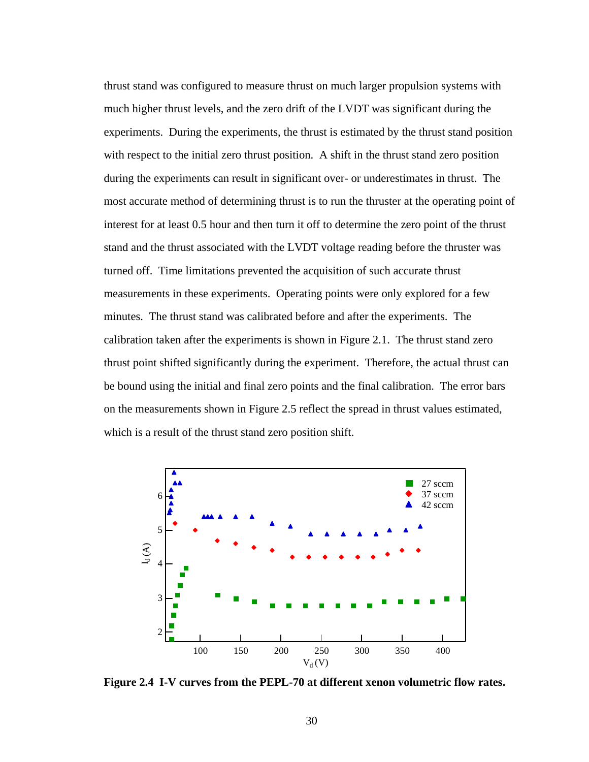thrust stand was configured to measure thrust on much larger propulsion systems with much higher thrust levels, and the zero drift of the LVDT was significant during the experiments. During the experiments, the thrust is estimated by the thrust stand position with respect to the initial zero thrust position. A shift in the thrust stand zero position during the experiments can result in significant over- or underestimates in thrust. The most accurate method of determining thrust is to run the thruster at the operating point of interest for at least 0.5 hour and then turn it off to determine the zero point of the thrust stand and the thrust associated with the LVDT voltage reading before the thruster was turned off. Time limitations prevented the acquisition of such accurate thrust measurements in these experiments. Operating points were only explored for a few minutes. The thrust stand was calibrated before and after the experiments. The calibration taken after the experiments is shown in Figure 2.1. The thrust stand zero thrust point shifted significantly during the experiment. Therefore, the actual thrust can be bound using the initial and final zero points and the final calibration. The error bars on the measurements shown in Figure 2.5 reflect the spread in thrust values estimated, which is a result of the thrust stand zero position shift.

**Figure 2.4 I-V curves from the PEPL-70 at different xenon volumetric flow rates.**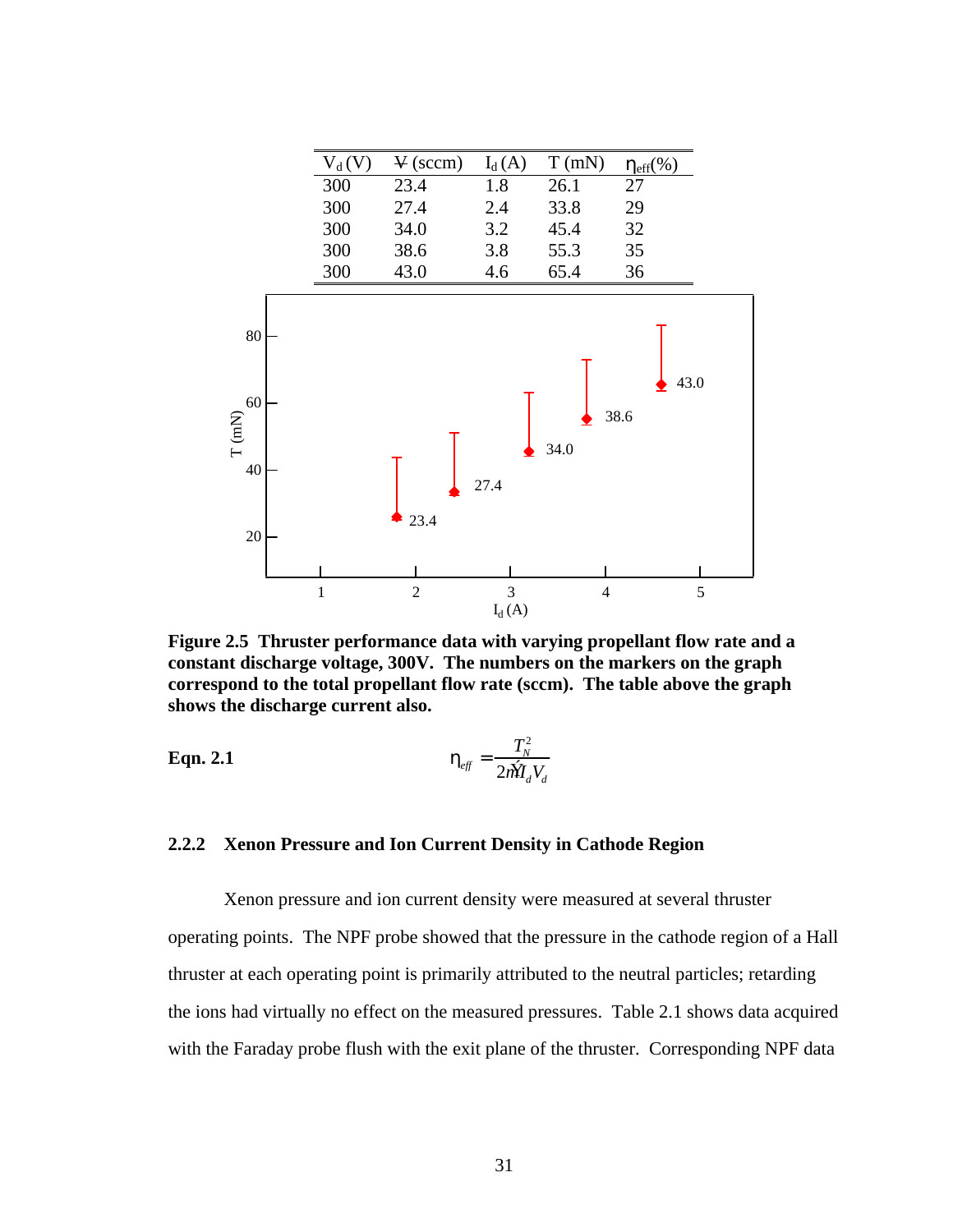| $V_d$ (V) | $\dot{V}$ (sccm) | $I_d$ (A) | T (mN) | $\eta_{eff}$(%) |
|---|---|---|---|---|
| 300 | 23.4 | 1.8 | 26.1 | 27 |
| 300 | 27.4 | 2.4 | 33.8 | 29 |
| 300 | 34.0 | 3.2 | 45.4 | 32 |
| 300 | 38.6 | 3.8 | 55.3 | 35 |
| 300 | 43.0 | 4.6 | 65.4 | 36 |

**Figure 2.5 Thruster performance data with varying propellant flow rate and a constant discharge voltage, 300V. The numbers on the markers on the graph correspond to the total propellant flow rate (sccm). The table above the graph shows the discharge current also.**

**Eqn. 2.1**

$$\eta_{eff} = \frac{T_N^2}{2\dot{m}I_d V_d}$$

### 2.2.2 Xenon Pressure and Ion Current Density in Cathode Region

Xenon pressure and ion current density were measured at several thruster operating points. The NPF probe showed that the pressure in the cathode region of a Hall thruster at each operating point is primarily attributed to the neutral particles; retarding the ions had virtually no effect on the measured pressures. Table 2.1 shows data acquired with the Faraday probe flush with the exit plane of the thruster. Corresponding NPF data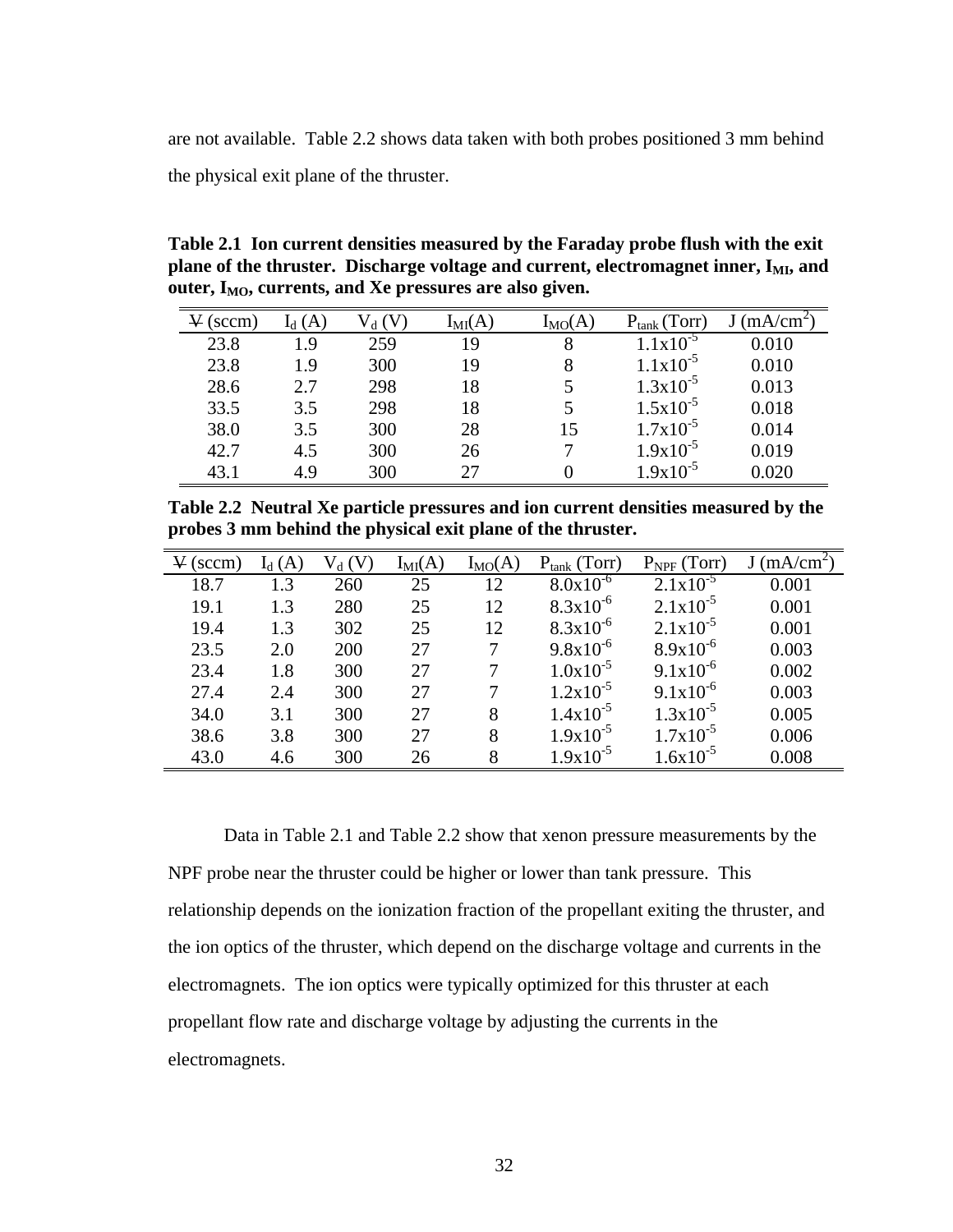are not available. Table 2.2 shows data taken with both probes positioned 3 mm behind the physical exit plane of the thruster.

**Table 2.1 Ion current densities measured by the Faraday probe flush with the exit plane of the thruster. Discharge voltage and current, electromagnet inner, $I_{MI}$, and outer, $I_{MO}$, currents, and Xe pressures are also given.**

| $\dot{V}$ (sccm) | $I_d$ (A) | $V_d$ (V) | $I_{MI}$(A) | $I_{MO}$(A) | $P_{tank}$ (Torr) | J (mA/cm$^2$) |
|---|---|---|---|---|---|---|
| 23.8 | 1.9 | 259 | 19 | 8 | $1.1 \times 10^{-5}$ | 0.010 |
| 23.8 | 1.9 | 300 | 19 | 8 | $1.1 \times 10^{-5}$ | 0.010 |
| 28.6 | 2.7 | 298 | 18 | 5 | $1.3 \times 10^{-5}$ | 0.013 |
| 33.5 | 3.5 | 298 | 18 | 5 | $1.5 \times 10^{-5}$ | 0.018 |
| 38.0 | 3.5 | 300 | 28 | 15 | $1.7 \times 10^{-5}$ | 0.014 |
| 42.7 | 4.5 | 300 | 26 | 7 | $1.9 \times 10^{-5}$ | 0.019 |
| 43.1 | 4.9 | 300 | 27 | 0 | $1.9 \times 10^{-5}$ | 0.020 |

**Table 2.2 Neutral Xe particle pressures and ion current densities measured by the probes 3 mm behind the physical exit plane of the thruster.**

| $\dot{V}$ (sccm) | $I_d$ (A) | $V_d$ (V) | $I_{MI}$(A) | $I_{MO}$(A) | $P_{tank}$ (Torr) | $P_{NPF}$ (Torr) | J (mA/cm$^2$) |
|---|---|---|---|---|---|---|---|
| 18.7 | 1.3 | 260 | 25 | 12 | $8.0 \times 10^{-6}$ | $2.1 \times 10^{-5}$ | 0.001 |
| 19.1 | 1.3 | 280 | 25 | 12 | $8.3 \times 10^{-6}$ | $2.1 \times 10^{-5}$ | 0.001 |
| 19.4 | 1.3 | 302 | 25 | 12 | $8.3 \times 10^{-6}$ | $2.1 \times 10^{-5}$ | 0.001 |
| 23.5 | 2.0 | 200 | 27 | 7 | $9.8 \times 10^{-6}$ | $8.9 \times 10^{-6}$ | 0.003 |
| 23.4 | 1.8 | 300 | 27 | 7 | $1.0 \times 10^{-5}$ | $9.1 \times 10^{-6}$ | 0.002 |
| 27.4 | 2.4 | 300 | 27 | 7 | $1.2 \times 10^{-5}$ | $9.1 \times 10^{-6}$ | 0.003 |
| 34.0 | 3.1 | 300 | 27 | 8 | $1.4 \times 10^{-5}$ | $1.3 \times 10^{-5}$ | 0.005 |
| 38.6 | 3.8 | 300 | 27 | 8 | $1.9 \times 10^{-5}$ | $1.7 \times 10^{-5}$ | 0.006 |
| 43.0 | 4.6 | 300 | 26 | 8 | $1.9 \times 10^{-5}$ | $1.6 \times 10^{-5}$ | 0.008 |

Data in Table 2.1 and Table 2.2 show that xenon pressure measurements by the NPF probe near the thruster could be higher or lower than tank pressure. This relationship depends on the ionization fraction of the propellant exiting the thruster, and the ion optics of the thruster, which depend on the discharge voltage and currents in the electromagnets. The ion optics were typically optimized for this thruster at each propellant flow rate and discharge voltage by adjusting the currents in the electromagnets.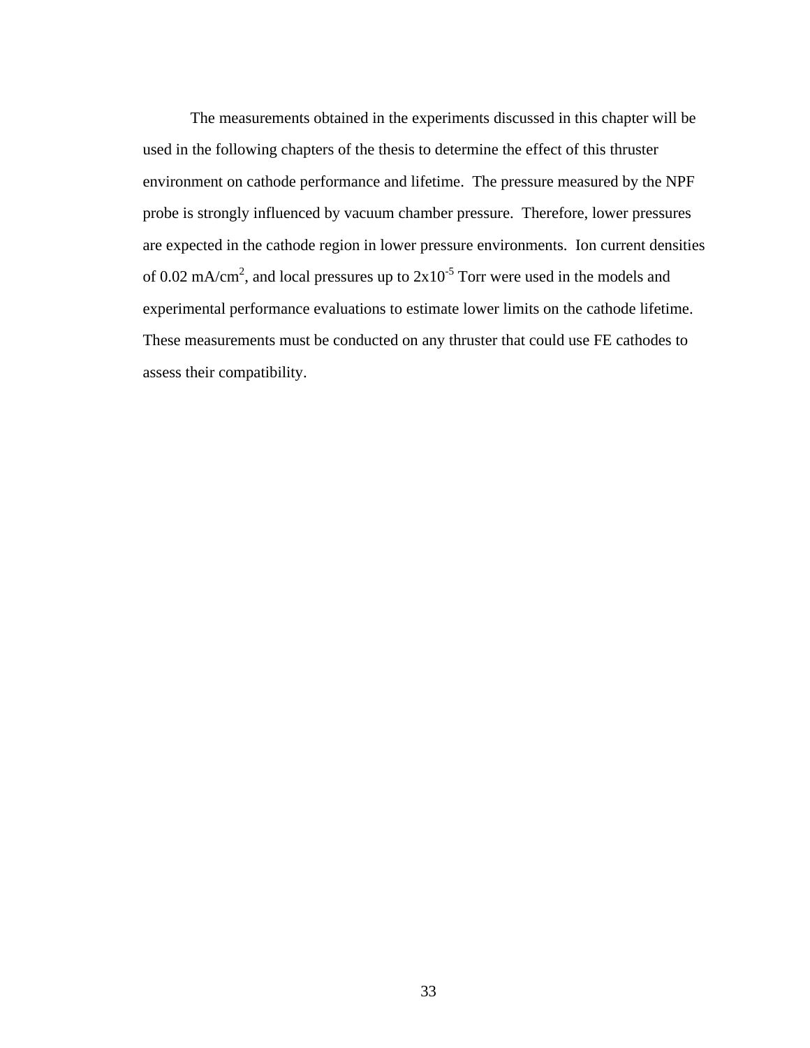The measurements obtained in the experiments discussed in this chapter will be used in the following chapters of the thesis to determine the effect of this thruster environment on cathode performance and lifetime. The pressure measured by the NPF probe is strongly influenced by vacuum chamber pressure. Therefore, lower pressures are expected in the cathode region in lower pressure environments. Ion current densities of 0.02 $mA/cm^2$, and local pressures up to $2x10^{-5}$ Torr were used in the models and experimental performance evaluations to estimate lower limits on the cathode lifetime. These measurements must be conducted on any thruster that could use FE cathodes to assess their compatibility.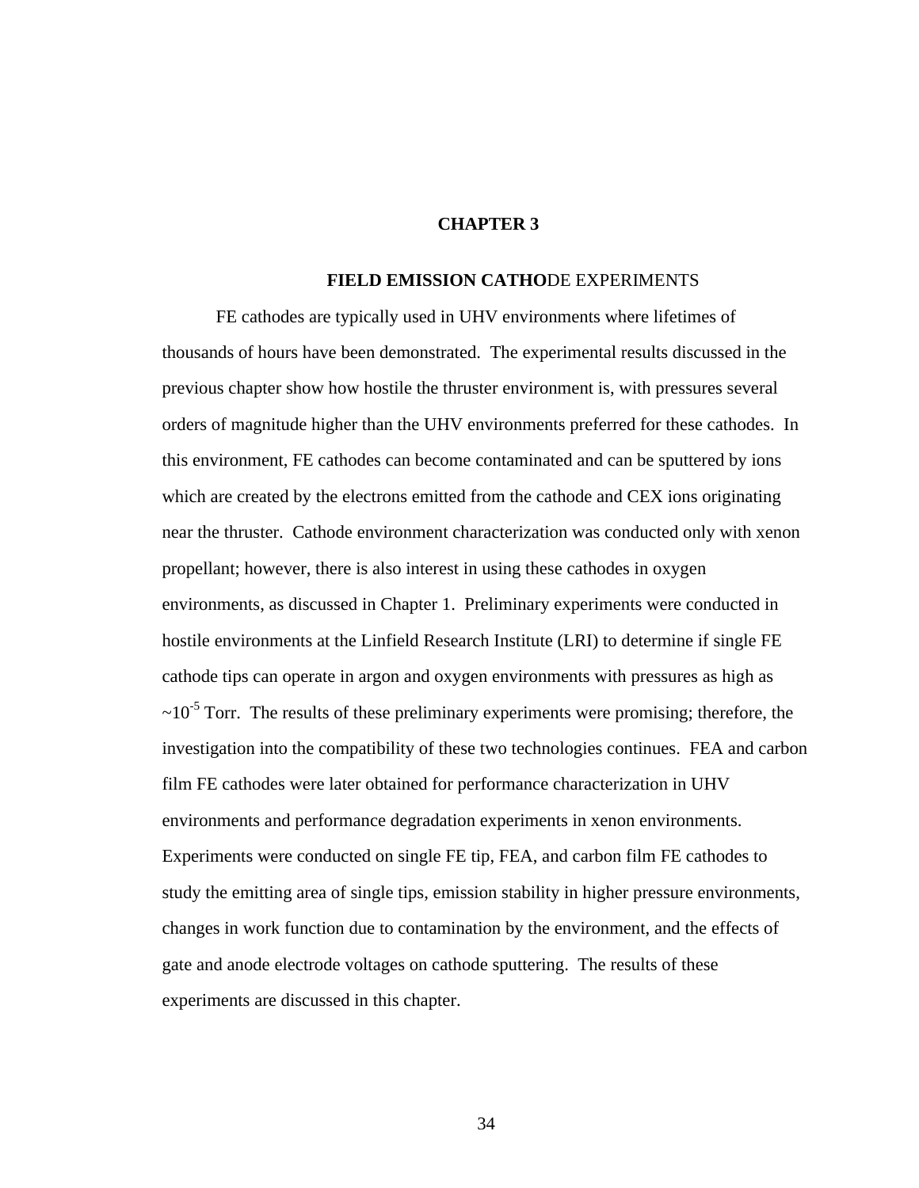# CHAPTER 3

## FIELD EMISSION CATHODE EXPERIMENTS

FE cathodes are typically used in UHV environments where lifetimes of thousands of hours have been demonstrated. The experimental results discussed in the previous chapter show how hostile the thruster environment is, with pressures several orders of magnitude higher than the UHV environments preferred for these cathodes. In this environment, FE cathodes can become contaminated and can be sputtered by ions which are created by the electrons emitted from the cathode and CEX ions originating near the thruster. Cathode environment characterization was conducted only with xenon propellant; however, there is also interest in using these cathodes in oxygen environments, as discussed in Chapter 1. Preliminary experiments were conducted in hostile environments at the Linfield Research Institute (LRI) to determine if single FE cathode tips can operate in argon and oxygen environments with pressures as high as $\sim 10^{-5}$ Torr. The results of these preliminary experiments were promising; therefore, the investigation into the compatibility of these two technologies continues. FEA and carbon film FE cathodes were later obtained for performance characterization in UHV environments and performance degradation experiments in xenon environments. Experiments were conducted on single FE tip, FEA, and carbon film FE cathodes to study the emitting area of single tips, emission stability in higher pressure environments, changes in work function due to contamination by the environment, and the effects of gate and anode electrode voltages on cathode sputtering. The results of these experiments are discussed in this chapter.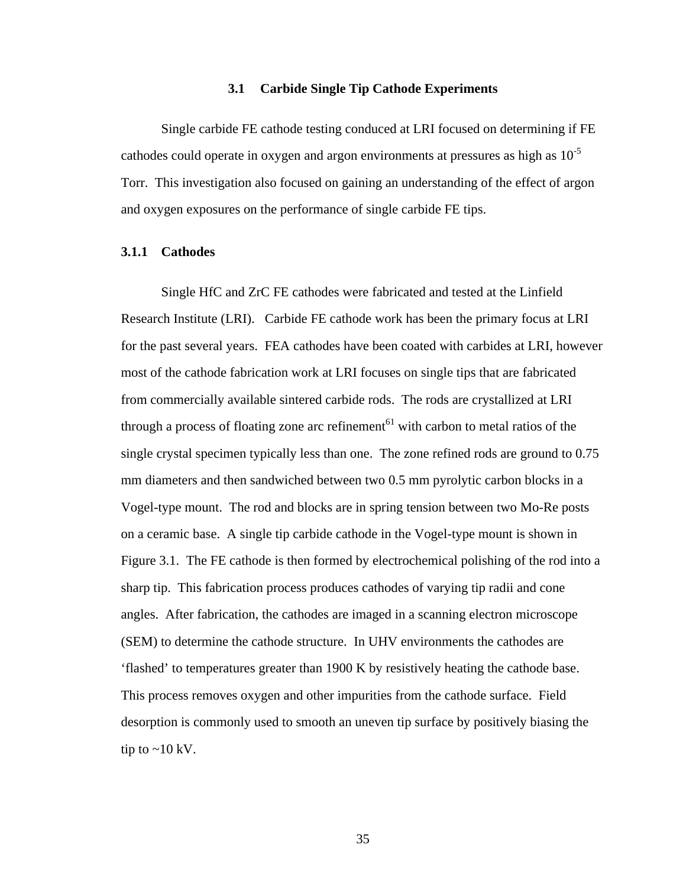## 3.1 Carbide Single Tip Cathode Experiments

Single carbide FE cathode testing conduced at LRI focused on determining if FE cathodes could operate in oxygen and argon environments at pressures as high as $10^{-5}$ Torr. This investigation also focused on gaining an understanding of the effect of argon and oxygen exposures on the performance of single carbide FE tips.

### 3.1.1 Cathodes

Single HfC and ZrC FE cathodes were fabricated and tested at the Linfield Research Institute (LRI). Carbide FE cathode work has been the primary focus at LRI for the past several years. FEA cathodes have been coated with carbides at LRI, however most of the cathode fabrication work at LRI focuses on single tips that are fabricated from commercially available sintered carbide rods. The rods are crystallized at LRI through a process of floating zone arc refinement[61] with carbon to metal ratios of the single crystal specimen typically less than one. The zone refined rods are ground to 0.75 mm diameters and then sandwiched between two 0.5 mm pyrolytic carbon blocks in a Vogel-type mount. The rod and blocks are in spring tension between two Mo-Re posts on a ceramic base. A single tip carbide cathode in the Vogel-type mount is shown in Figure 3.1. The FE cathode is then formed by electrochemical polishing of the rod into a sharp tip. This fabrication process produces cathodes of varying tip radii and cone angles. After fabrication, the cathodes are imaged in a scanning electron microscope (SEM) to determine the cathode structure. In UHV environments the cathodes are 'flashed' to temperatures greater than 1900 K by resistively heating the cathode base. This process removes oxygen and other impurities from the cathode surface. Field desorption is commonly used to smooth an uneven tip surface by positively biasing the tip to ~10 kV.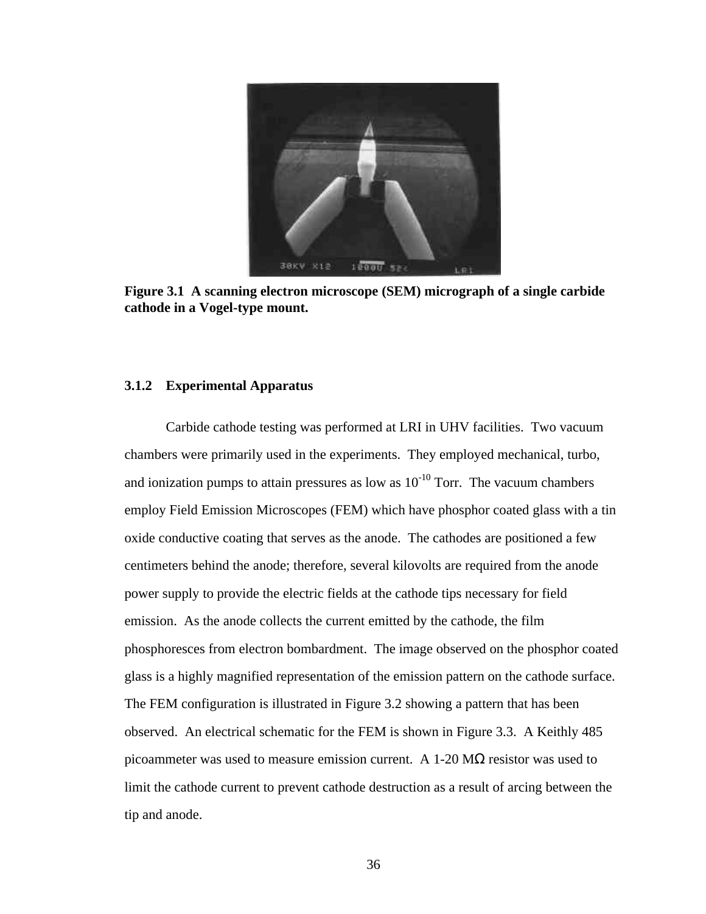**Figure 3.1 A scanning electron microscope (SEM) micrograph of a single carbide cathode in a Vogel-type mount.**

### 3.1.2 Experimental Apparatus

Carbide cathode testing was performed at LRI in UHV facilities. Two vacuum chambers were primarily used in the experiments. They employed mechanical, turbo, and ionization pumps to attain pressures as low as $10^{-10}$ Torr. The vacuum chambers employ Field Emission Microscopes (FEM) which have phosphor coated glass with a tin oxide conductive coating that serves as the anode. The cathodes are positioned a few centimeters behind the anode; therefore, several kilovolts are required from the anode power supply to provide the electric fields at the cathode tips necessary for field emission. As the anode collects the current emitted by the cathode, the film phosphoresces from electron bombardment. The image observed on the phosphor coated glass is a highly magnified representation of the emission pattern on the cathode surface. The FEM configuration is illustrated in Figure 3.2 showing a pattern that has been observed. An electrical schematic for the FEM is shown in Figure 3.3. A Keithly 485 picoammeter was used to measure emission current. A 1-20 MΩ resistor was used to limit the cathode current to prevent cathode destruction as a result of arcing between the tip and anode.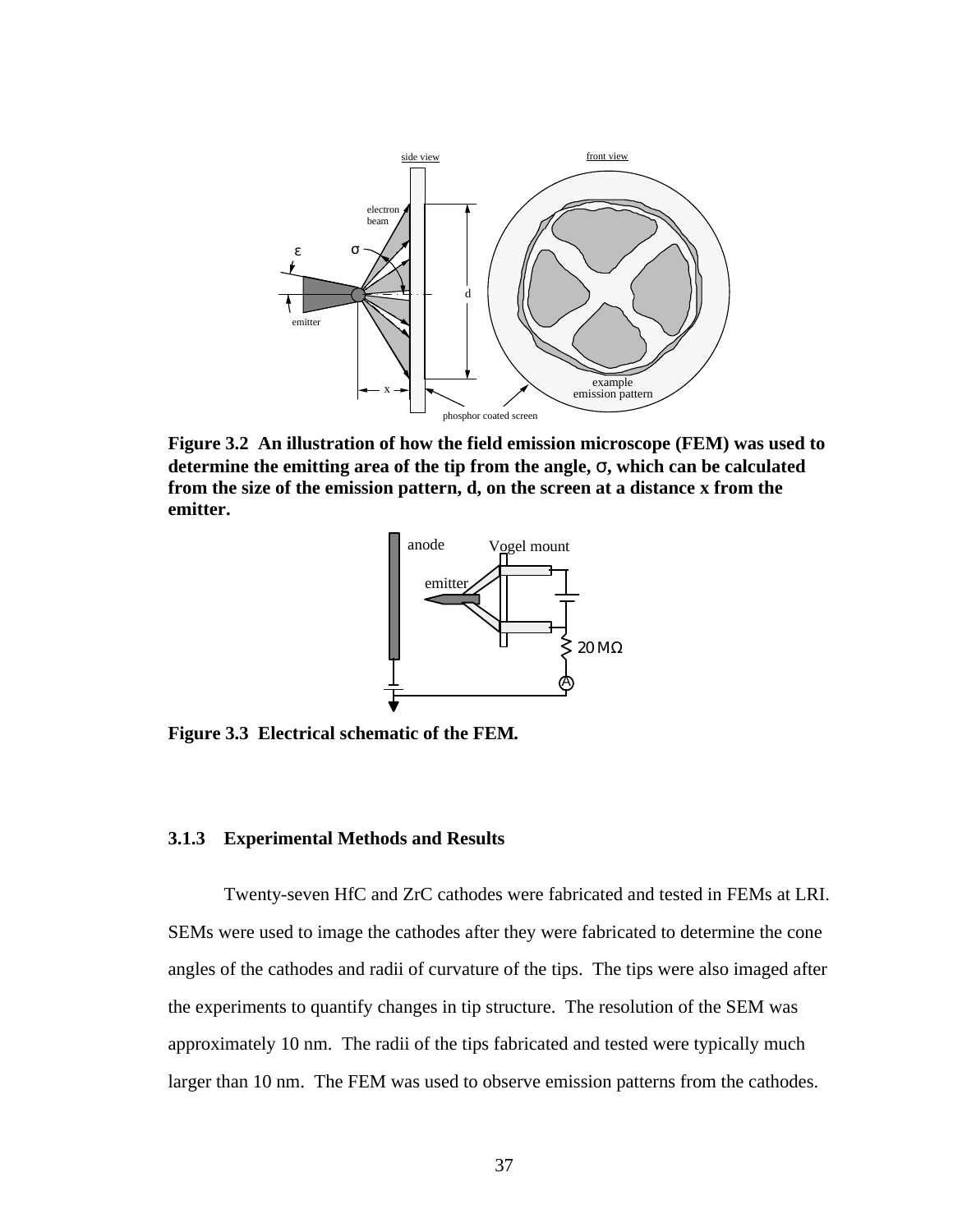**Figure 3.2 An illustration of how the field emission microscope (FEM) was used to determine the emitting area of the tip from the angle, σ, which can be calculated from the size of the emission pattern, d, on the screen at a distance x from the emitter.**

**Figure 3.3 Electrical schematic of the FEM.**

### 3.1.3 Experimental Methods and Results

Twenty-seven HfC and ZrC cathodes were fabricated and tested in FEMs at LRI. SEMs were used to image the cathodes after they were fabricated to determine the cone angles of the cathodes and radii of curvature of the tips. The tips were also imaged after the experiments to quantify changes in tip structure. The resolution of the SEM was approximately 10 nm. The radii of the tips fabricated and tested were typically much larger than 10 nm. The FEM was used to observe emission patterns from the cathodes.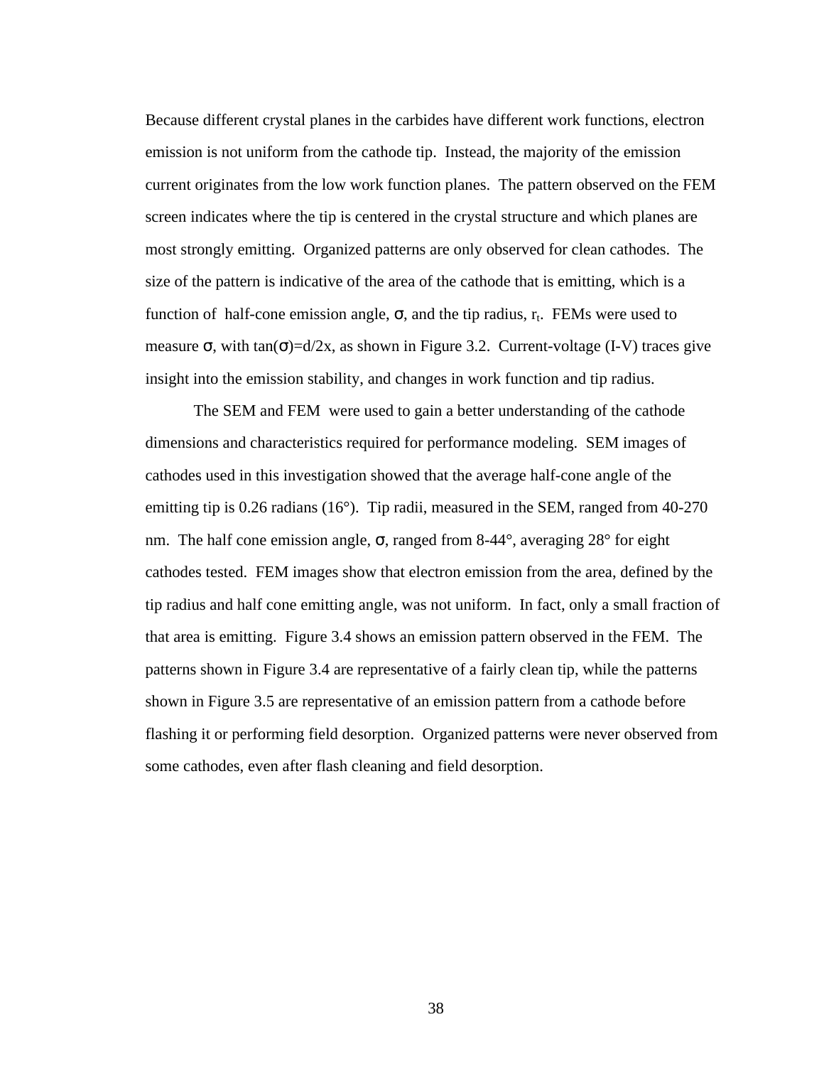Because different crystal planes in the carbides have different work functions, electron emission is not uniform from the cathode tip. Instead, the majority of the emission current originates from the low work function planes. The pattern observed on the FEM screen indicates where the tip is centered in the crystal structure and which planes are most strongly emitting. Organized patterns are only observed for clean cathodes. The size of the pattern is indicative of the area of the cathode that is emitting, which is a function of half-cone emission angle, $\sigma$, and the tip radius, $r_t$. FEMs were used to measure $\sigma$, with $\tan(\sigma)=d/2x$, as shown in Figure 3.2. Current-voltage (I-V) traces give insight into the emission stability, and changes in work function and tip radius.

The SEM and FEM were used to gain a better understanding of the cathode dimensions and characteristics required for performance modeling. SEM images of cathodes used in this investigation showed that the average half-cone angle of the emitting tip is 0.26 radians (16°). Tip radii, measured in the SEM, ranged from 40-270 nm. The half cone emission angle, $\sigma$, ranged from 8-44°, averaging 28° for eight cathodes tested. FEM images show that electron emission from the area, defined by the tip radius and half cone emitting angle, was not uniform. In fact, only a small fraction of that area is emitting. Figure 3.4 shows an emission pattern observed in the FEM. The patterns shown in Figure 3.4 are representative of a fairly clean tip, while the patterns shown in Figure 3.5 are representative of an emission pattern from a cathode before flashing it or performing field desorption. Organized patterns were never observed from some cathodes, even after flash cleaning and field desorption.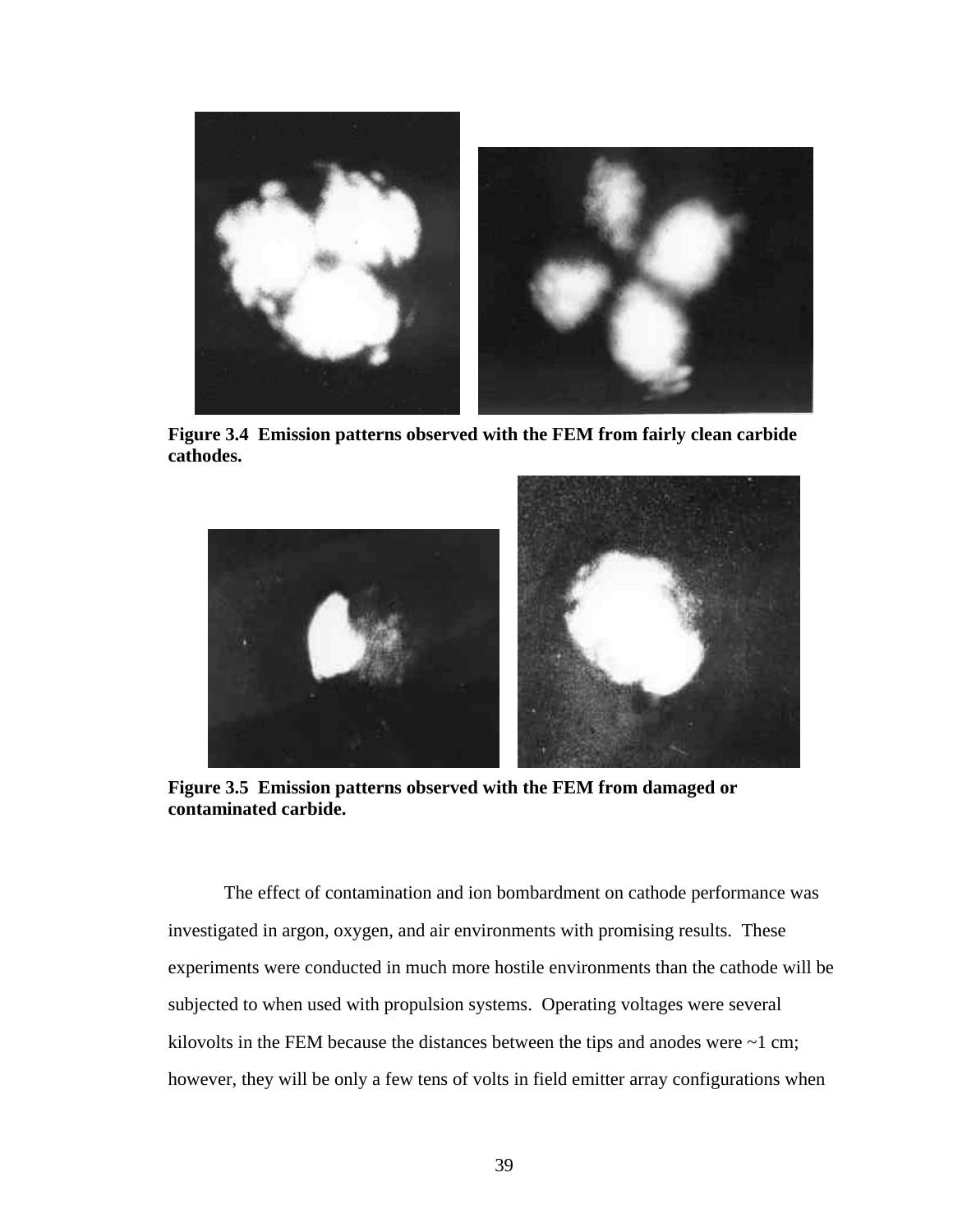**Figure 3.4 Emission patterns observed with the FEM from fairly clean carbide cathodes.**

**Figure 3.5 Emission patterns observed with the FEM from damaged or contaminated carbide.**

The effect of contamination and ion bombardment on cathode performance was investigated in argon, oxygen, and air environments with promising results. These experiments were conducted in much more hostile environments than the cathode will be subjected to when used with propulsion systems. Operating voltages were several kilovolts in the FEM because the distances between the tips and anodes were ~1 cm; however, they will be only a few tens of volts in field emitter array configurations when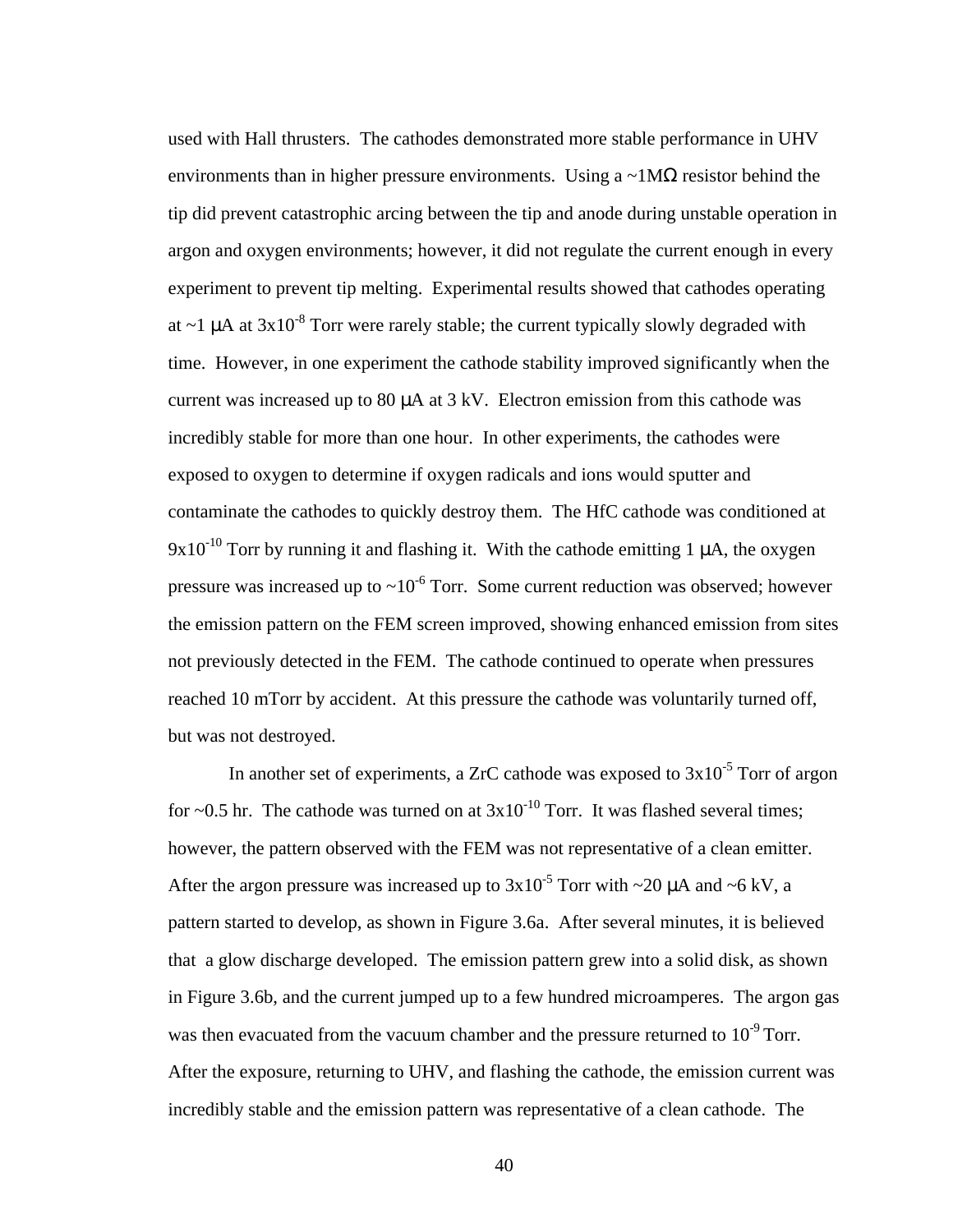used with Hall thrusters. The cathodes demonstrated more stable performance in UHV environments than in higher pressure environments. Using a ~1MΩ resistor behind the tip did prevent catastrophic arcing between the tip and anode during unstable operation in argon and oxygen environments; however, it did not regulate the current enough in every experiment to prevent tip melting. Experimental results showed that cathodes operating at ~1 μA at $3 \times 10^{-8}$ Torr were rarely stable; the current typically slowly degraded with time. However, in one experiment the cathode stability improved significantly when the current was increased up to 80 μA at 3 kV. Electron emission from this cathode was incredibly stable for more than one hour. In other experiments, the cathodes were exposed to oxygen to determine if oxygen radicals and ions would sputter and contaminate the cathodes to quickly destroy them. The HfC cathode was conditioned at $9 \times 10^{-10}$ Torr by running it and flashing it. With the cathode emitting 1 μA, the oxygen pressure was increased up to $\sim 10^{-6}$ Torr. Some current reduction was observed; however the emission pattern on the FEM screen improved, showing enhanced emission from sites not previously detected in the FEM. The cathode continued to operate when pressures reached 10 mTorr by accident. At this pressure the cathode was voluntarily turned off, but was not destroyed.

In another set of experiments, a ZrC cathode was exposed to $3 \times 10^{-5}$ Torr of argon for ~0.5 hr. The cathode was turned on at $3 \times 10^{-10}$ Torr. It was flashed several times; however, the pattern observed with the FEM was not representative of a clean emitter. After the argon pressure was increased up to $3 \times 10^{-5}$ Torr with ~20 μA and ~6 kV, a pattern started to develop, as shown in Figure 3.6a. After several minutes, it is believed that a glow discharge developed. The emission pattern grew into a solid disk, as shown in Figure 3.6b, and the current jumped up to a few hundred microamperes. The argon gas was then evacuated from the vacuum chamber and the pressure returned to $10^{-9}$ Torr. After the exposure, returning to UHV, and flashing the cathode, the emission current was incredibly stable and the emission pattern was representative of a clean cathode. The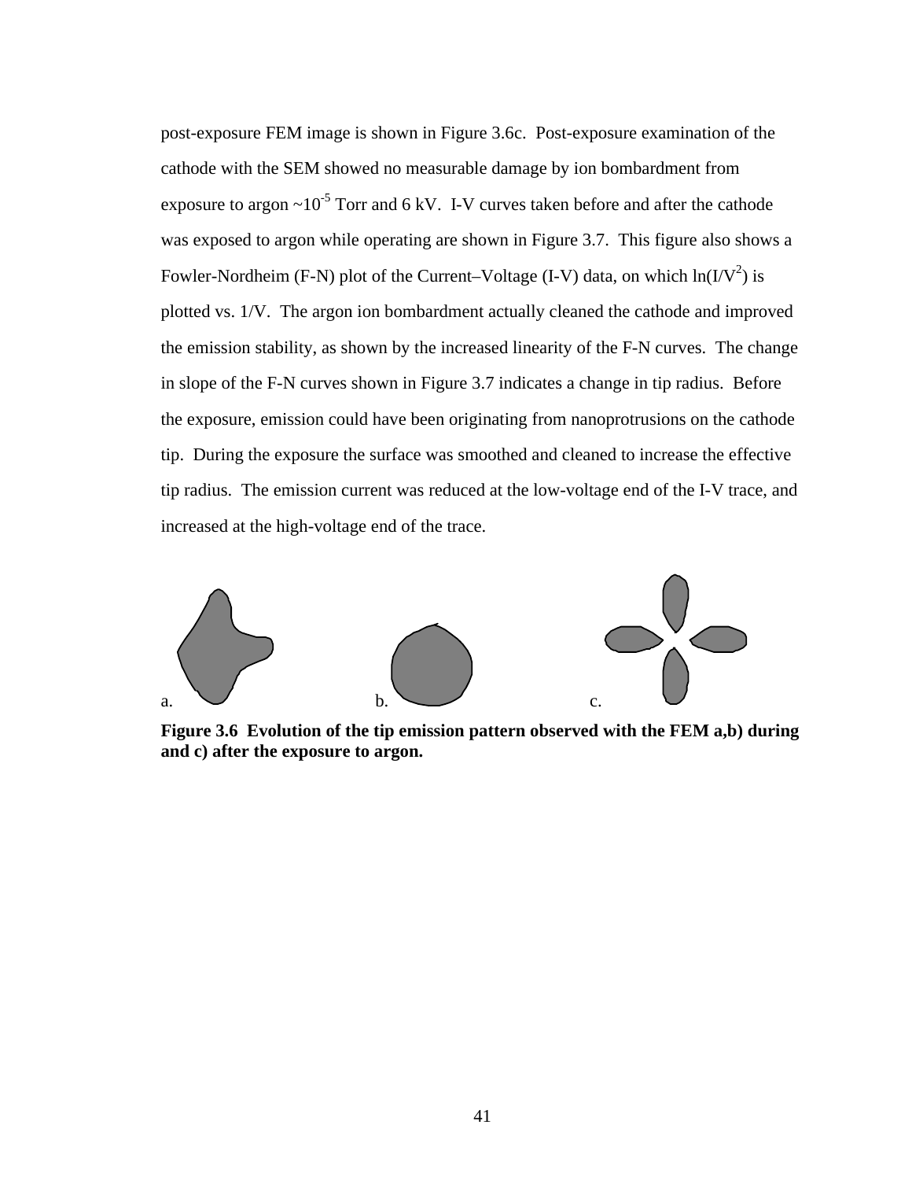post-exposure FEM image is shown in Figure 3.6c. Post-exposure examination of the cathode with the SEM showed no measurable damage by ion bombardment from exposure to argon ~$10^{-5}$ Torr and 6 kV. I-V curves taken before and after the cathode was exposed to argon while operating are shown in Figure 3.7. This figure also shows a Fowler-Nordheim (F-N) plot of the Current–Voltage (I-V) data, on which $\ln(I/V^2)$ is plotted vs. $1/V$. The argon ion bombardment actually cleaned the cathode and improved the emission stability, as shown by the increased linearity of the F-N curves. The change in slope of the F-N curves shown in Figure 3.7 indicates a change in tip radius. Before the exposure, emission could have been originating from nanoprotrusions on the cathode tip. During the exposure the surface was smoothed and cleaned to increase the effective tip radius. The emission current was reduced at the low-voltage end of the I-V trace, and increased at the high-voltage end of the trace.

a. b. c.

**Figure 3.6 Evolution of the tip emission pattern observed with the FEM a,b) during and c) after the exposure to argon.**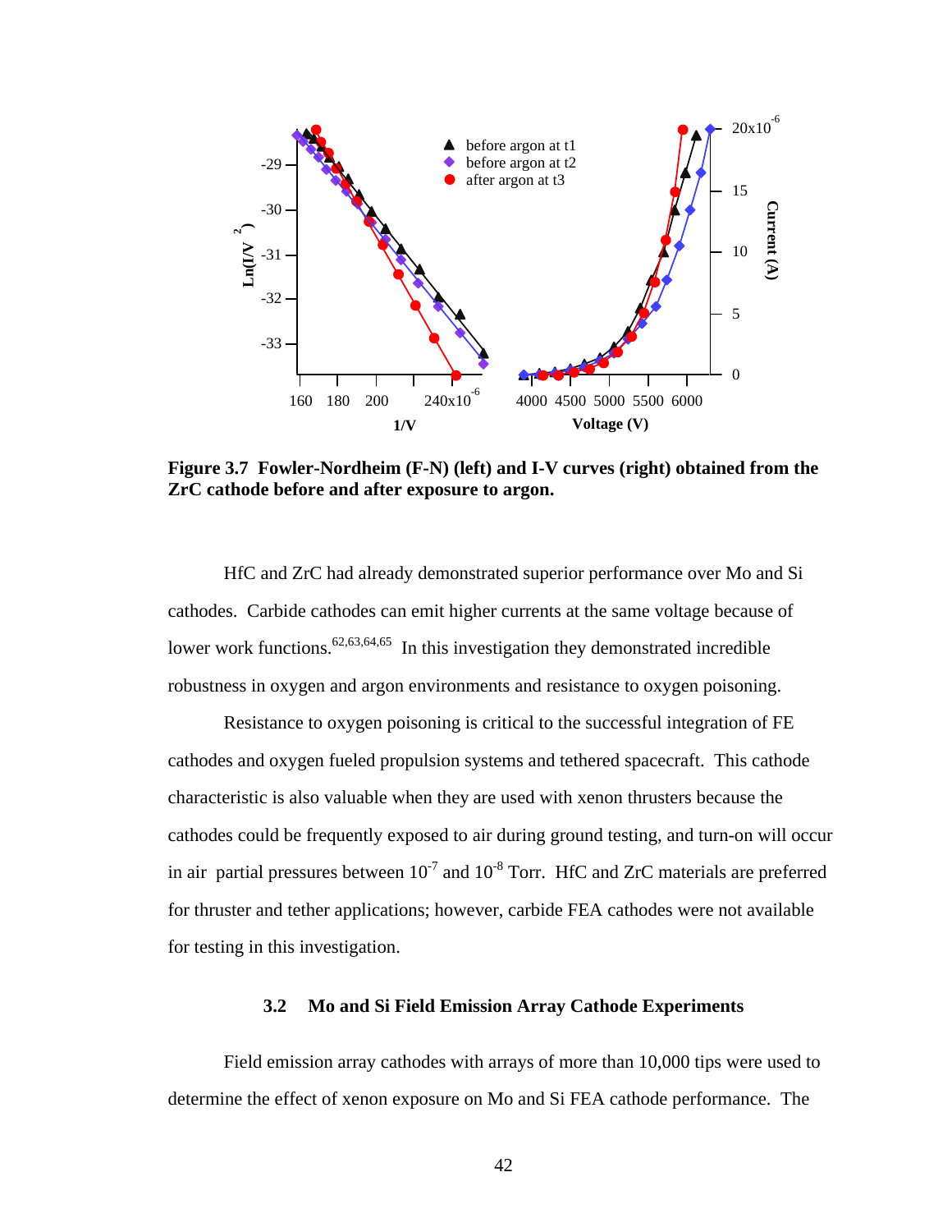**Figure 3.7 Fowler-Nordheim (F-N) (left) and I-V curves (right) obtained from the ZrC cathode before and after exposure to argon.**

HfC and ZrC had already demonstrated superior performance over Mo and Si cathodes. Carbide cathodes can emit higher currents at the same voltage because of lower work functions.[62,63,64,65] In this investigation they demonstrated incredible robustness in oxygen and argon environments and resistance to oxygen poisoning.

Resistance to oxygen poisoning is critical to the successful integration of FE cathodes and oxygen fueled propulsion systems and tethered spacecraft. This cathode characteristic is also valuable when they are used with xenon thrusters because the cathodes could be frequently exposed to air during ground testing, and turn-on will occur in air partial pressures between $10^{-7}$ and $10^{-8}$ Torr. HfC and ZrC materials are preferred for thruster and tether applications; however, carbide FEA cathodes were not available for testing in this investigation.

### 3.2 Mo and Si Field Emission Array Cathode Experiments

Field emission array cathodes with arrays of more than 10,000 tips were used to determine the effect of xenon exposure on Mo and Si FEA cathode performance. The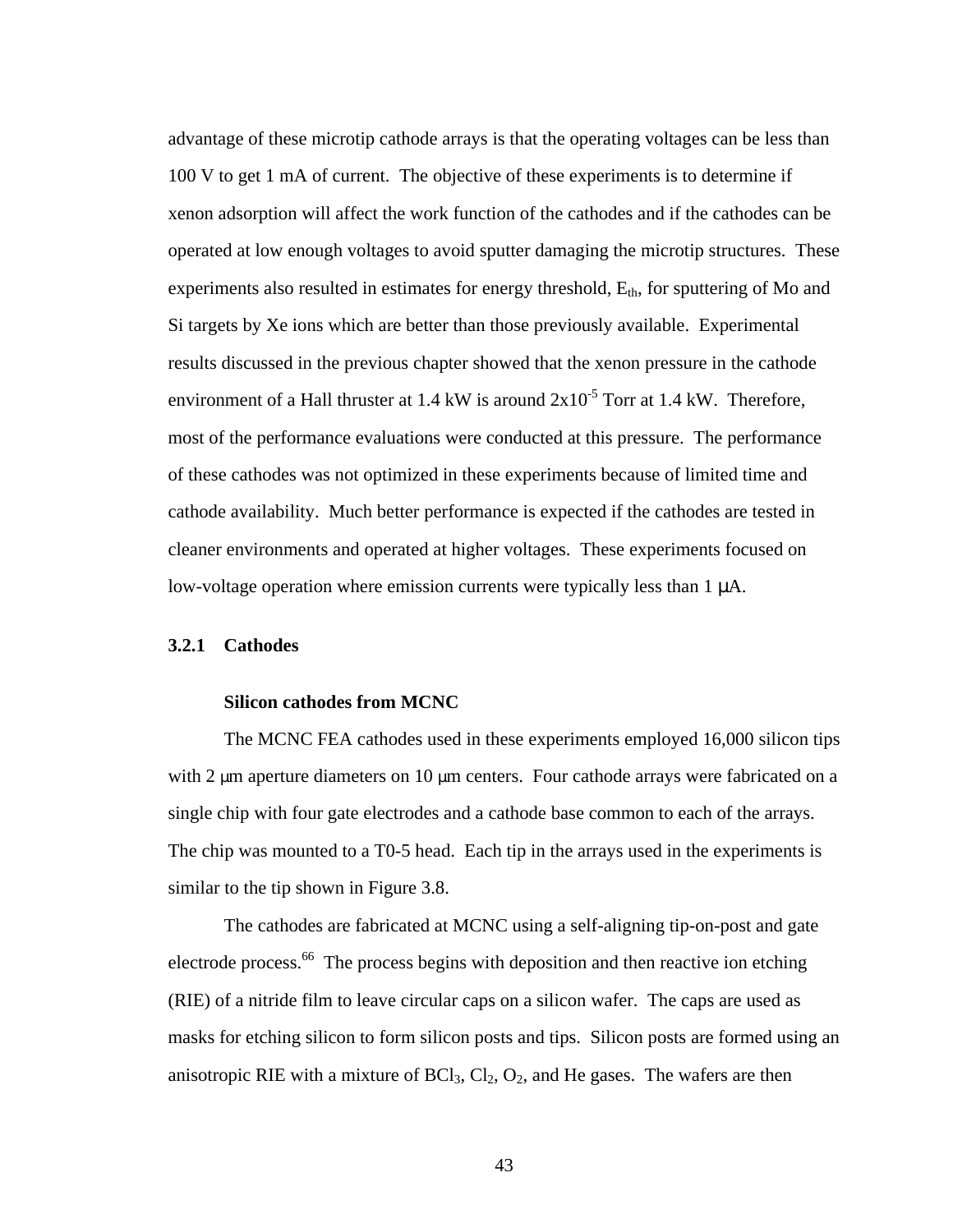advantage of these microtip cathode arrays is that the operating voltages can be less than 100 V to get 1 mA of current. The objective of these experiments is to determine if xenon adsorption will affect the work function of the cathodes and if the cathodes can be operated at low enough voltages to avoid sputter damaging the microtip structures. These experiments also resulted in estimates for energy threshold, $E_{th}$, for sputtering of Mo and Si targets by Xe ions which are better than those previously available. Experimental results discussed in the previous chapter showed that the xenon pressure in the cathode environment of a Hall thruster at 1.4 kW is around $2x10^{-5}$ Torr at 1.4 kW. Therefore, most of the performance evaluations were conducted at this pressure. The performance of these cathodes was not optimized in these experiments because of limited time and cathode availability. Much better performance is expected if the cathodes are tested in cleaner environments and operated at higher voltages. These experiments focused on low-voltage operation where emission currents were typically less than 1 μA.

### 3.2.1 Cathodes

**Silicon cathodes from MCNC**

The MCNC FEA cathodes used in these experiments employed 16,000 silicon tips with 2 μm aperture diameters on 10 μm centers. Four cathode arrays were fabricated on a single chip with four gate electrodes and a cathode base common to each of the arrays. The chip was mounted to a T0-5 head. Each tip in the arrays used in the experiments is similar to the tip shown in Figure 3.8.

The cathodes are fabricated at MCNC using a self-aligning tip-on-post and gate electrode process.[66] The process begins with deposition and then reactive ion etching (RIE) of a nitride film to leave circular caps on a silicon wafer. The caps are used as masks for etching silicon to form silicon posts and tips. Silicon posts are formed using an anisotropic RIE with a mixture of $BCl_3$, $Cl_2$, $O_2$, and He gases. The wafers are then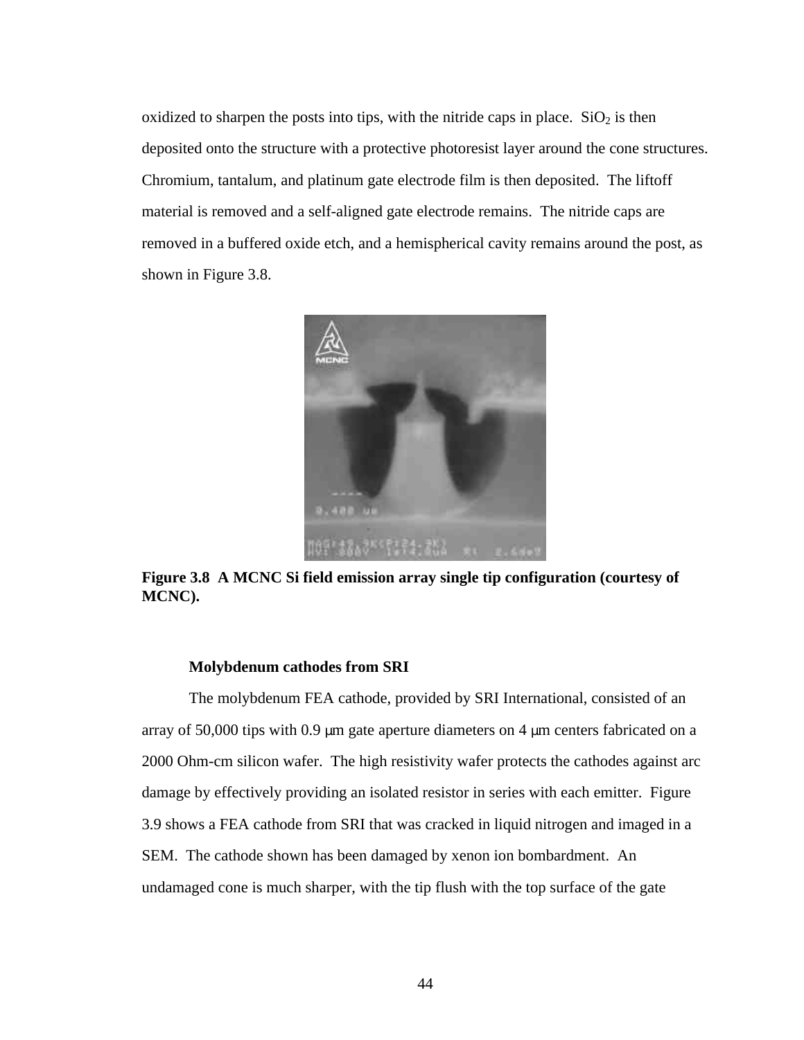oxidized to sharpen the posts into tips, with the nitride caps in place. $SiO_2$ is then deposited onto the structure with a protective photoresist layer around the cone structures. Chromium, tantalum, and platinum gate electrode film is then deposited. The liftoff material is removed and a self-aligned gate electrode remains. The nitride caps are removed in a buffered oxide etch, and a hemispherical cavity remains around the post, as shown in Figure 3.8.

**Figure 3.8 A MCNC Si field emission array single tip configuration (courtesy of MCNC).**

**Molybdenum cathodes from SRI**

The molybdenum FEA cathode, provided by SRI International, consisted of an array of 50,000 tips with 0.9 μm gate aperture diameters on 4 μm centers fabricated on a 2000 Ohm-cm silicon wafer. The high resistivity wafer protects the cathodes against arc damage by effectively providing an isolated resistor in series with each emitter. Figure 3.9 shows a FEA cathode from SRI that was cracked in liquid nitrogen and imaged in a SEM. The cathode shown has been damaged by xenon ion bombardment. An undamaged cone is much sharper, with the tip flush with the top surface of the gate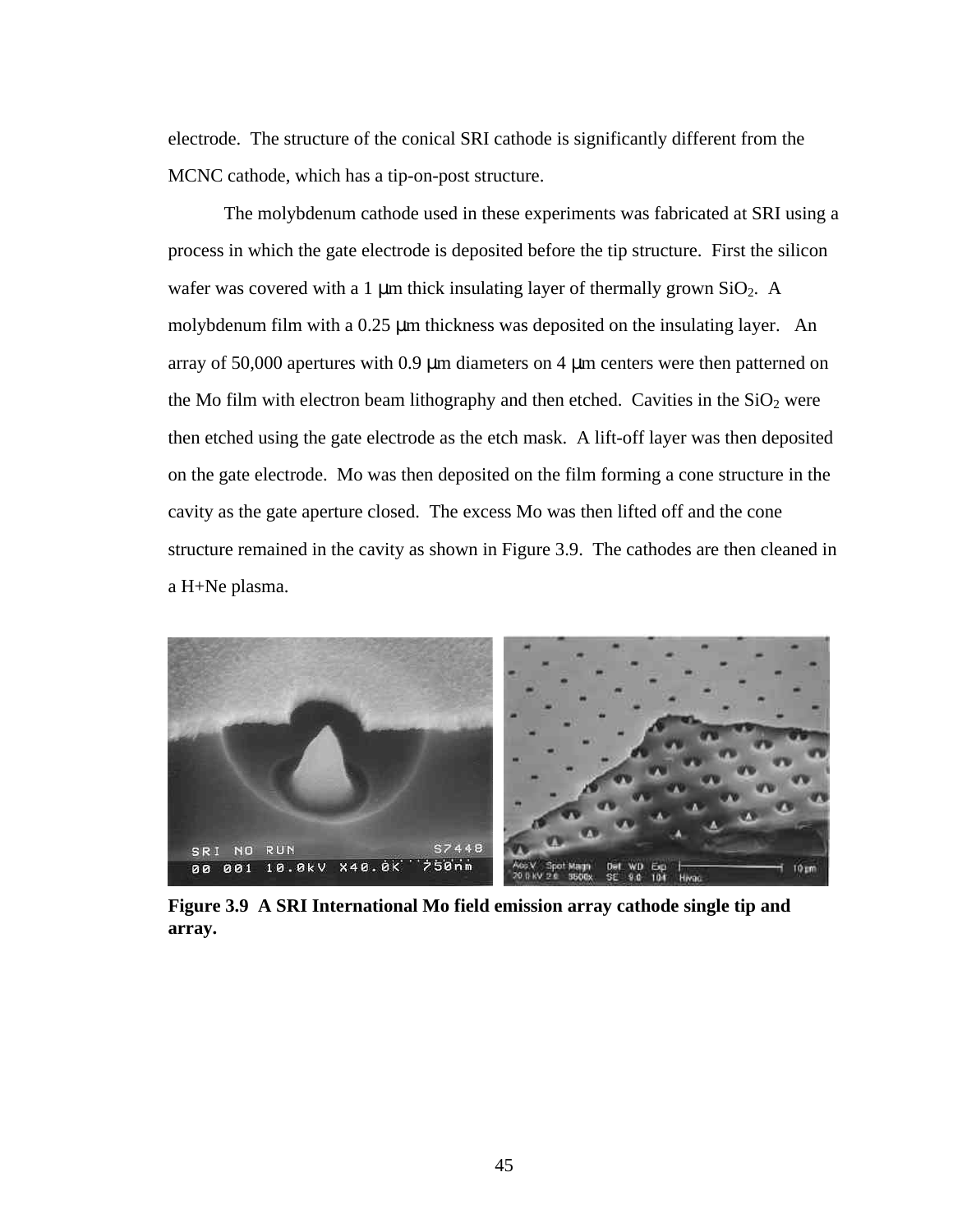electrode. The structure of the conical SRI cathode is significantly different from the MCNC cathode, which has a tip-on-post structure.

The molybdenum cathode used in these experiments was fabricated at SRI using a process in which the gate electrode is deposited before the tip structure. First the silicon wafer was covered with a 1 μm thick insulating layer of thermally grown $SiO_2$. A molybdenum film with a 0.25 μm thickness was deposited on the insulating layer. An array of 50,000 apertures with 0.9 μm diameters on 4 μm centers were then patterned on the Mo film with electron beam lithography and then etched. Cavities in the $SiO_2$ were then etched using the gate electrode as the etch mask. A lift-off layer was then deposited on the gate electrode. Mo was then deposited on the film forming a cone structure in the cavity as the gate aperture closed. The excess Mo was then lifted off and the cone structure remained in the cavity as shown in Figure 3.9. The cathodes are then cleaned in a H+Ne plasma.

**Figure 3.9 A SRI International Mo field emission array cathode single tip and array.**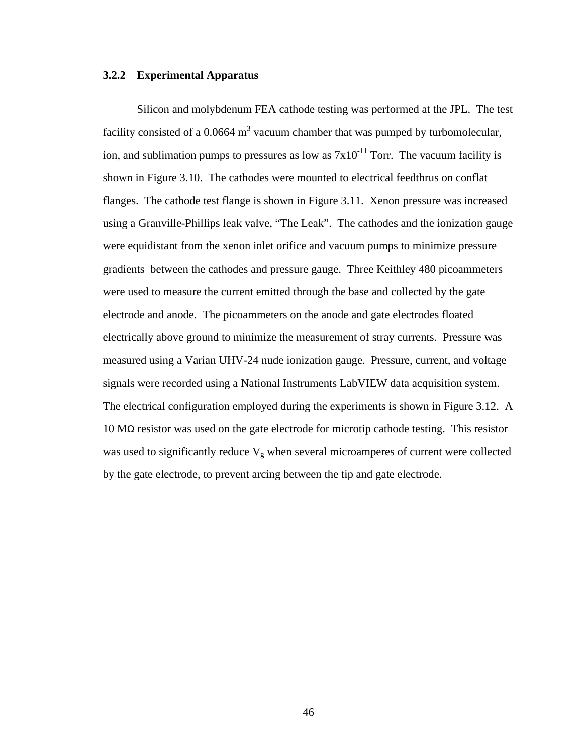### 3.2.2 Experimental Apparatus

Silicon and molybdenum FEA cathode testing was performed at the JPL. The test facility consisted of a 0.0664 $m^3$ vacuum chamber that was pumped by turbomolecular, ion, and sublimation pumps to pressures as low as $7x10^{-11}$ Torr. The vacuum facility is shown in Figure 3.10. The cathodes were mounted to electrical feedthrus on conflat flanges. The cathode test flange is shown in Figure 3.11. Xenon pressure was increased using a Granville-Phillips leak valve, "The Leak". The cathodes and the ionization gauge were equidistant from the xenon inlet orifice and vacuum pumps to minimize pressure gradients between the cathodes and pressure gauge. Three Keithley 480 picoammeters were used to measure the current emitted through the base and collected by the gate electrode and anode. The picoammeters on the anode and gate electrodes floated electrically above ground to minimize the measurement of stray currents. Pressure was measured using a Varian UHV-24 nude ionization gauge. Pressure, current, and voltage signals were recorded using a National Instruments LabVIEW data acquisition system. The electrical configuration employed during the experiments is shown in Figure 3.12. A 10 MΩ resistor was used on the gate electrode for microtip cathode testing. This resistor was used to significantly reduce $V_g$ when several microamperes of current were collected by the gate electrode, to prevent arcing between the tip and gate electrode.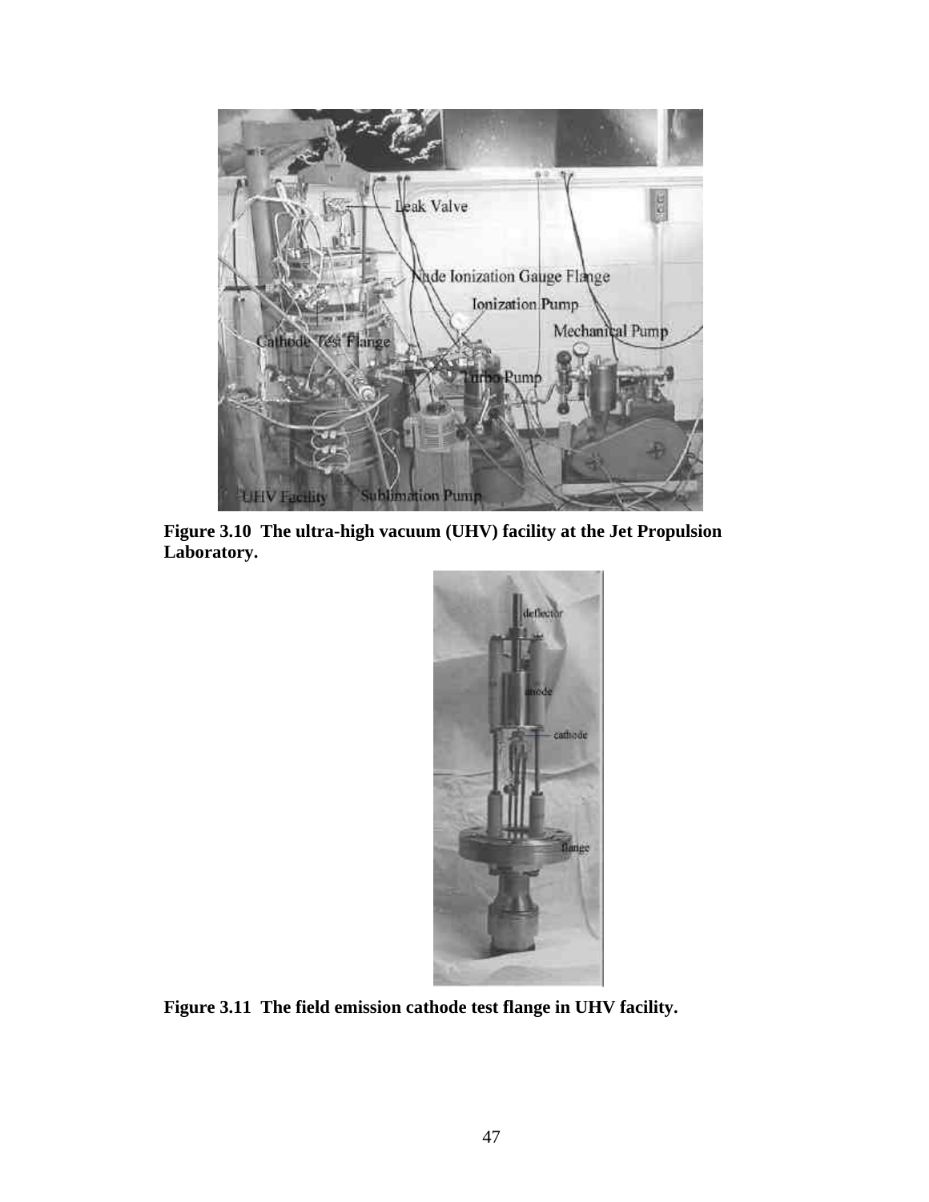**Figure 3.10 The ultra-high vacuum (UHV) facility at the Jet Propulsion Laboratory.**

**Figure 3.11 The field emission cathode test flange in UHV facility.**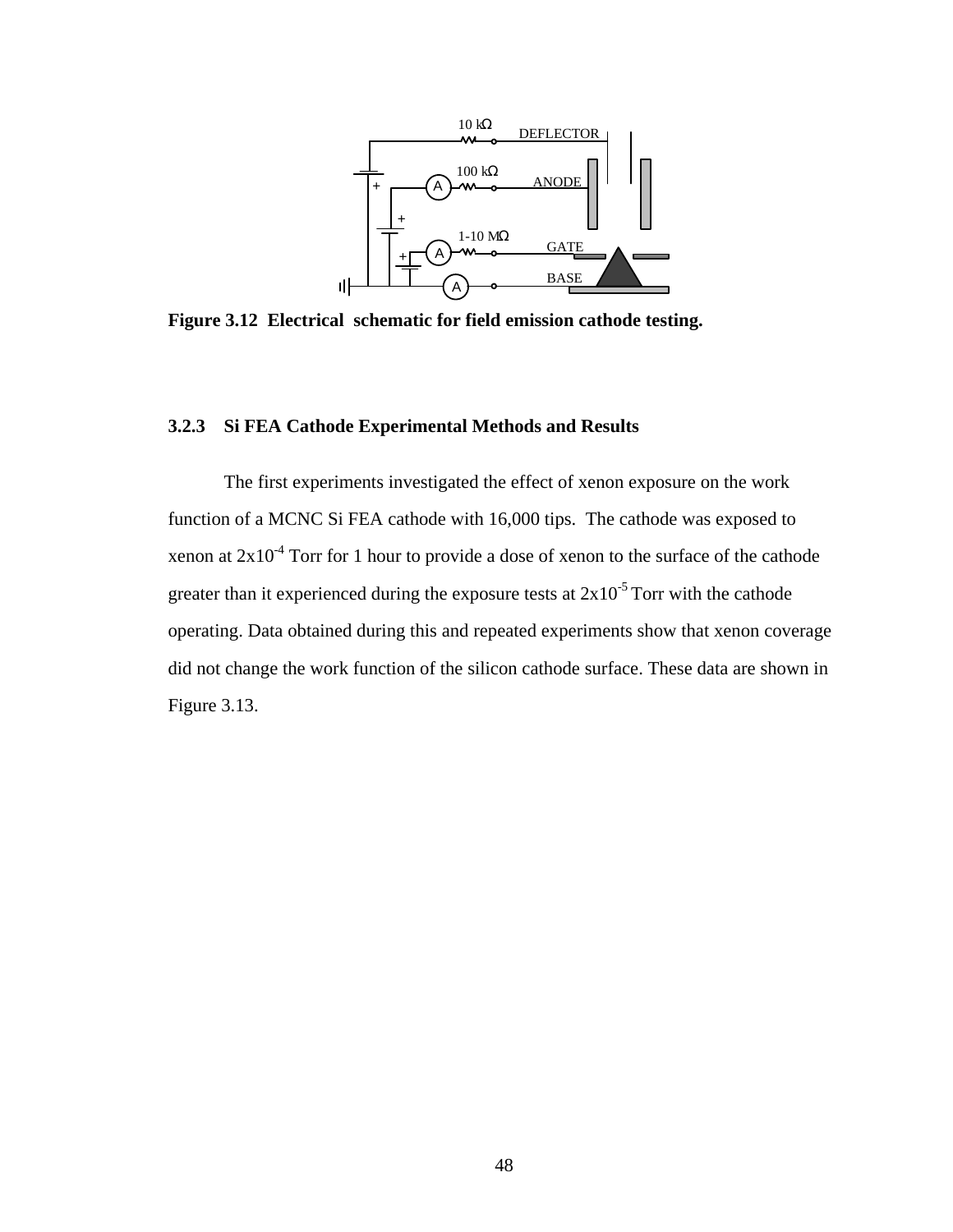**Figure 3.12 Electrical schematic for field emission cathode testing.**

### 3.2.3 Si FEA Cathode Experimental Methods and Results

The first experiments investigated the effect of xenon exposure on the work function of a MCNC Si FEA cathode with 16,000 tips. The cathode was exposed to xenon at $2x10^{-4}$ Torr for 1 hour to provide a dose of xenon to the surface of the cathode greater than it experienced during the exposure tests at $2x10^{-5}$ Torr with the cathode operating. Data obtained during this and repeated experiments show that xenon coverage did not change the work function of the silicon cathode surface. These data are shown in Figure 3.13.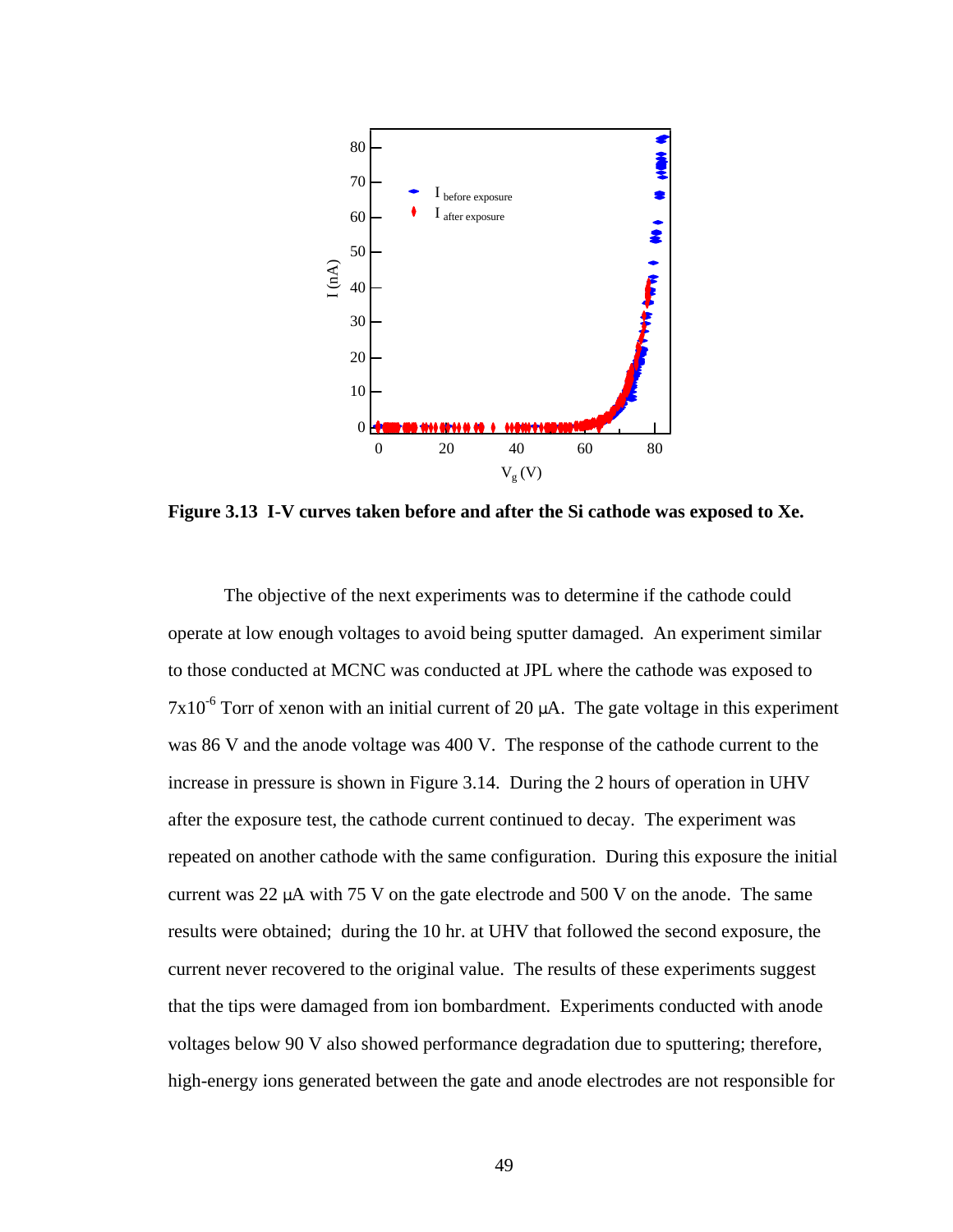**Figure 3.13 I-V curves taken before and after the Si cathode was exposed to Xe.**

The objective of the next experiments was to determine if the cathode could operate at low enough voltages to avoid being sputter damaged. An experiment similar to those conducted at MCNC was conducted at JPL where the cathode was exposed to $7 \times 10^{-6}$ Torr of xenon with an initial current of 20 μA. The gate voltage in this experiment was 86 V and the anode voltage was 400 V. The response of the cathode current to the increase in pressure is shown in Figure 3.14. During the 2 hours of operation in UHV after the exposure test, the cathode current continued to decay. The experiment was repeated on another cathode with the same configuration. During this exposure the initial current was 22 μA with 75 V on the gate electrode and 500 V on the anode. The same results were obtained; during the 10 hr. at UHV that followed the second exposure, the current never recovered to the original value. The results of these experiments suggest that the tips were damaged from ion bombardment. Experiments conducted with anode voltages below 90 V also showed performance degradation due to sputtering; therefore, high-energy ions generated between the gate and anode electrodes are not responsible for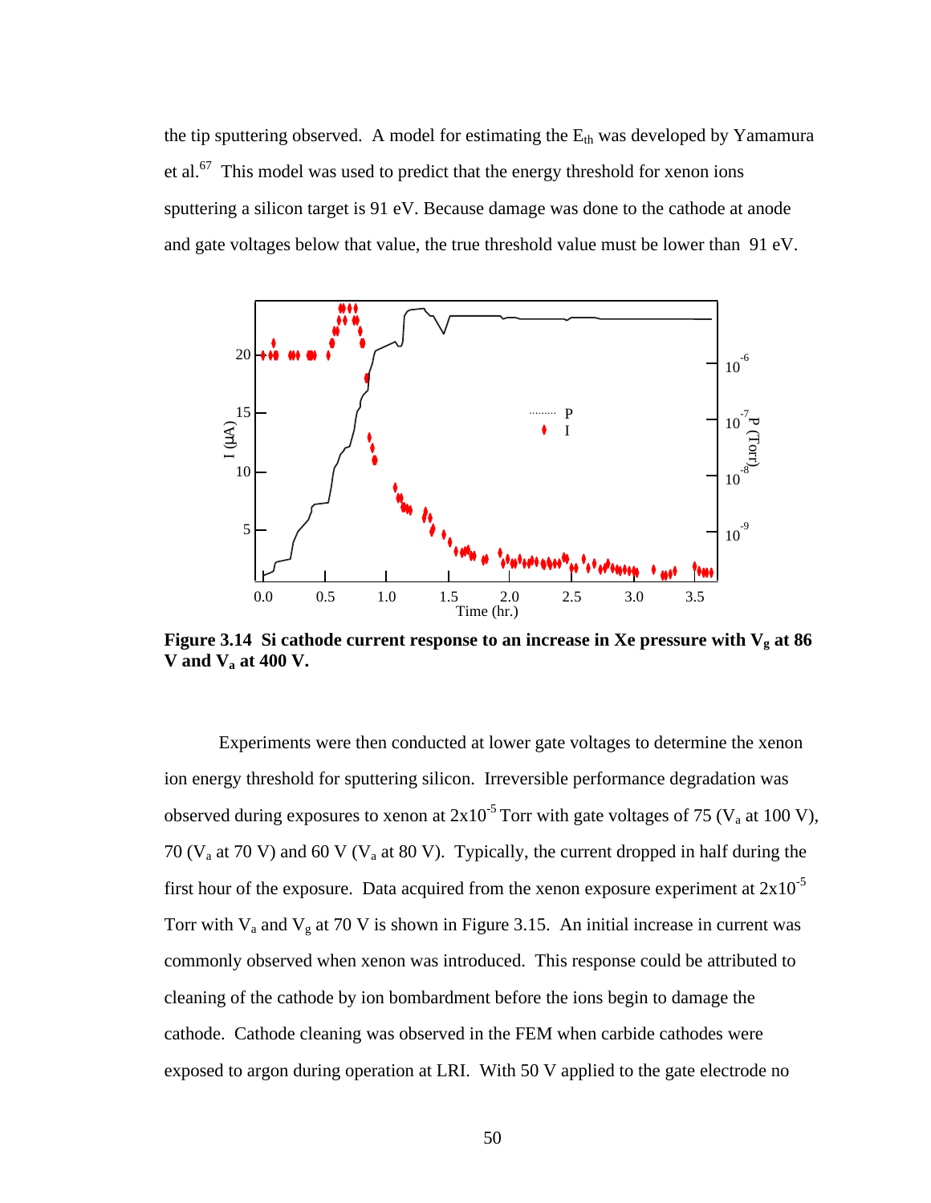the tip sputtering observed. A model for estimating the $E_{th}$ was developed by Yamamura et al.[67] This model was used to predict that the energy threshold for xenon ions sputtering a silicon target is 91 eV. Because damage was done to the cathode at anode and gate voltages below that value, the true threshold value must be lower than 91 eV.

**Figure 3.14 Si cathode current response to an increase in Xe pressure with $V_g$ at 86 V and $V_a$ at 400 V.**

Experiments were then conducted at lower gate voltages to determine the xenon ion energy threshold for sputtering silicon. Irreversible performance degradation was observed during exposures to xenon at $2 \times 10^{-5}$ Torr with gate voltages of 75 ($V_a$ at 100 V), 70 ($V_a$ at 70 V) and 60 V ($V_a$ at 80 V). Typically, the current dropped in half during the first hour of the exposure. Data acquired from the xenon exposure experiment at $2 \times 10^{-5}$ Torr with $V_a$ and $V_g$ at 70 V is shown in Figure 3.15. An initial increase in current was commonly observed when xenon was introduced. This response could be attributed to cleaning of the cathode by ion bombardment before the ions begin to damage the cathode. Cathode cleaning was observed in the FEM when carbide cathodes were exposed to argon during operation at LRI. With 50 V applied to the gate electrode no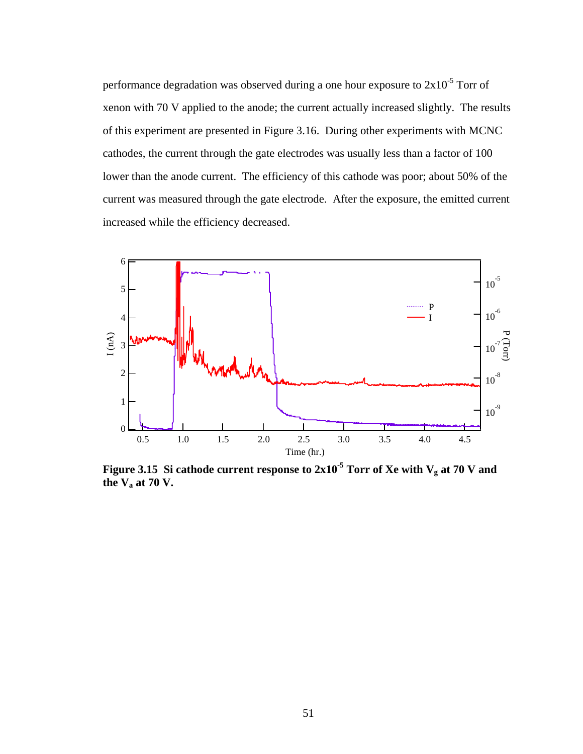performance degradation was observed during a one hour exposure to $2 \times 10^{-5}$ Torr of xenon with 70 V applied to the anode; the current actually increased slightly. The results of this experiment are presented in Figure 3.16. During other experiments with MCNC cathodes, the current through the gate electrodes was usually less than a factor of 100 lower than the anode current. The efficiency of this cathode was poor; about 50% of the current was measured through the gate electrode. After the exposure, the emitted current increased while the efficiency decreased.

**Figure 3.15 Si cathode current response to $2 \times 10^{-5}$ Torr of Xe with $V_g$ at 70 V and the $V_a$ at 70 V.**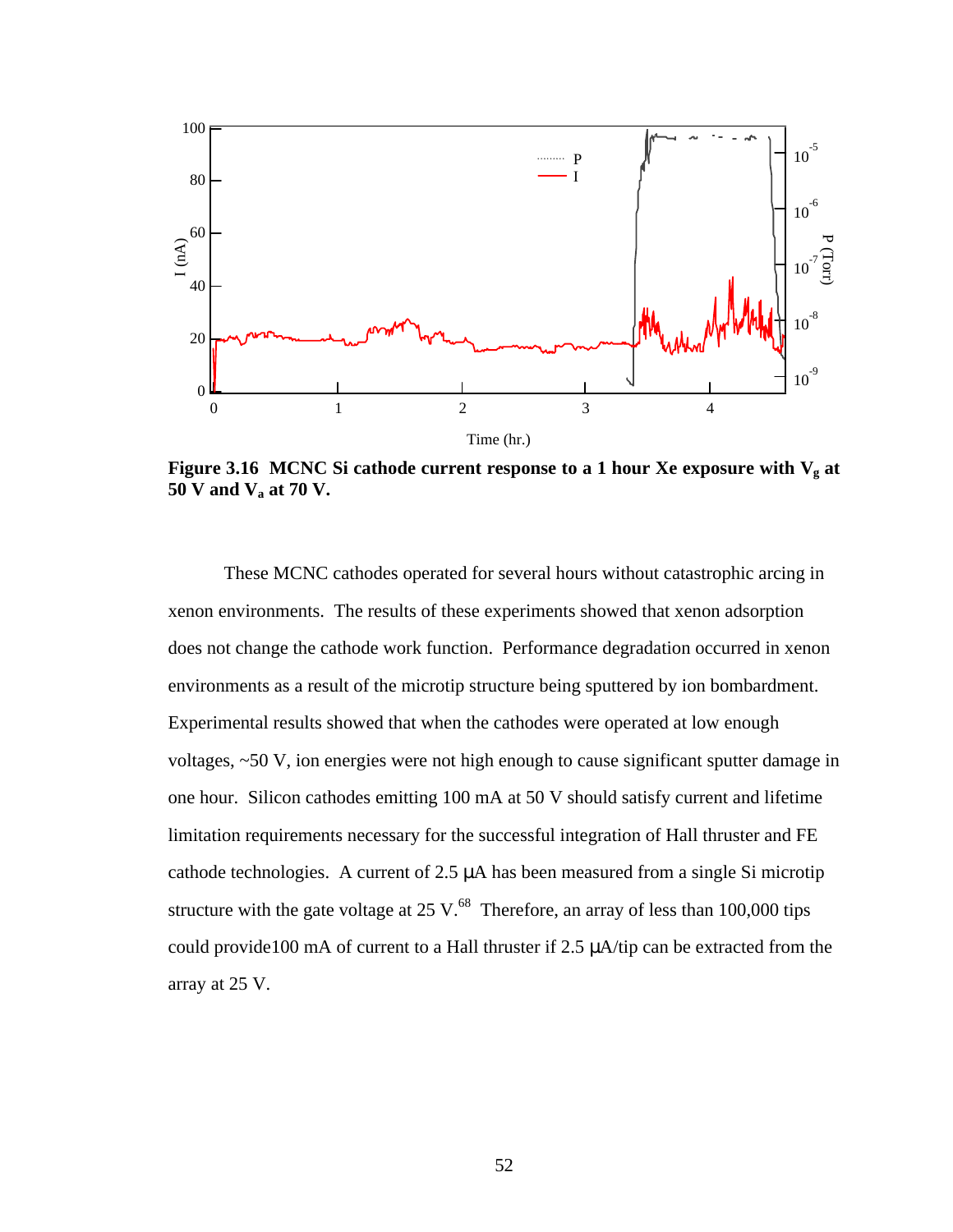**Figure 3.16 MCNC Si cathode current response to a 1 hour Xe exposure with $V_g$ at 50 V and $V_a$ at 70 V.**

These MCNC cathodes operated for several hours without catastrophic arcing in xenon environments. The results of these experiments showed that xenon adsorption does not change the cathode work function. Performance degradation occurred in xenon environments as a result of the microtip structure being sputtered by ion bombardment. Experimental results showed that when the cathodes were operated at low enough voltages, ~50 V, ion energies were not high enough to cause significant sputter damage in one hour. Silicon cathodes emitting 100 mA at 50 V should satisfy current and lifetime limitation requirements necessary for the successful integration of Hall thruster and FE cathode technologies. A current of 2.5 μA has been measured from a single Si microtip structure with the gate voltage at 25 V.[68] Therefore, an array of less than 100,000 tips could provide100 mA of current to a Hall thruster if 2.5 μA/tip can be extracted from the array at 25 V.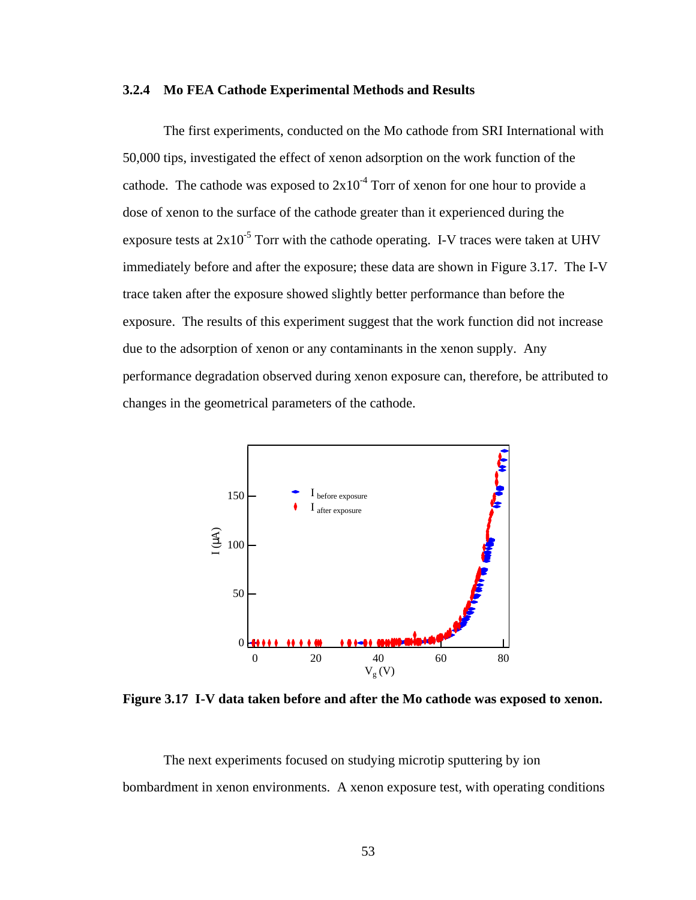### 3.2.4 Mo FEA Cathode Experimental Methods and Results

The first experiments, conducted on the Mo cathode from SRI International with 50,000 tips, investigated the effect of xenon adsorption on the work function of the cathode. The cathode was exposed to $2 \times 10^{-4}$ Torr of xenon for one hour to provide a dose of xenon to the surface of the cathode greater than it experienced during the exposure tests at $2 \times 10^{-5}$ Torr with the cathode operating. I-V traces were taken at UHV immediately before and after the exposure; these data are shown in Figure 3.17. The I-V trace taken after the exposure showed slightly better performance than before the exposure. The results of this experiment suggest that the work function did not increase due to the adsorption of xenon or any contaminants in the xenon supply. Any performance degradation observed during xenon exposure can, therefore, be attributed to changes in the geometrical parameters of the cathode.

**Figure 3.17 I-V data taken before and after the Mo cathode was exposed to xenon.**

The next experiments focused on studying microtip sputtering by ion bombardment in xenon environments. A xenon exposure test, with operating conditions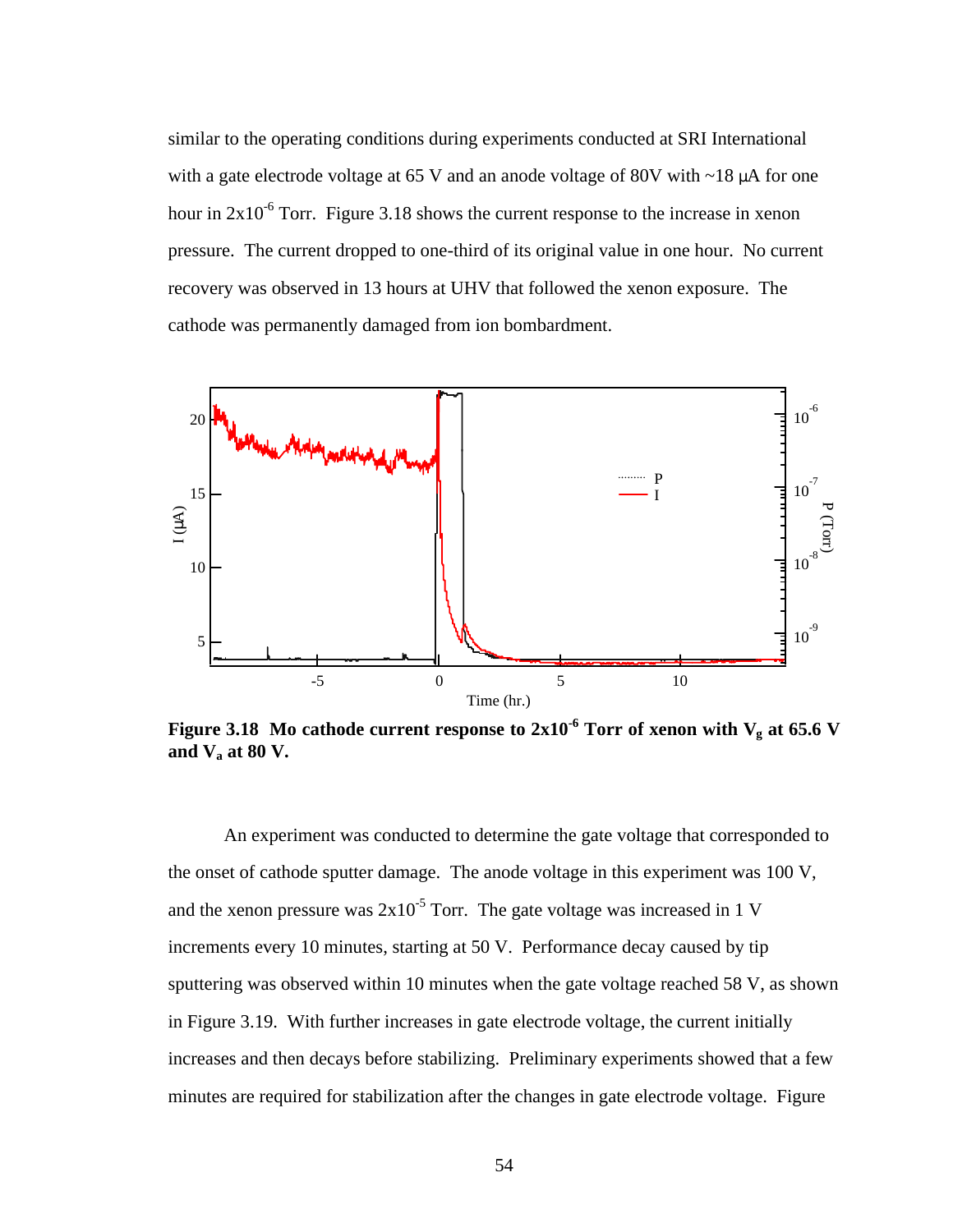similar to the operating conditions during experiments conducted at SRI International with a gate electrode voltage at 65 V and an anode voltage of 80V with ~18 μA for one hour in $2 \times 10^{-6}$ Torr. Figure 3.18 shows the current response to the increase in xenon pressure. The current dropped to one-third of its original value in one hour. No current recovery was observed in 13 hours at UHV that followed the xenon exposure. The cathode was permanently damaged from ion bombardment.

**Figure 3.18 Mo cathode current response to $2 \times 10^{-6}$ Torr of xenon with $V_g$ at 65.6 V and $V_a$ at 80 V.**

An experiment was conducted to determine the gate voltage that corresponded to the onset of cathode sputter damage. The anode voltage in this experiment was 100 V, and the xenon pressure was $2 \times 10^{-5}$ Torr. The gate voltage was increased in 1 V increments every 10 minutes, starting at 50 V. Performance decay caused by tip sputtering was observed within 10 minutes when the gate voltage reached 58 V, as shown in Figure 3.19. With further increases in gate electrode voltage, the current initially increases and then decays before stabilizing. Preliminary experiments showed that a few minutes are required for stabilization after the changes in gate electrode voltage. Figure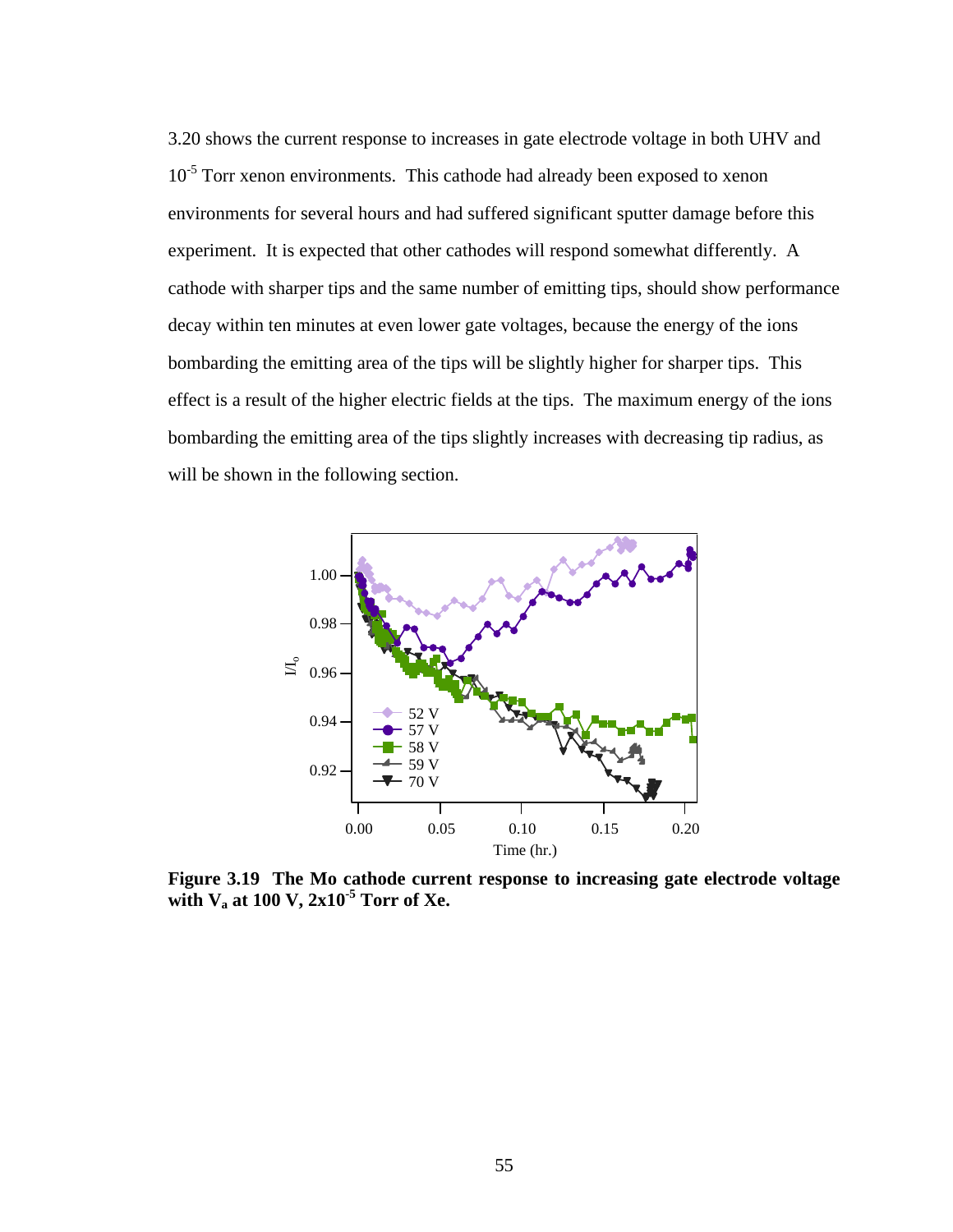3.20 shows the current response to increases in gate electrode voltage in both UHV and $10^{-5}$ Torr xenon environments. This cathode had already been exposed to xenon environments for several hours and had suffered significant sputter damage before this experiment. It is expected that other cathodes will respond somewhat differently. A cathode with sharper tips and the same number of emitting tips, should show performance decay within ten minutes at even lower gate voltages, because the energy of the ions bombarding the emitting area of the tips will be slightly higher for sharper tips. This effect is a result of the higher electric fields at the tips. The maximum energy of the ions bombarding the emitting area of the tips slightly increases with decreasing tip radius, as will be shown in the following section.

**Figure 3.19 The Mo cathode current response to increasing gate electrode voltage with $V_a$ at 100 V, $2\times10^{-5}$ Torr of Xe.**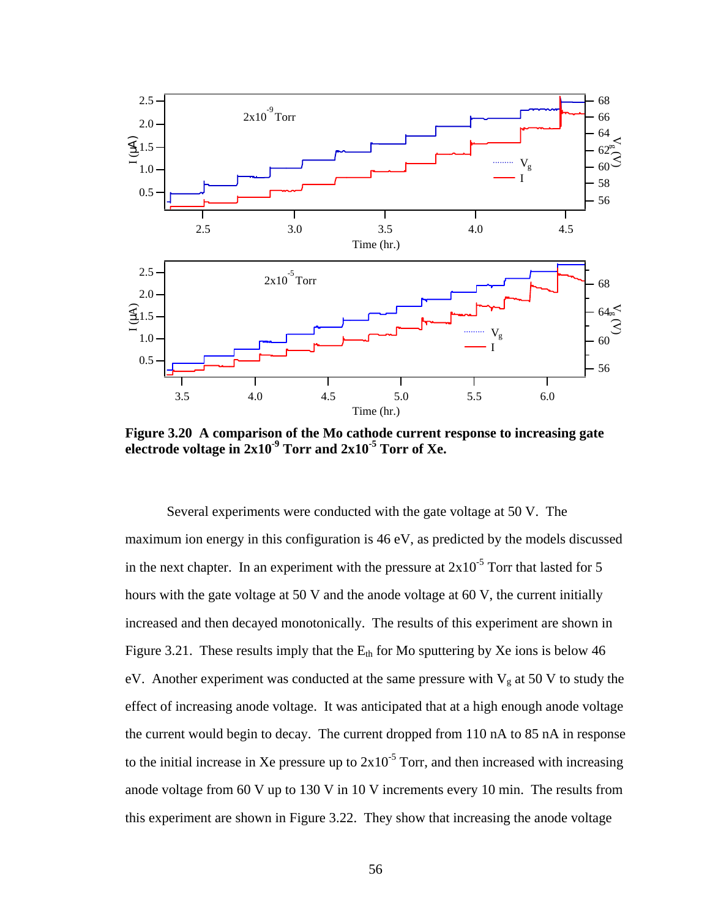**Figure 3.20 A comparison of the Mo cathode current response to increasing gate electrode voltage in $2x10^{-9}$ Torr and $2x10^{-5}$ Torr of Xe.**

Several experiments were conducted with the gate voltage at 50 V. The maximum ion energy in this configuration is 46 eV, as predicted by the models discussed in the next chapter. In an experiment with the pressure at $2x10^{-5}$ Torr that lasted for 5 hours with the gate voltage at 50 V and the anode voltage at 60 V, the current initially increased and then decayed monotonically. The results of this experiment are shown in Figure 3.21. These results imply that the $E_{th}$ for Mo sputtering by Xe ions is below 46 eV. Another experiment was conducted at the same pressure with $V_g$ at 50 V to study the effect of increasing anode voltage. It was anticipated that at a high enough anode voltage the current would begin to decay. The current dropped from 110 nA to 85 nA in response to the initial increase in Xe pressure up to $2x10^{-5}$ Torr, and then increased with increasing anode voltage from 60 V up to 130 V in 10 V increments every 10 min. The results from this experiment are shown in Figure 3.22. They show that increasing the anode voltage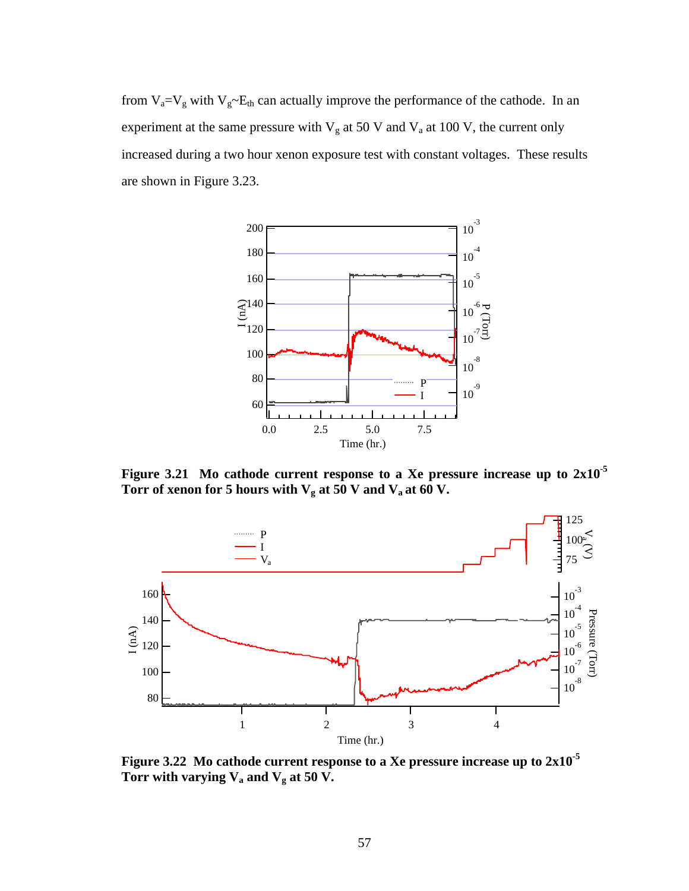from $V_a = V_g$ with $V_g \sim E_{th}$ can actually improve the performance of the cathode. In an experiment at the same pressure with $V_g$ at 50 V and $V_a$ at 100 V, the current only increased during a two hour xenon exposure test with constant voltages. These results are shown in Figure 3.23.

**Figure 3.21 Mo cathode current response to a Xe pressure increase up to $2 \times 10^{-5}$ Torr of xenon for 5 hours with $V_g$ at 50 V and $V_a$ at 60 V.**

**Figure 3.22 Mo cathode current response to a Xe pressure increase up to $2 \times 10^{-5}$ Torr with varying $V_a$ and $V_g$ at 50 V.**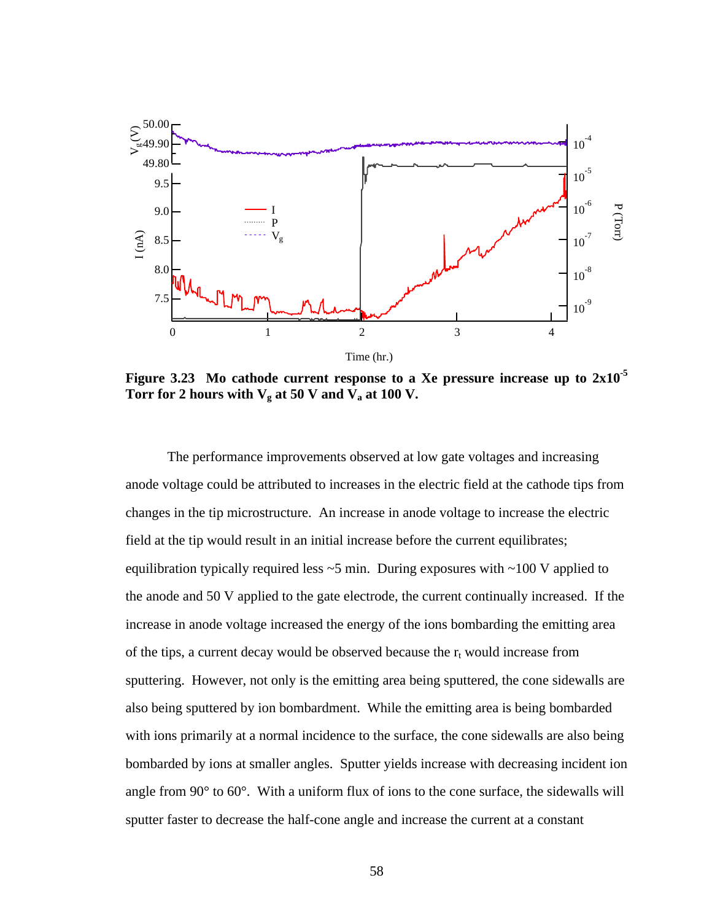**Figure 3.23 Mo cathode current response to a Xe pressure increase up to 2x10$^{-5}$ Torr for 2 hours with $V_g$ at 50 V and $V_a$ at 100 V.**

The performance improvements observed at low gate voltages and increasing anode voltage could be attributed to increases in the electric field at the cathode tips from changes in the tip microstructure. An increase in anode voltage to increase the electric field at the tip would result in an initial increase before the current equilibrates; equilibration typically required less ~5 min. During exposures with ~100 V applied to the anode and 50 V applied to the gate electrode, the current continually increased. If the increase in anode voltage increased the energy of the ions bombarding the emitting area of the tips, a current decay would be observed because the $r_t$ would increase from sputtering. However, not only is the emitting area being sputtered, the cone sidewalls are also being sputtered by ion bombardment. While the emitting area is being bombarded with ions primarily at a normal incidence to the surface, the cone sidewalls are also being bombarded by ions at smaller angles. Sputter yields increase with decreasing incident ion angle from 90° to 60°. With a uniform flux of ions to the cone surface, the sidewalls will sputter faster to decrease the half-cone angle and increase the current at a constant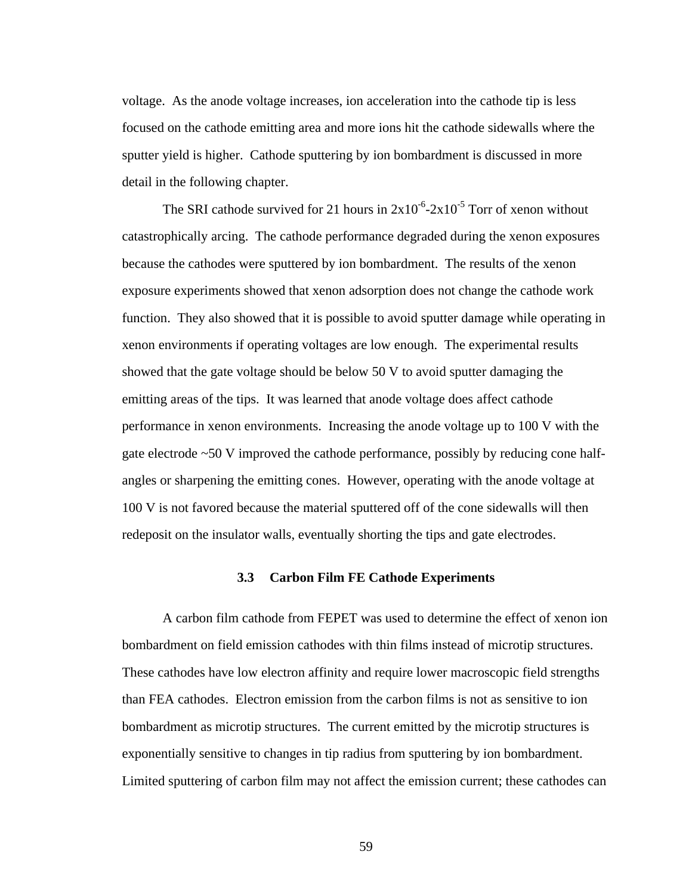voltage. As the anode voltage increases, ion acceleration into the cathode tip is less focused on the cathode emitting area and more ions hit the cathode sidewalls where the sputter yield is higher. Cathode sputtering by ion bombardment is discussed in more detail in the following chapter.

The SRI cathode survived for 21 hours in $2\text{x}10^{-6}$-$2\text{x}10^{-5}$ Torr of xenon without catastrophically arcing. The cathode performance degraded during the xenon exposures because the cathodes were sputtered by ion bombardment. The results of the xenon exposure experiments showed that xenon adsorption does not change the cathode work function. They also showed that it is possible to avoid sputter damage while operating in xenon environments if operating voltages are low enough. The experimental results showed that the gate voltage should be below 50 V to avoid sputter damaging the emitting areas of the tips. It was learned that anode voltage does affect cathode performance in xenon environments. Increasing the anode voltage up to 100 V with the gate electrode ~50 V improved the cathode performance, possibly by reducing cone half-angles or sharpening the emitting cones. However, operating with the anode voltage at 100 V is not favored because the material sputtered off of the cone sidewalls will then redeposit on the insulator walls, eventually shorting the tips and gate electrodes.

### 3.3 Carbon Film FE Cathode Experiments

A carbon film cathode from FEPET was used to determine the effect of xenon ion bombardment on field emission cathodes with thin films instead of microtip structures. These cathodes have low electron affinity and require lower macroscopic field strengths than FEA cathodes. Electron emission from the carbon films is not as sensitive to ion bombardment as microtip structures. The current emitted by the microtip structures is exponentially sensitive to changes in tip radius from sputtering by ion bombardment. Limited sputtering of carbon film may not affect the emission current; these cathodes can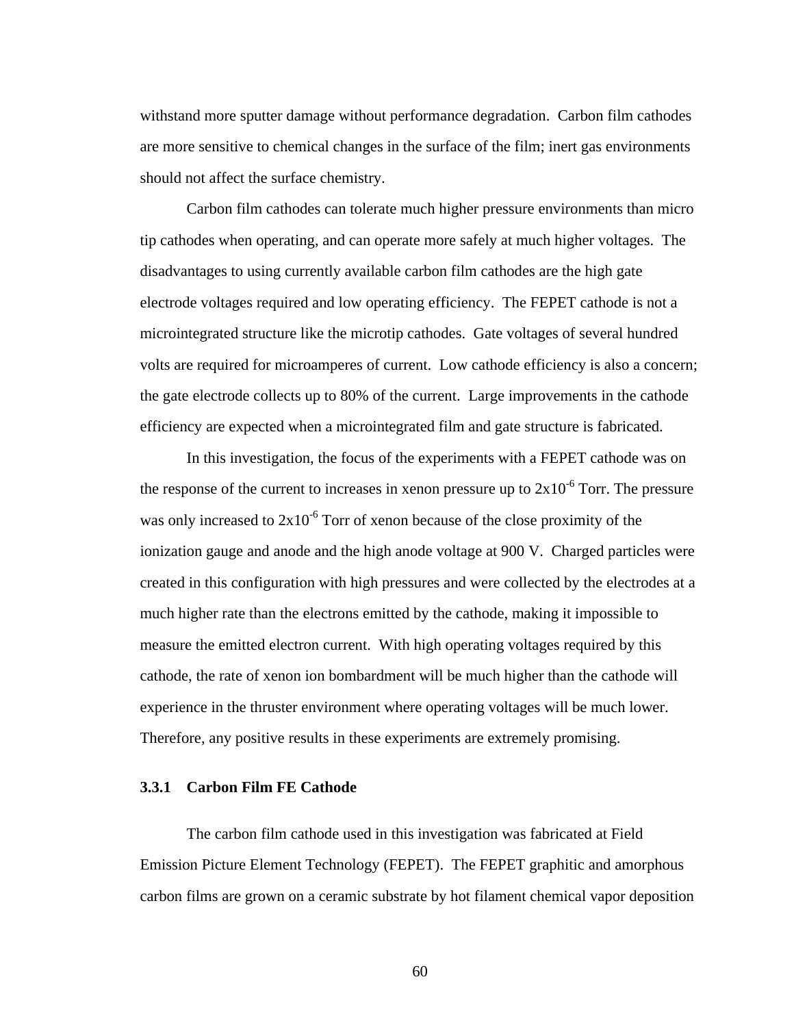withstand more sputter damage without performance degradation. Carbon film cathodes are more sensitive to chemical changes in the surface of the film; inert gas environments should not affect the surface chemistry.

Carbon film cathodes can tolerate much higher pressure environments than micro tip cathodes when operating, and can operate more safely at much higher voltages. The disadvantages to using currently available carbon film cathodes are the high gate electrode voltages required and low operating efficiency. The FEPET cathode is not a microintegrated structure like the microtip cathodes. Gate voltages of several hundred volts are required for microamperes of current. Low cathode efficiency is also a concern; the gate electrode collects up to 80% of the current. Large improvements in the cathode efficiency are expected when a microintegrated film and gate structure is fabricated.

In this investigation, the focus of the experiments with a FEPET cathode was on the response of the current to increases in xenon pressure up to $2x10^{-6}$ Torr. The pressure was only increased to $2x10^{-6}$ Torr of xenon because of the close proximity of the ionization gauge and anode and the high anode voltage at 900 V. Charged particles were created in this configuration with high pressures and were collected by the electrodes at a much higher rate than the electrons emitted by the cathode, making it impossible to measure the emitted electron current. With high operating voltages required by this cathode, the rate of xenon ion bombardment will be much higher than the cathode will experience in the thruster environment where operating voltages will be much lower. Therefore, any positive results in these experiments are extremely promising.

### 3.3.1 Carbon Film FE Cathode

The carbon film cathode used in this investigation was fabricated at Field Emission Picture Element Technology (FEPET). The FEPET graphitic and amorphous carbon films are grown on a ceramic substrate by hot filament chemical vapor deposition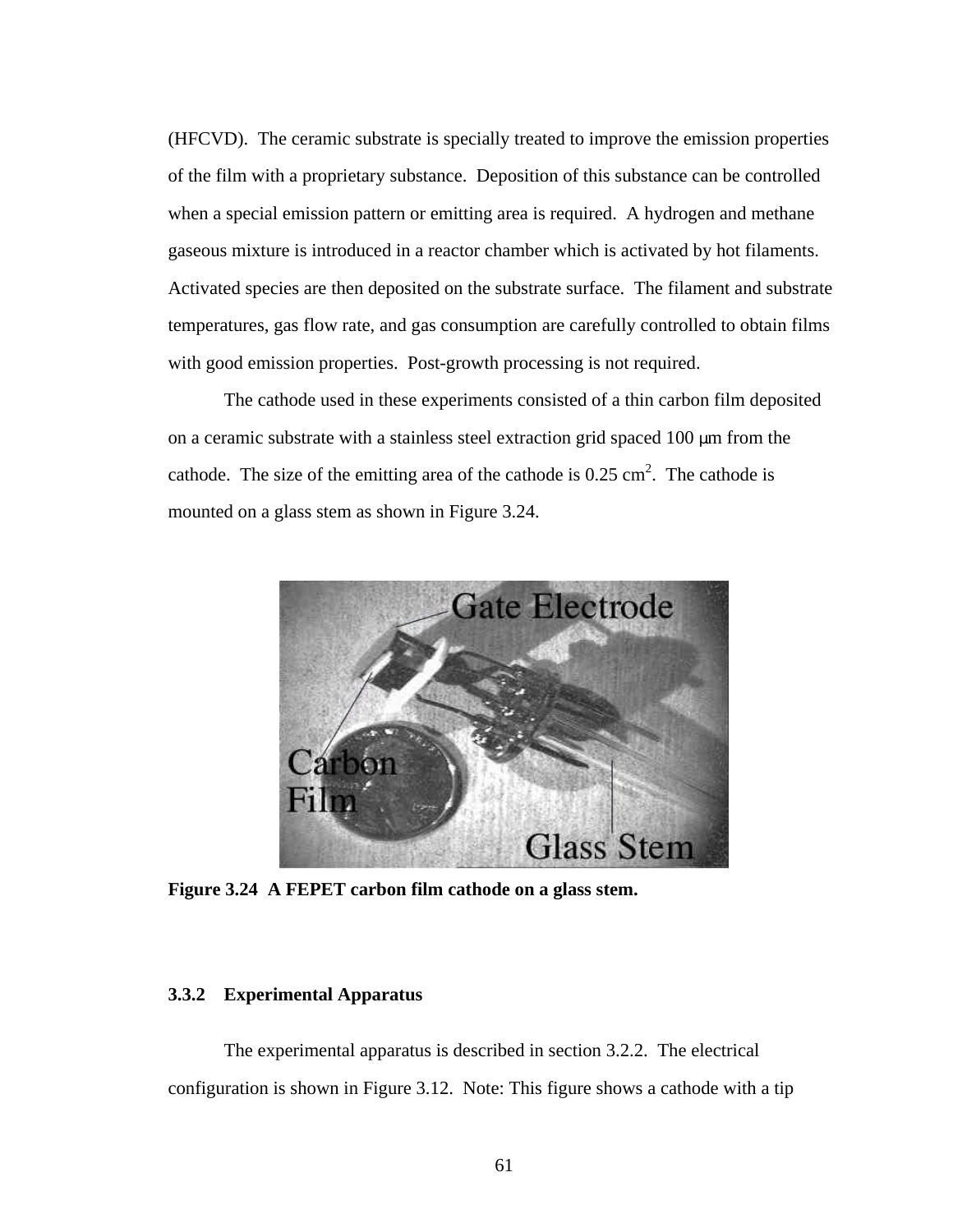(HFCVD). The ceramic substrate is specially treated to improve the emission properties of the film with a proprietary substance. Deposition of this substance can be controlled when a special emission pattern or emitting area is required. A hydrogen and methane gaseous mixture is introduced in a reactor chamber which is activated by hot filaments. Activated species are then deposited on the substrate surface. The filament and substrate temperatures, gas flow rate, and gas consumption are carefully controlled to obtain films with good emission properties. Post-growth processing is not required.

The cathode used in these experiments consisted of a thin carbon film deposited on a ceramic substrate with a stainless steel extraction grid spaced 100 μm from the cathode. The size of the emitting area of the cathode is 0.25 $cm^2$. The cathode is mounted on a glass stem as shown in Figure 3.24.

**Figure 3.24 A FEPET carbon film cathode on a glass stem.**

### 3.3.2 Experimental Apparatus

The experimental apparatus is described in section 3.2.2. The electrical configuration is shown in Figure 3.12. Note: This figure shows a cathode with a tip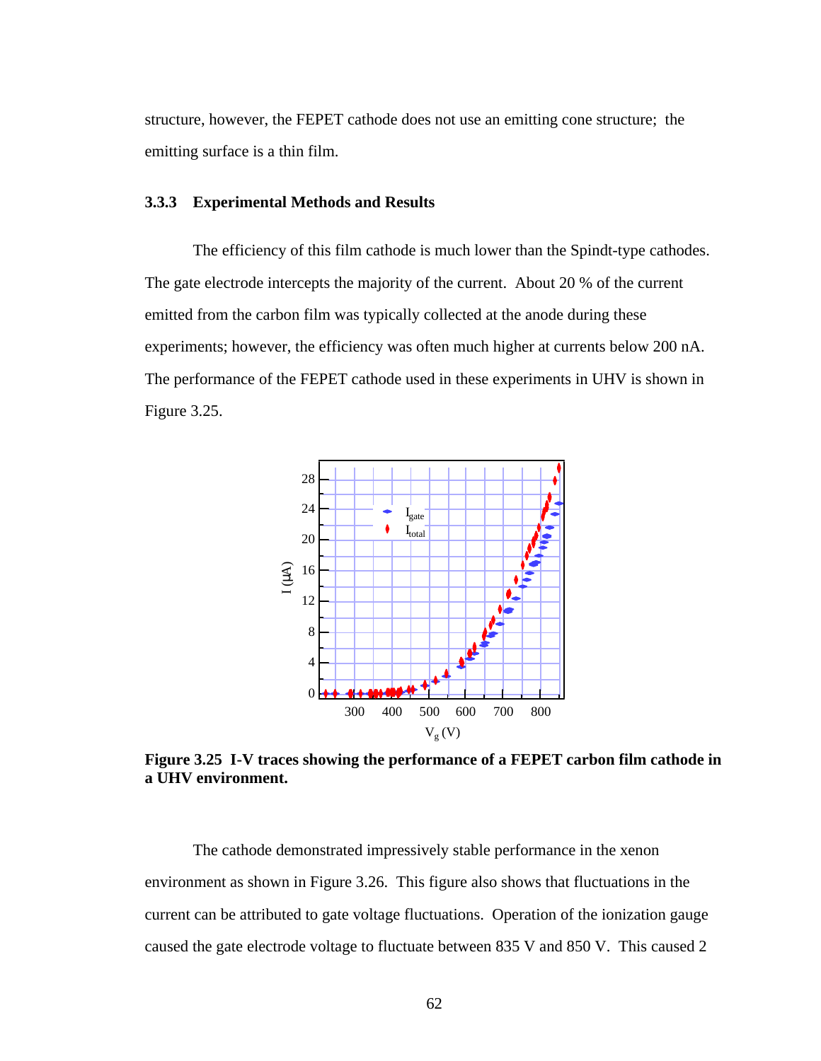structure, however, the FEPET cathode does not use an emitting cone structure; the emitting surface is a thin film.

### 3.3.3 Experimental Methods and Results

The efficiency of this film cathode is much lower than the Spindt-type cathodes. The gate electrode intercepts the majority of the current. About 20 % of the current emitted from the carbon film was typically collected at the anode during these experiments; however, the efficiency was often much higher at currents below 200 nA. The performance of the FEPET cathode used in these experiments in UHV is shown in Figure 3.25.

**Figure 3.25 I-V traces showing the performance of a FEPET carbon film cathode in a UHV environment.**

The cathode demonstrated impressively stable performance in the xenon environment as shown in Figure 3.26. This figure also shows that fluctuations in the current can be attributed to gate voltage fluctuations. Operation of the ionization gauge caused the gate electrode voltage to fluctuate between 835 V and 850 V. This caused 2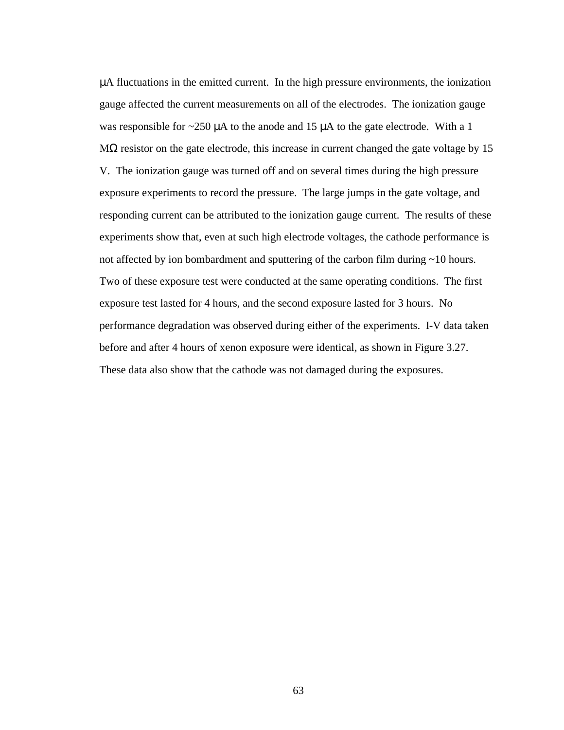μA fluctuations in the emitted current. In the high pressure environments, the ionization gauge affected the current measurements on all of the electrodes. The ionization gauge was responsible for ~250 μA to the anode and 15 μA to the gate electrode. With a 1 MΩ resistor on the gate electrode, this increase in current changed the gate voltage by 15 V. The ionization gauge was turned off and on several times during the high pressure exposure experiments to record the pressure. The large jumps in the gate voltage, and responding current can be attributed to the ionization gauge current. The results of these experiments show that, even at such high electrode voltages, the cathode performance is not affected by ion bombardment and sputtering of the carbon film during ~10 hours. Two of these exposure test were conducted at the same operating conditions. The first exposure test lasted for 4 hours, and the second exposure lasted for 3 hours. No performance degradation was observed during either of the experiments. I-V data taken before and after 4 hours of xenon exposure were identical, as shown in Figure 3.27. These data also show that the cathode was not damaged during the exposures.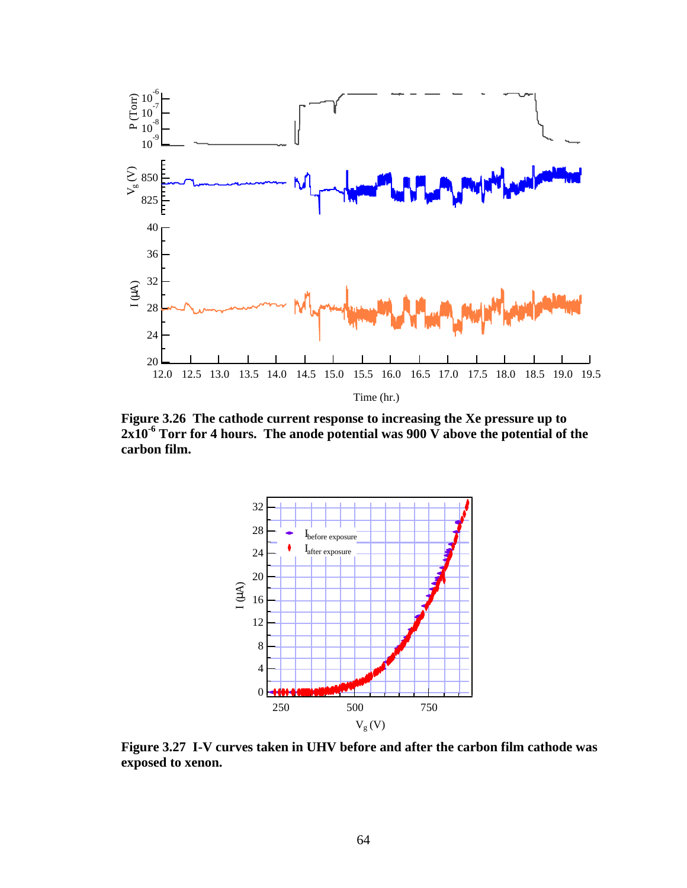**Figure 3.26 The cathode current response to increasing the Xe pressure up to $2 \times 10^{-6}$ Torr for 4 hours. The anode potential was 900 V above the potential of the carbon film.**

**Figure 3.27 I-V curves taken in UHV before and after the carbon film cathode was exposed to xenon.**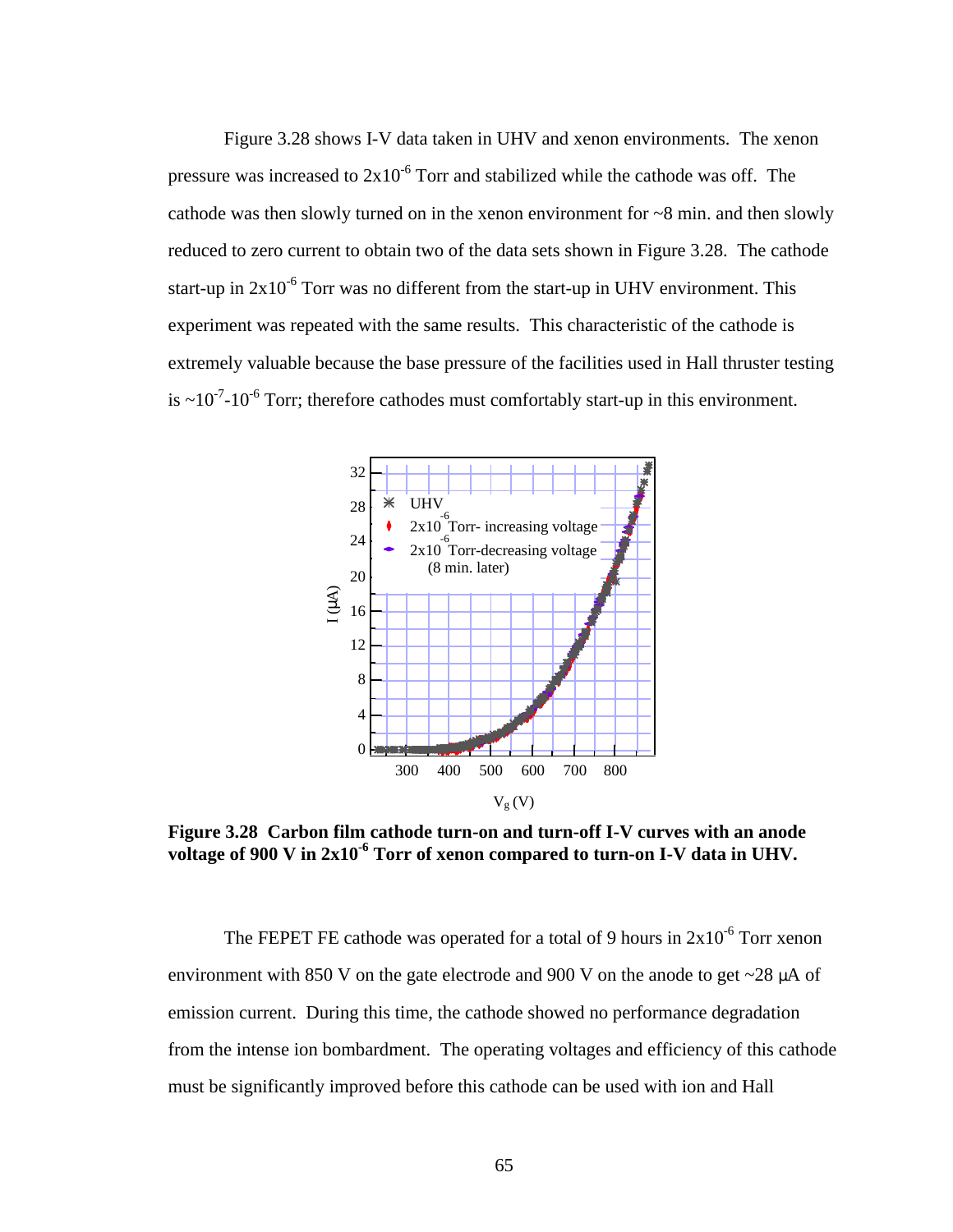Figure 3.28 shows I-V data taken in UHV and xenon environments. The xenon pressure was increased to $2\text{x}10^{-6}$ Torr and stabilized while the cathode was off. The cathode was then slowly turned on in the xenon environment for ~8 min. and then slowly reduced to zero current to obtain two of the data sets shown in Figure 3.28. The cathode start-up in $2\text{x}10^{-6}$ Torr was no different from the start-up in UHV environment. This experiment was repeated with the same results. This characteristic of the cathode is extremely valuable because the base pressure of the facilities used in Hall thruster testing is ~$10^{-7}$-$10^{-6}$ Torr; therefore cathodes must comfortably start-up in this environment.

**Figure 3.28 Carbon film cathode turn-on and turn-off I-V curves with an anode voltage of 900 V in $2\text{x}10^{-6}$ Torr of xenon compared to turn-on I-V data in UHV.**

The FEPET FE cathode was operated for a total of 9 hours in $2\text{x}10^{-6}$ Torr xenon environment with 850 V on the gate electrode and 900 V on the anode to get ~28 μA of emission current. During this time, the cathode showed no performance degradation from the intense ion bombardment. The operating voltages and efficiency of this cathode must be significantly improved before this cathode can be used with ion and Hall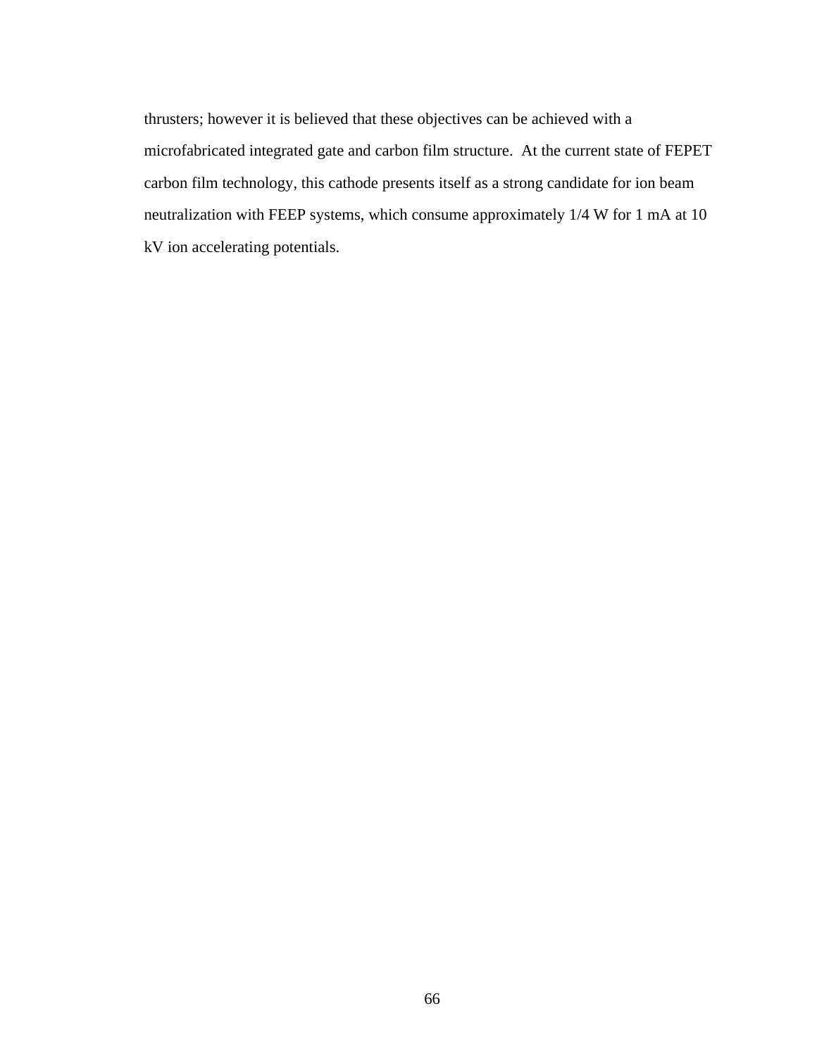thrusters; however it is believed that these objectives can be achieved with a microfabricated integrated gate and carbon film structure. At the current state of FEPET carbon film technology, this cathode presents itself as a strong candidate for ion beam neutralization with FEEP systems, which consume approximately 1/4 W for 1 mA at 10 kV ion accelerating potentials.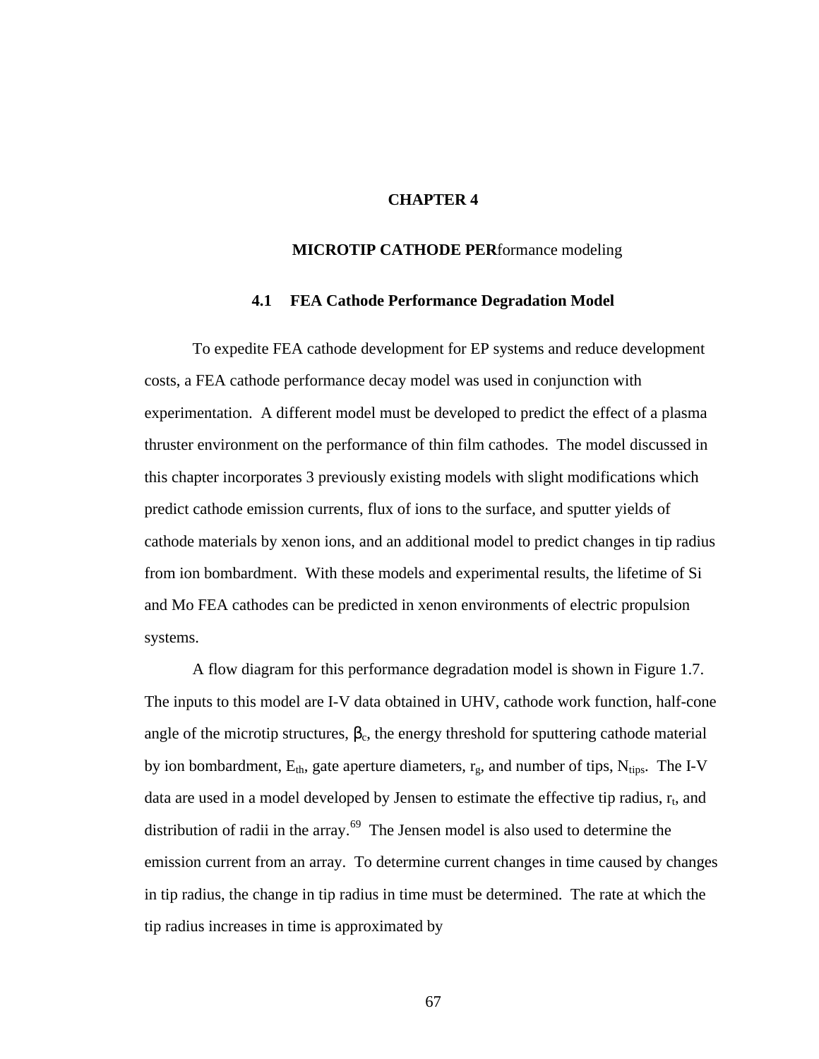# CHAPTER 4

## MICROTIP CATHODE PERformance modeling

### 4.1 FEA Cathode Performance Degradation Model

To expedite FEA cathode development for EP systems and reduce development costs, a FEA cathode performance decay model was used in conjunction with experimentation. A different model must be developed to predict the effect of a plasma thruster environment on the performance of thin film cathodes. The model discussed in this chapter incorporates 3 previously existing models with slight modifications which predict cathode emission currents, flux of ions to the surface, and sputter yields of cathode materials by xenon ions, and an additional model to predict changes in tip radius from ion bombardment. With these models and experimental results, the lifetime of Si and Mo FEA cathodes can be predicted in xenon environments of electric propulsion systems.

A flow diagram for this performance degradation model is shown in Figure 1.7. The inputs to this model are I-V data obtained in UHV, cathode work function, half-cone angle of the microtip structures, $\beta_c$, the energy threshold for sputtering cathode material by ion bombardment, $E_{th}$, gate aperture diameters, $r_g$, and number of tips, $N_{tips}$. The I-V data are used in a model developed by Jensen to estimate the effective tip radius, $r_t$, and distribution of radii in the array.[69] The Jensen model is also used to determine the emission current from an array. To determine current changes in time caused by changes in tip radius, the change in tip radius in time must be determined. The rate at which the tip radius increases in time is approximated by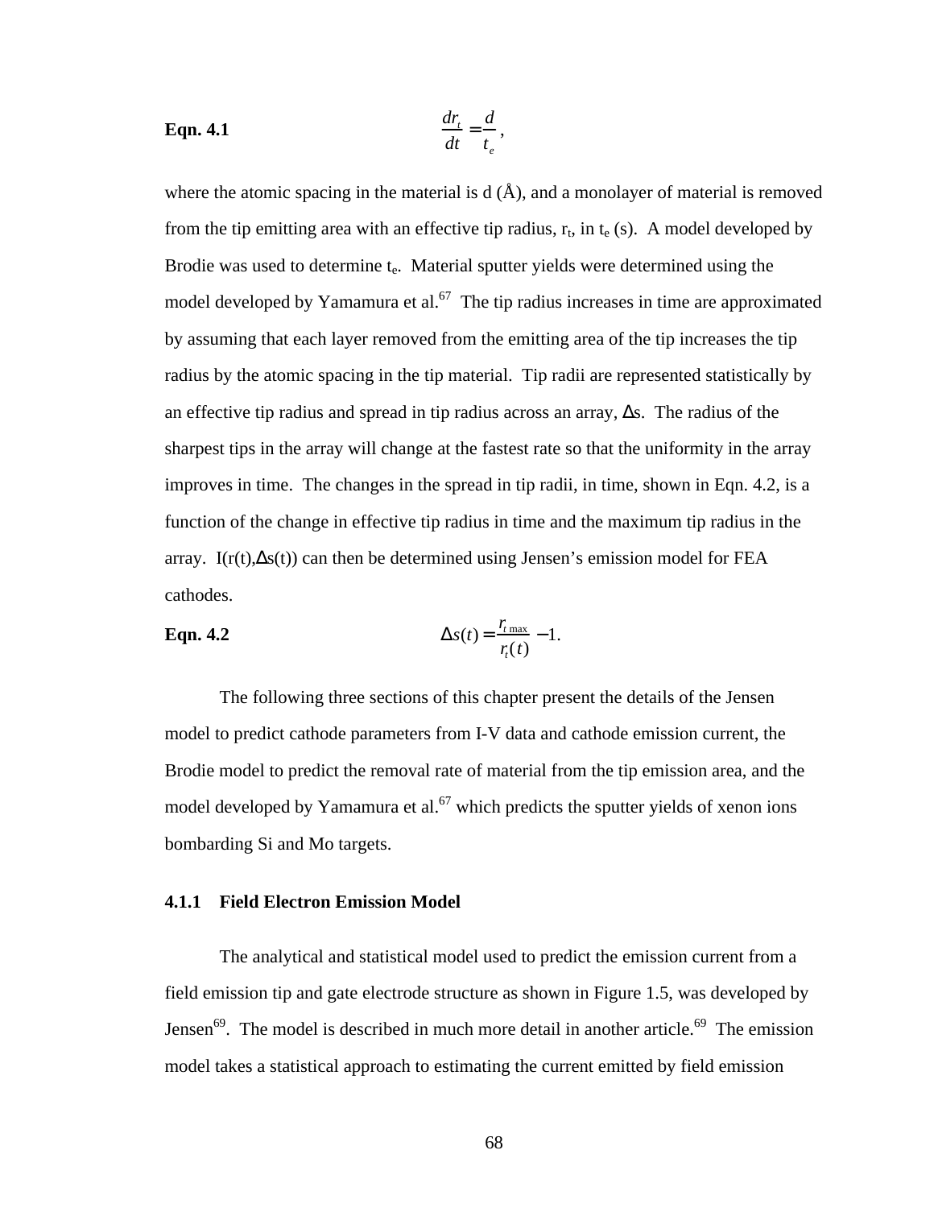**Eqn. 4.1** $$\frac{dr_t}{dt} = \frac{d}{t_e},$$

where the atomic spacing in the material is d (Å), and a monolayer of material is removed from the tip emitting area with an effective tip radius, $r_t$, in $t_e$ (s). A model developed by Brodie was used to determine $t_e$. Material sputter yields were determined using the model developed by Yamamura et al.[67] The tip radius increases in time are approximated by assuming that each layer removed from the emitting area of the tip increases the tip radius by the atomic spacing in the tip material. Tip radii are represented statistically by an effective tip radius and spread in tip radius across an array, Δs. The radius of the sharpest tips in the array will change at the fastest rate so that the uniformity in the array improves in time. The changes in the spread in tip radii, in time, shown in Eqn. 4.2, is a function of the change in effective tip radius in time and the maximum tip radius in the array. I(r(t),Δs(t)) can then be determined using Jensen's emission model for FEA cathodes.

**Eqn. 4.2** $$\Delta s(t) = \frac{r_{t\,\max}}{r_t(t)} - 1.$$

The following three sections of this chapter present the details of the Jensen model to predict cathode parameters from I-V data and cathode emission current, the Brodie model to predict the removal rate of material from the tip emission area, and the model developed by Yamamura et al.[67] which predicts the sputter yields of xenon ions bombarding Si and Mo targets.

### 4.1.1 Field Electron Emission Model

The analytical and statistical model used to predict the emission current from a field emission tip and gate electrode structure as shown in Figure 1.5, was developed by Jensen[69]. The model is described in much more detail in another article.[69] The emission model takes a statistical approach to estimating the current emitted by field emission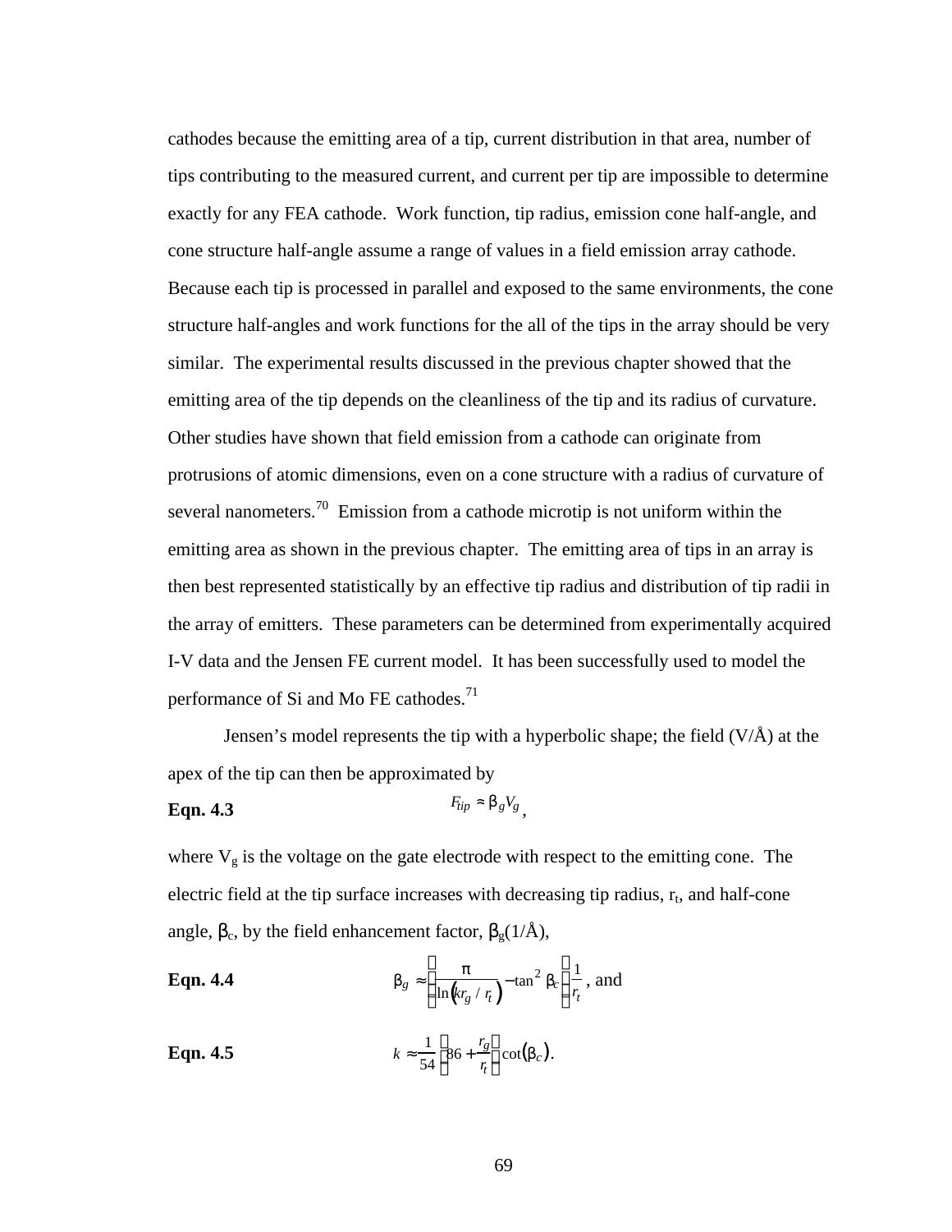cathodes because the emitting area of a tip, current distribution in that area, number of tips contributing to the measured current, and current per tip are impossible to determine exactly for any FEA cathode. Work function, tip radius, emission cone half-angle, and cone structure half-angle assume a range of values in a field emission array cathode. Because each tip is processed in parallel and exposed to the same environments, the cone structure half-angles and work functions for the all of the tips in the array should be very similar. The experimental results discussed in the previous chapter showed that the emitting area of the tip depends on the cleanliness of the tip and its radius of curvature. Other studies have shown that field emission from a cathode can originate from protrusions of atomic dimensions, even on a cone structure with a radius of curvature of several nanometers.[70] Emission from a cathode microtip is not uniform within the emitting area as shown in the previous chapter. The emitting area of tips in an array is then best represented statistically by an effective tip radius and distribution of tip radii in the array of emitters. These parameters can be determined from experimentally acquired I-V data and the Jensen FE current model. It has been successfully used to model the performance of Si and Mo FE cathodes.[71]

Jensen's model represents the tip with a hyperbolic shape; the field (V/Å) at the apex of the tip can then be approximated by

**Eqn. 4.3**
$$F_{tip} \approx \beta_g V_g,$$

where $V_g$ is the voltage on the gate electrode with respect to the emitting cone. The electric field at the tip surface increases with decreasing tip radius, $r_t$, and half-cone angle, $\beta_c$, by the field enhancement factor, $\beta_g$(1/Å),

**Eqn. 4.4**
$$\beta_g \approx \left(\frac{\pi}{\ln\left(kr_g / r_t\right)} - \tan^2 \beta_c\right)\left(\frac{1}{r_t}\right), \text{ and}$$

**Eqn. 4.5**
$$k \approx \frac{1}{54}\left(86 + \frac{r_g}{r_t}\right)\cot\left(\beta_c\right).$$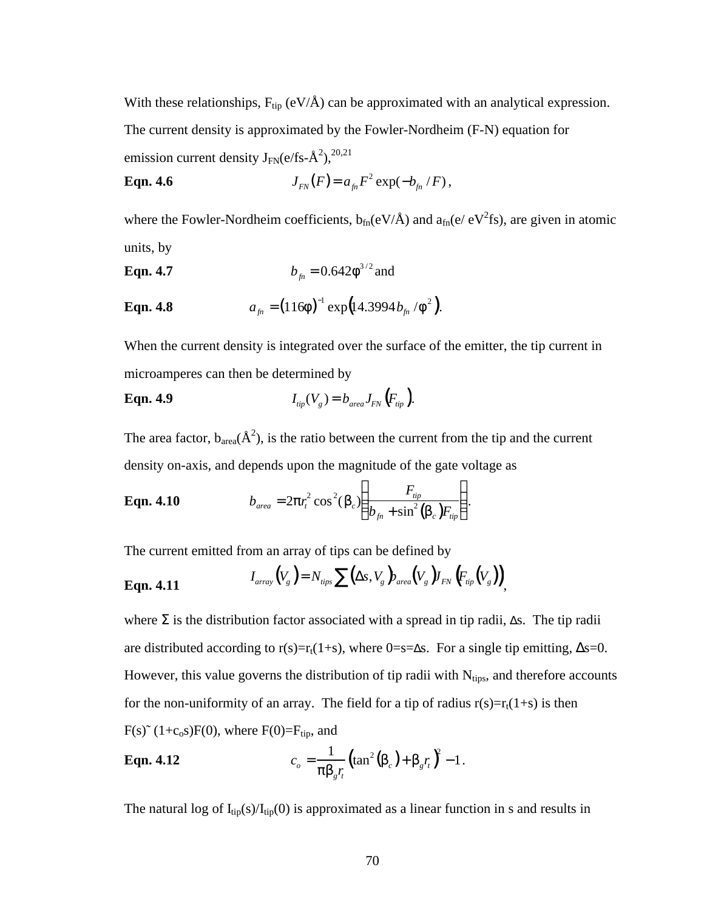With these relationships, $F_{tip}$ (eV/Å) can be approximated with an analytical expression. The current density is approximated by the Fowler-Nordheim (F-N) equation for emission current density $J_{FN}$(e/fs-Å$^2$),[20,21]

**Eqn. 4.6** $$J_{FN}(F) = a_{fn} F^2 \exp(-b_{fn}/F),$$

where the Fowler-Nordheim coefficients, $b_{fn}$(eV/Å) and $a_{fn}$(e/ eV$^2$fs), are given in atomic units, by

**Eqn. 4.7** $$b_{fn} = 0.642\phi^{3/2} \text{ and}$$

**Eqn. 4.8** $$a_{fn} = (116\phi)^{-1} \exp\left(14.3994 b_{fn}/\phi^2\right).$$

When the current density is integrated over the surface of the emitter, the tip current in microamperes can then be determined by

**Eqn. 4.9** $$I_{tip}(V_g) = b_{area} J_{FN}\left(F_{tip}\right).$$

The area factor, $b_{area}$(Å$^2$), is the ratio between the current from the tip and the current density on-axis, and depends upon the magnitude of the gate voltage as

**Eqn. 4.10** $$b_{area} = 2\pi r_t^2 \cos^2(\beta_c)\left(\frac{F_{tip}}{b_{fn} + \sin^2(\beta_c) F_{tip}}\right).$$

The current emitted from an array of tips can be defined by

**Eqn. 4.11** $$I_{array}(V_g) = N_{tips} \sum\left(\Delta s, V_g\right) b_{area}(V_g) J_{FN}\left(F_{tip}(V_g)\right),$$

where $\Sigma$ is the distribution factor associated with a spread in tip radii, $\Delta$s. The tip radii are distributed according to $r(s)=r_t(1+s)$, where $0 \le s \le \Delta s$. For a single tip emitting, $\Delta s=0$. However, this value governs the distribution of tip radii with $N_{tips}$, and therefore accounts for the non-uniformity of an array. The field for a tip of radius $r(s)=r_t(1+s)$ is then $F(s) \approx (1+c_o s)F(0)$, where $F(0)=F_{tip}$, and

**Eqn. 4.12** $$c_o = \frac{1}{\pi \beta_g r_t}\left(\tan^2(\beta_c) + \beta_g r_t\right)^2 - 1.$$

The natural log of $I_{tip}(s)/I_{tip}(0)$ is approximated as a linear function in s and results in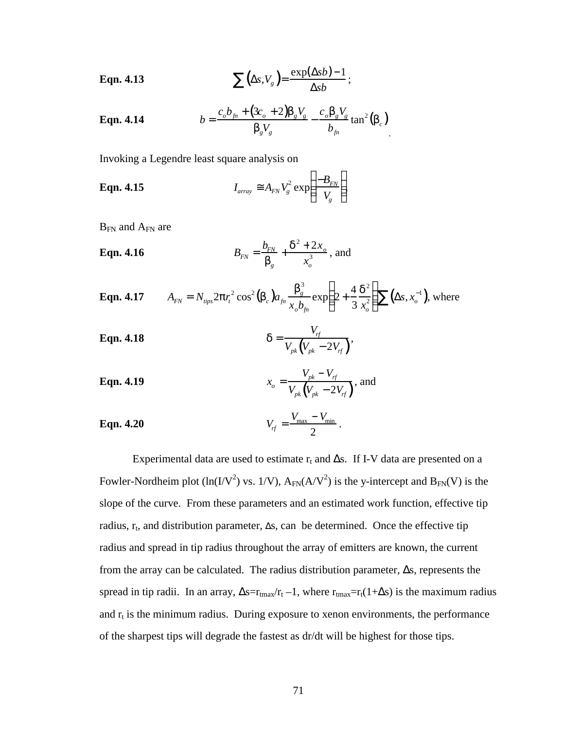**Eqn. 4.13** $$\sum\left(\Delta s, V_g\right) = \frac{\exp(\Delta s b) - 1}{\Delta s b};$$

**Eqn. 4.14** $$b = \frac{c_o b_{fn} + \left(3c_o + 2\right)\beta_g V_g}{\beta_g V_g} - \frac{c_o \beta_g V_g}{b_{fn}} \tan^2\left(\beta_c\right).$$

Invoking a Legendre least square analysis on

**Eqn. 4.15** $$I_{array} \cong A_{FN} V_g^2 \exp\left(\frac{-B_{FN}}{V_g}\right)$$

$B_{FN}$ and $A_{FN}$ are

**Eqn. 4.16** $$B_{FN} = \frac{b_{FN}}{\beta_g} + \frac{\delta^2 + 2x_o}{x_o^3}, \text{ and}$$

**Eqn. 4.17** $$A_{FN} = N_{tips} 2\pi r_t^2 \cos^2\left(\beta_c\right) a_{fn} \frac{\beta_g^3}{x_o b_{fn}} \exp\left(2 + \frac{4}{3}\frac{\delta^2}{x_o^2}\right) \sum\left(\Delta s, x_o^{-1}\right), \text{ where}$$

**Eqn. 4.18** $$\delta = \frac{V_{rf}}{V_{pk}\left(V_{pk} - 2V_{rf}\right)},$$

**Eqn. 4.19** $$x_o = \frac{V_{pk} - V_{rf}}{V_{pk}\left(V_{pk} - 2V_{rf}\right)}, \text{ and}$$

**Eqn. 4.20** $$V_{rf} = \frac{V_{max} - V_{min}}{2}.$$

Experimental data are used to estimate $r_t$ and $\Delta s$. If I-V data are presented on a Fowler-Nordheim plot ($\ln(I/V^2)$ vs. $1/V$), $A_{FN}(A/V^2)$ is the y-intercept and $B_{FN}(V)$ is the slope of the curve. From these parameters and an estimated work function, effective tip radius, $r_t$, and distribution parameter, $\Delta s$, can be determined. Once the effective tip radius and spread in tip radius throughout the array of emitters are known, the current from the array can be calculated. The radius distribution parameter, $\Delta s$, represents the spread in tip radii. In an array, $\Delta s = r_{tmax}/r_t - 1$, where $r_{tmax} = r_t(1+\Delta s)$ is the maximum radius and $r_t$ is the minimum radius. During exposure to xenon environments, the performance of the sharpest tips will degrade the fastest as $dr/dt$ will be highest for those tips.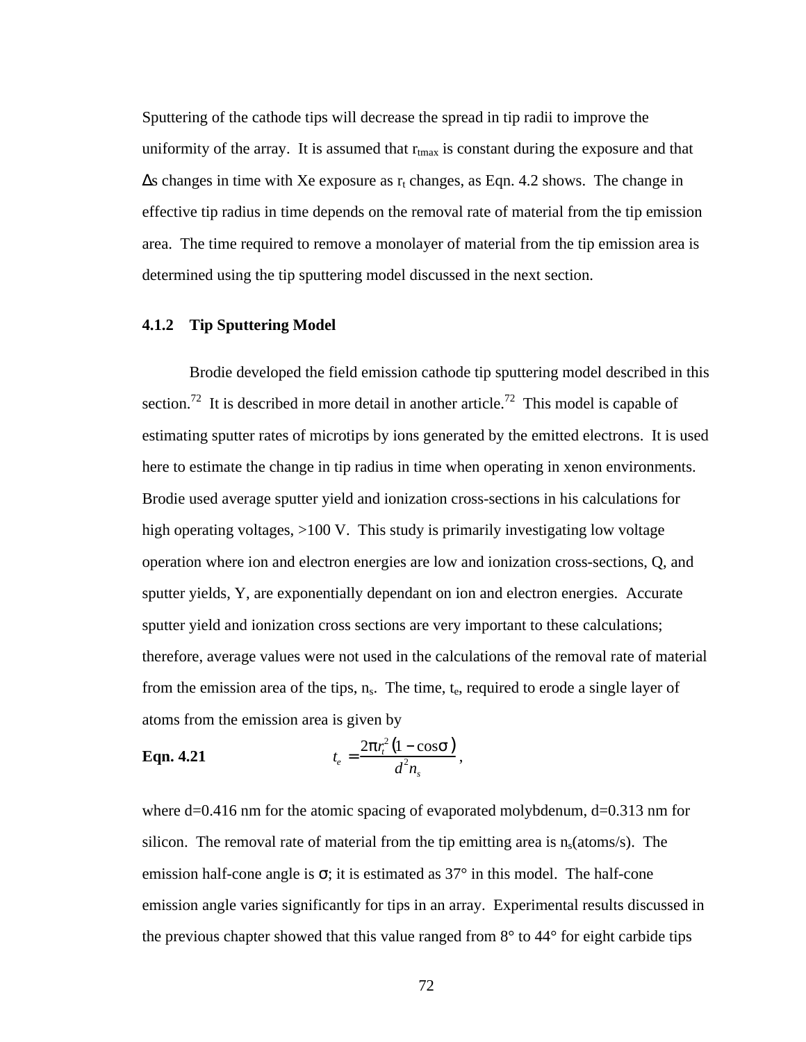Sputtering of the cathode tips will decrease the spread in tip radii to improve the uniformity of the array. It is assumed that $r_{tmax}$ is constant during the exposure and that $\Delta s$ changes in time with Xe exposure as $r_t$ changes, as Eqn. 4.2 shows. The change in effective tip radius in time depends on the removal rate of material from the tip emission area. The time required to remove a monolayer of material from the tip emission area is determined using the tip sputtering model discussed in the next section.

### 4.1.2 Tip Sputtering Model

Brodie developed the field emission cathode tip sputtering model described in this section.[72] It is described in more detail in another article.[72] This model is capable of estimating sputter rates of microtips by ions generated by the emitted electrons. It is used here to estimate the change in tip radius in time when operating in xenon environments. Brodie used average sputter yield and ionization cross-sections in his calculations for high operating voltages, >100 V. This study is primarily investigating low voltage operation where ion and electron energies are low and ionization cross-sections, Q, and sputter yields, Y, are exponentially dependant on ion and electron energies. Accurate sputter yield and ionization cross sections are very important to these calculations; therefore, average values were not used in the calculations of the removal rate of material from the emission area of the tips, $n_s$. The time, $t_e$, required to erode a single layer of atoms from the emission area is given by

**Eqn. 4.21**
$$t_e = \frac{2\pi r_t^2 (1 - \cos\sigma)}{d^2 n_s},$$

where d=0.416 nm for the atomic spacing of evaporated molybdenum, d=0.313 nm for silicon. The removal rate of material from the tip emitting area is $n_s$(atoms/s). The emission half-cone angle is $\sigma$; it is estimated as 37° in this model. The half-cone emission angle varies significantly for tips in an array. Experimental results discussed in the previous chapter showed that this value ranged from 8° to 44° for eight carbide tips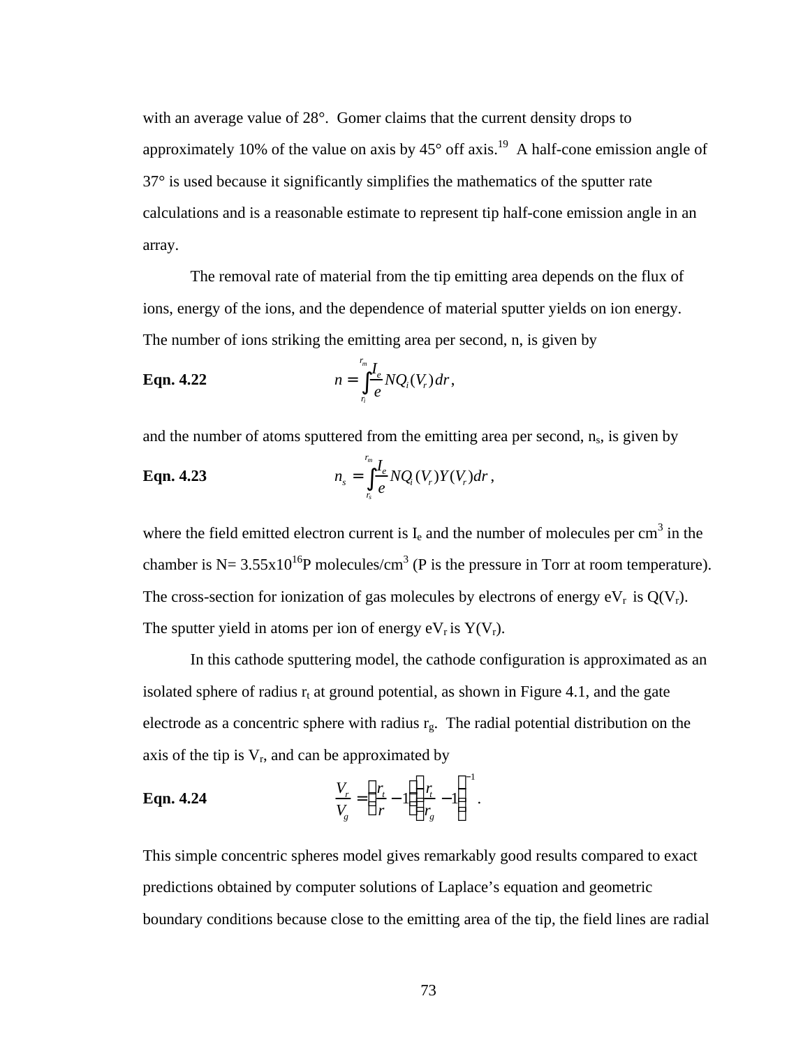with an average value of 28°. Gomer claims that the current density drops to approximately 10% of the value on axis by 45° off axis.[19] A half-cone emission angle of 37° is used because it significantly simplifies the mathematics of the sputter rate calculations and is a reasonable estimate to represent tip half-cone emission angle in an array.

The removal rate of material from the tip emitting area depends on the flux of ions, energy of the ions, and the dependence of material sputter yields on ion energy. The number of ions striking the emitting area per second, n, is given by

**Eqn. 4.22**
$$n = \int_{r_i}^{r_m} \frac{I_e}{e} N Q_i(V_r)\, dr,$$

and the number of atoms sputtered from the emitting area per second, $n_s$, is given by

**Eqn. 4.23**
$$n_s = \int_{r_s}^{r_m} \frac{I_e}{e} N Q_i(V_r) Y(V_r)\, dr,$$

where the field emitted electron current is $I_e$ and the number of molecules per $cm^3$ in the chamber is $N = 3.55 \times 10^{16} P$ molecules/$cm^3$ (P is the pressure in Torr at room temperature). The cross-section for ionization of gas molecules by electrons of energy $eV_r$ is $Q(V_r)$. The sputter yield in atoms per ion of energy $eV_r$ is $Y(V_r)$.

In this cathode sputtering model, the cathode configuration is approximated as an isolated sphere of radius $r_t$ at ground potential, as shown in Figure 4.1, and the gate electrode as a concentric sphere with radius $r_g$. The radial potential distribution on the axis of the tip is $V_r$, and can be approximated by

**Eqn. 4.24**
$$\frac{V_r}{V_g} = \left(\frac{r_t}{r} - 1\right)\left(\frac{r_t}{r_g} - 1\right)^{-1}.$$

This simple concentric spheres model gives remarkably good results compared to exact predictions obtained by computer solutions of Laplace's equation and geometric boundary conditions because close to the emitting area of the tip, the field lines are radial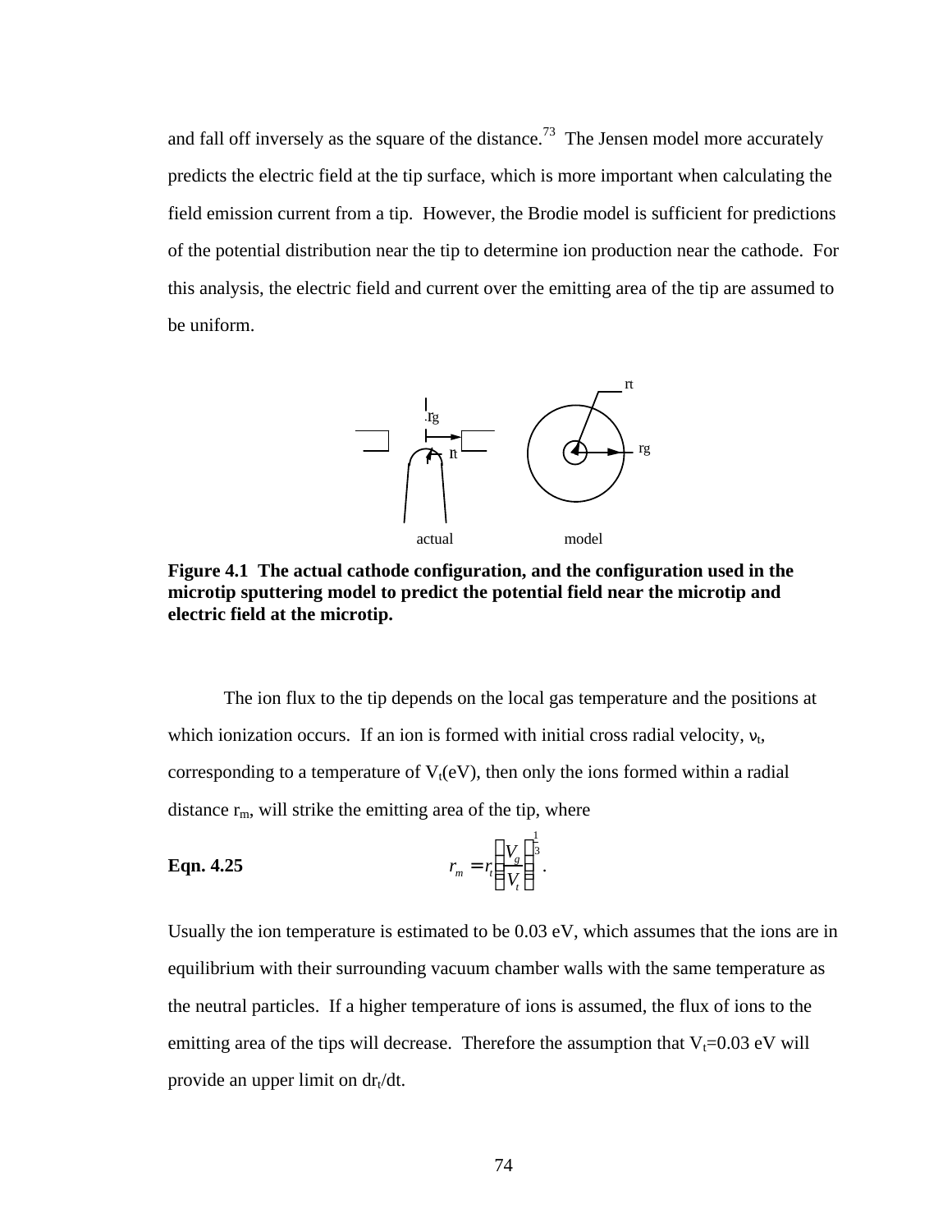and fall off inversely as the square of the distance.[73] The Jensen model more accurately predicts the electric field at the tip surface, which is more important when calculating the field emission current from a tip. However, the Brodie model is sufficient for predictions of the potential distribution near the tip to determine ion production near the cathode. For this analysis, the electric field and current over the emitting area of the tip are assumed to be uniform.

**Figure 4.1 The actual cathode configuration, and the configuration used in the microtip sputtering model to predict the potential field near the microtip and electric field at the microtip.**

The ion flux to the tip depends on the local gas temperature and the positions at which ionization occurs. If an ion is formed with initial cross radial velocity, $\nu_t$, corresponding to a temperature of $V_t$(eV), then only the ions formed within a radial distance $r_m$, will strike the emitting area of the tip, where

**Eqn. 4.25**

$$r_m = r_t \left( \frac{V_g}{V_t} \right)^{\frac{1}{3}} .$$

Usually the ion temperature is estimated to be 0.03 eV, which assumes that the ions are in equilibrium with their surrounding vacuum chamber walls with the same temperature as the neutral particles. If a higher temperature of ions is assumed, the flux of ions to the emitting area of the tips will decrease. Therefore the assumption that $V_t$=0.03 eV will provide an upper limit on $dr_t/dt$.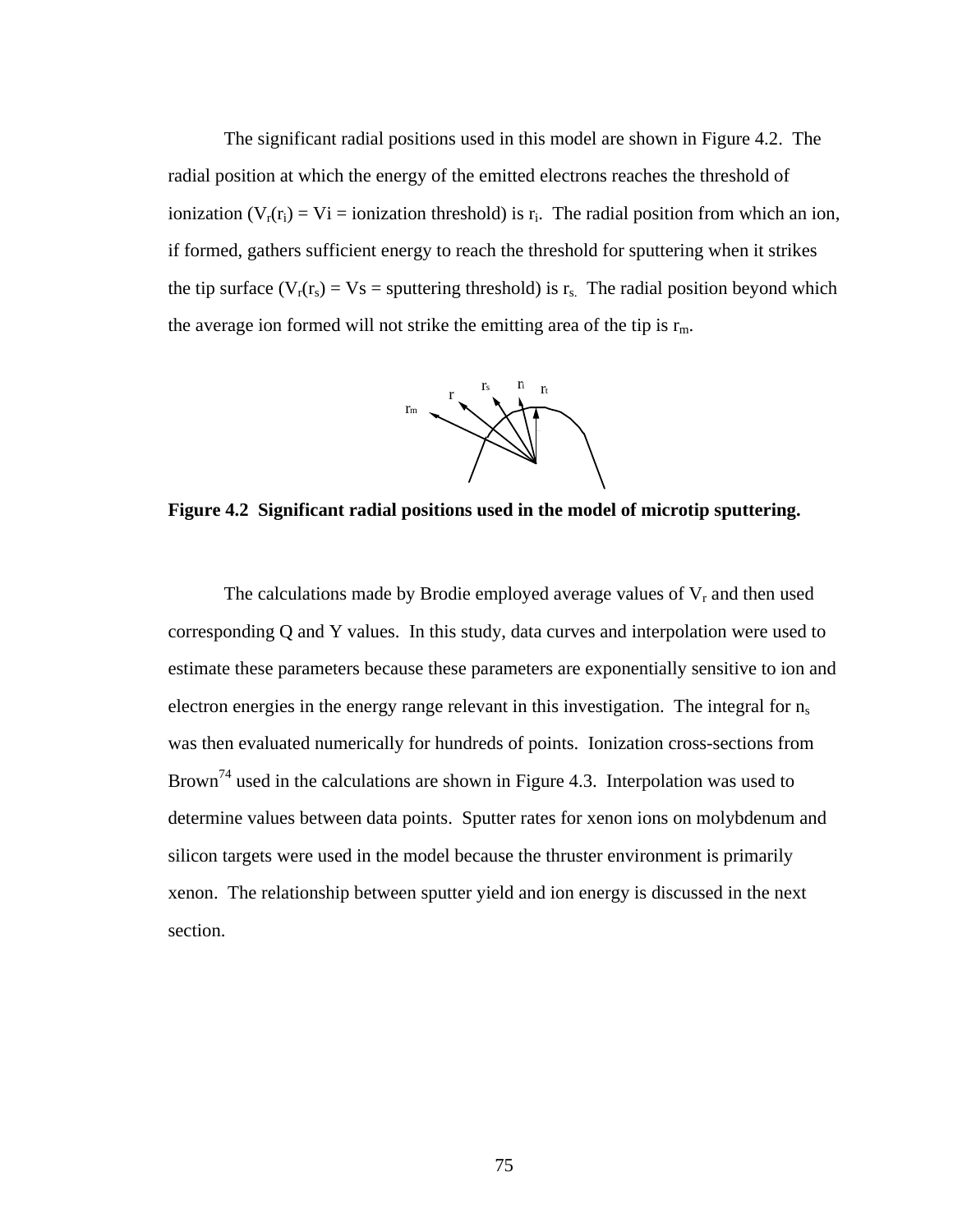The significant radial positions used in this model are shown in Figure 4.2. The radial position at which the energy of the emitted electrons reaches the threshold of ionization ($V_r(r_i) = Vi$ = ionization threshold) is $r_i$. The radial position from which an ion, if formed, gathers sufficient energy to reach the threshold for sputtering when it strikes the tip surface ($V_r(r_s) = Vs$ = sputtering threshold) is $r_s$. The radial position beyond which the average ion formed will not strike the emitting area of the tip is $r_m$.

**Figure 4.2 Significant radial positions used in the model of microtip sputtering.**

The calculations made by Brodie employed average values of $V_r$ and then used corresponding Q and Y values. In this study, data curves and interpolation were used to estimate these parameters because these parameters are exponentially sensitive to ion and electron energies in the energy range relevant in this investigation. The integral for $n_s$ was then evaluated numerically for hundreds of points. Ionization cross-sections from Brown[74] used in the calculations are shown in Figure 4.3. Interpolation was used to determine values between data points. Sputter rates for xenon ions on molybdenum and silicon targets were used in the model because the thruster environment is primarily xenon. The relationship between sputter yield and ion energy is discussed in the next section.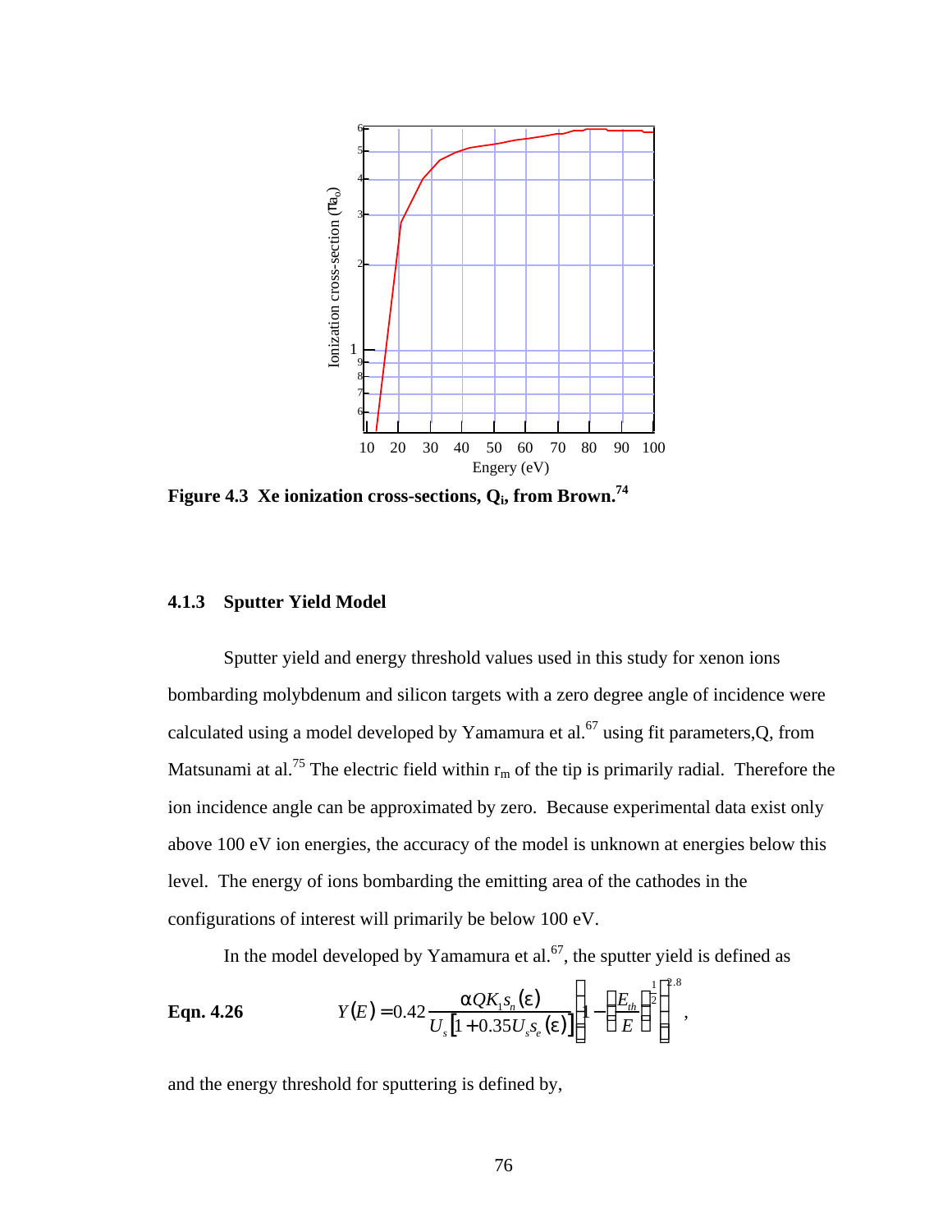**Figure 4.3 Xe ionization cross-sections, $Q_i$, from Brown.[74]**

### 4.1.3 Sputter Yield Model

Sputter yield and energy threshold values used in this study for xenon ions bombarding molybdenum and silicon targets with a zero degree angle of incidence were calculated using a model developed by Yamamura et al.[67] using fit parameters,Q, from Matsunami at al.[75] The electric field within $r_m$ of the tip is primarily radial. Therefore the ion incidence angle can be approximated by zero. Because experimental data exist only above 100 eV ion energies, the accuracy of the model is unknown at energies below this level. The energy of ions bombarding the emitting area of the cathodes in the configurations of interest will primarily be below 100 eV.

In the model developed by Yamamura et al.[67], the sputter yield is defined as

**Eqn. 4.26**

$$Y(E) = 0.42 \frac{\alpha Q K_1 s_n(\varepsilon)}{U_s \left[1 + 0.35 U_s s_e(\varepsilon)\right]} \left[1 - \left(\frac{E_{th}}{E}\right)^{\frac{1}{2}}\right]^{2.8},$$

and the energy threshold for sputtering is defined by,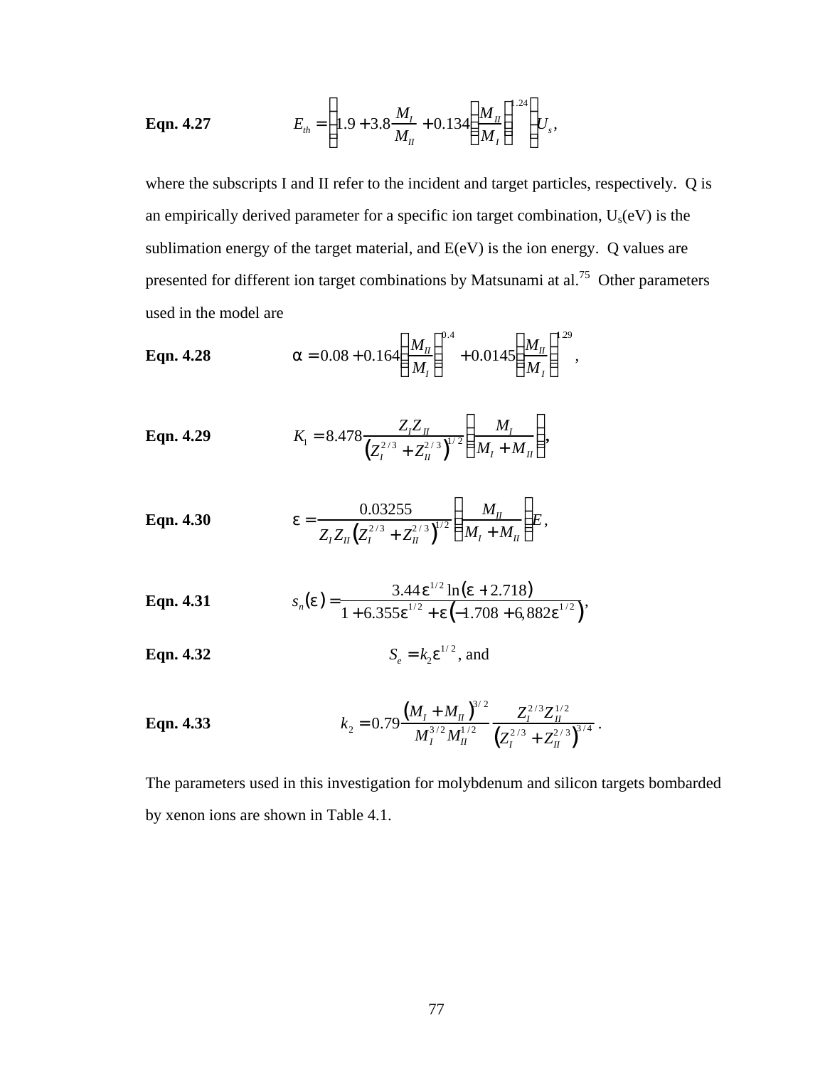**Eqn. 4.27** 
$$E_{th} = \left(1.9 + 3.8\frac{M_I}{M_{II}} + 0.134\left(\frac{M_{II}}{M_I}\right)^{1.24}\right)U_s,$$

where the subscripts I and II refer to the incident and target particles, respectively. Q is an empirically derived parameter for a specific ion target combination, $U_s$(eV) is the sublimation energy of the target material, and E(eV) is the ion energy. Q values are presented for different ion target combinations by Matsunami at al.[75] Other parameters used in the model are

**Eqn. 4.28** 
$$\alpha = 0.08 + 0.164\left(\frac{M_{II}}{M_I}\right)^{0.4} + 0.0145\left(\frac{M_{II}}{M_I}\right)^{1.29},$$

**Eqn. 4.29** 
$$K_1 = 8.478\frac{Z_I Z_{II}}{\left(Z_I^{2/3} + Z_{II}^{2/3}\right)^{1/2}}\left(\frac{M_I}{M_I + M_{II}}\right),$$

**Eqn. 4.30** 
$$\varepsilon = \frac{0.03255}{Z_I Z_{II}\left(Z_I^{2/3} + Z_{II}^{2/3}\right)^{1/2}}\left(\frac{M_{II}}{M_I + M_{II}}\right)E,$$

**Eqn. 4.31** 
$$s_n(\varepsilon) = \frac{3.44\varepsilon^{1/2}\ln(\varepsilon + 2.718)}{1 + 6.355\varepsilon^{1/2} + \varepsilon\left(-1.708 + 6{,}882\varepsilon^{1/2}\right)},$$

**Eqn. 4.32** 
$$S_e = k_2\varepsilon^{1/2}, \text{ and}$$

**Eqn. 4.33** 
$$k_2 = 0.79\frac{\left(M_I + M_{II}\right)^{3/2}}{M_I^{3/2}M_{II}^{1/2}}\frac{Z_I^{2/3}Z_{II}^{1/2}}{\left(Z_I^{2/3} + Z_{II}^{2/3}\right)^{3/4}}.$$

The parameters used in this investigation for molybdenum and silicon targets bombarded by xenon ions are shown in Table 4.1.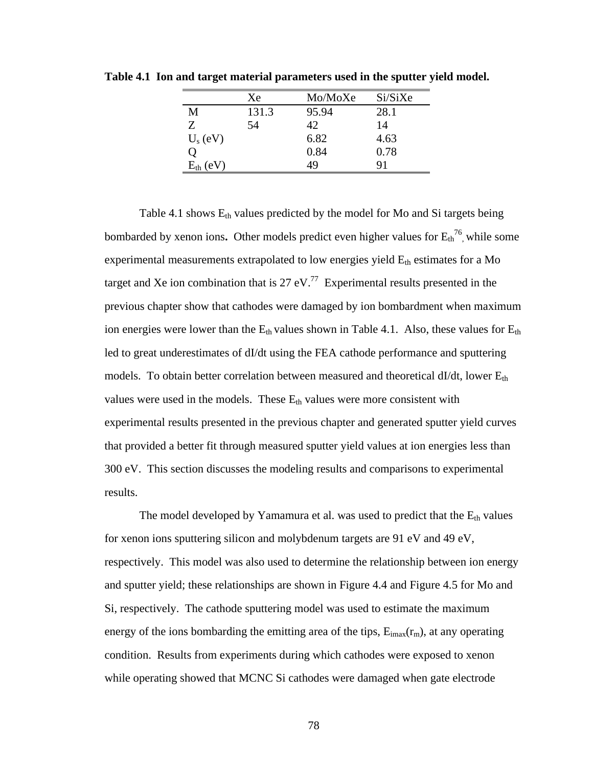**Table 4.1 Ion and target material parameters used in the sputter yield model.**

| | Xe | Mo/MoXe | Si/SiXe |
|---|---|---|---|
| M | 131.3 | 95.94 | 28.1 |
| Z | 54 | 42 | 14 |
| $U_s$ (eV) | | 6.82 | 4.63 |
| Q | | 0.84 | 0.78 |
| $E_{th}$ (eV) | | 49 | 91 |

Table 4.1 shows $E_{th}$ values predicted by the model for Mo and Si targets being bombarded by xenon ions**.** Other models predict even higher values for $E_{th}$[76], while some experimental measurements extrapolated to low energies yield $E_{th}$ estimates for a Mo target and Xe ion combination that is 27 eV.[77] Experimental results presented in the previous chapter show that cathodes were damaged by ion bombardment when maximum ion energies were lower than the $E_{th}$ values shown in Table 4.1. Also, these values for $E_{th}$ led to great underestimates of dI/dt using the FEA cathode performance and sputtering models. To obtain better correlation between measured and theoretical dI/dt, lower $E_{th}$ values were used in the models. These $E_{th}$ values were more consistent with experimental results presented in the previous chapter and generated sputter yield curves that provided a better fit through measured sputter yield values at ion energies less than 300 eV. This section discusses the modeling results and comparisons to experimental results.

The model developed by Yamamura et al. was used to predict that the $E_{th}$ values for xenon ions sputtering silicon and molybdenum targets are 91 eV and 49 eV, respectively. This model was also used to determine the relationship between ion energy and sputter yield; these relationships are shown in Figure 4.4 and Figure 4.5 for Mo and Si, respectively. The cathode sputtering model was used to estimate the maximum energy of the ions bombarding the emitting area of the tips, $E_{imax}(r_m)$, at any operating condition. Results from experiments during which cathodes were exposed to xenon while operating showed that MCNC Si cathodes were damaged when gate electrode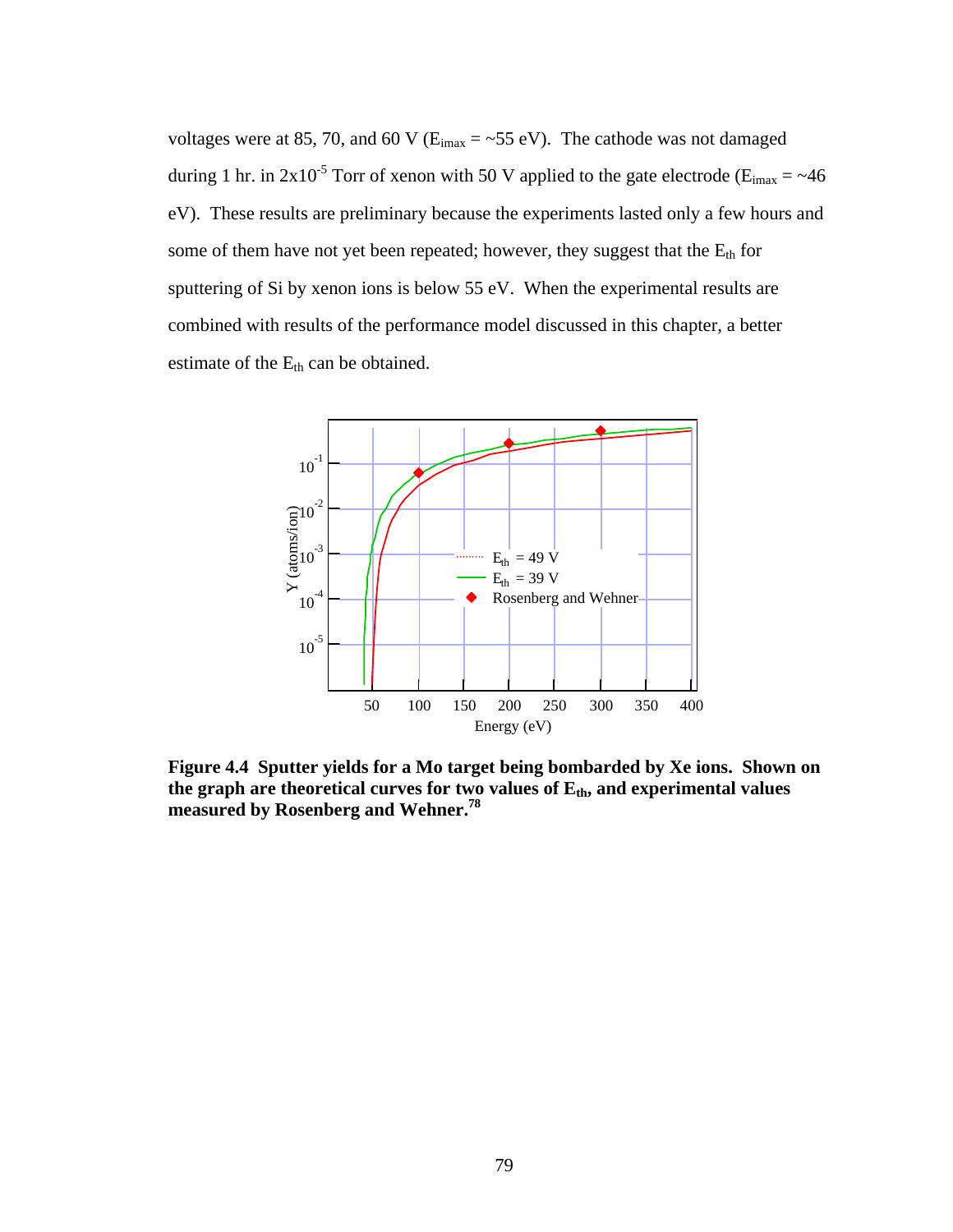voltages were at 85, 70, and 60 V ($E_{imax}$ = ~55 eV). The cathode was not damaged during 1 hr. in $2 \times 10^{-5}$ Torr of xenon with 50 V applied to the gate electrode ($E_{imax}$ = ~46 eV). These results are preliminary because the experiments lasted only a few hours and some of them have not yet been repeated; however, they suggest that the $E_{th}$ for sputtering of Si by xenon ions is below 55 eV. When the experimental results are combined with results of the performance model discussed in this chapter, a better estimate of the $E_{th}$ can be obtained.

**Figure 4.4 Sputter yields for a Mo target being bombarded by Xe ions. Shown on the graph are theoretical curves for two values of $E_{th}$, and experimental values measured by Rosenberg and Wehner.[78]**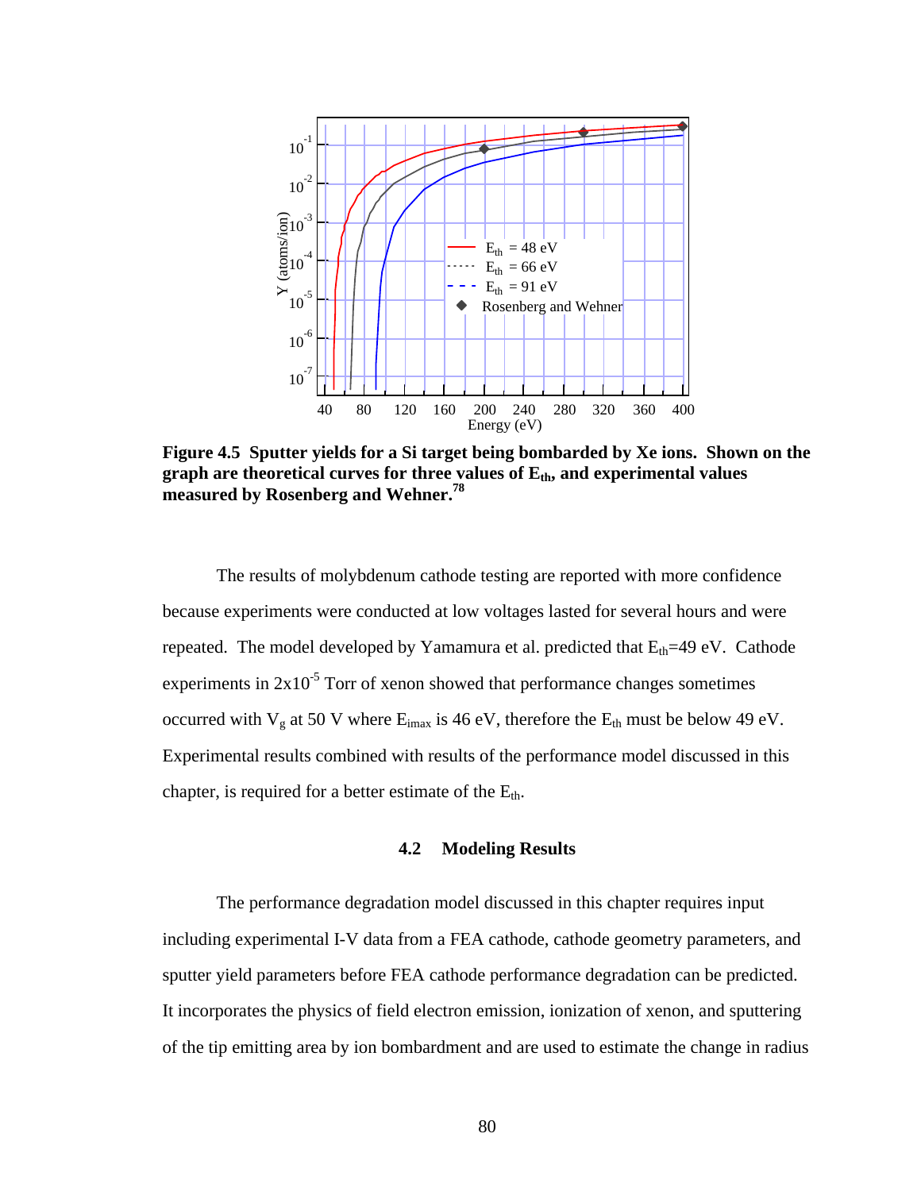**Figure 4.5 Sputter yields for a Si target being bombarded by Xe ions. Shown on the graph are theoretical curves for three values of $E_{th}$, and experimental values measured by Rosenberg and Wehner.[78]**

The results of molybdenum cathode testing are reported with more confidence because experiments were conducted at low voltages lasted for several hours and were repeated. The model developed by Yamamura et al. predicted that $E_{th}$=49 eV. Cathode experiments in $2x10^{-5}$ Torr of xenon showed that performance changes sometimes occurred with $V_g$ at 50 V where $E_{imax}$ is 46 eV, therefore the $E_{th}$ must be below 49 eV. Experimental results combined with results of the performance model discussed in this chapter, is required for a better estimate of the $E_{th}$.

### 4.2 Modeling Results

The performance degradation model discussed in this chapter requires input including experimental I-V data from a FEA cathode, cathode geometry parameters, and sputter yield parameters before FEA cathode performance degradation can be predicted. It incorporates the physics of field electron emission, ionization of xenon, and sputtering of the tip emitting area by ion bombardment and are used to estimate the change in radius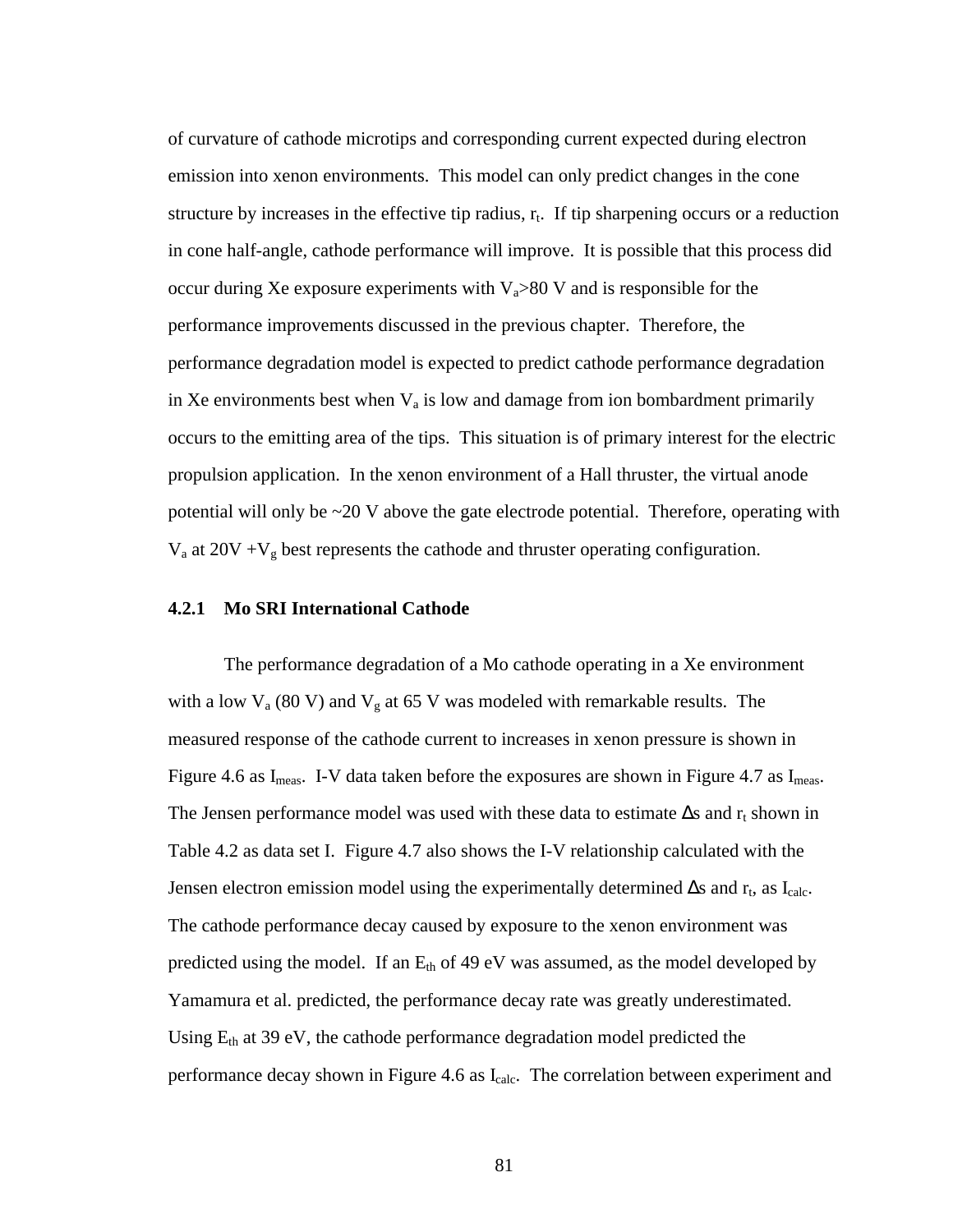of curvature of cathode microtips and corresponding current expected during electron emission into xenon environments. This model can only predict changes in the cone structure by increases in the effective tip radius, $r_t$. If tip sharpening occurs or a reduction in cone half-angle, cathode performance will improve. It is possible that this process did occur during Xe exposure experiments with $V_a$>80 V and is responsible for the performance improvements discussed in the previous chapter. Therefore, the performance degradation model is expected to predict cathode performance degradation in Xe environments best when $V_a$ is low and damage from ion bombardment primarily occurs to the emitting area of the tips. This situation is of primary interest for the electric propulsion application. In the xenon environment of a Hall thruster, the virtual anode potential will only be ~20 V above the gate electrode potential. Therefore, operating with $V_a$ at 20V +$V_g$ best represents the cathode and thruster operating configuration.

### 4.2.1 Mo SRI International Cathode

The performance degradation of a Mo cathode operating in a Xe environment with a low $V_a$ (80 V) and $V_g$ at 65 V was modeled with remarkable results. The measured response of the cathode current to increases in xenon pressure is shown in Figure 4.6 as $I_{meas}$. I-V data taken before the exposures are shown in Figure 4.7 as $I_{meas}$. The Jensen performance model was used with these data to estimate $\Delta s$ and $r_t$ shown in Table 4.2 as data set I. Figure 4.7 also shows the I-V relationship calculated with the Jensen electron emission model using the experimentally determined $\Delta s$ and $r_t$, as $I_{calc}$. The cathode performance decay caused by exposure to the xenon environment was predicted using the model. If an $E_{th}$ of 49 eV was assumed, as the model developed by Yamamura et al. predicted, the performance decay rate was greatly underestimated. Using $E_{th}$ at 39 eV, the cathode performance degradation model predicted the performance decay shown in Figure 4.6 as $I_{calc}$. The correlation between experiment and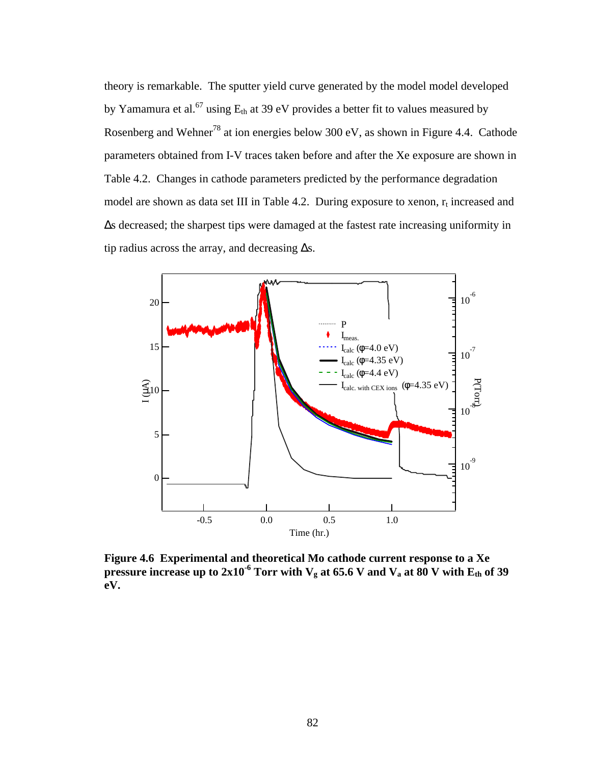theory is remarkable. The sputter yield curve generated by the model model developed by Yamamura et al.[67] using $E_{th}$ at 39 eV provides a better fit to values measured by Rosenberg and Wehner[78] at ion energies below 300 eV, as shown in Figure 4.4. Cathode parameters obtained from I-V traces taken before and after the Xe exposure are shown in Table 4.2. Changes in cathode parameters predicted by the performance degradation model are shown as data set III in Table 4.2. During exposure to xenon, $r_t$ increased and $\Delta s$ decreased; the sharpest tips were damaged at the fastest rate increasing uniformity in tip radius across the array, and decreasing $\Delta s$.

**Figure 4.6 Experimental and theoretical Mo cathode current response to a Xe pressure increase up to $2\times10^{-6}$ Torr with $V_g$ at 65.6 V and $V_a$ at 80 V with $E_{th}$ of 39 eV.**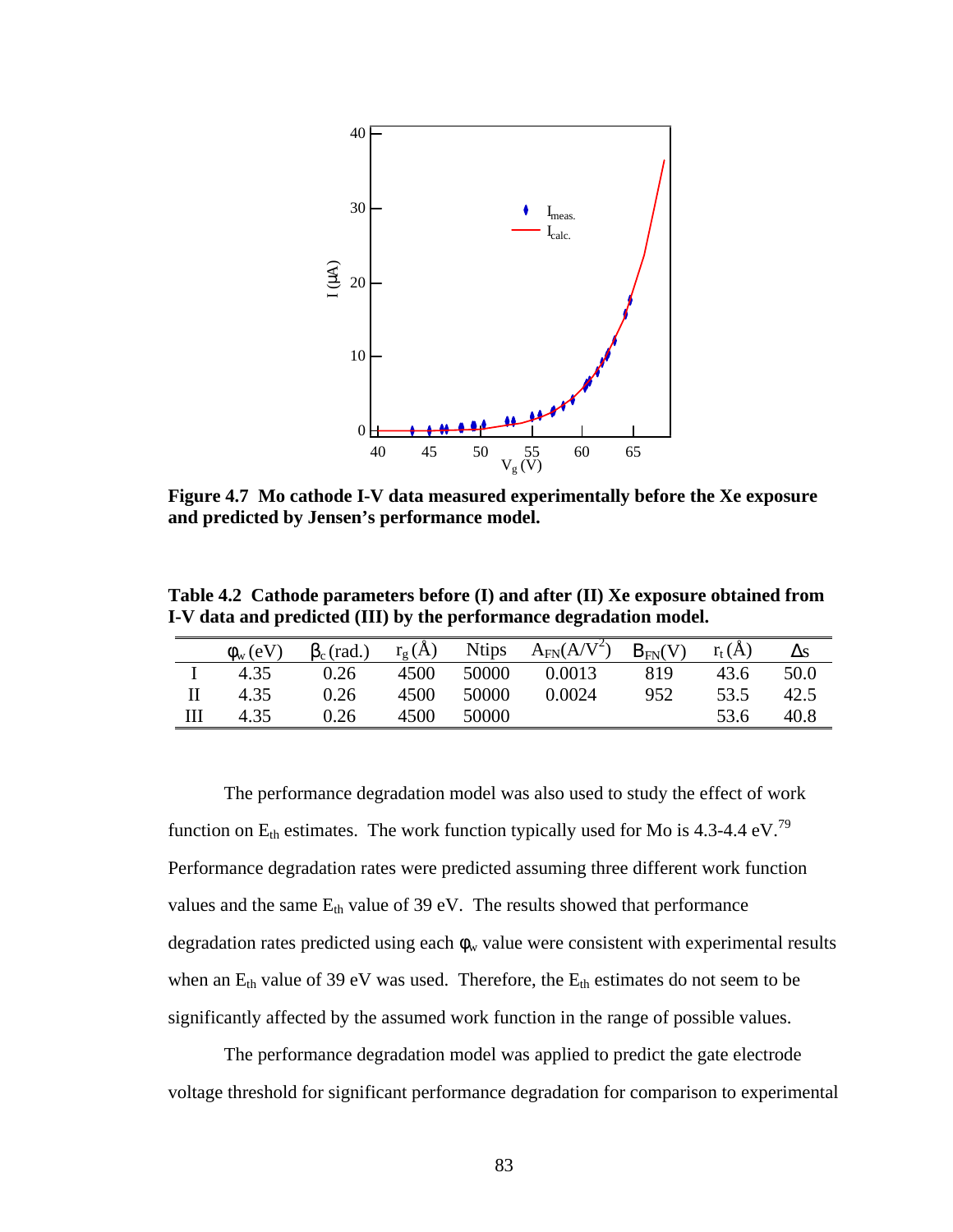**Figure 4.7 Mo cathode I-V data measured experimentally before the Xe exposure and predicted by Jensen's performance model.**

**Table 4.2 Cathode parameters before (I) and after (II) Xe exposure obtained from I-V data and predicted (III) by the performance degradation model.**

| | $\phi_w$ (eV) | $\beta_c$ (rad.) | $r_g$ (Å) | Ntips | $A_{FN}$($A/V^2$) | $B_{FN}$(V) | $r_t$ (Å) | $\Delta s$ |
|---|---|---|---|---|---|---|---|---|
| I | 4.35 | 0.26 | 4500 | 50000 | 0.0013 | 819 | 43.6 | 50.0 |
| II | 4.35 | 0.26 | 4500 | 50000 | 0.0024 | 952 | 53.5 | 42.5 |
| III | 4.35 | 0.26 | 4500 | 50000 | | | 53.6 | 40.8 |

The performance degradation model was also used to study the effect of work function on $E_{th}$ estimates. The work function typically used for Mo is 4.3-4.4 eV.[79] Performance degradation rates were predicted assuming three different work function values and the same $E_{th}$ value of 39 eV. The results showed that performance degradation rates predicted using each $\phi_w$ value were consistent with experimental results when an $E_{th}$ value of 39 eV was used. Therefore, the $E_{th}$ estimates do not seem to be significantly affected by the assumed work function in the range of possible values.

The performance degradation model was applied to predict the gate electrode voltage threshold for significant performance degradation for comparison to experimental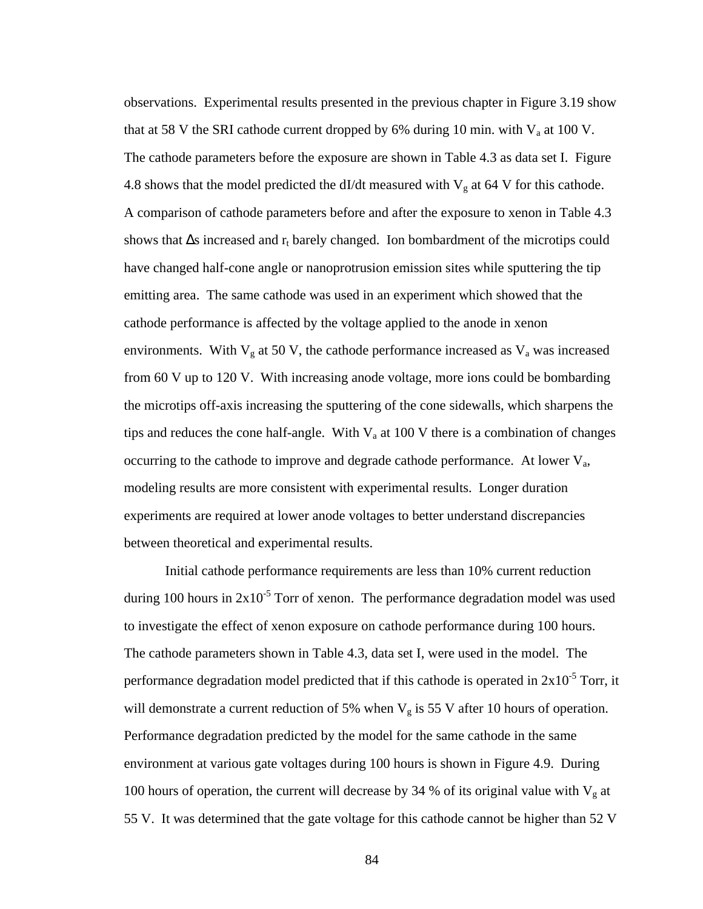observations. Experimental results presented in the previous chapter in Figure 3.19 show that at 58 V the SRI cathode current dropped by 6% during 10 min. with $V_a$ at 100 V. The cathode parameters before the exposure are shown in Table 4.3 as data set I. Figure 4.8 shows that the model predicted the dI/dt measured with $V_g$ at 64 V for this cathode. A comparison of cathode parameters before and after the exposure to xenon in Table 4.3 shows that $\Delta$s increased and $r_t$ barely changed. Ion bombardment of the microtips could have changed half-cone angle or nanoprotrusion emission sites while sputtering the tip emitting area. The same cathode was used in an experiment which showed that the cathode performance is affected by the voltage applied to the anode in xenon environments. With $V_g$ at 50 V, the cathode performance increased as $V_a$ was increased from 60 V up to 120 V. With increasing anode voltage, more ions could be bombarding the microtips off-axis increasing the sputtering of the cone sidewalls, which sharpens the tips and reduces the cone half-angle. With $V_a$ at 100 V there is a combination of changes occurring to the cathode to improve and degrade cathode performance. At lower $V_a$, modeling results are more consistent with experimental results. Longer duration experiments are required at lower anode voltages to better understand discrepancies between theoretical and experimental results.

Initial cathode performance requirements are less than 10% current reduction during 100 hours in $2x10^{-5}$ Torr of xenon. The performance degradation model was used to investigate the effect of xenon exposure on cathode performance during 100 hours. The cathode parameters shown in Table 4.3, data set I, were used in the model. The performance degradation model predicted that if this cathode is operated in $2x10^{-5}$ Torr, it will demonstrate a current reduction of 5% when $V_g$ is 55 V after 10 hours of operation. Performance degradation predicted by the model for the same cathode in the same environment at various gate voltages during 100 hours is shown in Figure 4.9. During 100 hours of operation, the current will decrease by 34 % of its original value with $V_g$ at 55 V. It was determined that the gate voltage for this cathode cannot be higher than 52 V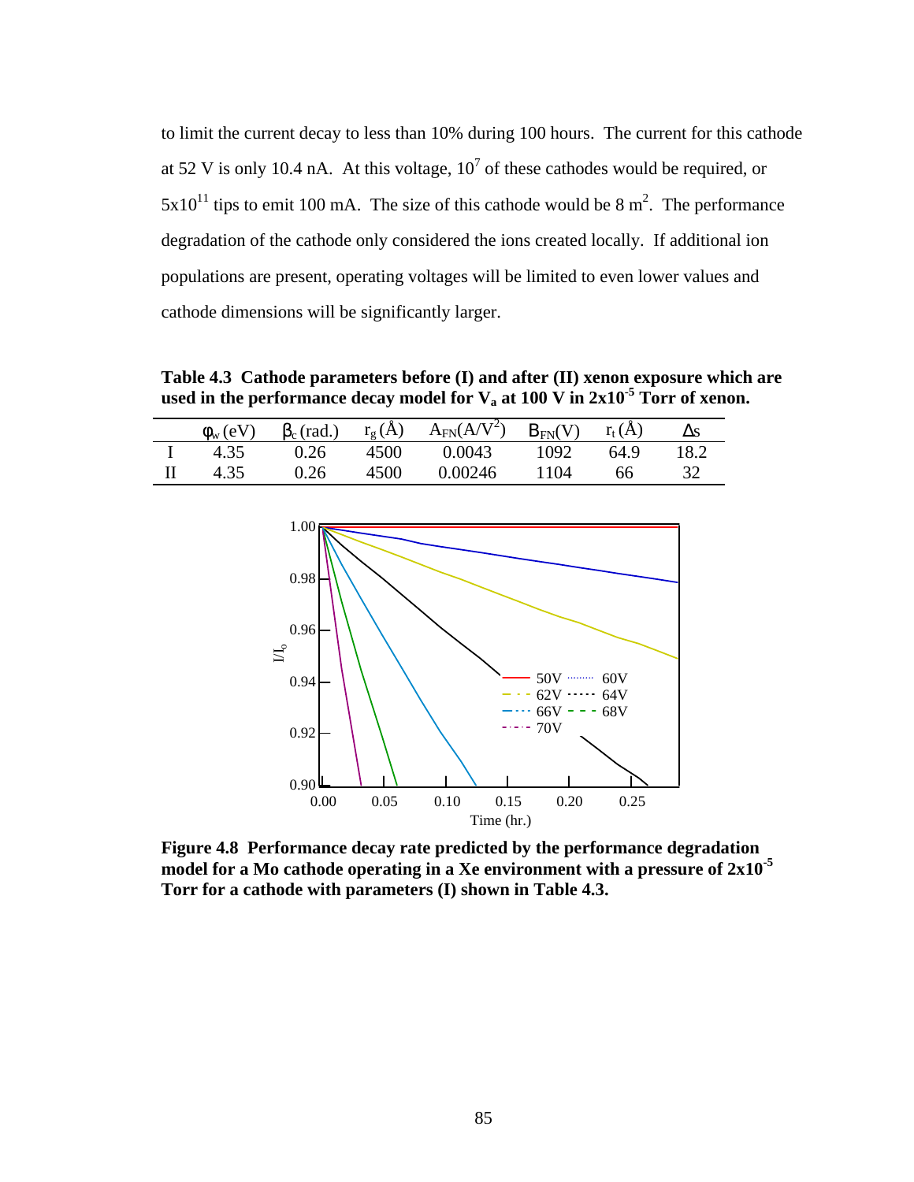to limit the current decay to less than 10% during 100 hours. The current for this cathode at 52 V is only 10.4 nA. At this voltage, $10^7$ of these cathodes would be required, or $5\text{x}10^{11}$ tips to emit 100 mA. The size of this cathode would be 8 $m^2$. The performance degradation of the cathode only considered the ions created locally. If additional ion populations are present, operating voltages will be limited to even lower values and cathode dimensions will be significantly larger.

**Table 4.3 Cathode parameters before (I) and after (II) xenon exposure which are used in the performance decay model for $V_a$ at 100 V in $2\text{x}10^{-5}$ Torr of xenon.**

| | $\phi_w$ (eV) | $\beta_c$ (rad.) | $r_g$ (Å) | $A_{FN}$ (A/V$^2$) | $B_{FN}$ (V) | $r_t$ (Å) | $\Delta s$ |
|---|---|---|---|---|---|---|---|
| I | 4.35 | 0.26 | 4500 | 0.0043 | 1092 | 64.9 | 18.2 |
| II | 4.35 | 0.26 | 4500 | 0.00246 | 1104 | 66 | 32 |

**Figure 4.8 Performance decay rate predicted by the performance degradation model for a Mo cathode operating in a Xe environment with a pressure of $2\text{x}10^{-5}$ Torr for a cathode with parameters (I) shown in Table 4.3.**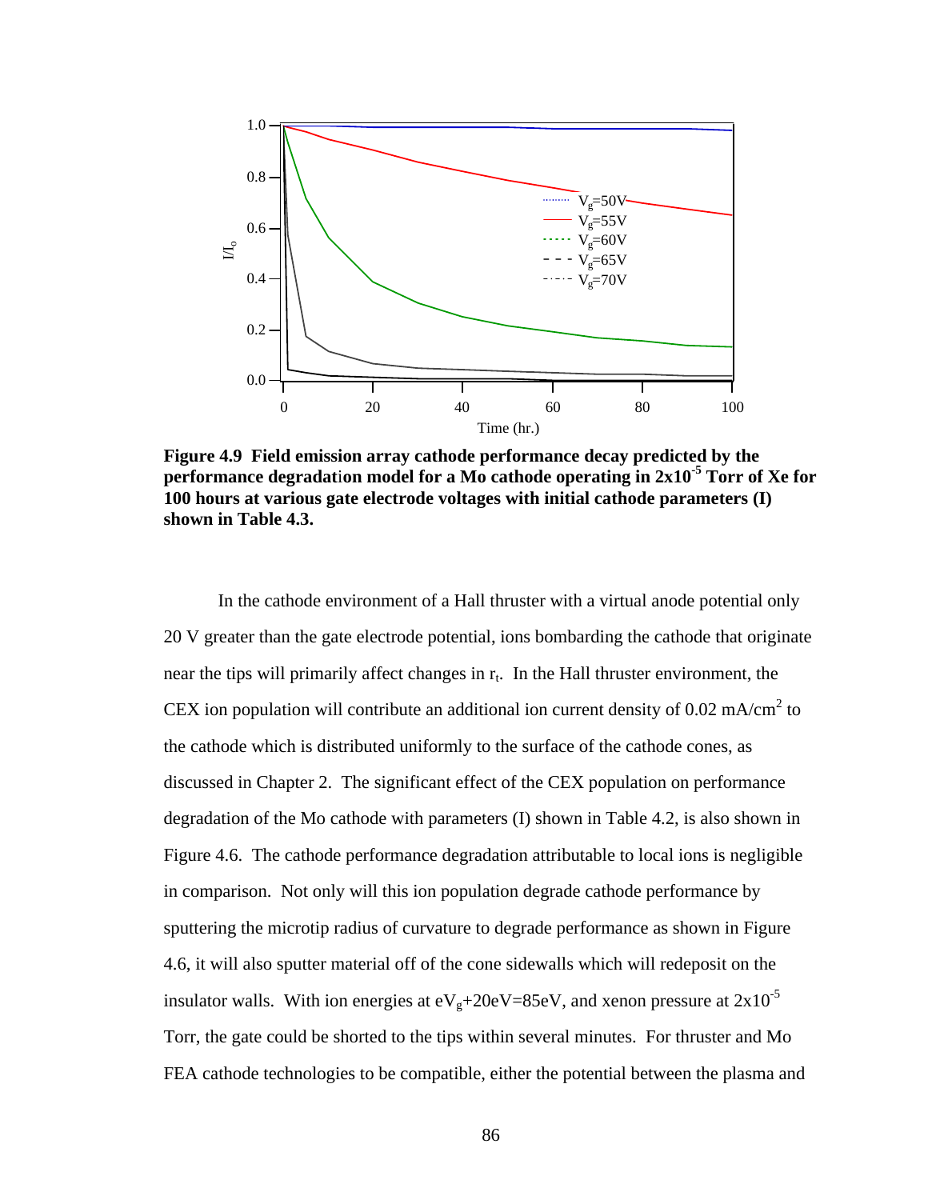**Figure 4.9 Field emission array cathode performance decay predicted by the performance degradation model for a Mo cathode operating in 2x10$^{-5}$ Torr of Xe for 100 hours at various gate electrode voltages with initial cathode parameters (I) shown in Table 4.3.**

In the cathode environment of a Hall thruster with a virtual anode potential only 20 V greater than the gate electrode potential, ions bombarding the cathode that originate near the tips will primarily affect changes in $r_t$. In the Hall thruster environment, the CEX ion population will contribute an additional ion current density of 0.02 mA/cm$^2$ to the cathode which is distributed uniformly to the surface of the cathode cones, as discussed in Chapter 2. The significant effect of the CEX population on performance degradation of the Mo cathode with parameters (I) shown in Table 4.2, is also shown in Figure 4.6. The cathode performance degradation attributable to local ions is negligible in comparison. Not only will this ion population degrade cathode performance by sputtering the microtip radius of curvature to degrade performance as shown in Figure 4.6, it will also sputter material off of the cone sidewalls which will redeposit on the insulator walls. With ion energies at $eV_g$+20eV=85eV, and xenon pressure at 2x10$^{-5}$ Torr, the gate could be shorted to the tips within several minutes. For thruster and Mo FEA cathode technologies to be compatible, either the potential between the plasma and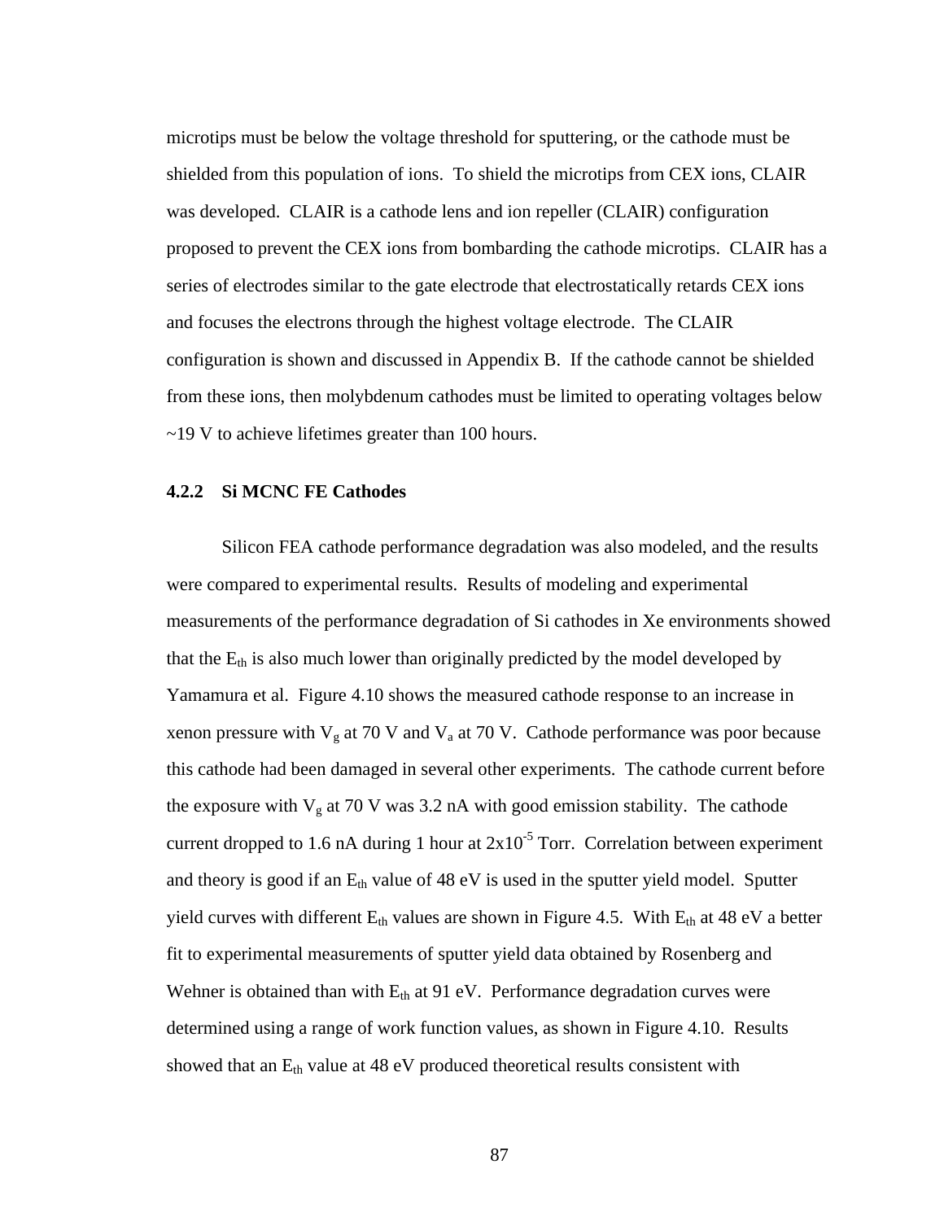microtips must be below the voltage threshold for sputtering, or the cathode must be shielded from this population of ions. To shield the microtips from CEX ions, CLAIR was developed. CLAIR is a cathode lens and ion repeller (CLAIR) configuration proposed to prevent the CEX ions from bombarding the cathode microtips. CLAIR has a series of electrodes similar to the gate electrode that electrostatically retards CEX ions and focuses the electrons through the highest voltage electrode. The CLAIR configuration is shown and discussed in Appendix B. If the cathode cannot be shielded from these ions, then molybdenum cathodes must be limited to operating voltages below ~19 V to achieve lifetimes greater than 100 hours.

### 4.2.2 Si MCNC FE Cathodes

Silicon FEA cathode performance degradation was also modeled, and the results were compared to experimental results. Results of modeling and experimental measurements of the performance degradation of Si cathodes in Xe environments showed that the $E_{th}$ is also much lower than originally predicted by the model developed by Yamamura et al. Figure 4.10 shows the measured cathode response to an increase in xenon pressure with $V_g$ at 70 V and $V_a$ at 70 V. Cathode performance was poor because this cathode had been damaged in several other experiments. The cathode current before the exposure with $V_g$ at 70 V was 3.2 nA with good emission stability. The cathode current dropped to 1.6 nA during 1 hour at $2\text{x}10^{-5}$ Torr. Correlation between experiment and theory is good if an $E_{th}$ value of 48 eV is used in the sputter yield model. Sputter yield curves with different $E_{th}$ values are shown in Figure 4.5. With $E_{th}$ at 48 eV a better fit to experimental measurements of sputter yield data obtained by Rosenberg and Wehner is obtained than with $E_{th}$ at 91 eV. Performance degradation curves were determined using a range of work function values, as shown in Figure 4.10. Results showed that an $E_{th}$ value at 48 eV produced theoretical results consistent with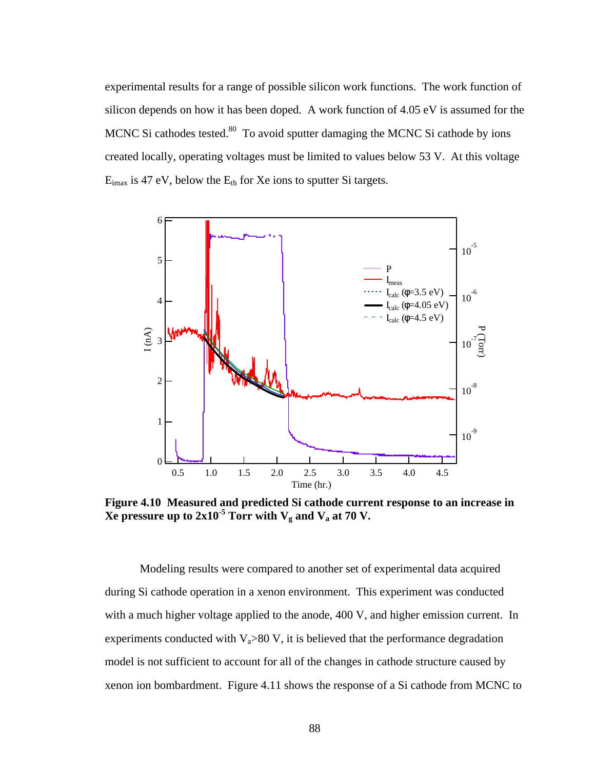experimental results for a range of possible silicon work functions. The work function of silicon depends on how it has been doped. A work function of 4.05 eV is assumed for the MCNC Si cathodes tested.[80] To avoid sputter damaging the MCNC Si cathode by ions created locally, operating voltages must be limited to values below 53 V. At this voltage $E_{imax}$ is 47 eV, below the $E_{th}$ for Xe ions to sputter Si targets.

**Figure 4.10 Measured and predicted Si cathode current response to an increase in Xe pressure up to $2 \times 10^{-5}$ Torr with $V_g$ and $V_a$ at 70 V.**

Modeling results were compared to another set of experimental data acquired during Si cathode operation in a xenon environment. This experiment was conducted with a much higher voltage applied to the anode, 400 V, and higher emission current. In experiments conducted with $V_a$>80 V, it is believed that the performance degradation model is not sufficient to account for all of the changes in cathode structure caused by xenon ion bombardment. Figure 4.11 shows the response of a Si cathode from MCNC to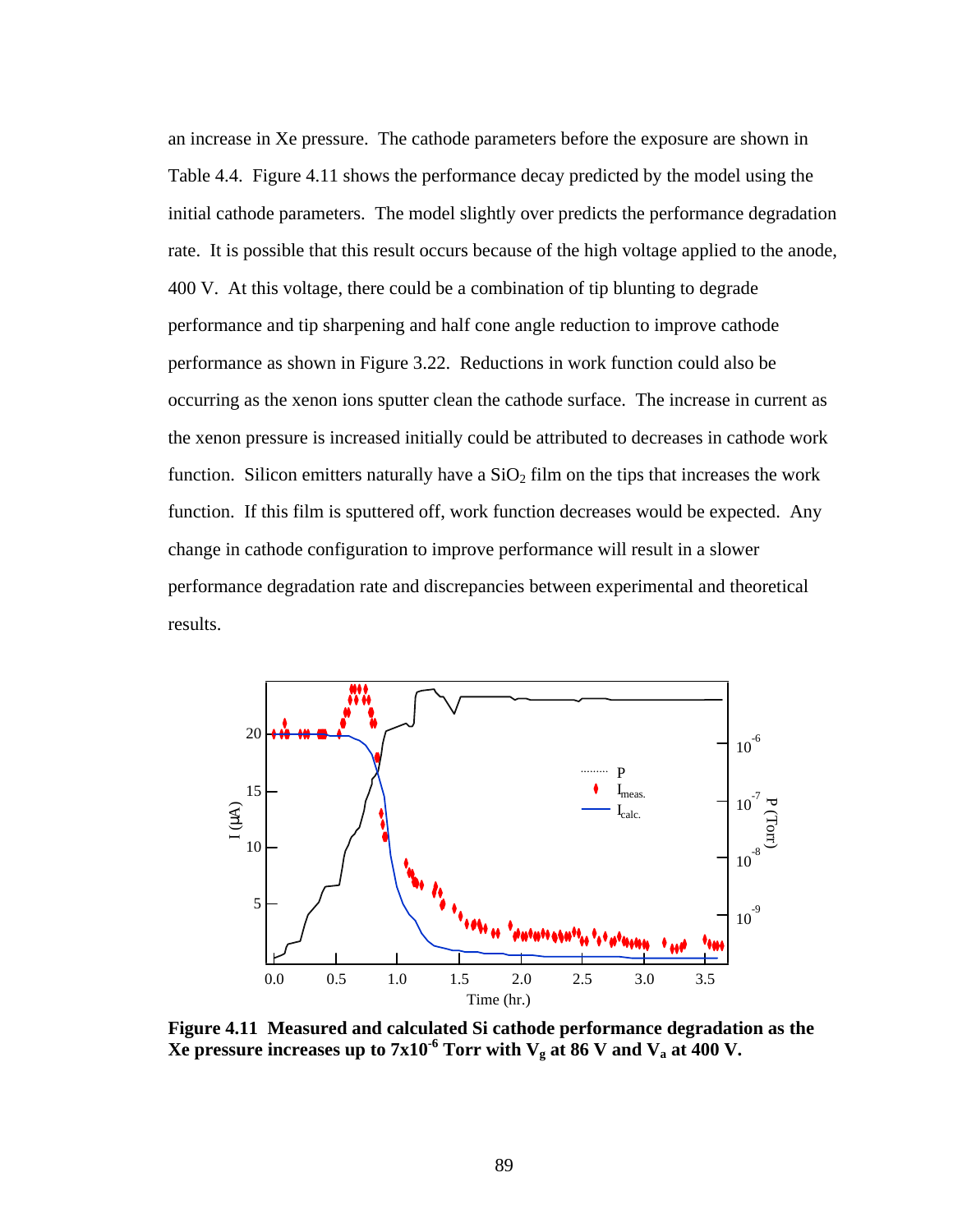an increase in Xe pressure. The cathode parameters before the exposure are shown in Table 4.4. Figure 4.11 shows the performance decay predicted by the model using the initial cathode parameters. The model slightly over predicts the performance degradation rate. It is possible that this result occurs because of the high voltage applied to the anode, 400 V. At this voltage, there could be a combination of tip blunting to degrade performance and tip sharpening and half cone angle reduction to improve cathode performance as shown in Figure 3.22. Reductions in work function could also be occurring as the xenon ions sputter clean the cathode surface. The increase in current as the xenon pressure is increased initially could be attributed to decreases in cathode work function. Silicon emitters naturally have a $SiO_2$ film on the tips that increases the work function. If this film is sputtered off, work function decreases would be expected. Any change in cathode configuration to improve performance will result in a slower performance degradation rate and discrepancies between experimental and theoretical results.

**Figure 4.11 Measured and calculated Si cathode performance degradation as the Xe pressure increases up to 7x10$^{-6}$ Torr with $V_g$ at 86 V and $V_a$ at 400 V.**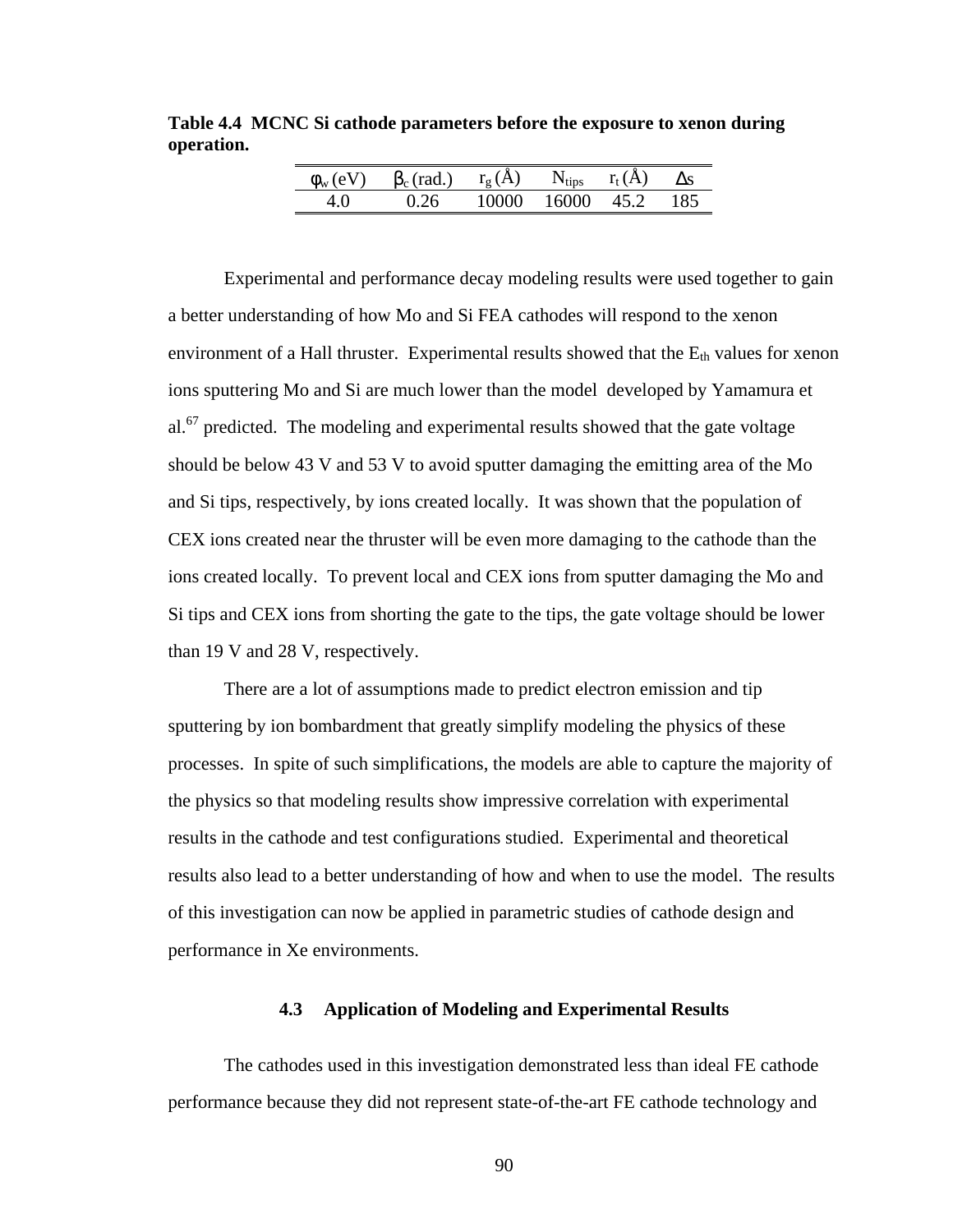**Table 4.4 MCNC Si cathode parameters before the exposure to xenon during operation.**

| $\phi_w$ (eV) | $\beta_c$ (rad.) | $r_g$ (Å) | $N_{tips}$ | $r_t$ (Å) | $\Delta s$ |
|---|---|---|---|---|---|
| 4.0 | 0.26 | 10000 | 16000 | 45.2 | 185 |

Experimental and performance decay modeling results were used together to gain a better understanding of how Mo and Si FEA cathodes will respond to the xenon environment of a Hall thruster. Experimental results showed that the $E_{th}$ values for xenon ions sputtering Mo and Si are much lower than the model developed by Yamamura et al.[67] predicted. The modeling and experimental results showed that the gate voltage should be below 43 V and 53 V to avoid sputter damaging the emitting area of the Mo and Si tips, respectively, by ions created locally. It was shown that the population of CEX ions created near the thruster will be even more damaging to the cathode than the ions created locally. To prevent local and CEX ions from sputter damaging the Mo and Si tips and CEX ions from shorting the gate to the tips, the gate voltage should be lower than 19 V and 28 V, respectively.

There are a lot of assumptions made to predict electron emission and tip sputtering by ion bombardment that greatly simplify modeling the physics of these processes. In spite of such simplifications, the models are able to capture the majority of the physics so that modeling results show impressive correlation with experimental results in the cathode and test configurations studied. Experimental and theoretical results also lead to a better understanding of how and when to use the model. The results of this investigation can now be applied in parametric studies of cathode design and performance in Xe environments.

### 4.3 Application of Modeling and Experimental Results

The cathodes used in this investigation demonstrated less than ideal FE cathode performance because they did not represent state-of-the-art FE cathode technology and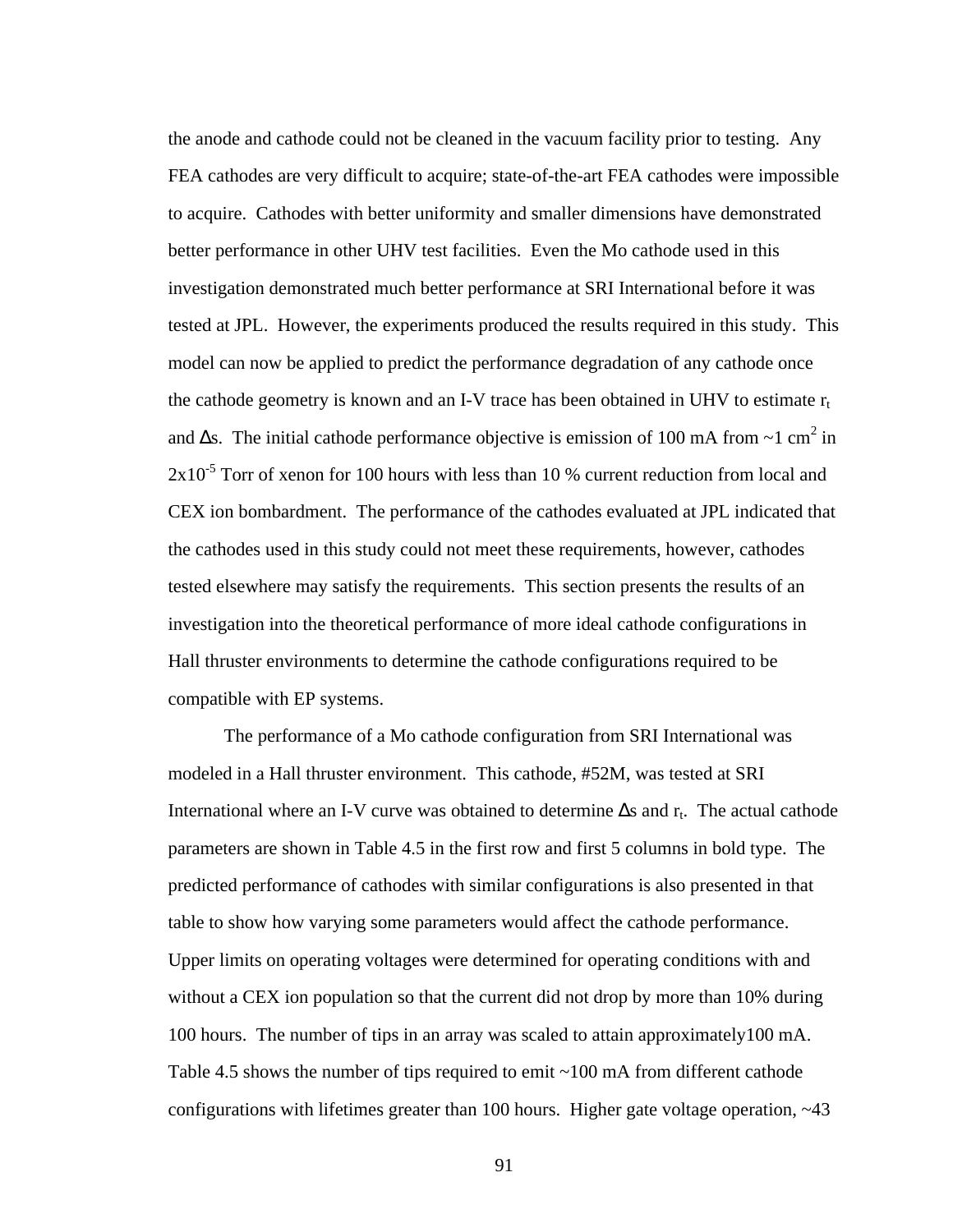the anode and cathode could not be cleaned in the vacuum facility prior to testing.  Any FEA cathodes are very difficult to acquire; state-of-the-art FEA cathodes were impossible to acquire.  Cathodes with better uniformity and smaller dimensions have demonstrated better performance in other UHV test facilities.  Even the Mo cathode used in this investigation demonstrated much better performance at SRI International before it was tested at JPL.  However, the experiments produced the results required in this study.  This model can now be applied to predict the performance degradation of any cathode once the cathode geometry is known and an I-V trace has been obtained in UHV to estimate $r_t$ and $\Delta s$.  The initial cathode performance objective is emission of 100 mA from ~1 $cm^2$ in $2x10^{-5}$ Torr of xenon for 100 hours with less than 10 % current reduction from local and CEX ion bombardment.  The performance of the cathodes evaluated at JPL indicated that the cathodes used in this study could not meet these requirements, however, cathodes tested elsewhere may satisfy the requirements.  This section presents the results of an investigation into the theoretical performance of more ideal cathode configurations in Hall thruster environments to determine the cathode configurations required to be compatible with EP systems.

The performance of a Mo cathode configuration from SRI International was modeled in a Hall thruster environment.  This cathode, #52M, was tested at SRI International where an I-V curve was obtained to determine $\Delta s$ and $r_t$.  The actual cathode parameters are shown in Table 4.5 in the first row and first 5 columns in bold type.  The predicted performance of cathodes with similar configurations is also presented in that table to show how varying some parameters would affect the cathode performance. Upper limits on operating voltages were determined for operating conditions with and without a CEX ion population so that the current did not drop by more than 10% during 100 hours.  The number of tips in an array was scaled to attain approximately100 mA. Table 4.5 shows the number of tips required to emit ~100 mA from different cathode configurations with lifetimes greater than 100 hours.  Higher gate voltage operation, ~43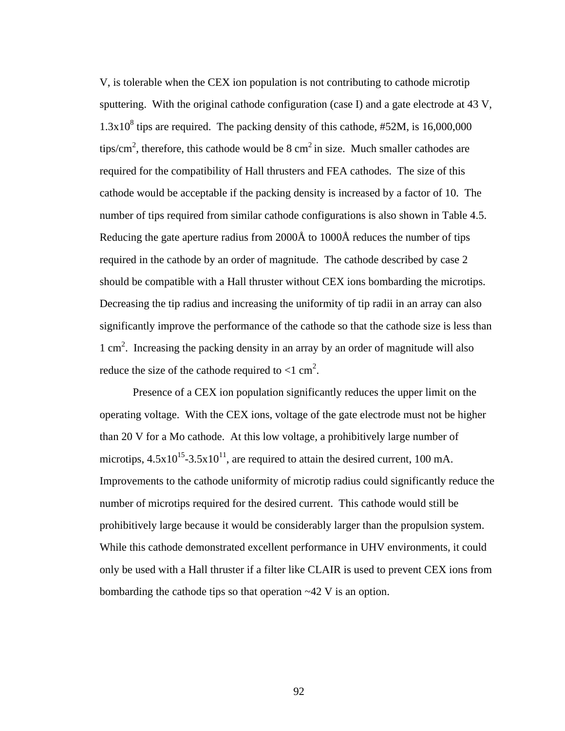V, is tolerable when the CEX ion population is not contributing to cathode microtip sputtering. With the original cathode configuration (case I) and a gate electrode at 43 V, $1.3\text{x}10^8$ tips are required. The packing density of this cathode, #52M, is 16,000,000 tips/cm$^2$, therefore, this cathode would be 8 cm$^2$ in size. Much smaller cathodes are required for the compatibility of Hall thrusters and FEA cathodes. The size of this cathode would be acceptable if the packing density is increased by a factor of 10. The number of tips required from similar cathode configurations is also shown in Table 4.5. Reducing the gate aperture radius from 2000Å to 1000Å reduces the number of tips required in the cathode by an order of magnitude. The cathode described by case 2 should be compatible with a Hall thruster without CEX ions bombarding the microtips. Decreasing the tip radius and increasing the uniformity of tip radii in an array can also significantly improve the performance of the cathode so that the cathode size is less than 1 cm$^2$. Increasing the packing density in an array by an order of magnitude will also reduce the size of the cathode required to <1 cm$^2$.

Presence of a CEX ion population significantly reduces the upper limit on the operating voltage. With the CEX ions, voltage of the gate electrode must not be higher than 20 V for a Mo cathode. At this low voltage, a prohibitively large number of microtips, $4.5\text{x}10^{15}$-$3.5\text{x}10^{11}$, are required to attain the desired current, 100 mA. Improvements to the cathode uniformity of microtip radius could significantly reduce the number of microtips required for the desired current. This cathode would still be prohibitively large because it would be considerably larger than the propulsion system. While this cathode demonstrated excellent performance in UHV environments, it could only be used with a Hall thruster if a filter like CLAIR is used to prevent CEX ions from bombarding the cathode tips so that operation ~42 V is an option.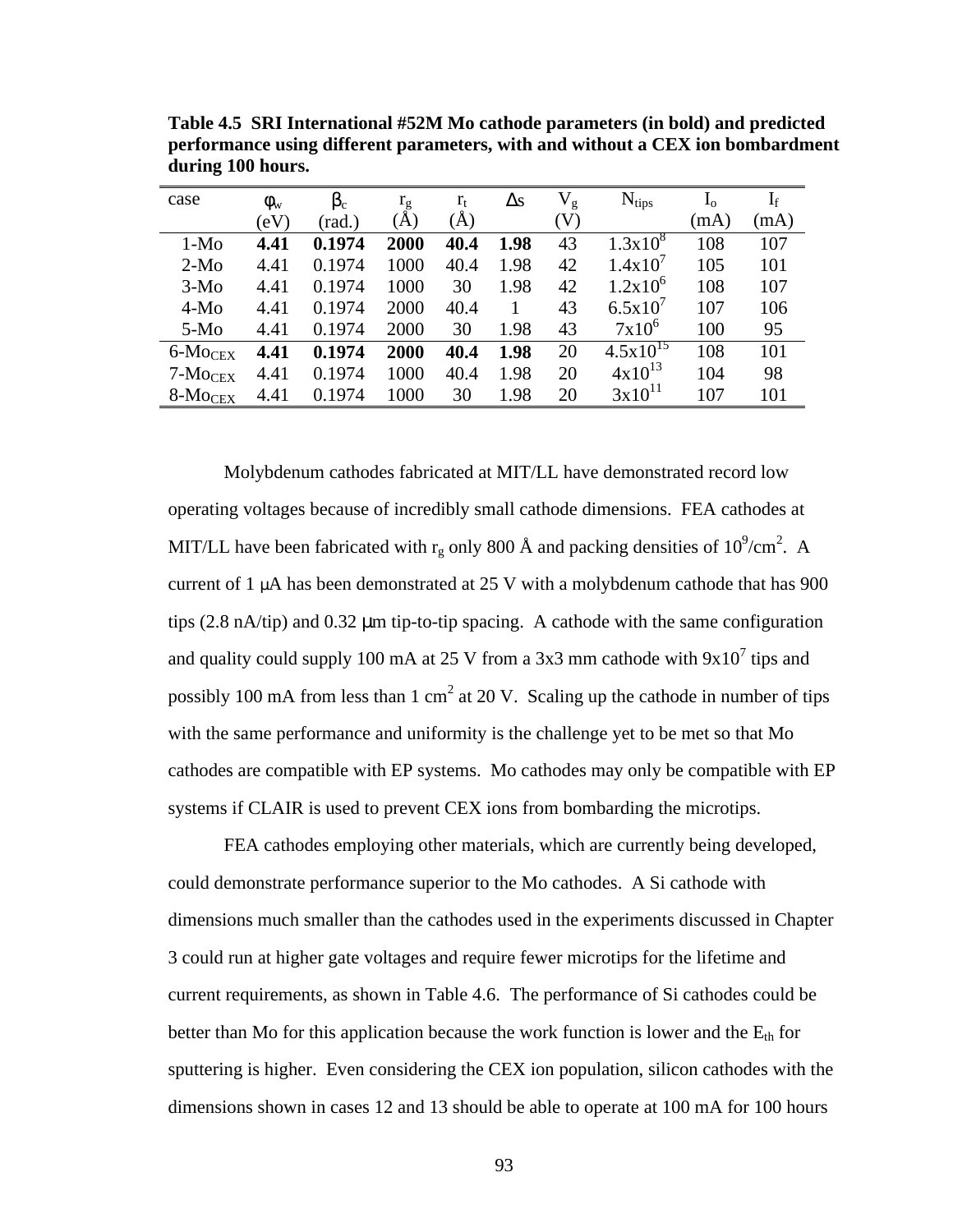**Table 4.5 SRI International #52M Mo cathode parameters (in bold) and predicted performance using different parameters, with and without a CEX ion bombardment during 100 hours.**

| case | $\phi_w$ (eV) | $\beta_c$ (rad.) | $r_g$ (Å) | $r_t$ (Å) | $\Delta s$ | $V_g$ (V) | $N_{tips}$ | $I_o$ (mA) | $I_f$ (mA) |
|---|---|---|---|---|---|---|---|---|---|
| 1-Mo | **4.41** | **0.1974** | **2000** | **40.4** | **1.98** | 43 | $1.3 \times 10^8$ | 108 | 107 |
| 2-Mo | 4.41 | 0.1974 | 1000 | 40.4 | 1.98 | 42 | $1.4 \times 10^7$ | 105 | 101 |
| 3-Mo | 4.41 | 0.1974 | 1000 | 30 | 1.98 | 42 | $1.2 \times 10^6$ | 108 | 107 |
| 4-Mo | 4.41 | 0.1974 | 2000 | 40.4 | 1 | 43 | $6.5 \times 10^7$ | 107 | 106 |
| 5-Mo | 4.41 | 0.1974 | 2000 | 30 | 1.98 | 43 | $7 \times 10^6$ | 100 | 95 |
| 6-$Mo_{CEX}$ | **4.41** | **0.1974** | **2000** | **40.4** | **1.98** | 20 | $4.5 \times 10^{15}$ | 108 | 101 |
| 7-$Mo_{CEX}$ | 4.41 | 0.1974 | 1000 | 40.4 | 1.98 | 20 | $4 \times 10^{13}$ | 104 | 98 |
| 8-$Mo_{CEX}$ | 4.41 | 0.1974 | 1000 | 30 | 1.98 | 20 | $3 \times 10^{11}$ | 107 | 101 |

Molybdenum cathodes fabricated at MIT/LL have demonstrated record low operating voltages because of incredibly small cathode dimensions. FEA cathodes at MIT/LL have been fabricated with $r_g$ only 800 Å and packing densities of $10^9$/cm$^2$. A current of 1 μA has been demonstrated at 25 V with a molybdenum cathode that has 900 tips (2.8 nA/tip) and 0.32 μm tip-to-tip spacing. A cathode with the same configuration and quality could supply 100 mA at 25 V from a 3x3 mm cathode with $9 \times 10^7$ tips and possibly 100 mA from less than 1 cm$^2$ at 20 V. Scaling up the cathode in number of tips with the same performance and uniformity is the challenge yet to be met so that Mo cathodes are compatible with EP systems. Mo cathodes may only be compatible with EP systems if CLAIR is used to prevent CEX ions from bombarding the microtips.

FEA cathodes employing other materials, which are currently being developed, could demonstrate performance superior to the Mo cathodes. A Si cathode with dimensions much smaller than the cathodes used in the experiments discussed in Chapter 3 could run at higher gate voltages and require fewer microtips for the lifetime and current requirements, as shown in Table 4.6. The performance of Si cathodes could be better than Mo for this application because the work function is lower and the $E_{th}$ for sputtering is higher. Even considering the CEX ion population, silicon cathodes with the dimensions shown in cases 12 and 13 should be able to operate at 100 mA for 100 hours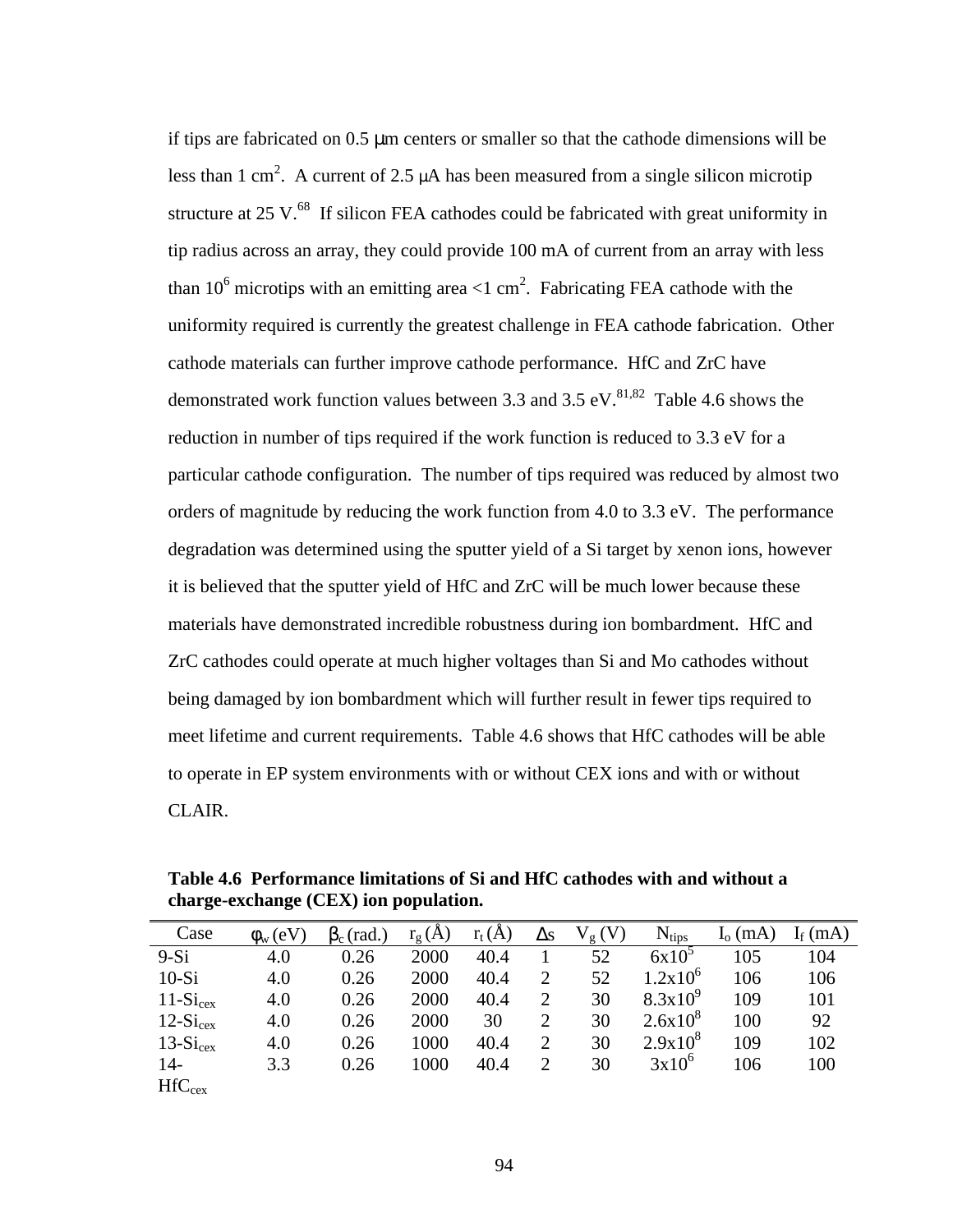if tips are fabricated on 0.5 μm centers or smaller so that the cathode dimensions will be less than 1 $cm^2$. A current of 2.5 μA has been measured from a single silicon microtip structure at 25 V.[68] If silicon FEA cathodes could be fabricated with great uniformity in tip radius across an array, they could provide 100 mA of current from an array with less than $10^6$ microtips with an emitting area <1 $cm^2$. Fabricating FEA cathode with the uniformity required is currently the greatest challenge in FEA cathode fabrication. Other cathode materials can further improve cathode performance. HfC and ZrC have demonstrated work function values between 3.3 and 3.5 eV.[81,82] Table 4.6 shows the reduction in number of tips required if the work function is reduced to 3.3 eV for a particular cathode configuration. The number of tips required was reduced by almost two orders of magnitude by reducing the work function from 4.0 to 3.3 eV. The performance degradation was determined using the sputter yield of a Si target by xenon ions, however it is believed that the sputter yield of HfC and ZrC will be much lower because these materials have demonstrated incredible robustness during ion bombardment. HfC and ZrC cathodes could operate at much higher voltages than Si and Mo cathodes without being damaged by ion bombardment which will further result in fewer tips required to meet lifetime and current requirements. Table 4.6 shows that HfC cathodes will be able to operate in EP system environments with or without CEX ions and with or without CLAIR.

**Table 4.6 Performance limitations of Si and HfC cathodes with and without a charge-exchange (CEX) ion population.**

| Case | $\phi_w$ (eV) | $\beta_c$ (rad.) | $r_g$ (Å) | $r_t$ (Å) | $\Delta s$ | $V_g$ (V) | $N_{tips}$ | $I_o$ (mA) | $I_f$ (mA) |
|---|---|---|---|---|---|---|---|---|---|
| 9-Si | 4.0 | 0.26 | 2000 | 40.4 | 1 | 52 | $6x10^5$ | 105 | 104 |
| 10-Si | 4.0 | 0.26 | 2000 | 40.4 | 2 | 52 | $1.2x10^6$ | 106 | 106 |
| 11-$Si_{cex}$ | 4.0 | 0.26 | 2000 | 40.4 | 2 | 30 | $8.3x10^9$ | 109 | 101 |
| 12-$Si_{cex}$ | 4.0 | 0.26 | 2000 | 30 | 2 | 30 | $2.6x10^8$ | 100 | 92 |
| 13-$Si_{cex}$ | 4.0 | 0.26 | 1000 | 40.4 | 2 | 30 | $2.9x10^8$ | 109 | 102 |
| 14-$HfC_{cex}$ | 3.3 | 0.26 | 1000 | 40.4 | 2 | 30 | $3x10^6$ | 106 | 100 |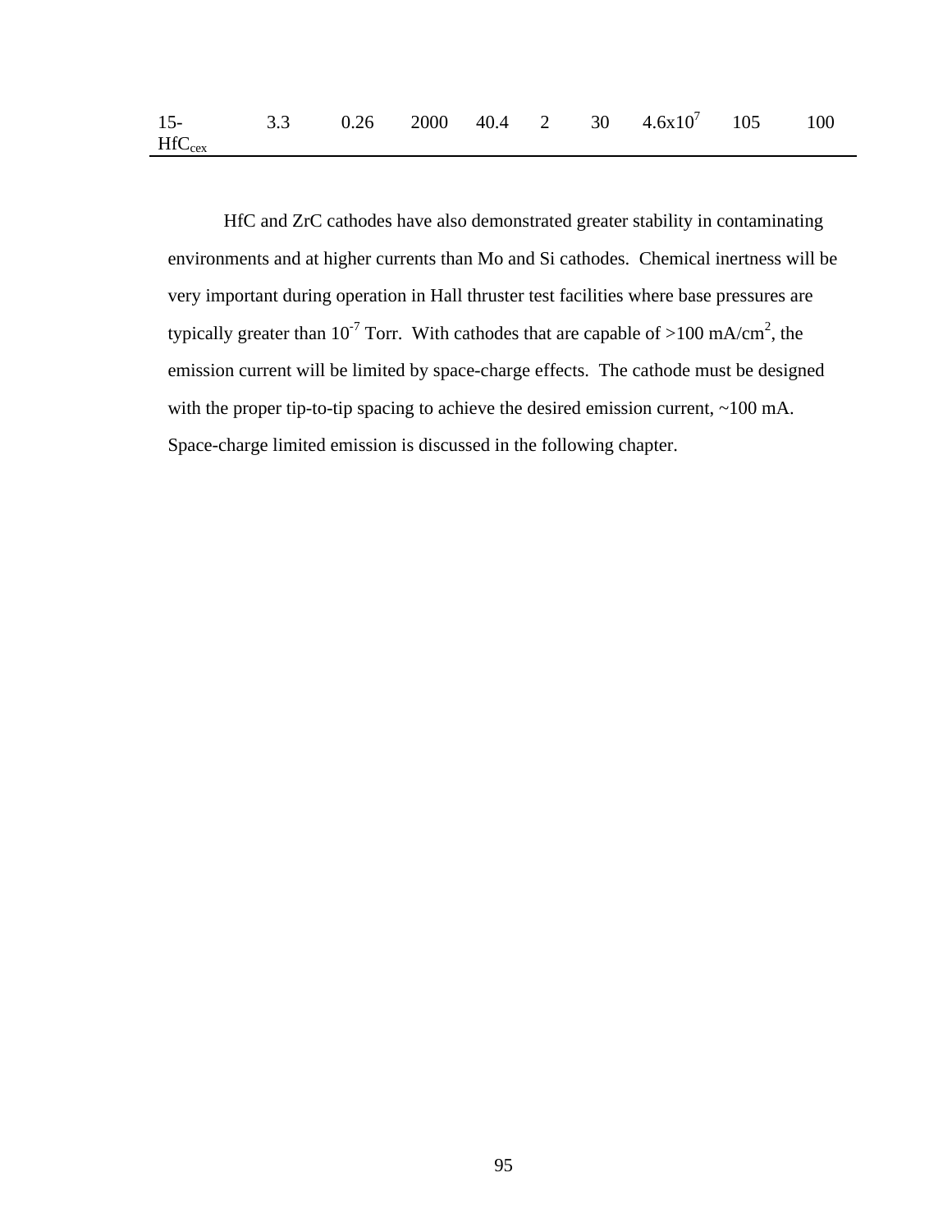| | | | | | | | | | |
|---|---|---|---|---|---|---|---|---|---|
| 15-$HfC_{cex}$ | 3.3 | 0.26 | 2000 | 40.4 | 2 | 30 | $4.6x10^7$ | 105 | 100 |

HfC and ZrC cathodes have also demonstrated greater stability in contaminating environments and at higher currents than Mo and Si cathodes. Chemical inertness will be very important during operation in Hall thruster test facilities where base pressures are typically greater than $10^{-7}$ Torr. With cathodes that are capable of >100 mA/cm$^2$, the emission current will be limited by space-charge effects. The cathode must be designed with the proper tip-to-tip spacing to achieve the desired emission current, ~100 mA. Space-charge limited emission is discussed in the following chapter.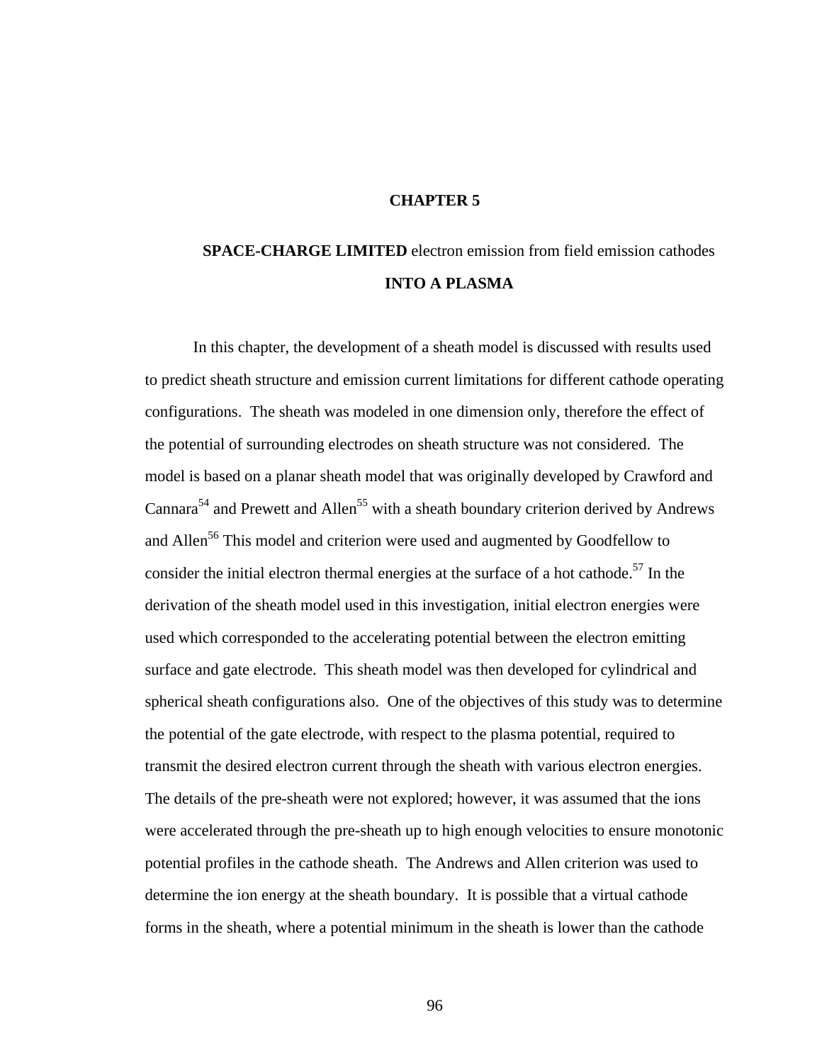# CHAPTER 5

## **SPACE-CHARGE LIMITED** electron emission from field emission cathodes **INTO A PLASMA**

In this chapter, the development of a sheath model is discussed with results used to predict sheath structure and emission current limitations for different cathode operating configurations. The sheath was modeled in one dimension only, therefore the effect of the potential of surrounding electrodes on sheath structure was not considered. The model is based on a planar sheath model that was originally developed by Crawford and Cannara[54] and Prewett and Allen[55] with a sheath boundary criterion derived by Andrews and Allen[56] This model and criterion were used and augmented by Goodfellow to consider the initial electron thermal energies at the surface of a hot cathode.[57] In the derivation of the sheath model used in this investigation, initial electron energies were used which corresponded to the accelerating potential between the electron emitting surface and gate electrode. This sheath model was then developed for cylindrical and spherical sheath configurations also. One of the objectives of this study was to determine the potential of the gate electrode, with respect to the plasma potential, required to transmit the desired electron current through the sheath with various electron energies. The details of the pre-sheath were not explored; however, it was assumed that the ions were accelerated through the pre-sheath up to high enough velocities to ensure monotonic potential profiles in the cathode sheath. The Andrews and Allen criterion was used to determine the ion energy at the sheath boundary. It is possible that a virtual cathode forms in the sheath, where a potential minimum in the sheath is lower than the cathode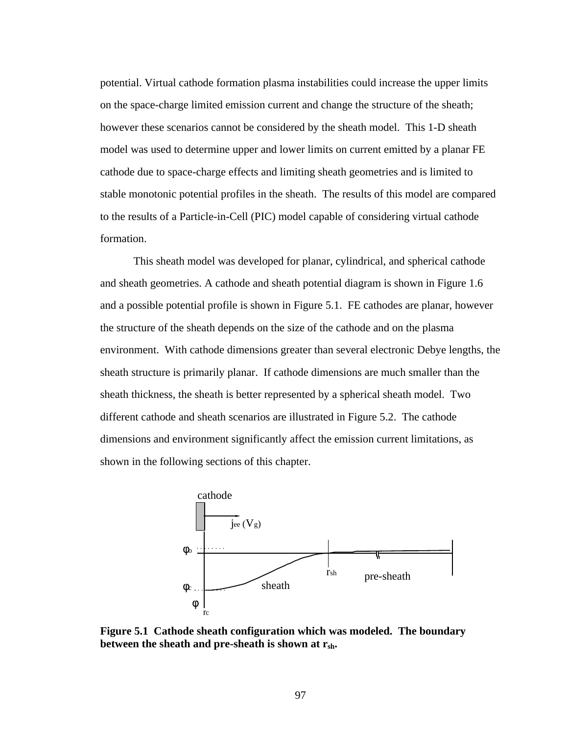potential. Virtual cathode formation plasma instabilities could increase the upper limits on the space-charge limited emission current and change the structure of the sheath; however these scenarios cannot be considered by the sheath model. This 1-D sheath model was used to determine upper and lower limits on current emitted by a planar FE cathode due to space-charge effects and limiting sheath geometries and is limited to stable monotonic potential profiles in the sheath. The results of this model are compared to the results of a Particle-in-Cell (PIC) model capable of considering virtual cathode formation.

This sheath model was developed for planar, cylindrical, and spherical cathode and sheath geometries. A cathode and sheath potential diagram is shown in Figure 1.6 and a possible potential profile is shown in Figure 5.1. FE cathodes are planar, however the structure of the sheath depends on the size of the cathode and on the plasma environment. With cathode dimensions greater than several electronic Debye lengths, the sheath structure is primarily planar. If cathode dimensions are much smaller than the sheath thickness, the sheath is better represented by a spherical sheath model. Two different cathode and sheath scenarios are illustrated in Figure 5.2. The cathode dimensions and environment significantly affect the emission current limitations, as shown in the following sections of this chapter.

**Figure 5.1 Cathode sheath configuration which was modeled. The boundary between the sheath and pre-sheath is shown at $r_{sh}$.**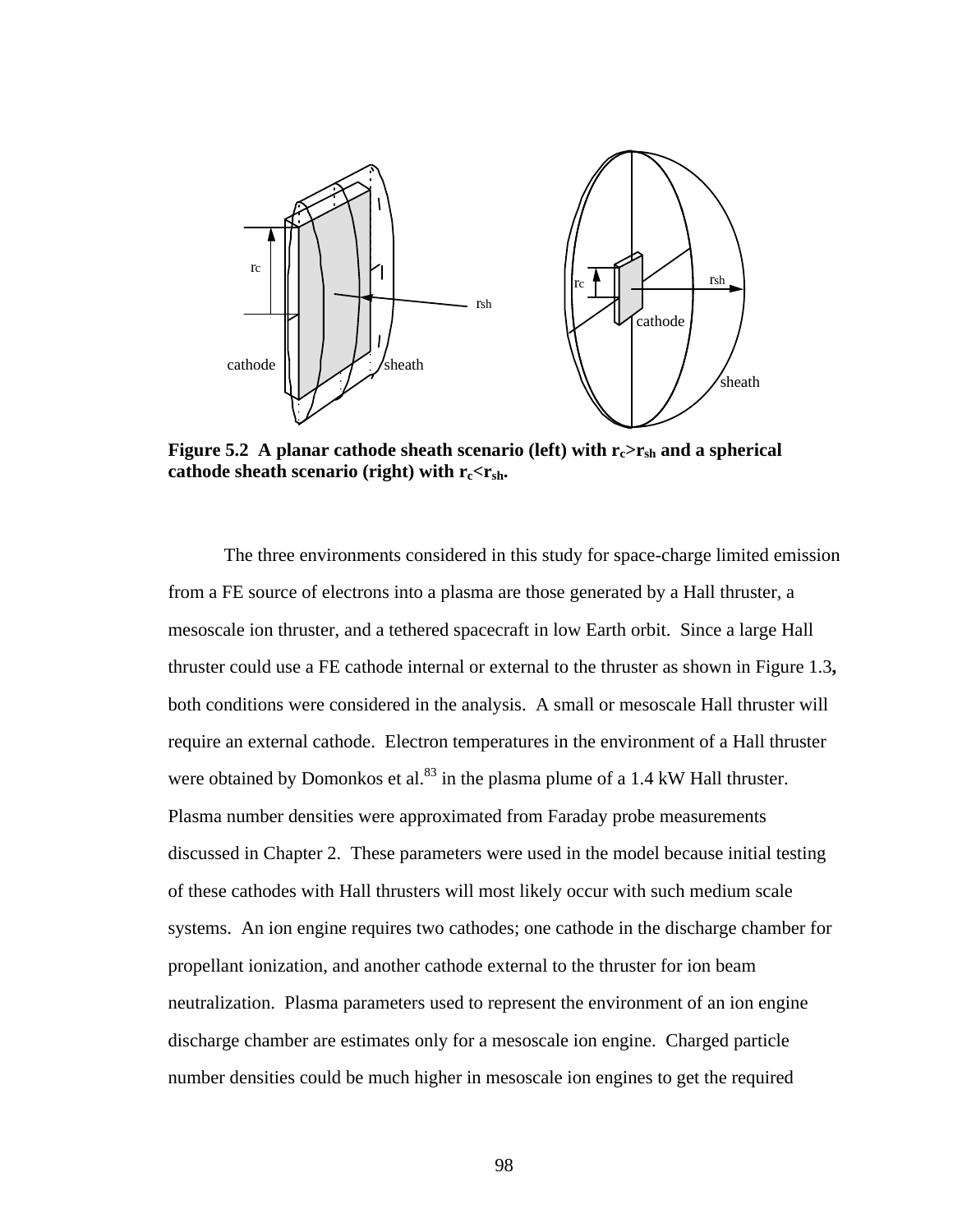**Figure 5.2 A planar cathode sheath scenario (left) with $r_c$>$r_{sh}$ and a spherical cathode sheath scenario (right) with $r_c$<$r_{sh}$.**

The three environments considered in this study for space-charge limited emission from a FE source of electrons into a plasma are those generated by a Hall thruster, a mesoscale ion thruster, and a tethered spacecraft in low Earth orbit. Since a large Hall thruster could use a FE cathode internal or external to the thruster as shown in Figure 1.3**,** both conditions were considered in the analysis. A small or mesoscale Hall thruster will require an external cathode. Electron temperatures in the environment of a Hall thruster were obtained by Domonkos et al.[83] in the plasma plume of a 1.4 kW Hall thruster. Plasma number densities were approximated from Faraday probe measurements discussed in Chapter 2. These parameters were used in the model because initial testing of these cathodes with Hall thrusters will most likely occur with such medium scale systems. An ion engine requires two cathodes; one cathode in the discharge chamber for propellant ionization, and another cathode external to the thruster for ion beam neutralization. Plasma parameters used to represent the environment of an ion engine discharge chamber are estimates only for a mesoscale ion engine. Charged particle number densities could be much higher in mesoscale ion engines to get the required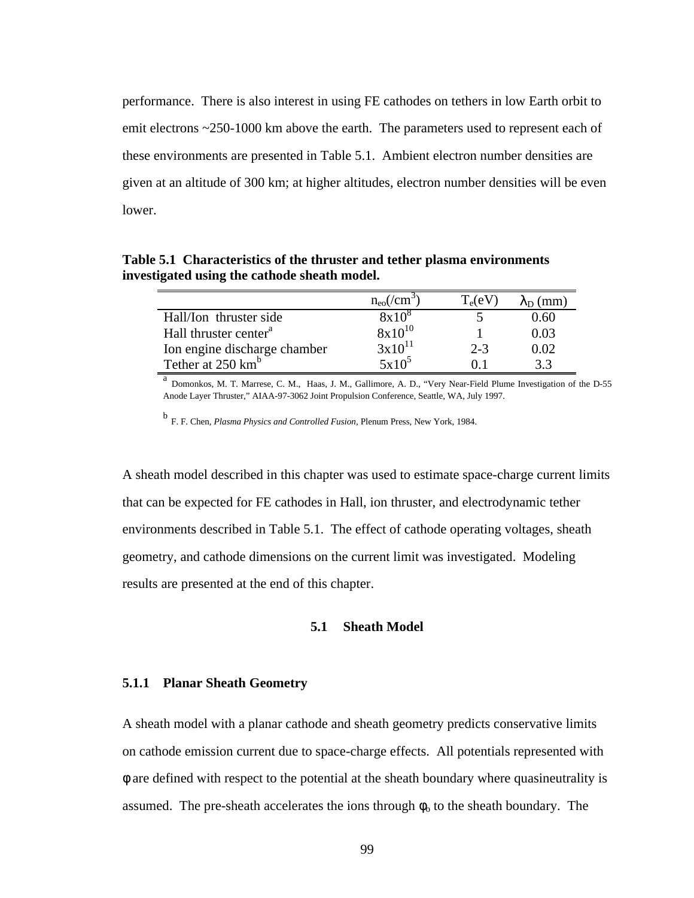performance. There is also interest in using FE cathodes on tethers in low Earth orbit to emit electrons ~250-1000 km above the earth. The parameters used to represent each of these environments are presented in Table 5.1. Ambient electron number densities are given at an altitude of 300 km; at higher altitudes, electron number densities will be even lower.

**Table 5.1 Characteristics of the thruster and tether plasma environments investigated using the cathode sheath model.**

| | $n_{eo}$(/cm$^3$) | $T_e$(eV) | $\lambda_D$ (mm) |
|---|---|---|---|
| Hall/Ion thruster side | 8x10$^8$ | 5 | 0.60 |
| Hall thruster center[a] | 8x10$^{10}$ | 1 | 0.03 |
| Ion engine discharge chamber | 3x10$^{11}$ | 2-3 | 0.02 |
| Tether at 250 km[b] | 5x10$^5$ | 0.1 | 3.3 |

[a] Domonkos, M. T. Marrese, C. M., Haas, J. M., Gallimore, A. D., "Very Near-Field Plume Investigation of the D-55 Anode Layer Thruster," AIAA-97-3062 Joint Propulsion Conference, Seattle, WA, July 1997.

[b] F. F. Chen, *Plasma Physics and Controlled Fusion*, Plenum Press, New York, 1984.

A sheath model described in this chapter was used to estimate space-charge current limits that can be expected for FE cathodes in Hall, ion thruster, and electrodynamic tether environments described in Table 5.1. The effect of cathode operating voltages, sheath geometry, and cathode dimensions on the current limit was investigated. Modeling results are presented at the end of this chapter.

## 5.1 Sheath Model

### 5.1.1 Planar Sheath Geometry

A sheath model with a planar cathode and sheath geometry predicts conservative limits on cathode emission current due to space-charge effects. All potentials represented with $\phi$ are defined with respect to the potential at the sheath boundary where quasineutrality is assumed. The pre-sheath accelerates the ions through $\phi_o$ to the sheath boundary. The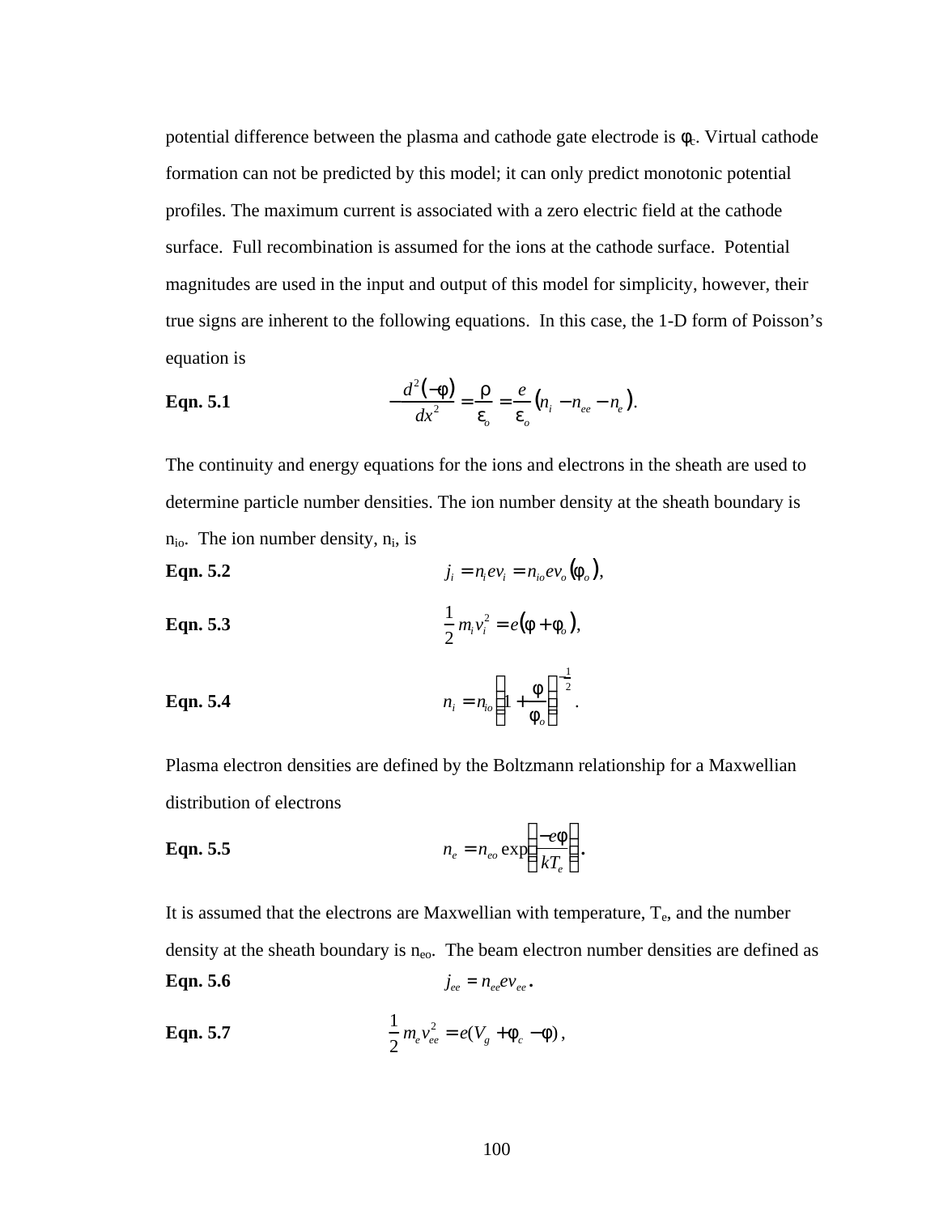potential difference between the plasma and cathode gate electrode is $\phi_c$. Virtual cathode formation can not be predicted by this model; it can only predict monotonic potential profiles. The maximum current is associated with a zero electric field at the cathode surface. Full recombination is assumed for the ions at the cathode surface. Potential magnitudes are used in the input and output of this model for simplicity, however, their true signs are inherent to the following equations. In this case, the 1-D form of Poisson's equation is

**Eqn. 5.1**
$$-\frac{d^2(-\phi)}{dx^2} = \frac{\rho}{\varepsilon_o} = \frac{e}{\varepsilon_o}\left(n_i - n_{ee} - n_e\right).$$

The continuity and energy equations for the ions and electrons in the sheath are used to determine particle number densities. The ion number density at the sheath boundary is $n_{io}$. The ion number density, $n_i$, is

**Eqn. 5.2**
$$j_i = n_i e v_i = n_{io} e v_o(\phi_o),$$

**Eqn. 5.3**
$$\frac{1}{2} m_i v_i^2 = e(\phi + \phi_o),$$

**Eqn. 5.4**
$$n_i = n_{io}\left(1 + \frac{\phi}{\phi_o}\right)^{-\frac{1}{2}}.$$

Plasma electron densities are defined by the Boltzmann relationship for a Maxwellian distribution of electrons

**Eqn. 5.5**
$$n_e = n_{eo}\exp\left(\frac{-e\phi}{kT_e}\right).$$

It is assumed that the electrons are Maxwellian with temperature, $T_e$, and the number density at the sheath boundary is $n_{eo}$. The beam electron number densities are defined as

**Eqn. 5.6**
$$j_{ee} = n_{ee} e v_{ee}.$$

**Eqn. 5.7**
$$\frac{1}{2} m_e v_{ee}^2 = e(V_g + \phi_c - \phi),$$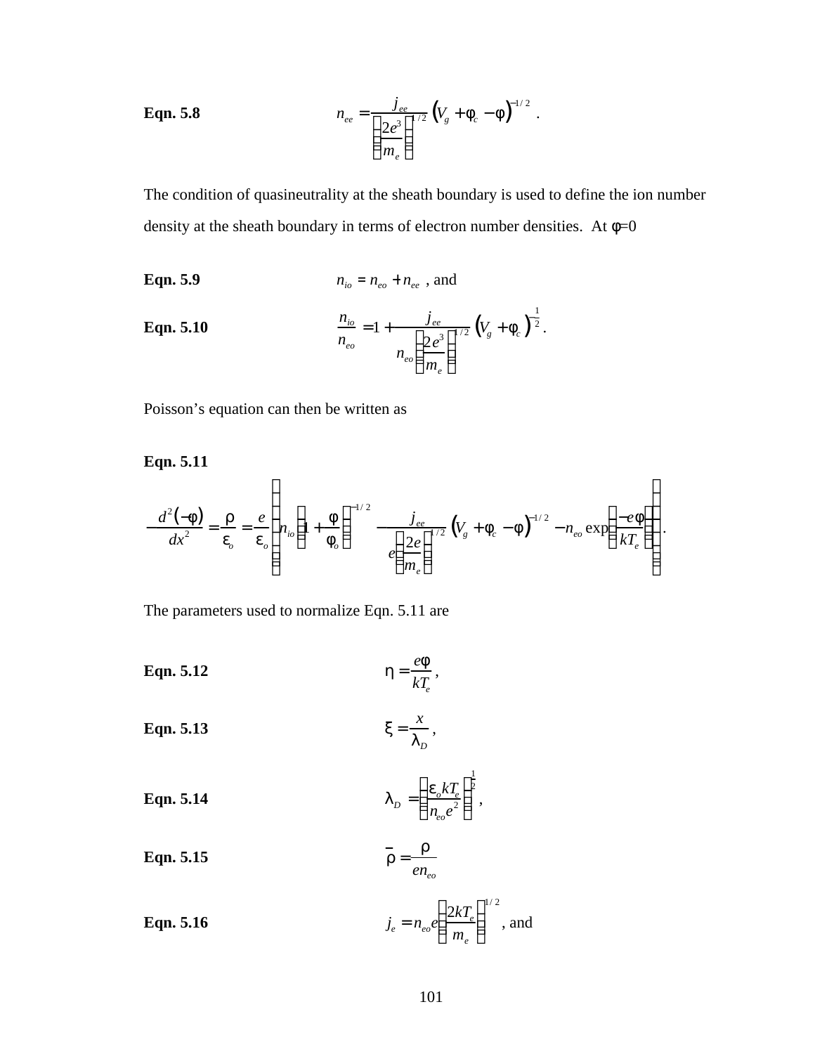**Eqn. 5.8** 
$$n_{ee} = \frac{j_{ee}}{\left(\frac{2e^3}{m_e}\right)^{1/2}} \left(V_g + \phi_c - \phi\right)^{-1/2}.$$

The condition of quasineutrality at the sheath boundary is used to define the ion number density at the sheath boundary in terms of electron number densities. At $\phi$=0

**Eqn. 5.9** 
$$n_{io} = n_{eo} + n_{ee}\text{ , and}$$

**Eqn. 5.10** 
$$\frac{n_{io}}{n_{eo}} = 1 + \frac{j_{ee}}{n_{eo}\left(\frac{2e^3}{m_e}\right)^{1/2}} \left(V_g + \phi_c\right)^{-\frac{1}{2}}.$$

Poisson's equation can then be written as

**Eqn. 5.11**

$$-\frac{d^2(-\phi)}{dx^2} = \frac{\rho}{\varepsilon_o} = \frac{e}{\varepsilon_o}\left(n_{io}\left(1 + \frac{\phi}{\phi_o}\right)^{-1/2} - \frac{j_{ee}}{e\left(\frac{2e}{m_e}\right)^{1/2}} \left(V_g + \phi_c - \phi\right)^{-1/2} - n_{eo}\exp\left(\frac{-e\phi}{kT_e}\right)\right).$$

The parameters used to normalize Eqn. 5.11 are

**Eqn. 5.12** 
$$\eta = \frac{e\phi}{kT_e},$$

**Eqn. 5.13** 
$$\xi = \frac{x}{\lambda_D},$$

**Eqn. 5.14** 
$$\lambda_D = \left(\frac{\varepsilon_o kT_e}{n_{eo}e^2}\right)^{\frac{1}{2}},$$

**Eqn. 5.15** 
$$\bar{\rho} = \frac{\rho}{en_{eo}}$$

**Eqn. 5.16** 
$$j_e = n_{eo}e\left(\frac{2kT_e}{m_e}\right)^{1/2}\text{, and}$$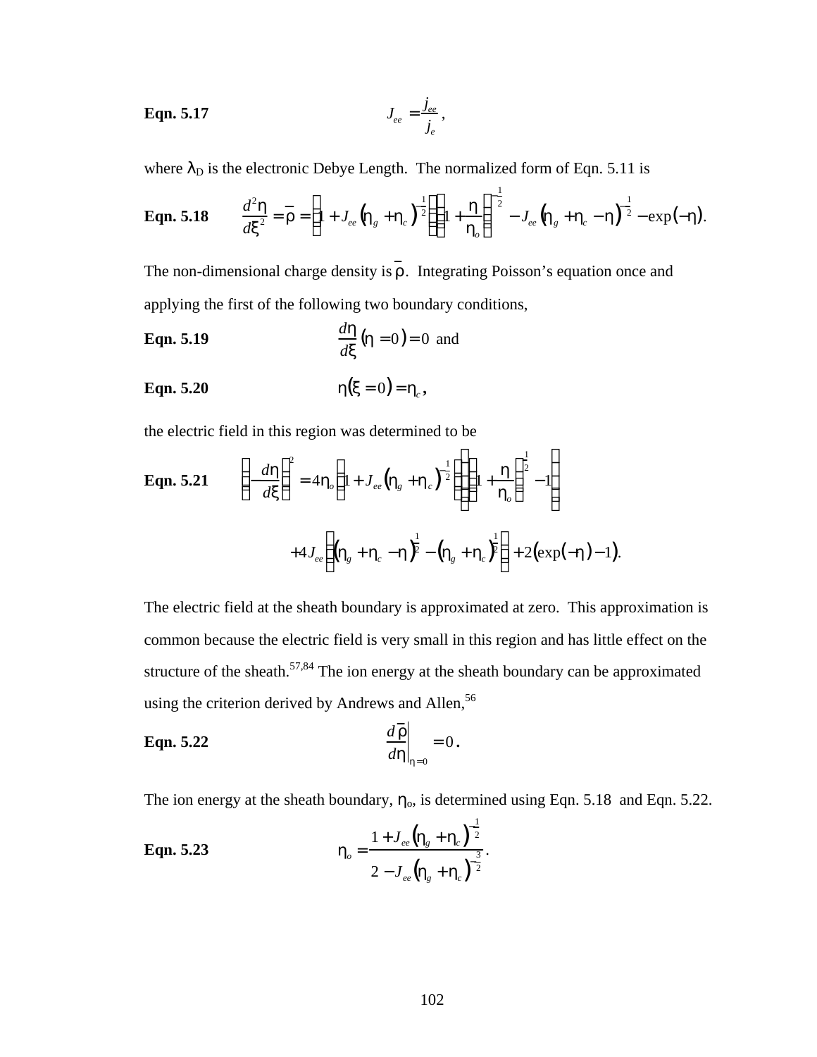**Eqn. 5.17** $$J_{ee} = \frac{j_{ee}}{j_e},$$

where $\lambda_D$ is the electronic Debye Length. The normalized form of Eqn. 5.11 is

**Eqn. 5.18** $$\frac{d^2\eta}{d\xi^2} = \bar{\rho} = \left(1 + J_{ee}\left(\eta_g + \eta_c\right)^{-\frac{1}{2}}\right)\left(1 + \frac{\eta}{\eta_o}\right)^{-\frac{1}{2}} - J_{ee}\left(\eta_g + \eta_c - \eta\right)^{-\frac{1}{2}} - \exp(-\eta).$$

The non-dimensional charge density is $\bar{\rho}$. Integrating Poisson's equation once and applying the first of the following two boundary conditions,

**Eqn. 5.19** $$\frac{d\eta}{d\xi}(\eta = 0) = 0 \text{ and}$$

**Eqn. 5.20** $$\eta(\xi = 0) = \eta_c,$$

the electric field in this region was determined to be

**Eqn. 5.21** $$\left(\frac{d\eta}{d\xi}\right)^2 = 4\eta_o\left(1 + J_{ee}\left(\eta_g + \eta_c\right)^{-\frac{1}{2}}\right)\left(\left(1 + \frac{\eta}{\eta_o}\right)^{\frac{1}{2}} - 1\right)$$
$$+ 4J_{ee}\left(\left(\eta_g + \eta_c - \eta\right)^{\frac{1}{2}} - \left(\eta_g + \eta_c\right)^{\frac{1}{2}}\right) + 2\left(\exp(-\eta) - 1\right).$$

The electric field at the sheath boundary is approximated at zero. This approximation is common because the electric field is very small in this region and has little effect on the structure of the sheath.[57,84] The ion energy at the sheath boundary can be approximated using the criterion derived by Andrews and Allen,[56]

**Eqn. 5.22** $$\left.\frac{d\bar{\rho}}{d\eta}\right|_{\eta=0} = 0.$$

The ion energy at the sheath boundary, $\eta_o$, is determined using Eqn. 5.18 and Eqn. 5.22.

**Eqn. 5.23** $$\eta_o = \frac{1 + J_{ee}\left(\eta_g + \eta_c\right)^{-\frac{1}{2}}}{2 - J_{ee}\left(\eta_g + \eta_c\right)^{-\frac{3}{2}}}.$$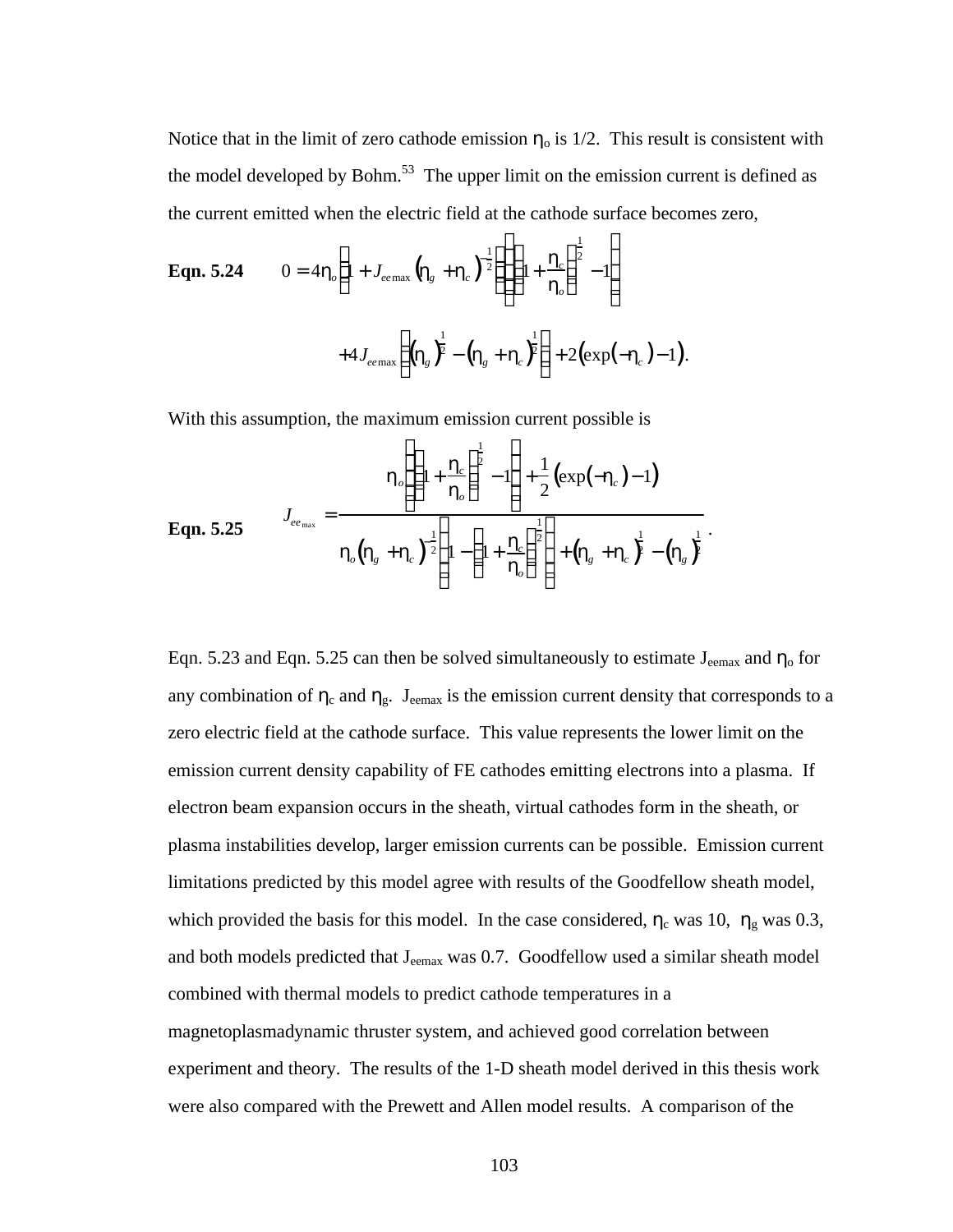Notice that in the limit of zero cathode emission $\eta_o$ is 1/2. This result is consistent with the model developed by Bohm.[53] The upper limit on the emission current is defined as the current emitted when the electric field at the cathode surface becomes zero,

**Eqn. 5.24**
$$0 = 4\eta_o\left(1 + J_{ee\max}\left(\eta_g + \eta_c\right)^{-\frac{1}{2}}\right)\left(\left(1 + \frac{\eta_c}{\eta_o}\right)^{\frac{1}{2}} - 1\right)$$
$$+ 4J_{ee\max}\left(\left(\eta_g\right)^{\frac{1}{2}} - \left(\eta_g + \eta_c\right)^{\frac{1}{2}}\right) + 2\left(\exp\left(-\eta_c\right) - 1\right).$$

With this assumption, the maximum emission current possible is

**Eqn. 5.25**
$$J_{ee_{\max}} = \frac{\eta_o\left(\left(1 + \frac{\eta_c}{\eta_o}\right)^{\frac{1}{2}} - 1\right) + \frac{1}{2}\left(\exp\left(-\eta_c\right) - 1\right)}{\eta_o\left(\eta_g + \eta_c\right)^{-\frac{1}{2}}\left(1 - \left(1 + \frac{\eta_c}{\eta_o}\right)^{\frac{1}{2}}\right) + \left(\eta_g + \eta_c\right)^{\frac{1}{2}} - \left(\eta_g\right)^{\frac{1}{2}}}.$$

Eqn. 5.23 and Eqn. 5.25 can then be solved simultaneously to estimate $J_{eemax}$ and $\eta_o$ for any combination of $\eta_c$ and $\eta_g$. $J_{eemax}$ is the emission current density that corresponds to a zero electric field at the cathode surface. This value represents the lower limit on the emission current density capability of FE cathodes emitting electrons into a plasma. If electron beam expansion occurs in the sheath, virtual cathodes form in the sheath, or plasma instabilities develop, larger emission currents can be possible. Emission current limitations predicted by this model agree with results of the Goodfellow sheath model, which provided the basis for this model. In the case considered, $\eta_c$ was 10, $\eta_g$ was 0.3, and both models predicted that $J_{eemax}$ was 0.7. Goodfellow used a similar sheath model combined with thermal models to predict cathode temperatures in a magnetoplasmadynamic thruster system, and achieved good correlation between experiment and theory. The results of the 1-D sheath model derived in this thesis work were also compared with the Prewett and Allen model results. A comparison of the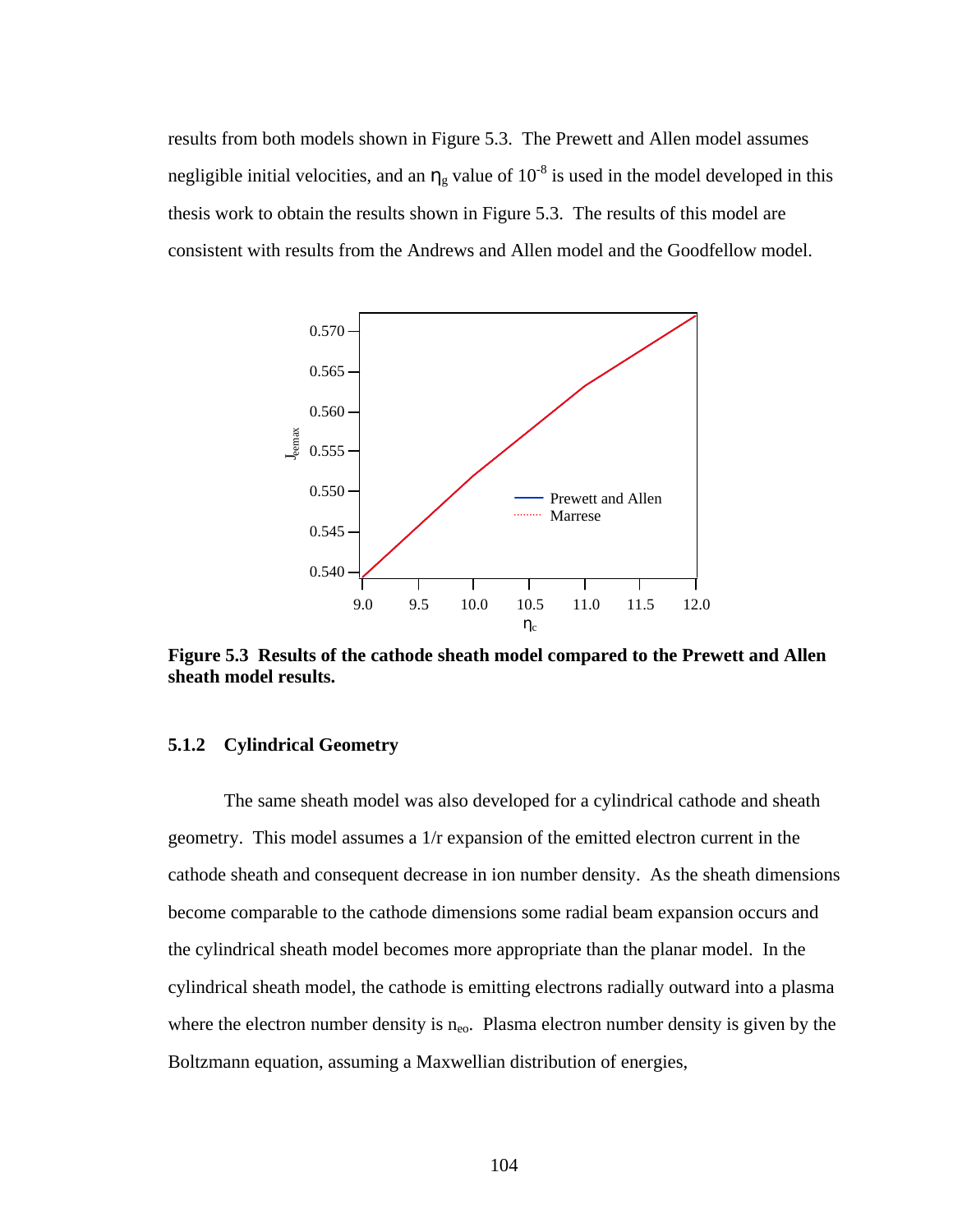results from both models shown in Figure 5.3. The Prewett and Allen model assumes negligible initial velocities, and an $\eta_g$ value of $10^{-8}$ is used in the model developed in this thesis work to obtain the results shown in Figure 5.3. The results of this model are consistent with results from the Andrews and Allen model and the Goodfellow model.

**Figure 5.3 Results of the cathode sheath model compared to the Prewett and Allen sheath model results.**

### 5.1.2 Cylindrical Geometry

The same sheath model was also developed for a cylindrical cathode and sheath geometry. This model assumes a 1/r expansion of the emitted electron current in the cathode sheath and consequent decrease in ion number density. As the sheath dimensions become comparable to the cathode dimensions some radial beam expansion occurs and the cylindrical sheath model becomes more appropriate than the planar model. In the cylindrical sheath model, the cathode is emitting electrons radially outward into a plasma where the electron number density is $n_{eo}$. Plasma electron number density is given by the Boltzmann equation, assuming a Maxwellian distribution of energies,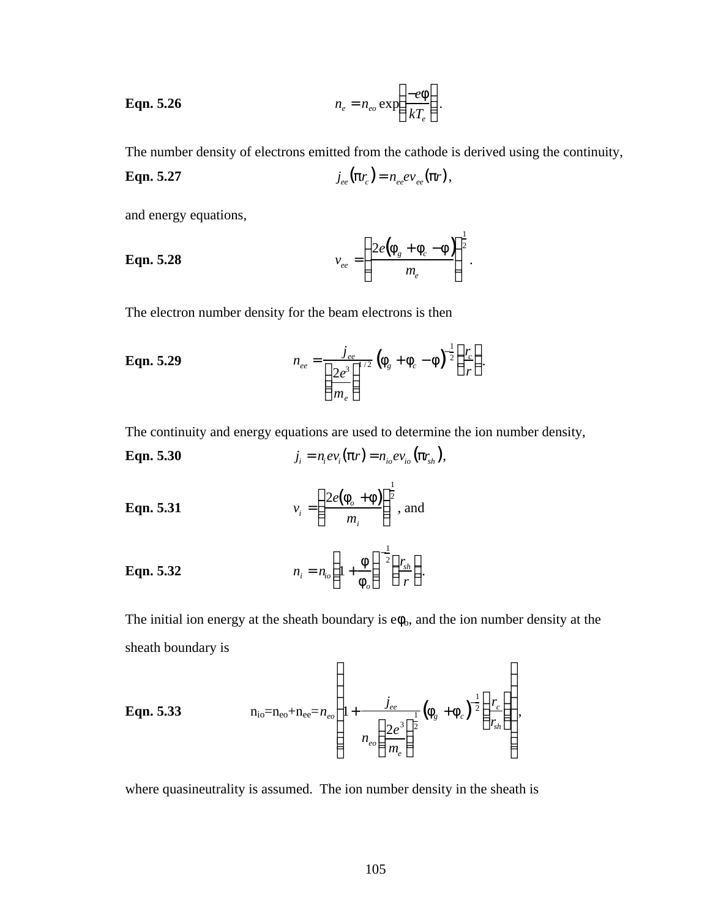**Eqn. 5.26** $$n_e = n_{eo} \exp\left(\frac{-e\phi}{kT_e}\right).$$

The number density of electrons emitted from the cathode is derived using the continuity,

**Eqn. 5.27** $$j_{ee}(\pi r_c) = n_{ee} e v_{ee}(\pi r),$$

and energy equations,

**Eqn. 5.28** $$v_{ee} = \left(\frac{2e(\phi_g + \phi_c - \phi)}{m_e}\right)^{\frac{1}{2}}.$$

The electron number density for the beam electrons is then

**Eqn. 5.29** $$n_{ee} = \frac{j_{ee}}{\left(\frac{2e^3}{m_e}\right)^{1/2}} (\phi_g + \phi_c - \phi)^{-\frac{1}{2}} \left(\frac{r_c}{r}\right).$$

The continuity and energy equations are used to determine the ion number density,

**Eqn. 5.30** $$j_i = n_i e v_i(\pi r) = n_{io} e v_{io}(\pi r_{sh}),$$

**Eqn. 5.31** $$v_i = \left(\frac{2e(\phi_o + \phi)}{m_i}\right)^{\frac{1}{2}}, \text{ and}$$

**Eqn. 5.32** $$n_i = n_{io}\left(1 + \frac{\phi}{\phi_o}\right)^{-\frac{1}{2}} \left(\frac{r_{sh}}{r}\right).$$

The initial ion energy at the sheath boundary is $e\phi_o$, and the ion number density at the sheath boundary is

**Eqn. 5.33** $$n_{io} = n_{eo} + n_{ee} = n_{eo}\left(1 + \frac{j_{ee}}{n_{eo}\left(\frac{2e^3}{m_e}\right)^{\frac{1}{2}}} (\phi_g + \phi_c)^{-\frac{1}{2}} \left(\frac{r_c}{r_{sh}}\right)\right),$$

where quasineutrality is assumed. The ion number density in the sheath is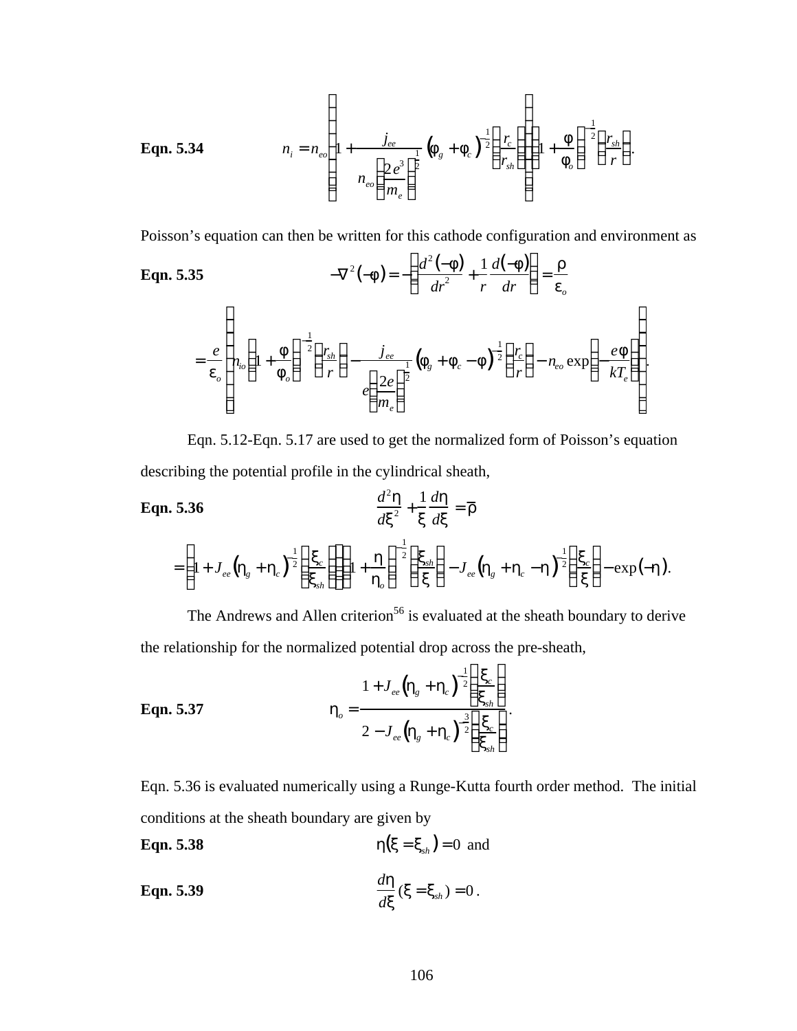**Eqn. 5.34**

$$n_i = n_{eo}\left(1 + \frac{j_{ee}}{n_{eo}\left(\frac{2e^3}{m_e}\right)^{\frac{1}{2}}}\left(\phi_g + \phi_c\right)^{-\frac{1}{2}}\left(\frac{r_c}{r_{sh}}\right)\right)\left(1 + \frac{\phi}{\phi_o}\right)^{-\frac{1}{2}}\left(\frac{r_{sh}}{r}\right).$$

Poisson's equation can then be written for this cathode configuration and environment as

**Eqn. 5.35**

$$-\nabla^2(-\phi) = -\left(\frac{d^2(-\phi)}{dr^2} + \frac{1}{r}\frac{d(-\phi)}{dr}\right) = \frac{\rho}{\varepsilon_o}$$

$$= \frac{e}{\varepsilon_o}\left(n_{io}\left(1 + \frac{\phi}{\phi_o}\right)^{-\frac{1}{2}}\left(\frac{r_{sh}}{r}\right) - \frac{j_{ee}}{e\left(\frac{2e}{m_e}\right)^{\frac{1}{2}}}\left(\phi_g + \phi_c - \phi\right)^{-\frac{1}{2}}\left(\frac{r_c}{r}\right) - n_{eo}\exp\left(-\frac{e\phi}{kT_e}\right)\right).$$

Eqn. 5.12-Eqn. 5.17 are used to get the normalized form of Poisson's equation describing the potential profile in the cylindrical sheath,

**Eqn. 5.36**

$$\frac{d^2\eta}{d\xi^2} + \frac{1}{\xi}\frac{d\eta}{d\xi} = \bar{\rho}$$

$$= \left(1 + J_{ee}\left(\eta_g + \eta_c\right)^{\frac{1}{2}}\left(\frac{\xi_c}{\xi_{sh}}\right)\right)\left(1 + \frac{\eta}{\eta_o}\right)^{-\frac{1}{2}}\left(\frac{\xi_{sh}}{\xi}\right) - J_{ee}\left(\eta_g + \eta_c - \eta\right)^{\frac{1}{2}}\left(\frac{\xi_c}{\xi}\right) - \exp(-\eta).$$

The Andrews and Allen criterion[56] is evaluated at the sheath boundary to derive the relationship for the normalized potential drop across the pre-sheath,

**Eqn. 5.37**

$$\eta_o = \frac{1 + J_{ee}\left(\eta_g + \eta_c\right)^{-\frac{1}{2}}\left(\frac{\xi_c}{\xi_{sh}}\right)}{2 - J_{ee}\left(\eta_g + \eta_c\right)^{-\frac{3}{2}}\left(\frac{\xi_c}{\xi_{sh}}\right)}.$$

Eqn. 5.36 is evaluated numerically using a Runge-Kutta fourth order method. The initial conditions at the sheath boundary are given by

**Eqn. 5.38**

$$\eta(\xi = \xi_{sh}) = 0 \text{ and}$$

**Eqn. 5.39**

$$\frac{d\eta}{d\xi}(\xi = \xi_{sh}) = 0.$$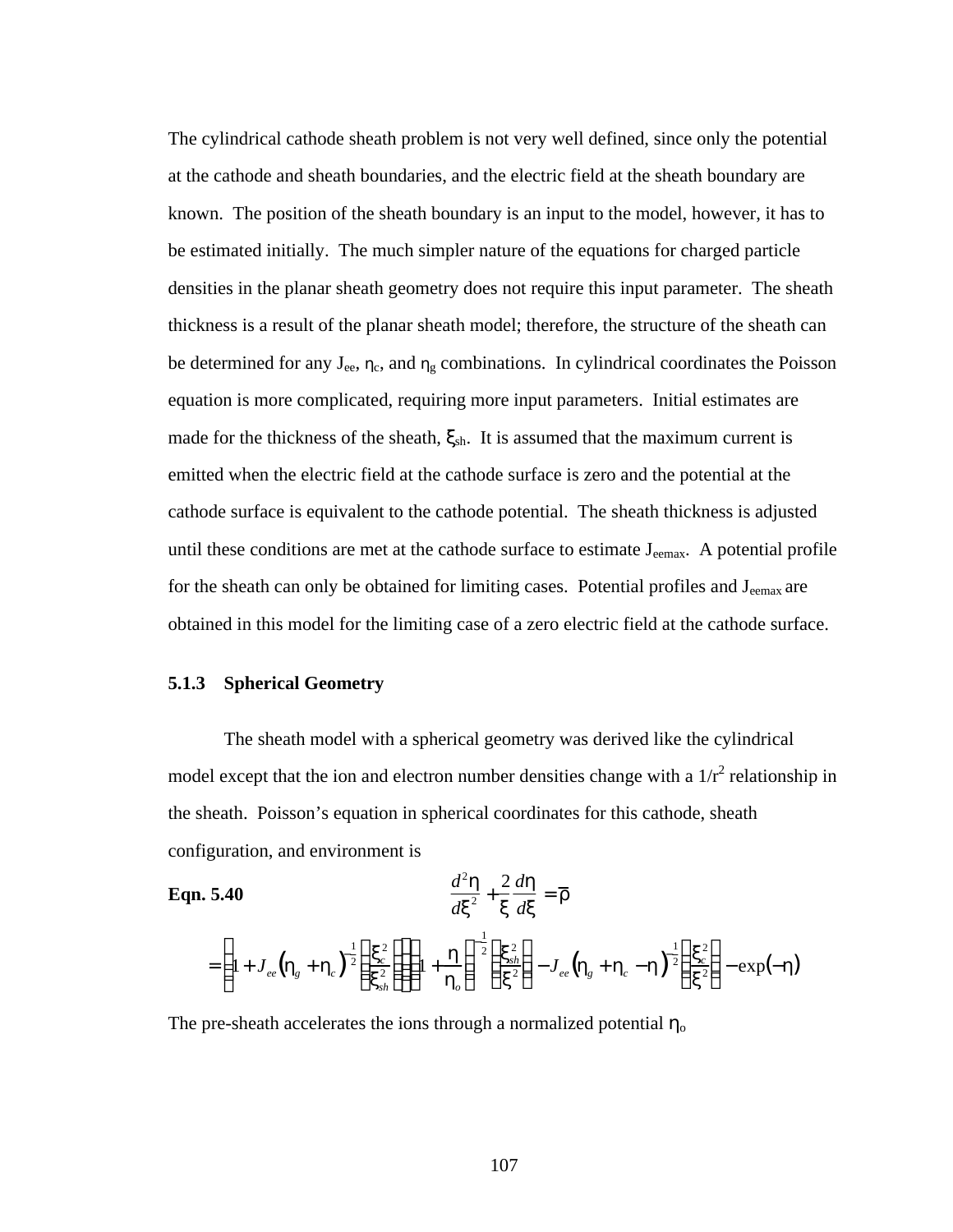The cylindrical cathode sheath problem is not very well defined, since only the potential at the cathode and sheath boundaries, and the electric field at the sheath boundary are known. The position of the sheath boundary is an input to the model, however, it has to be estimated initially. The much simpler nature of the equations for charged particle densities in the planar sheath geometry does not require this input parameter. The sheath thickness is a result of the planar sheath model; therefore, the structure of the sheath can be determined for any $J_{ee}$, $\eta_c$, and $\eta_g$ combinations. In cylindrical coordinates the Poisson equation is more complicated, requiring more input parameters. Initial estimates are made for the thickness of the sheath, $\xi_{sh}$. It is assumed that the maximum current is emitted when the electric field at the cathode surface is zero and the potential at the cathode surface is equivalent to the cathode potential. The sheath thickness is adjusted until these conditions are met at the cathode surface to estimate $J_{eemax}$. A potential profile for the sheath can only be obtained for limiting cases. Potential profiles and $J_{eemax}$ are obtained in this model for the limiting case of a zero electric field at the cathode surface.

### 5.1.3 Spherical Geometry

The sheath model with a spherical geometry was derived like the cylindrical model except that the ion and electron number densities change with a $1/r^2$ relationship in the sheath. Poisson's equation in spherical coordinates for this cathode, sheath configuration, and environment is

**Eqn. 5.40**

$$\frac{d^2\eta}{d\xi^2} + \frac{2}{\xi}\frac{d\eta}{d\xi} = \bar{\rho}$$

$$= \left[1 + J_{ee}\left(\eta_g + \eta_c\right)^{-\frac{1}{2}}\left(\frac{\xi_c^2}{\xi_{sh}^2}\right)\right]\left[\left(1 + \frac{\eta}{\eta_o}\right)^{-\frac{1}{2}}\left(\frac{\xi_{sh}^2}{\xi^2}\right) - J_{ee}\left(\eta_g + \eta_c - \eta\right)^{-\frac{1}{2}}\left(\frac{\xi_c^2}{\xi^2}\right) - \exp\left(-\eta\right)\right]$$

The pre-sheath accelerates the ions through a normalized potential $\eta_o$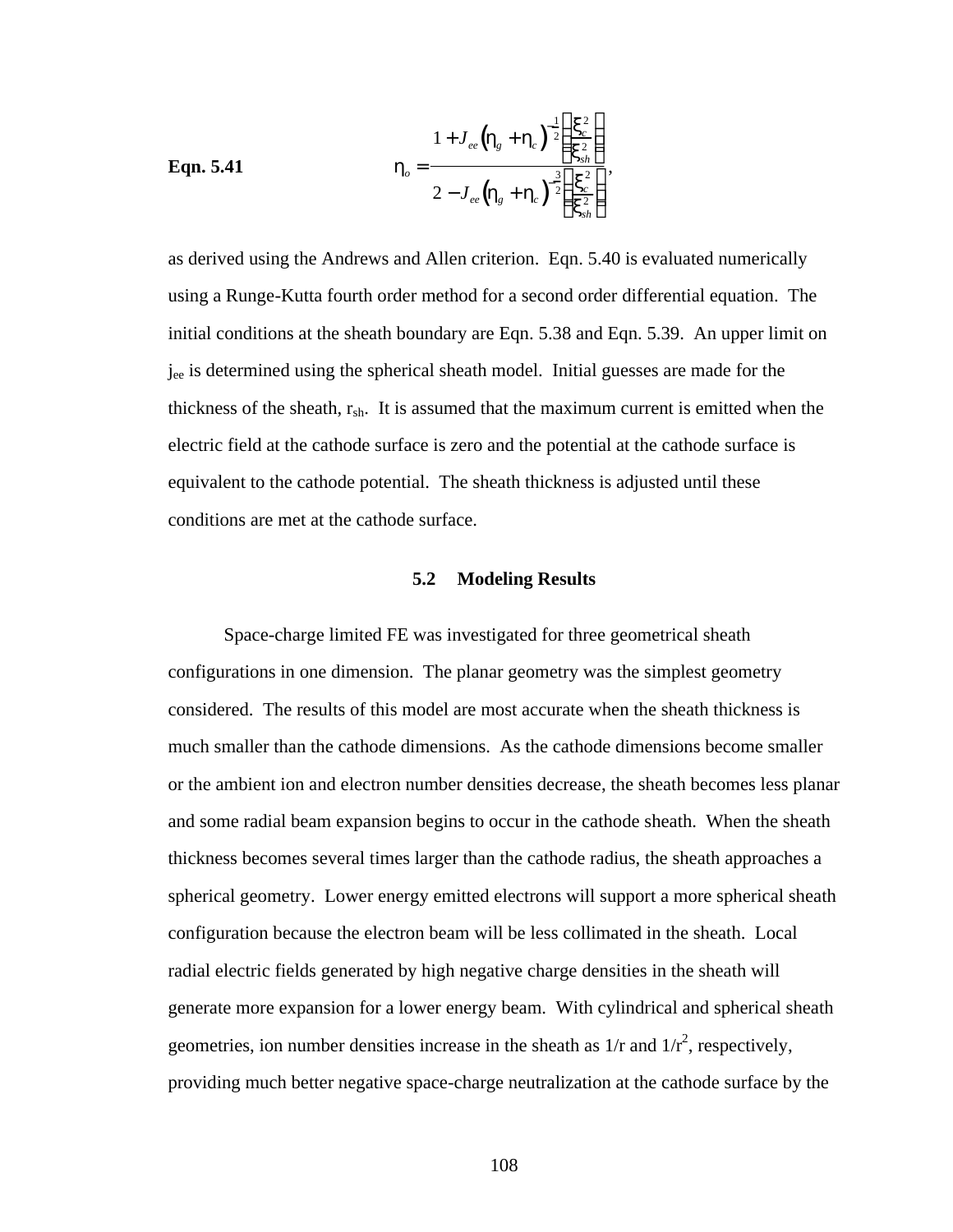**Eqn. 5.41**

$$\eta_o = \frac{1 + J_{ee}\left(\eta_g + \eta_c\right)^{-\frac{1}{2}}\left(\frac{\xi_c^2}{\xi_{sh}^2}\right)}{2 - J_{ee}\left(\eta_g + \eta_c\right)^{-\frac{3}{2}}\left(\frac{\xi_c^2}{\xi_{sh}^2}\right)},$$

as derived using the Andrews and Allen criterion. Eqn. 5.40 is evaluated numerically using a Runge-Kutta fourth order method for a second order differential equation. The initial conditions at the sheath boundary are Eqn. 5.38 and Eqn. 5.39. An upper limit on $j_{ee}$ is determined using the spherical sheath model. Initial guesses are made for the thickness of the sheath, $r_{sh}$. It is assumed that the maximum current is emitted when the electric field at the cathode surface is zero and the potential at the cathode surface is equivalent to the cathode potential. The sheath thickness is adjusted until these conditions are met at the cathode surface.

## 5.2 Modeling Results

Space-charge limited FE was investigated for three geometrical sheath configurations in one dimension. The planar geometry was the simplest geometry considered. The results of this model are most accurate when the sheath thickness is much smaller than the cathode dimensions. As the cathode dimensions become smaller or the ambient ion and electron number densities decrease, the sheath becomes less planar and some radial beam expansion begins to occur in the cathode sheath. When the sheath thickness becomes several times larger than the cathode radius, the sheath approaches a spherical geometry. Lower energy emitted electrons will support a more spherical sheath configuration because the electron beam will be less collimated in the sheath. Local radial electric fields generated by high negative charge densities in the sheath will generate more expansion for a lower energy beam. With cylindrical and spherical sheath geometries, ion number densities increase in the sheath as $1/r$ and $1/r^2$, respectively, providing much better negative space-charge neutralization at the cathode surface by the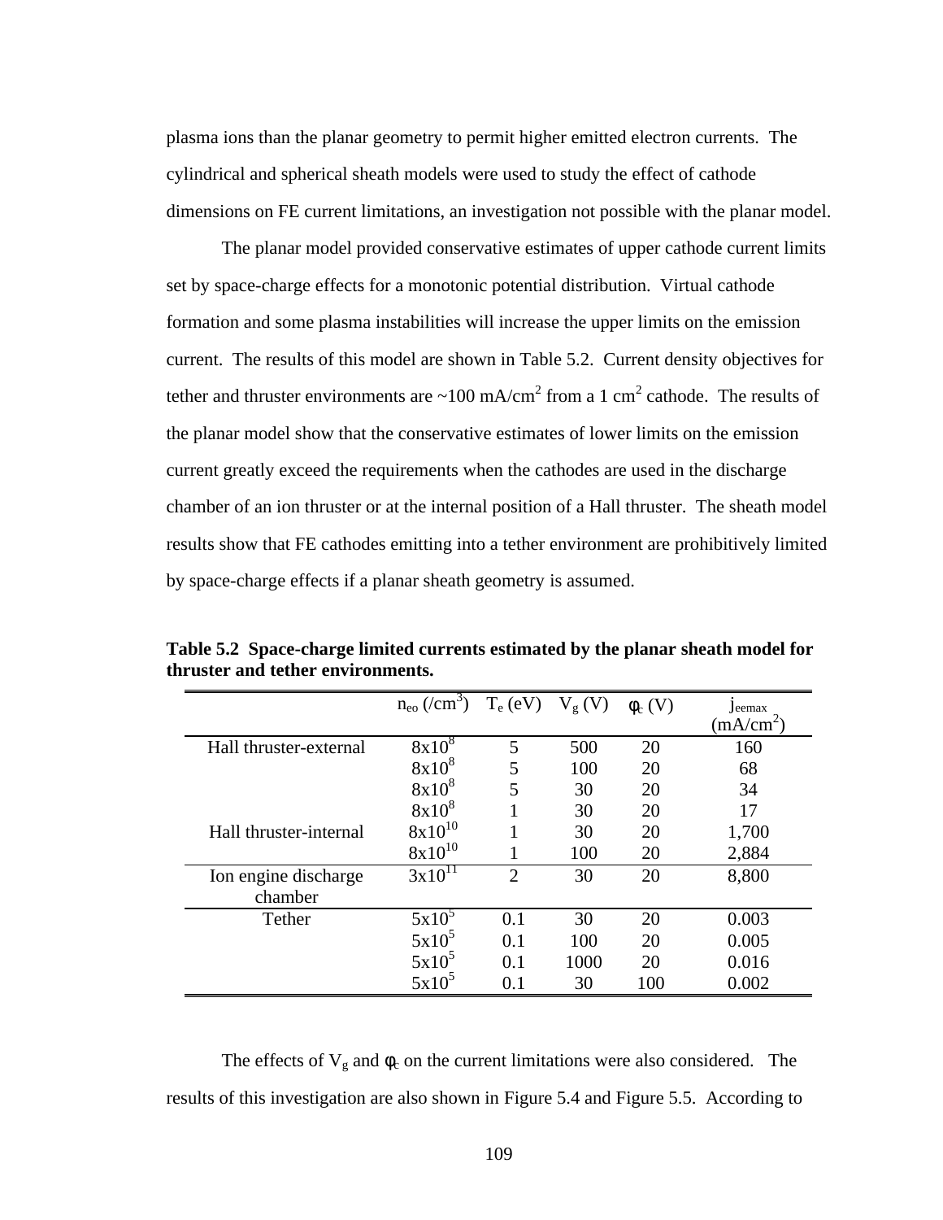plasma ions than the planar geometry to permit higher emitted electron currents. The cylindrical and spherical sheath models were used to study the effect of cathode dimensions on FE current limitations, an investigation not possible with the planar model.

The planar model provided conservative estimates of upper cathode current limits set by space-charge effects for a monotonic potential distribution. Virtual cathode formation and some plasma instabilities will increase the upper limits on the emission current. The results of this model are shown in Table 5.2. Current density objectives for tether and thruster environments are ~100 mA/cm$^2$ from a 1 cm$^2$ cathode. The results of the planar model show that the conservative estimates of lower limits on the emission current greatly exceed the requirements when the cathodes are used in the discharge chamber of an ion thruster or at the internal position of a Hall thruster. The sheath model results show that FE cathodes emitting into a tether environment are prohibitively limited by space-charge effects if a planar sheath geometry is assumed.

**Table 5.2 Space-charge limited currents estimated by the planar sheath model for thruster and tether environments.**

| | $n_{eo}$ (/cm$^3$) | $T_e$ (eV) | $V_g$ (V) | $\phi_c$ (V) | $j_{eemax}$ (mA/cm$^2$) |
|---|---|---|---|---|---|
| Hall thruster-external | 8x10$^8$ | 5 | 500 | 20 | 160 |
| | 8x10$^8$ | 5 | 100 | 20 | 68 |
| | 8x10$^8$ | 5 | 30 | 20 | 34 |
| | 8x10$^8$ | 1 | 30 | 20 | 17 |
| Hall thruster-internal | 8x10$^{10}$ | 1 | 30 | 20 | 1,700 |
| | 8x10$^{10}$ | 1 | 100 | 20 | 2,884 |
| Ion engine discharge chamber | 3x10$^{11}$ | 2 | 30 | 20 | 8,800 |
| Tether | 5x10$^5$ | 0.1 | 30 | 20 | 0.003 |
| | 5x10$^5$ | 0.1 | 100 | 20 | 0.005 |
| | 5x10$^5$ | 0.1 | 1000 | 20 | 0.016 |
| | 5x10$^5$ | 0.1 | 30 | 100 | 0.002 |

The effects of $V_g$ and $\phi_c$ on the current limitations were also considered. The results of this investigation are also shown in Figure 5.4 and Figure 5.5. According to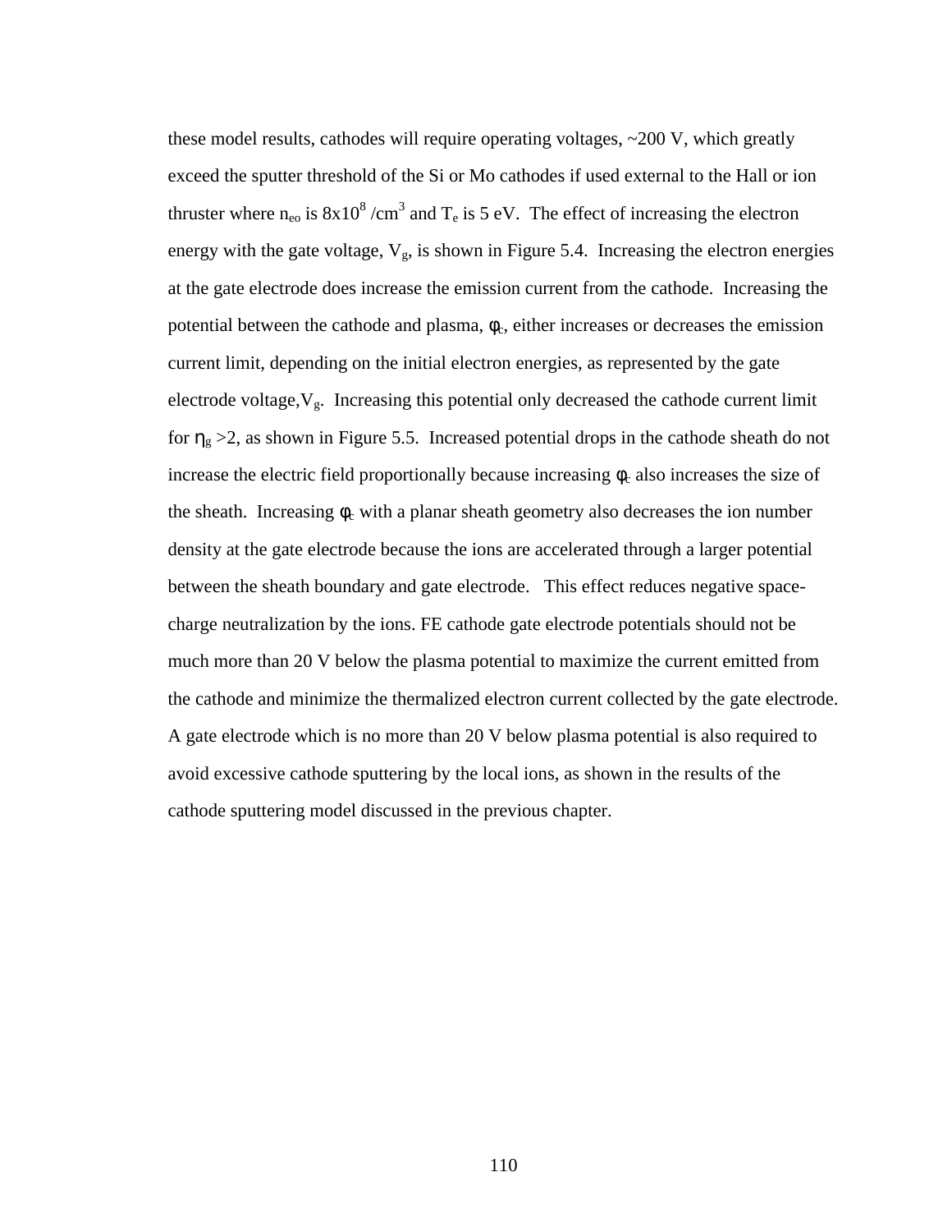these model results, cathodes will require operating voltages, ~200 V, which greatly exceed the sputter threshold of the Si or Mo cathodes if used external to the Hall or ion thruster where $n_{eo}$ is $8 \times 10^8$ /cm$^3$ and $T_e$ is 5 eV. The effect of increasing the electron energy with the gate voltage, $V_g$, is shown in Figure 5.4. Increasing the electron energies at the gate electrode does increase the emission current from the cathode. Increasing the potential between the cathode and plasma, $\phi_c$, either increases or decreases the emission current limit, depending on the initial electron energies, as represented by the gate electrode voltage,$V_g$. Increasing this potential only decreased the cathode current limit for $\eta_g > 2$, as shown in Figure 5.5. Increased potential drops in the cathode sheath do not increase the electric field proportionally because increasing $\phi_c$ also increases the size of the sheath. Increasing $\phi_c$ with a planar sheath geometry also decreases the ion number density at the gate electrode because the ions are accelerated through a larger potential between the sheath boundary and gate electrode. This effect reduces negative space-charge neutralization by the ions. FE cathode gate electrode potentials should not be much more than 20 V below the plasma potential to maximize the current emitted from the cathode and minimize the thermalized electron current collected by the gate electrode. A gate electrode which is no more than 20 V below plasma potential is also required to avoid excessive cathode sputtering by the local ions, as shown in the results of the cathode sputtering model discussed in the previous chapter.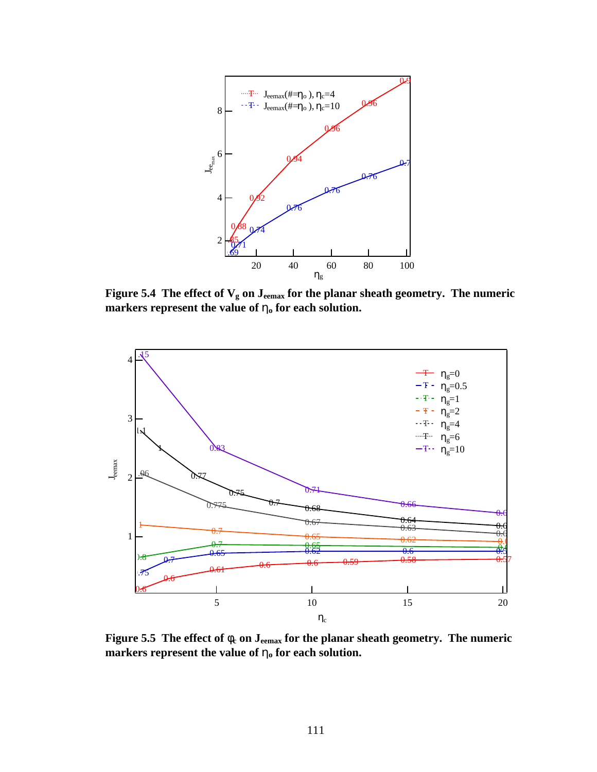**Figure 5.4 The effect of $V_g$ on $J_{eemax}$ for the planar sheath geometry. The numeric markers represent the value of $\eta_o$ for each solution.**

**Figure 5.5 The effect of $\varphi_c$ on $J_{eemax}$ for the planar sheath geometry. The numeric markers represent the value of $\eta_o$ for each solution.**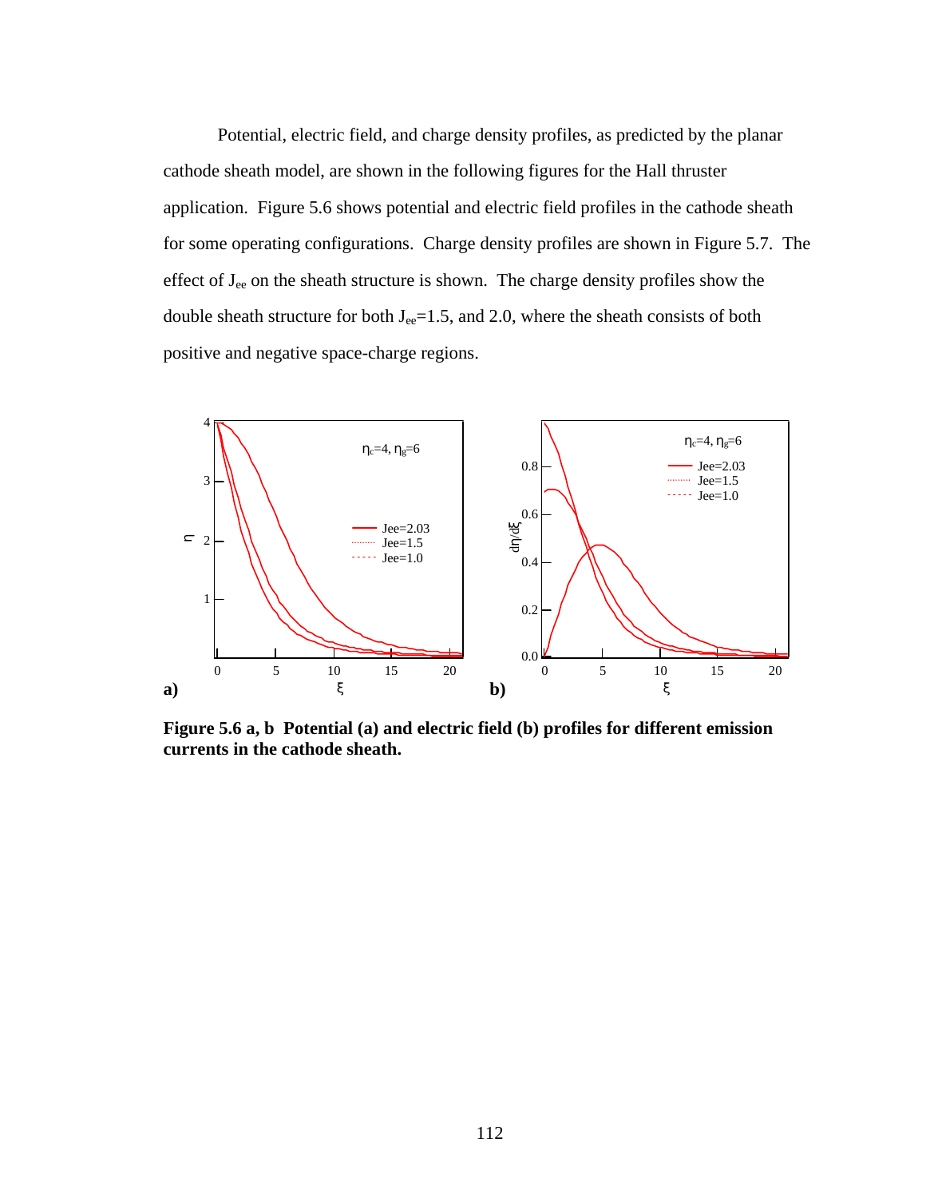Potential, electric field, and charge density profiles, as predicted by the planar cathode sheath model, are shown in the following figures for the Hall thruster application. Figure 5.6 shows potential and electric field profiles in the cathode sheath for some operating configurations. Charge density profiles are shown in Figure 5.7. The effect of $J_{ee}$ on the sheath structure is shown. The charge density profiles show the double sheath structure for both $J_{ee}$=1.5, and 2.0, where the sheath consists of both positive and negative space-charge regions.

**Figure 5.6 a, b Potential (a) and electric field (b) profiles for different emission currents in the cathode sheath.**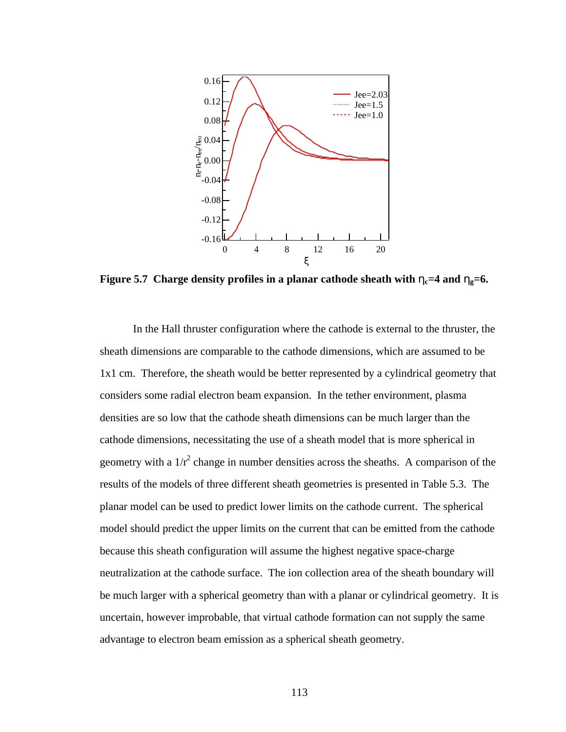**Figure 5.7 Charge density profiles in a planar cathode sheath with $\eta_c$=4 and $\eta_g$=6.**

In the Hall thruster configuration where the cathode is external to the thruster, the sheath dimensions are comparable to the cathode dimensions, which are assumed to be 1x1 cm. Therefore, the sheath would be better represented by a cylindrical geometry that considers some radial electron beam expansion. In the tether environment, plasma densities are so low that the cathode sheath dimensions can be much larger than the cathode dimensions, necessitating the use of a sheath model that is more spherical in geometry with a $1/r^2$ change in number densities across the sheaths. A comparison of the results of the models of three different sheath geometries is presented in Table 5.3. The planar model can be used to predict lower limits on the cathode current. The spherical model should predict the upper limits on the current that can be emitted from the cathode because this sheath configuration will assume the highest negative space-charge neutralization at the cathode surface. The ion collection area of the sheath boundary will be much larger with a spherical geometry than with a planar or cylindrical geometry. It is uncertain, however improbable, that virtual cathode formation can not supply the same advantage to electron beam emission as a spherical sheath geometry.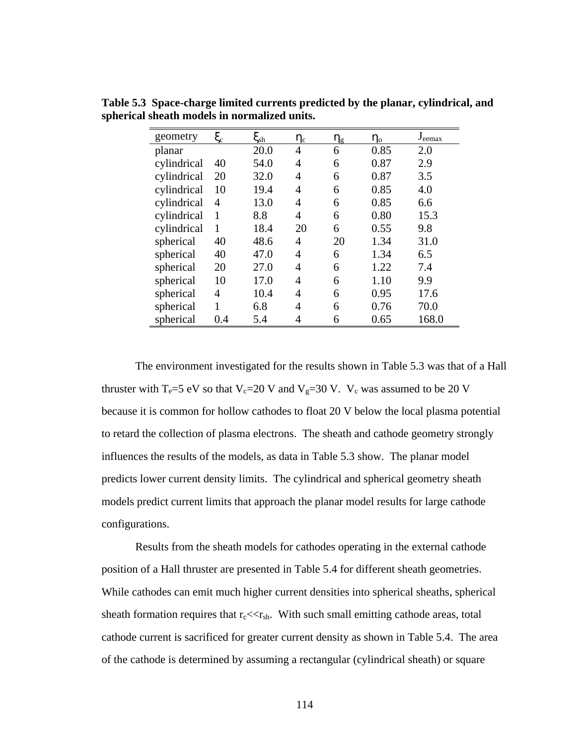**Table 5.3 Space-charge limited currents predicted by the planar, cylindrical, and spherical sheath models in normalized units.**

| geometry | $\xi_c$ | $\xi_{sh}$ | $\eta_c$ | $\eta_g$ | $\eta_o$ | $J_{eemax}$ |
|---|---|---|---|---|---|---|
| planar | | 20.0 | 4 | 6 | 0.85 | 2.0 |
| cylindrical | 40 | 54.0 | 4 | 6 | 0.87 | 2.9 |
| cylindrical | 20 | 32.0 | 4 | 6 | 0.87 | 3.5 |
| cylindrical | 10 | 19.4 | 4 | 6 | 0.85 | 4.0 |
| cylindrical | 4 | 13.0 | 4 | 6 | 0.85 | 6.6 |
| cylindrical | 1 | 8.8 | 4 | 6 | 0.80 | 15.3 |
| cylindrical | 1 | 18.4 | 20 | 6 | 0.55 | 9.8 |
| spherical | 40 | 48.6 | 4 | 20 | 1.34 | 31.0 |
| spherical | 40 | 47.0 | 4 | 6 | 1.34 | 6.5 |
| spherical | 20 | 27.0 | 4 | 6 | 1.22 | 7.4 |
| spherical | 10 | 17.0 | 4 | 6 | 1.10 | 9.9 |
| spherical | 4 | 10.4 | 4 | 6 | 0.95 | 17.6 |
| spherical | 1 | 6.8 | 4 | 6 | 0.76 | 70.0 |
| spherical | 0.4 | 5.4 | 4 | 6 | 0.65 | 168.0 |

The environment investigated for the results shown in Table 5.3 was that of a Hall thruster with $T_e$=5 eV so that $V_c$=20 V and $V_g$=30 V. $V_c$ was assumed to be 20 V because it is common for hollow cathodes to float 20 V below the local plasma potential to retard the collection of plasma electrons. The sheath and cathode geometry strongly influences the results of the models, as data in Table 5.3 show. The planar model predicts lower current density limits. The cylindrical and spherical geometry sheath models predict current limits that approach the planar model results for large cathode configurations.

Results from the sheath models for cathodes operating in the external cathode position of a Hall thruster are presented in Table 5.4 for different sheath geometries. While cathodes can emit much higher current densities into spherical sheaths, spherical sheath formation requires that $r_c$<<$r_{sh}$. With such small emitting cathode areas, total cathode current is sacrificed for greater current density as shown in Table 5.4. The area of the cathode is determined by assuming a rectangular (cylindrical sheath) or square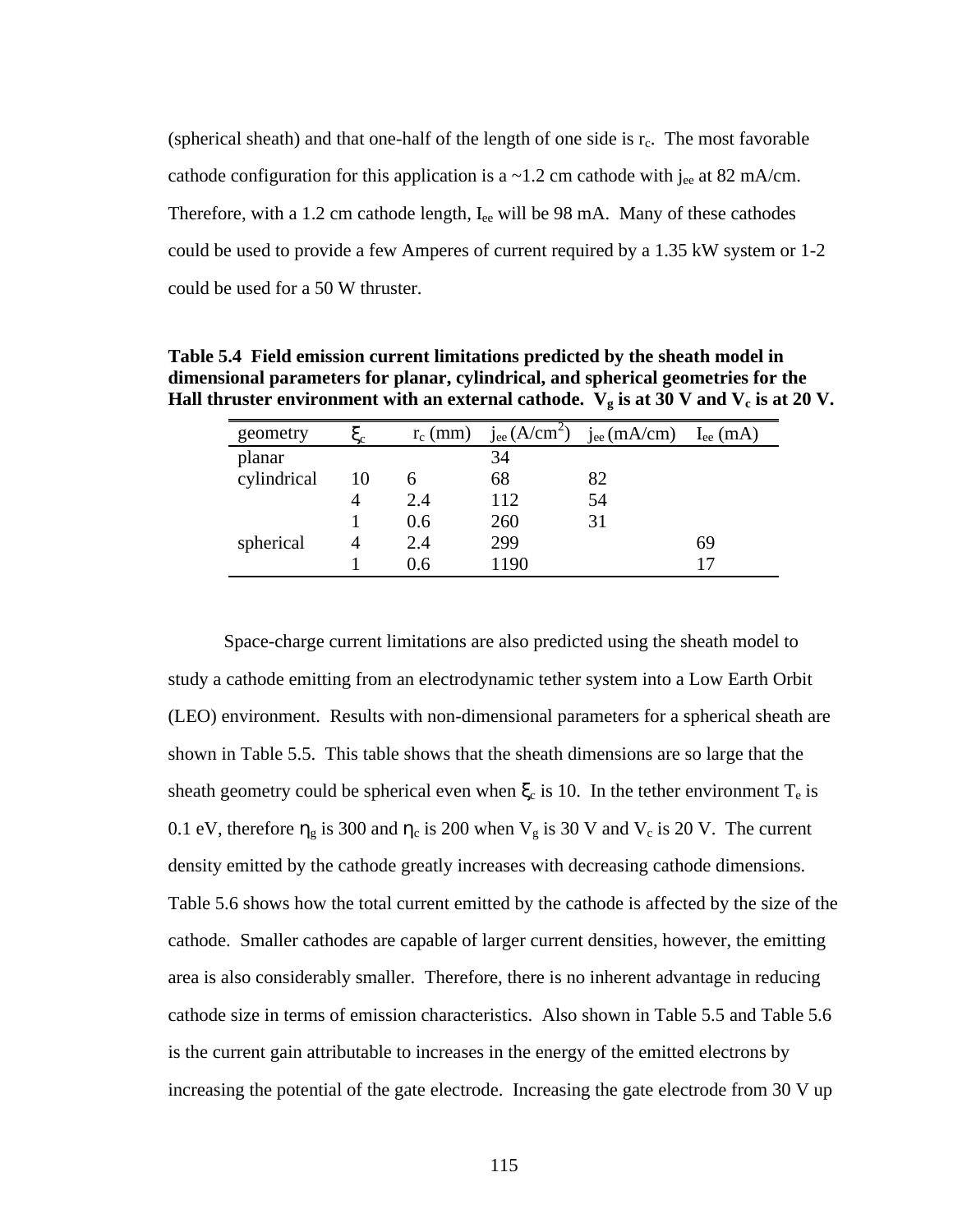(spherical sheath) and that one-half of the length of one side is $r_c$. The most favorable cathode configuration for this application is a ~1.2 cm cathode with $j_{ee}$ at 82 mA/cm. Therefore, with a 1.2 cm cathode length, $I_{ee}$ will be 98 mA. Many of these cathodes could be used to provide a few Amperes of current required by a 1.35 kW system or 1-2 could be used for a 50 W thruster.

**Table 5.4 Field emission current limitations predicted by the sheath model in dimensional parameters for planar, cylindrical, and spherical geometries for the Hall thruster environment with an external cathode. $V_g$ is at 30 V and $V_c$ is at 20 V.**

| geometry | $\xi_c$ | $r_c$ (mm) | $j_{ee}$ (A/cm$^2$) | $j_{ee}$ (mA/cm) | $I_{ee}$ (mA) |
|---|---|---|---|---|---|
| planar | | | 34 | | |
| cylindrical | 10 | 6 | 68 | 82 | |
| | 4 | 2.4 | 112 | 54 | |
| | 1 | 0.6 | 260 | 31 | |
| spherical | 4 | 2.4 | 299 | | 69 |
| | 1 | 0.6 | 1190 | | 17 |

Space-charge current limitations are also predicted using the sheath model to study a cathode emitting from an electrodynamic tether system into a Low Earth Orbit (LEO) environment. Results with non-dimensional parameters for a spherical sheath are shown in Table 5.5. This table shows that the sheath dimensions are so large that the sheath geometry could be spherical even when $\xi_c$ is 10. In the tether environment $T_e$ is 0.1 eV, therefore $\eta_g$ is 300 and $\eta_c$ is 200 when $V_g$ is 30 V and $V_c$ is 20 V. The current density emitted by the cathode greatly increases with decreasing cathode dimensions. Table 5.6 shows how the total current emitted by the cathode is affected by the size of the cathode. Smaller cathodes are capable of larger current densities, however, the emitting area is also considerably smaller. Therefore, there is no inherent advantage in reducing cathode size in terms of emission characteristics. Also shown in Table 5.5 and Table 5.6 is the current gain attributable to increases in the energy of the emitted electrons by increasing the potential of the gate electrode. Increasing the gate electrode from 30 V up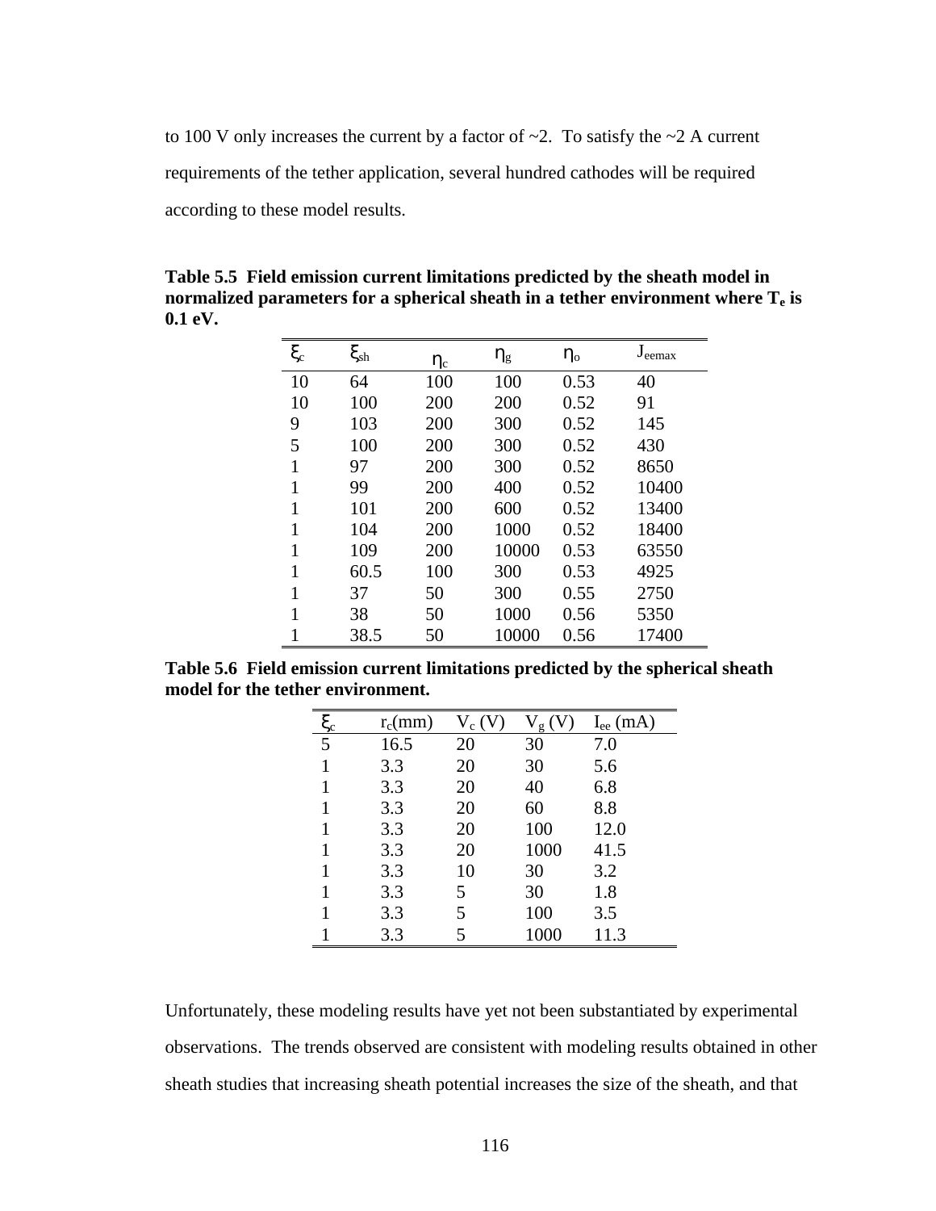to 100 V only increases the current by a factor of ~2. To satisfy the ~2 A current requirements of the tether application, several hundred cathodes will be required according to these model results.

**Table 5.5 Field emission current limitations predicted by the sheath model in normalized parameters for a spherical sheath in a tether environment where $T_e$ is 0.1 eV.**

| $\xi_c$ | $\xi_{sh}$ | $\eta_c$ | $\eta_g$ | $\eta_o$ | $J_{eemax}$ |
|---|---|---|---|---|---|
| 10 | 64 | 100 | 100 | 0.53 | 40 |
| 10 | 100 | 200 | 200 | 0.52 | 91 |
| 9 | 103 | 200 | 300 | 0.52 | 145 |
| 5 | 100 | 200 | 300 | 0.52 | 430 |
| 1 | 97 | 200 | 300 | 0.52 | 8650 |
| 1 | 99 | 200 | 400 | 0.52 | 10400 |
| 1 | 101 | 200 | 600 | 0.52 | 13400 |
| 1 | 104 | 200 | 1000 | 0.52 | 18400 |
| 1 | 109 | 200 | 10000 | 0.53 | 63550 |
| 1 | 60.5 | 100 | 300 | 0.53 | 4925 |
| 1 | 37 | 50 | 300 | 0.55 | 2750 |
| 1 | 38 | 50 | 1000 | 0.56 | 5350 |
| 1 | 38.5 | 50 | 10000 | 0.56 | 17400 |

**Table 5.6 Field emission current limitations predicted by the spherical sheath model for the tether environment.**

| $\xi_c$ | $r_c$(mm) | $V_c$ (V) | $V_g$ (V) | $I_{ee}$ (mA) |
|---|---|---|---|---|
| 5 | 16.5 | 20 | 30 | 7.0 |
| 1 | 3.3 | 20 | 30 | 5.6 |
| 1 | 3.3 | 20 | 40 | 6.8 |
| 1 | 3.3 | 20 | 60 | 8.8 |
| 1 | 3.3 | 20 | 100 | 12.0 |
| 1 | 3.3 | 20 | 1000 | 41.5 |
| 1 | 3.3 | 10 | 30 | 3.2 |
| 1 | 3.3 | 5 | 30 | 1.8 |
| 1 | 3.3 | 5 | 100 | 3.5 |
| 1 | 3.3 | 5 | 1000 | 11.3 |

Unfortunately, these modeling results have yet not been substantiated by experimental observations. The trends observed are consistent with modeling results obtained in other sheath studies that increasing sheath potential increases the size of the sheath, and that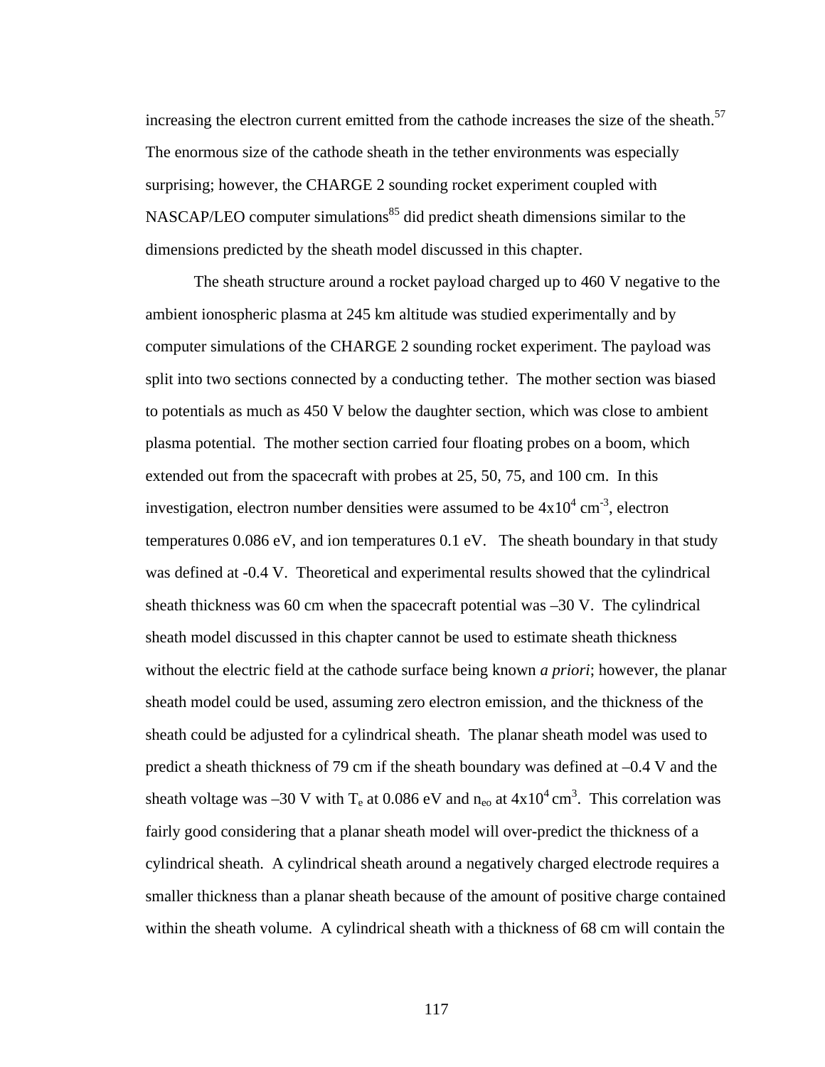increasing the electron current emitted from the cathode increases the size of the sheath.[57] The enormous size of the cathode sheath in the tether environments was especially surprising; however, the CHARGE 2 sounding rocket experiment coupled with NASCAP/LEO computer simulations[85] did predict sheath dimensions similar to the dimensions predicted by the sheath model discussed in this chapter.

The sheath structure around a rocket payload charged up to 460 V negative to the ambient ionospheric plasma at 245 km altitude was studied experimentally and by computer simulations of the CHARGE 2 sounding rocket experiment. The payload was split into two sections connected by a conducting tether. The mother section was biased to potentials as much as 450 V below the daughter section, which was close to ambient plasma potential. The mother section carried four floating probes on a boom, which extended out from the spacecraft with probes at 25, 50, 75, and 100 cm. In this investigation, electron number densities were assumed to be $4\text{x}10^4$ $\text{cm}^{-3}$, electron temperatures 0.086 eV, and ion temperatures 0.1 eV. The sheath boundary in that study was defined at -0.4 V. Theoretical and experimental results showed that the cylindrical sheath thickness was 60 cm when the spacecraft potential was –30 V. The cylindrical sheath model discussed in this chapter cannot be used to estimate sheath thickness without the electric field at the cathode surface being known *a priori*; however, the planar sheath model could be used, assuming zero electron emission, and the thickness of the sheath could be adjusted for a cylindrical sheath. The planar sheath model was used to predict a sheath thickness of 79 cm if the sheath boundary was defined at –0.4 V and the sheath voltage was –30 V with $T_e$ at 0.086 eV and $n_{eo}$ at $4\text{x}10^4\,\text{cm}^3$. This correlation was fairly good considering that a planar sheath model will over-predict the thickness of a cylindrical sheath. A cylindrical sheath around a negatively charged electrode requires a smaller thickness than a planar sheath because of the amount of positive charge contained within the sheath volume. A cylindrical sheath with a thickness of 68 cm will contain the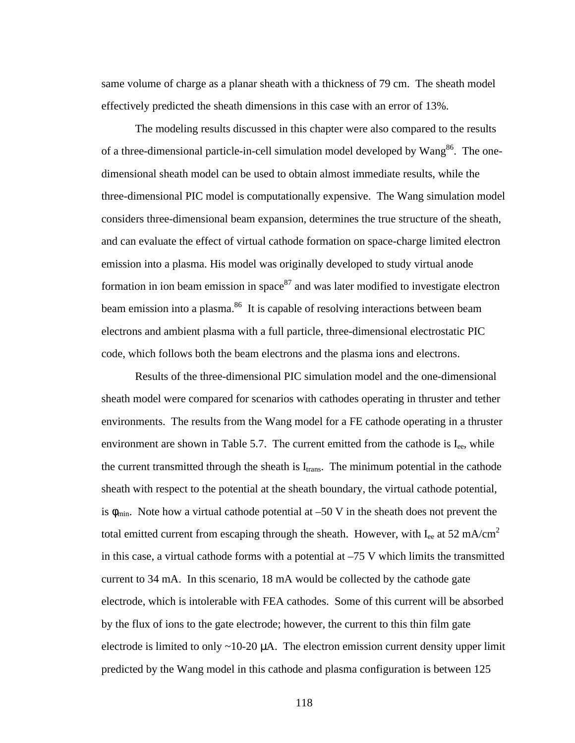same volume of charge as a planar sheath with a thickness of 79 cm. The sheath model effectively predicted the sheath dimensions in this case with an error of 13%.

The modeling results discussed in this chapter were also compared to the results of a three-dimensional particle-in-cell simulation model developed by Wang[86]. The one-dimensional sheath model can be used to obtain almost immediate results, while the three-dimensional PIC model is computationally expensive. The Wang simulation model considers three-dimensional beam expansion, determines the true structure of the sheath, and can evaluate the effect of virtual cathode formation on space-charge limited electron emission into a plasma. His model was originally developed to study virtual anode formation in ion beam emission in space[87] and was later modified to investigate electron beam emission into a plasma.[86] It is capable of resolving interactions between beam electrons and ambient plasma with a full particle, three-dimensional electrostatic PIC code, which follows both the beam electrons and the plasma ions and electrons.

Results of the three-dimensional PIC simulation model and the one-dimensional sheath model were compared for scenarios with cathodes operating in thruster and tether environments. The results from the Wang model for a FE cathode operating in a thruster environment are shown in Table 5.7. The current emitted from the cathode is $I_{ee}$, while the current transmitted through the sheath is $I_{trans}$. The minimum potential in the cathode sheath with respect to the potential at the sheath boundary, the virtual cathode potential, is $\phi_{min}$. Note how a virtual cathode potential at –50 V in the sheath does not prevent the total emitted current from escaping through the sheath. However, with $I_{ee}$ at 52 mA/cm$^2$ in this case, a virtual cathode forms with a potential at –75 V which limits the transmitted current to 34 mA. In this scenario, 18 mA would be collected by the cathode gate electrode, which is intolerable with FEA cathodes. Some of this current will be absorbed by the flux of ions to the gate electrode; however, the current to this thin film gate electrode is limited to only ~10-20 μA. The electron emission current density upper limit predicted by the Wang model in this cathode and plasma configuration is between 125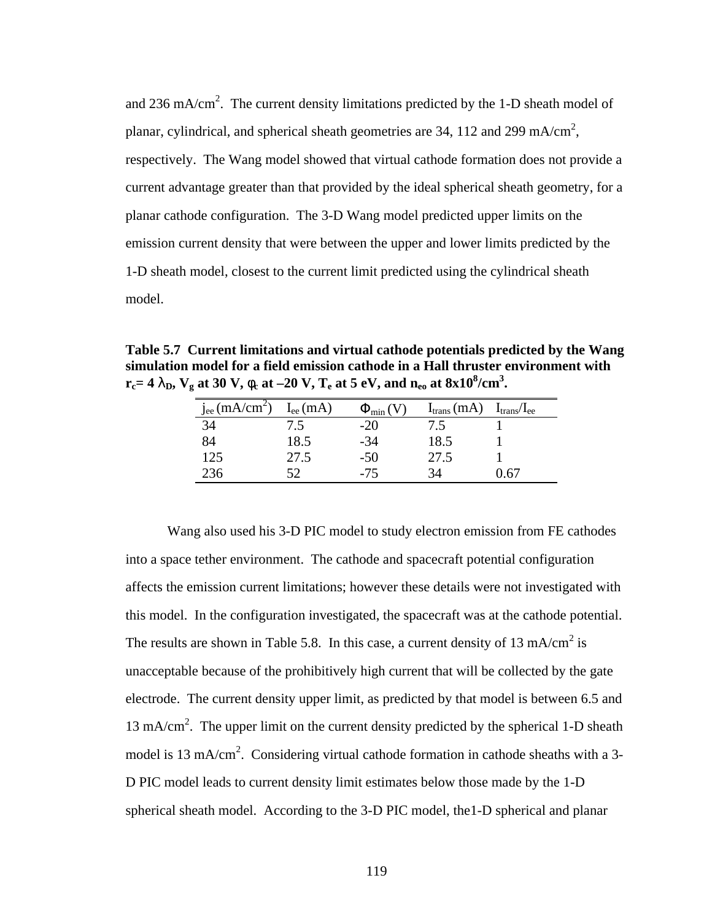and 236 mA/cm$^2$. The current density limitations predicted by the 1-D sheath model of planar, cylindrical, and spherical sheath geometries are 34, 112 and 299 mA/cm$^2$, respectively. The Wang model showed that virtual cathode formation does not provide a current advantage greater than that provided by the ideal spherical sheath geometry, for a planar cathode configuration. The 3-D Wang model predicted upper limits on the emission current density that were between the upper and lower limits predicted by the 1-D sheath model, closest to the current limit predicted using the cylindrical sheath model.

**Table 5.7 Current limitations and virtual cathode potentials predicted by the Wang simulation model for a field emission cathode in a Hall thruster environment with $r_c$= 4 $\lambda_D$, $V_g$ at 30 V, $\phi_c$ at –20 V, $T_e$ at 5 eV, and $n_{eo}$ at 8x10$^8$/cm$^3$.**

| $j_{ee}$ (mA/cm$^2$) | $I_{ee}$ (mA) | $\Phi_{min}$ (V) | $I_{trans}$ (mA) | $I_{trans}/I_{ee}$ |
|---|---|---|---|---|
| 34 | 7.5 | -20 | 7.5 | 1 |
| 84 | 18.5 | -34 | 18.5 | 1 |
| 125 | 27.5 | -50 | 27.5 | 1 |
| 236 | 52 | -75 | 34 | 0.67 |

Wang also used his 3-D PIC model to study electron emission from FE cathodes into a space tether environment. The cathode and spacecraft potential configuration affects the emission current limitations; however these details were not investigated with this model. In the configuration investigated, the spacecraft was at the cathode potential. The results are shown in Table 5.8. In this case, a current density of 13 mA/cm$^2$ is unacceptable because of the prohibitively high current that will be collected by the gate electrode. The current density upper limit, as predicted by that model is between 6.5 and 13 mA/cm$^2$. The upper limit on the current density predicted by the spherical 1-D sheath model is 13 mA/cm$^2$. Considering virtual cathode formation in cathode sheaths with a 3-D PIC model leads to current density limit estimates below those made by the 1-D spherical sheath model. According to the 3-D PIC model, the1-D spherical and planar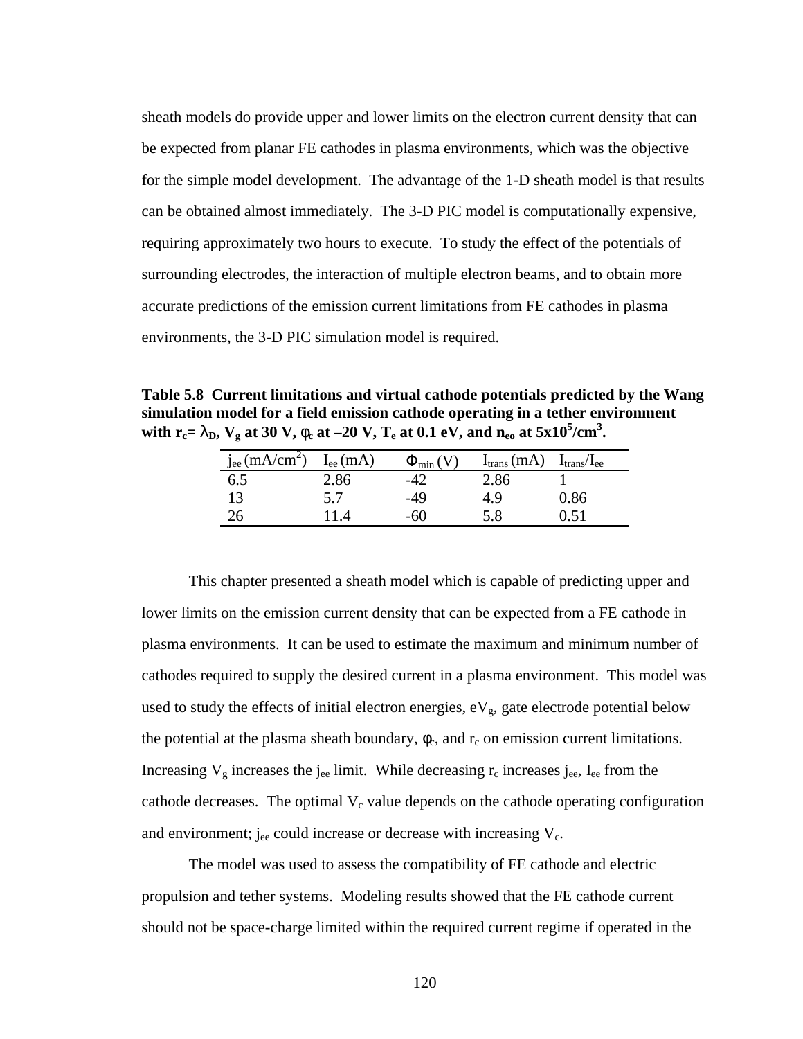sheath models do provide upper and lower limits on the electron current density that can be expected from planar FE cathodes in plasma environments, which was the objective for the simple model development. The advantage of the 1-D sheath model is that results can be obtained almost immediately. The 3-D PIC model is computationally expensive, requiring approximately two hours to execute. To study the effect of the potentials of surrounding electrodes, the interaction of multiple electron beams, and to obtain more accurate predictions of the emission current limitations from FE cathodes in plasma environments, the 3-D PIC simulation model is required.

**Table 5.8 Current limitations and virtual cathode potentials predicted by the Wang simulation model for a field emission cathode operating in a tether environment with $r_c = \lambda_D$, $V_g$ at 30 V, $\phi_c$ at –20 V, $T_e$ at 0.1 eV, and $n_{eo}$ at $5\times10^5$/cm$^3$.**

| $j_{ee}$ (mA/cm$^2$) | $I_{ee}$ (mA) | $\Phi_{min}$ (V) | $I_{trans}$ (mA) | $I_{trans}/I_{ee}$ |
|---|---|---|---|---|
| 6.5 | 2.86 | -42 | 2.86 | 1 |
| 13 | 5.7 | -49 | 4.9 | 0.86 |
| 26 | 11.4 | -60 | 5.8 | 0.51 |

This chapter presented a sheath model which is capable of predicting upper and lower limits on the emission current density that can be expected from a FE cathode in plasma environments. It can be used to estimate the maximum and minimum number of cathodes required to supply the desired current in a plasma environment. This model was used to study the effects of initial electron energies, $eV_g$, gate electrode potential below the potential at the plasma sheath boundary, $\phi_c$, and $r_c$ on emission current limitations. Increasing $V_g$ increases the $j_{ee}$ limit. While decreasing $r_c$ increases $j_{ee}$, $I_{ee}$ from the cathode decreases. The optimal $V_c$ value depends on the cathode operating configuration and environment; $j_{ee}$ could increase or decrease with increasing $V_c$.

The model was used to assess the compatibility of FE cathode and electric propulsion and tether systems. Modeling results showed that the FE cathode current should not be space-charge limited within the required current regime if operated in the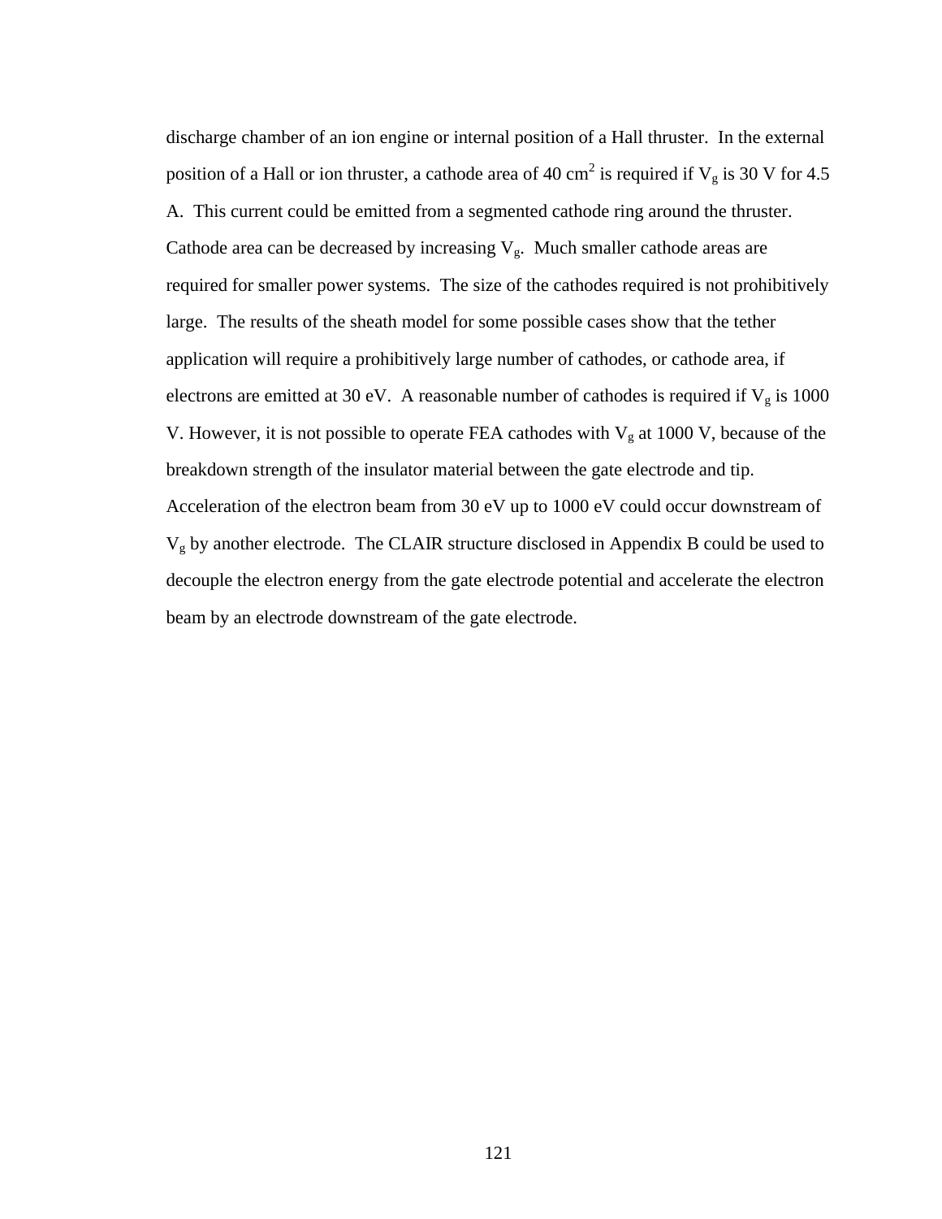discharge chamber of an ion engine or internal position of a Hall thruster. In the external position of a Hall or ion thruster, a cathode area of 40 $cm^2$ is required if $V_g$ is 30 V for 4.5 A. This current could be emitted from a segmented cathode ring around the thruster. Cathode area can be decreased by increasing $V_g$. Much smaller cathode areas are required for smaller power systems. The size of the cathodes required is not prohibitively large. The results of the sheath model for some possible cases show that the tether application will require a prohibitively large number of cathodes, or cathode area, if electrons are emitted at 30 eV. A reasonable number of cathodes is required if $V_g$ is 1000 V. However, it is not possible to operate FEA cathodes with $V_g$ at 1000 V, because of the breakdown strength of the insulator material between the gate electrode and tip. Acceleration of the electron beam from 30 eV up to 1000 eV could occur downstream of $V_g$ by another electrode. The CLAIR structure disclosed in Appendix B could be used to decouple the electron energy from the gate electrode potential and accelerate the electron beam by an electrode downstream of the gate electrode.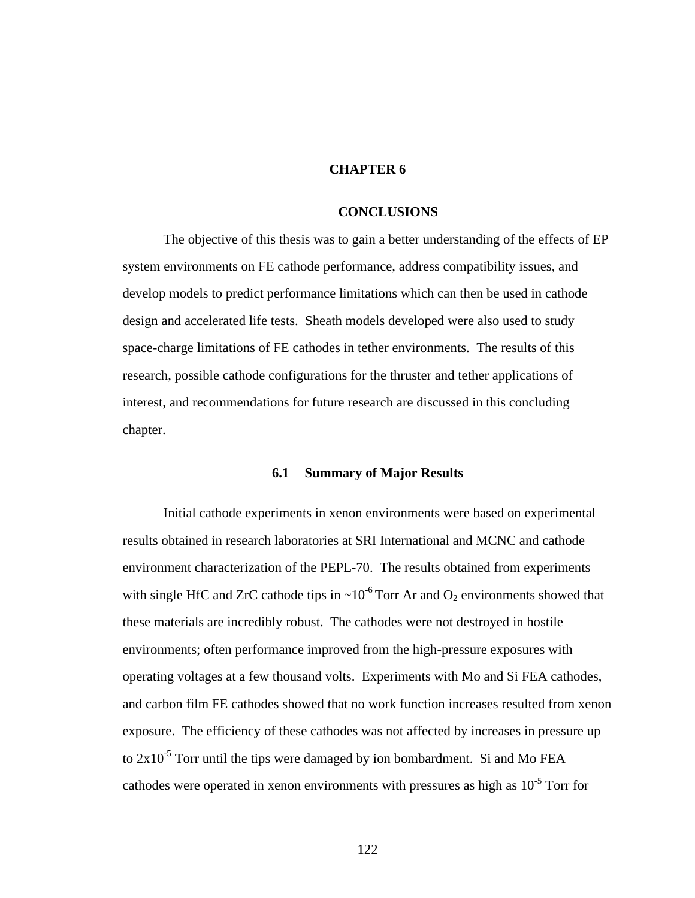# CHAPTER 6

# CONCLUSIONS

The objective of this thesis was to gain a better understanding of the effects of EP system environments on FE cathode performance, address compatibility issues, and develop models to predict performance limitations which can then be used in cathode design and accelerated life tests. Sheath models developed were also used to study space-charge limitations of FE cathodes in tether environments. The results of this research, possible cathode configurations for the thruster and tether applications of interest, and recommendations for future research are discussed in this concluding chapter.

## 6.1 Summary of Major Results

Initial cathode experiments in xenon environments were based on experimental results obtained in research laboratories at SRI International and MCNC and cathode environment characterization of the PEPL-70. The results obtained from experiments with single HfC and ZrC cathode tips in ~$10^{-6}$ Torr Ar and $O_2$ environments showed that these materials are incredibly robust. The cathodes were not destroyed in hostile environments; often performance improved from the high-pressure exposures with operating voltages at a few thousand volts. Experiments with Mo and Si FEA cathodes, and carbon film FE cathodes showed that no work function increases resulted from xenon exposure. The efficiency of these cathodes was not affected by increases in pressure up to $2 \times 10^{-5}$ Torr until the tips were damaged by ion bombardment. Si and Mo FEA cathodes were operated in xenon environments with pressures as high as $10^{-5}$ Torr for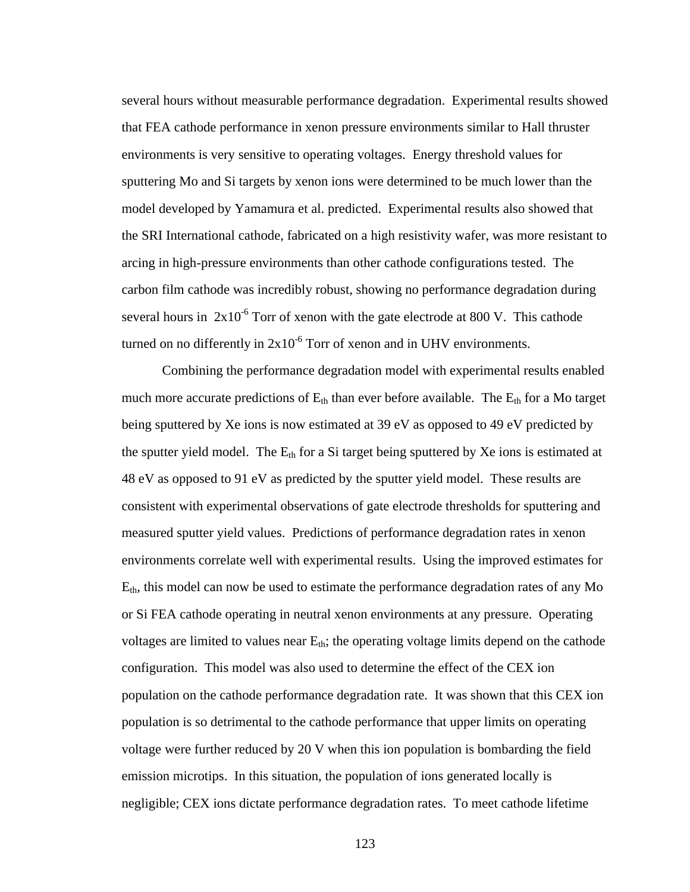several hours without measurable performance degradation. Experimental results showed that FEA cathode performance in xenon pressure environments similar to Hall thruster environments is very sensitive to operating voltages. Energy threshold values for sputtering Mo and Si targets by xenon ions were determined to be much lower than the model developed by Yamamura et al. predicted. Experimental results also showed that the SRI International cathode, fabricated on a high resistivity wafer, was more resistant to arcing in high-pressure environments than other cathode configurations tested. The carbon film cathode was incredibly robust, showing no performance degradation during several hours in $2x10^{-6}$ Torr of xenon with the gate electrode at 800 V. This cathode turned on no differently in $2x10^{-6}$ Torr of xenon and in UHV environments.

Combining the performance degradation model with experimental results enabled much more accurate predictions of $E_{th}$ than ever before available. The $E_{th}$ for a Mo target being sputtered by Xe ions is now estimated at 39 eV as opposed to 49 eV predicted by the sputter yield model. The $E_{th}$ for a Si target being sputtered by Xe ions is estimated at 48 eV as opposed to 91 eV as predicted by the sputter yield model. These results are consistent with experimental observations of gate electrode thresholds for sputtering and measured sputter yield values. Predictions of performance degradation rates in xenon environments correlate well with experimental results. Using the improved estimates for $E_{th}$, this model can now be used to estimate the performance degradation rates of any Mo or Si FEA cathode operating in neutral xenon environments at any pressure. Operating voltages are limited to values near $E_{th}$; the operating voltage limits depend on the cathode configuration. This model was also used to determine the effect of the CEX ion population on the cathode performance degradation rate. It was shown that this CEX ion population is so detrimental to the cathode performance that upper limits on operating voltage were further reduced by 20 V when this ion population is bombarding the field emission microtips. In this situation, the population of ions generated locally is negligible; CEX ions dictate performance degradation rates. To meet cathode lifetime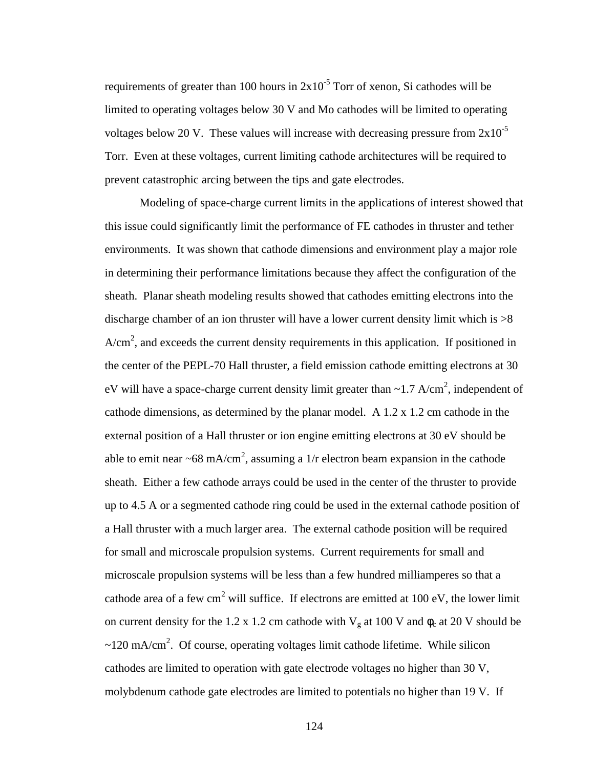requirements of greater than 100 hours in $2\times10^{-5}$ Torr of xenon, Si cathodes will be limited to operating voltages below 30 V and Mo cathodes will be limited to operating voltages below 20 V. These values will increase with decreasing pressure from $2\times10^{-5}$ Torr. Even at these voltages, current limiting cathode architectures will be required to prevent catastrophic arcing between the tips and gate electrodes.

Modeling of space-charge current limits in the applications of interest showed that this issue could significantly limit the performance of FE cathodes in thruster and tether environments. It was shown that cathode dimensions and environment play a major role in determining their performance limitations because they affect the configuration of the sheath. Planar sheath modeling results showed that cathodes emitting electrons into the discharge chamber of an ion thruster will have a lower current density limit which is >8 $A/cm^2$, and exceeds the current density requirements in this application. If positioned in the center of the PEPL-70 Hall thruster, a field emission cathode emitting electrons at 30 eV will have a space-charge current density limit greater than ~1.7 $A/cm^2$, independent of cathode dimensions, as determined by the planar model. A 1.2 x 1.2 cm cathode in the external position of a Hall thruster or ion engine emitting electrons at 30 eV should be able to emit near ~68 $mA/cm^2$, assuming a 1/r electron beam expansion in the cathode sheath. Either a few cathode arrays could be used in the center of the thruster to provide up to 4.5 A or a segmented cathode ring could be used in the external cathode position of a Hall thruster with a much larger area. The external cathode position will be required for small and microscale propulsion systems. Current requirements for small and microscale propulsion systems will be less than a few hundred milliamperes so that a cathode area of a few $cm^2$ will suffice. If electrons are emitted at 100 eV, the lower limit on current density for the 1.2 x 1.2 cm cathode with $V_g$ at 100 V and $\phi_c$ at 20 V should be ~120 $mA/cm^2$. Of course, operating voltages limit cathode lifetime. While silicon cathodes are limited to operation with gate electrode voltages no higher than 30 V, molybdenum cathode gate electrodes are limited to potentials no higher than 19 V. If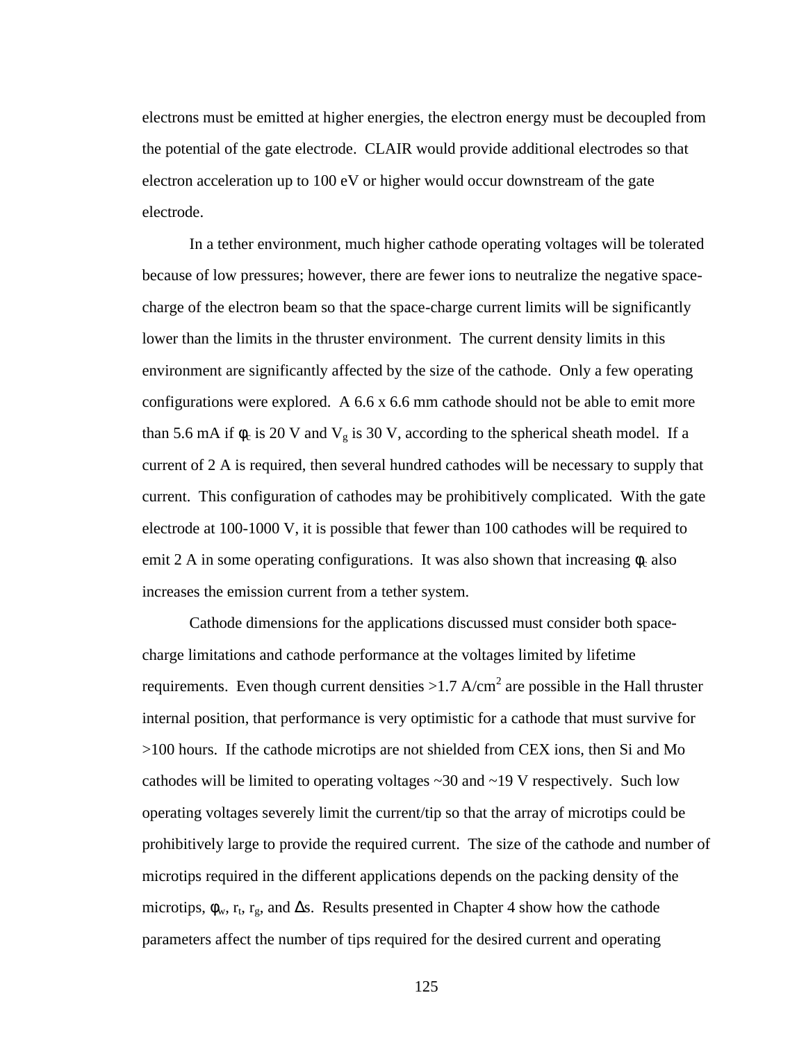electrons must be emitted at higher energies, the electron energy must be decoupled from the potential of the gate electrode. CLAIR would provide additional electrodes so that electron acceleration up to 100 eV or higher would occur downstream of the gate electrode.

In a tether environment, much higher cathode operating voltages will be tolerated because of low pressures; however, there are fewer ions to neutralize the negative space-charge of the electron beam so that the space-charge current limits will be significantly lower than the limits in the thruster environment. The current density limits in this environment are significantly affected by the size of the cathode. Only a few operating configurations were explored. A 6.6 x 6.6 mm cathode should not be able to emit more than 5.6 mA if $\phi_c$ is 20 V and $V_g$ is 30 V, according to the spherical sheath model. If a current of 2 A is required, then several hundred cathodes will be necessary to supply that current. This configuration of cathodes may be prohibitively complicated. With the gate electrode at 100-1000 V, it is possible that fewer than 100 cathodes will be required to emit 2 A in some operating configurations. It was also shown that increasing $\phi_c$ also increases the emission current from a tether system.

Cathode dimensions for the applications discussed must consider both space-charge limitations and cathode performance at the voltages limited by lifetime requirements. Even though current densities >1.7 A/cm$^2$ are possible in the Hall thruster internal position, that performance is very optimistic for a cathode that must survive for >100 hours. If the cathode microtips are not shielded from CEX ions, then Si and Mo cathodes will be limited to operating voltages ~30 and ~19 V respectively. Such low operating voltages severely limit the current/tip so that the array of microtips could be prohibitively large to provide the required current. The size of the cathode and number of microtips required in the different applications depends on the packing density of the microtips, $\phi_w$, $r_t$, $r_g$, and $\Delta s$. Results presented in Chapter 4 show how the cathode parameters affect the number of tips required for the desired current and operating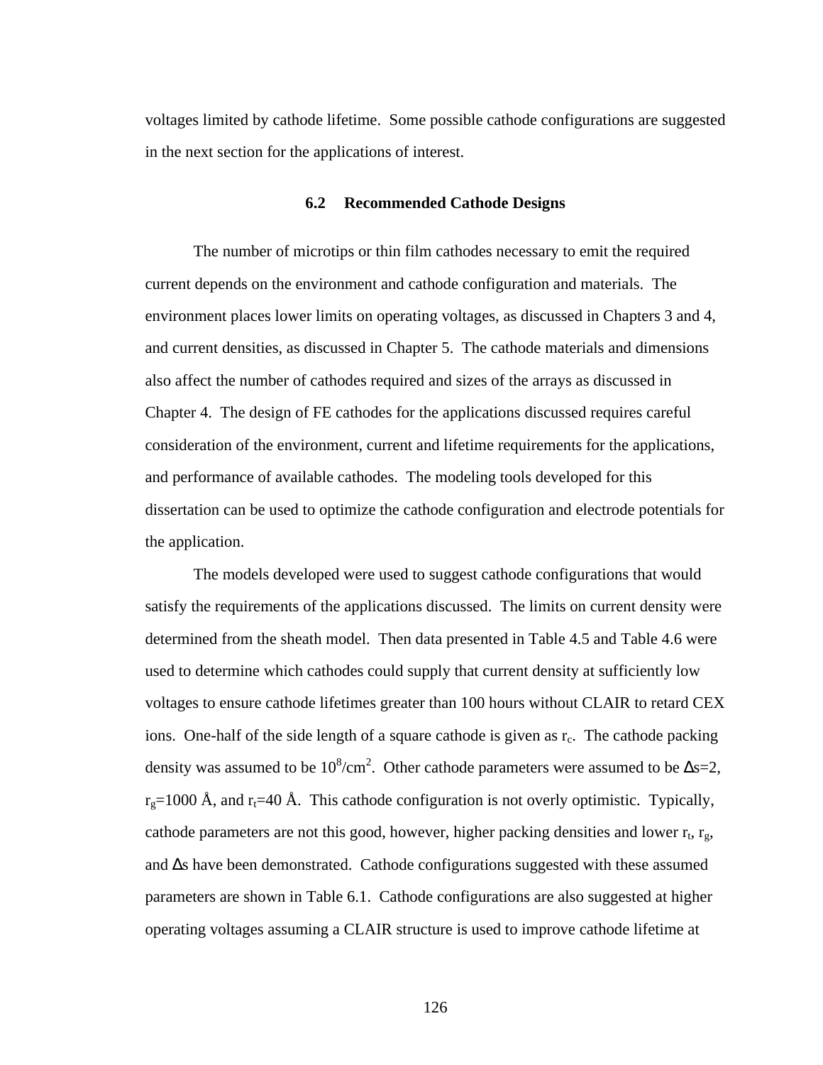voltages limited by cathode lifetime. Some possible cathode configurations are suggested in the next section for the applications of interest.

### 6.2 Recommended Cathode Designs

The number of microtips or thin film cathodes necessary to emit the required current depends on the environment and cathode configuration and materials. The environment places lower limits on operating voltages, as discussed in Chapters 3 and 4, and current densities, as discussed in Chapter 5. The cathode materials and dimensions also affect the number of cathodes required and sizes of the arrays as discussed in Chapter 4. The design of FE cathodes for the applications discussed requires careful consideration of the environment, current and lifetime requirements for the applications, and performance of available cathodes. The modeling tools developed for this dissertation can be used to optimize the cathode configuration and electrode potentials for the application.

The models developed were used to suggest cathode configurations that would satisfy the requirements of the applications discussed. The limits on current density were determined from the sheath model. Then data presented in Table 4.5 and Table 4.6 were used to determine which cathodes could supply that current density at sufficiently low voltages to ensure cathode lifetimes greater than 100 hours without CLAIR to retard CEX ions. One-half of the side length of a square cathode is given as $r_c$. The cathode packing density was assumed to be $10^8$/cm$^2$. Other cathode parameters were assumed to be $\Delta s$=2, $r_g$=1000 Å, and $r_t$=40 Å. This cathode configuration is not overly optimistic. Typically, cathode parameters are not this good, however, higher packing densities and lower $r_t$, $r_g$, and $\Delta s$ have been demonstrated. Cathode configurations suggested with these assumed parameters are shown in Table 6.1. Cathode configurations are also suggested at higher operating voltages assuming a CLAIR structure is used to improve cathode lifetime at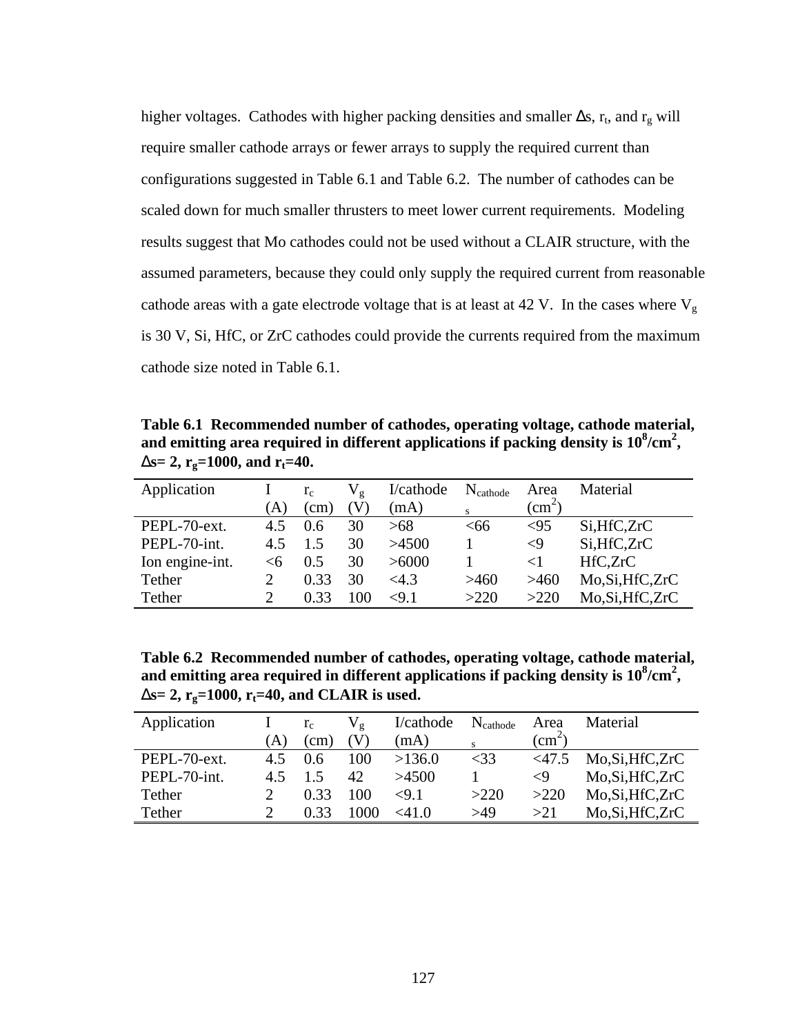higher voltages. Cathodes with higher packing densities and smaller $\Delta s$, $r_t$, and $r_g$ will require smaller cathode arrays or fewer arrays to supply the required current than configurations suggested in Table 6.1 and Table 6.2. The number of cathodes can be scaled down for much smaller thrusters to meet lower current requirements. Modeling results suggest that Mo cathodes could not be used without a CLAIR structure, with the assumed parameters, because they could only supply the required current from reasonable cathode areas with a gate electrode voltage that is at least at 42 V. In the cases where $V_g$ is 30 V, Si, HfC, or ZrC cathodes could provide the currents required from the maximum cathode size noted in Table 6.1.

**Table 6.1 Recommended number of cathodes, operating voltage, cathode material, and emitting area required in different applications if packing density is $10^8$/cm$^2$, $\Delta s$= 2, $r_g$=1000, and $r_t$=40.**

| Application | I (A) | $r_c$ (cm) | $V_g$ (V) | I/cathode (mA) | $N_{cathodes}$ | Area (cm$^2$) | Material |
|---|---|---|---|---|---|---|---|
| PEPL-70-ext. | 4.5 | 0.6 | 30 | >68 | <66 | <95 | Si,HfC,ZrC |
| PEPL-70-int. | 4.5 | 1.5 | 30 | >4500 | 1 | <9 | Si,HfC,ZrC |
| Ion engine-int. | <6 | 0.5 | 30 | >6000 | 1 | <1 | HfC,ZrC |
| Tether | 2 | 0.33 | 30 | <4.3 | >460 | >460 | Mo,Si,HfC,ZrC |
| Tether | 2 | 0.33 | 100 | <9.1 | >220 | >220 | Mo,Si,HfC,ZrC |

**Table 6.2 Recommended number of cathodes, operating voltage, cathode material, and emitting area required in different applications if packing density is $10^8$/cm$^2$, $\Delta s$= 2, $r_g$=1000, $r_t$=40, and CLAIR is used.**

| Application | I (A) | $r_c$ (cm) | $V_g$ (V) | I/cathode (mA) | $N_{cathodes}$ | Area (cm$^2$) | Material |
|---|---|---|---|---|---|---|---|
| PEPL-70-ext. | 4.5 | 0.6 | 100 | >136.0 | <33 | <47.5 | Mo,Si,HfC,ZrC |
| PEPL-70-int. | 4.5 | 1.5 | 42 | >4500 | 1 | <9 | Mo,Si,HfC,ZrC |
| Tether | 2 | 0.33 | 100 | <9.1 | >220 | >220 | Mo,Si,HfC,ZrC |
| Tether | 2 | 0.33 | 1000 | <41.0 | >49 | >21 | Mo,Si,HfC,ZrC |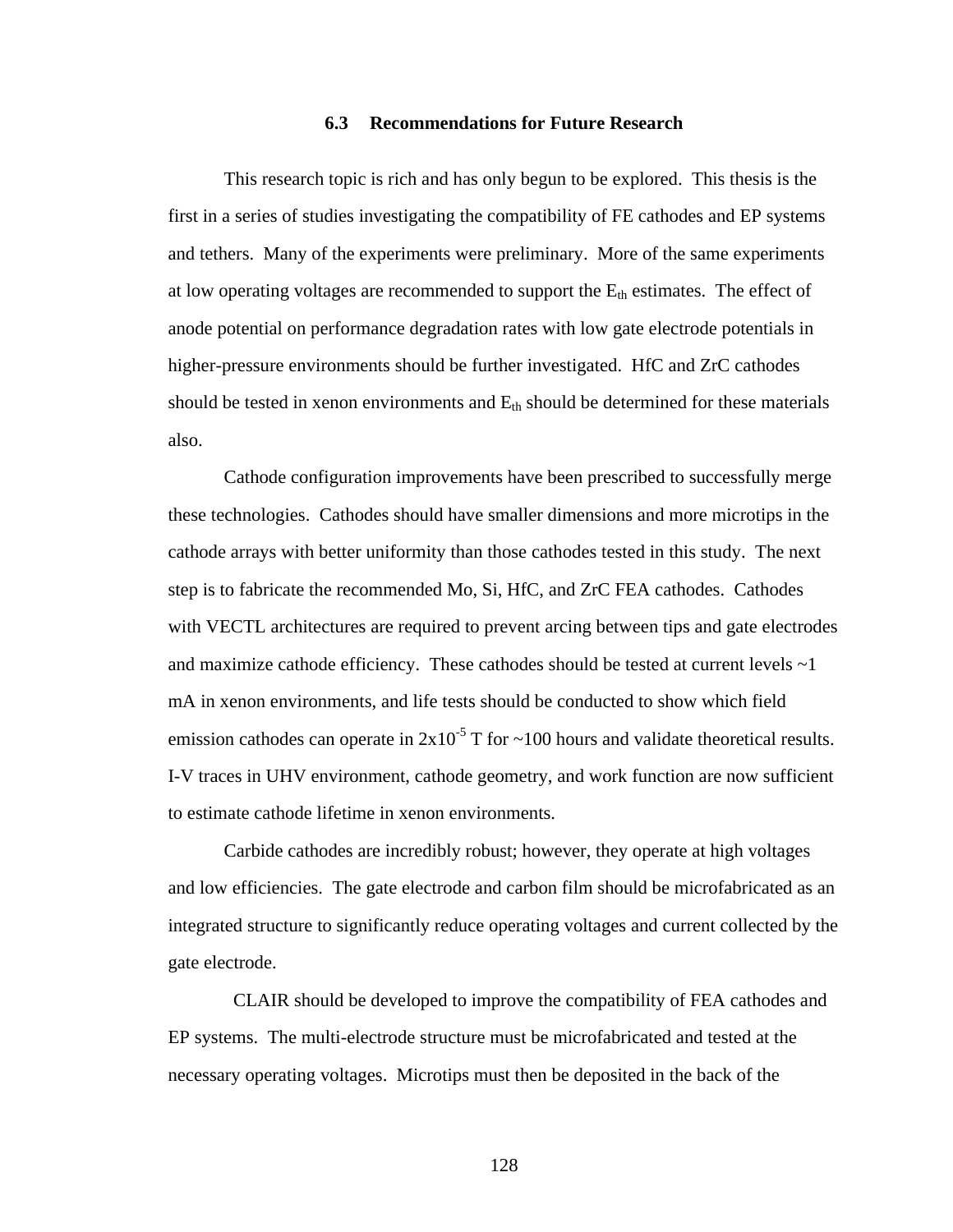### 6.3 Recommendations for Future Research

This research topic is rich and has only begun to be explored. This thesis is the first in a series of studies investigating the compatibility of FE cathodes and EP systems and tethers. Many of the experiments were preliminary. More of the same experiments at low operating voltages are recommended to support the $E_{th}$ estimates. The effect of anode potential on performance degradation rates with low gate electrode potentials in higher-pressure environments should be further investigated. HfC and ZrC cathodes should be tested in xenon environments and $E_{th}$ should be determined for these materials also.

Cathode configuration improvements have been prescribed to successfully merge these technologies. Cathodes should have smaller dimensions and more microtips in the cathode arrays with better uniformity than those cathodes tested in this study. The next step is to fabricate the recommended Mo, Si, HfC, and ZrC FEA cathodes. Cathodes with VECTL architectures are required to prevent arcing between tips and gate electrodes and maximize cathode efficiency. These cathodes should be tested at current levels ~1 mA in xenon environments, and life tests should be conducted to show which field emission cathodes can operate in $2 \times 10^{-5}$ T for ~100 hours and validate theoretical results. I-V traces in UHV environment, cathode geometry, and work function are now sufficient to estimate cathode lifetime in xenon environments.

Carbide cathodes are incredibly robust; however, they operate at high voltages and low efficiencies. The gate electrode and carbon film should be microfabricated as an integrated structure to significantly reduce operating voltages and current collected by the gate electrode.

CLAIR should be developed to improve the compatibility of FEA cathodes and EP systems. The multi-electrode structure must be microfabricated and tested at the necessary operating voltages. Microtips must then be deposited in the back of the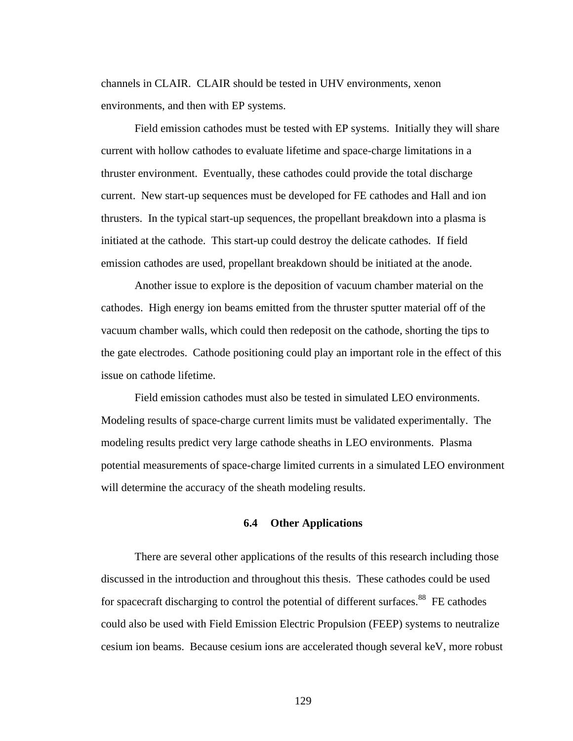channels in CLAIR. CLAIR should be tested in UHV environments, xenon environments, and then with EP systems.

Field emission cathodes must be tested with EP systems. Initially they will share current with hollow cathodes to evaluate lifetime and space-charge limitations in a thruster environment. Eventually, these cathodes could provide the total discharge current. New start-up sequences must be developed for FE cathodes and Hall and ion thrusters. In the typical start-up sequences, the propellant breakdown into a plasma is initiated at the cathode. This start-up could destroy the delicate cathodes. If field emission cathodes are used, propellant breakdown should be initiated at the anode.

Another issue to explore is the deposition of vacuum chamber material on the cathodes. High energy ion beams emitted from the thruster sputter material off of the vacuum chamber walls, which could then redeposit on the cathode, shorting the tips to the gate electrodes. Cathode positioning could play an important role in the effect of this issue on cathode lifetime.

Field emission cathodes must also be tested in simulated LEO environments. Modeling results of space-charge current limits must be validated experimentally. The modeling results predict very large cathode sheaths in LEO environments. Plasma potential measurements of space-charge limited currents in a simulated LEO environment will determine the accuracy of the sheath modeling results.

### 6.4 Other Applications

There are several other applications of the results of this research including those discussed in the introduction and throughout this thesis. These cathodes could be used for spacecraft discharging to control the potential of different surfaces.[88] FE cathodes could also be used with Field Emission Electric Propulsion (FEEP) systems to neutralize cesium ion beams. Because cesium ions are accelerated though several keV, more robust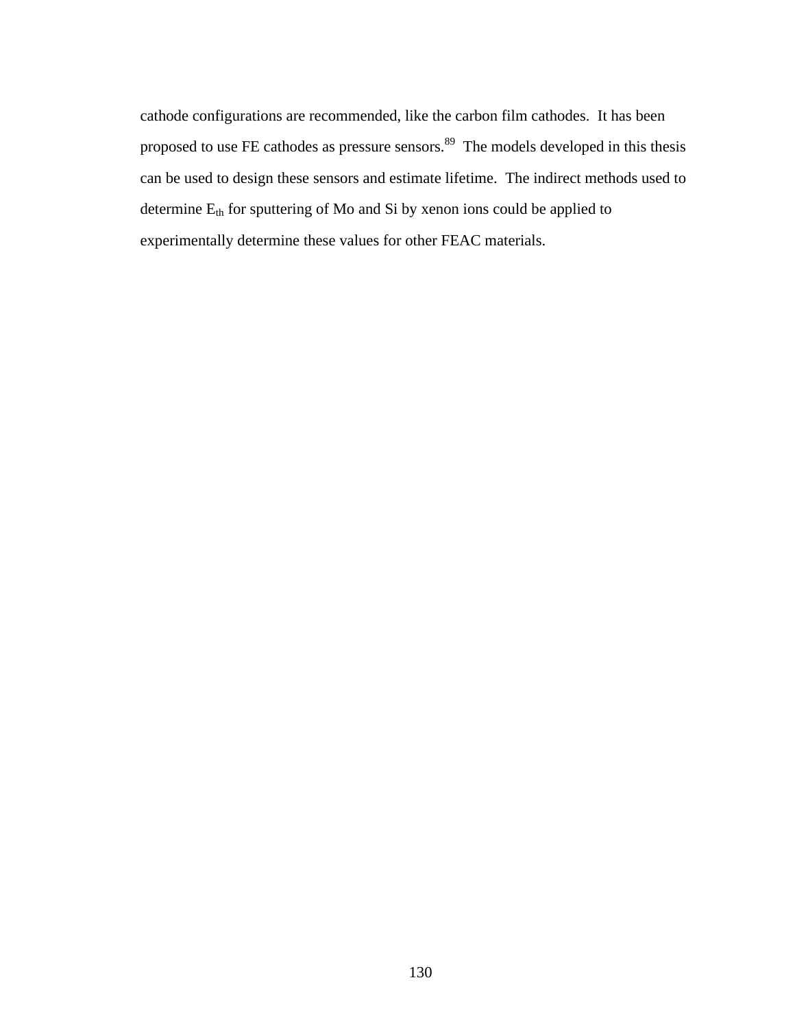cathode configurations are recommended, like the carbon film cathodes. It has been proposed to use FE cathodes as pressure sensors.[89] The models developed in this thesis can be used to design these sensors and estimate lifetime. The indirect methods used to determine $E_{th}$ for sputtering of Mo and Si by xenon ions could be applied to experimentally determine these values for other FEAC materials.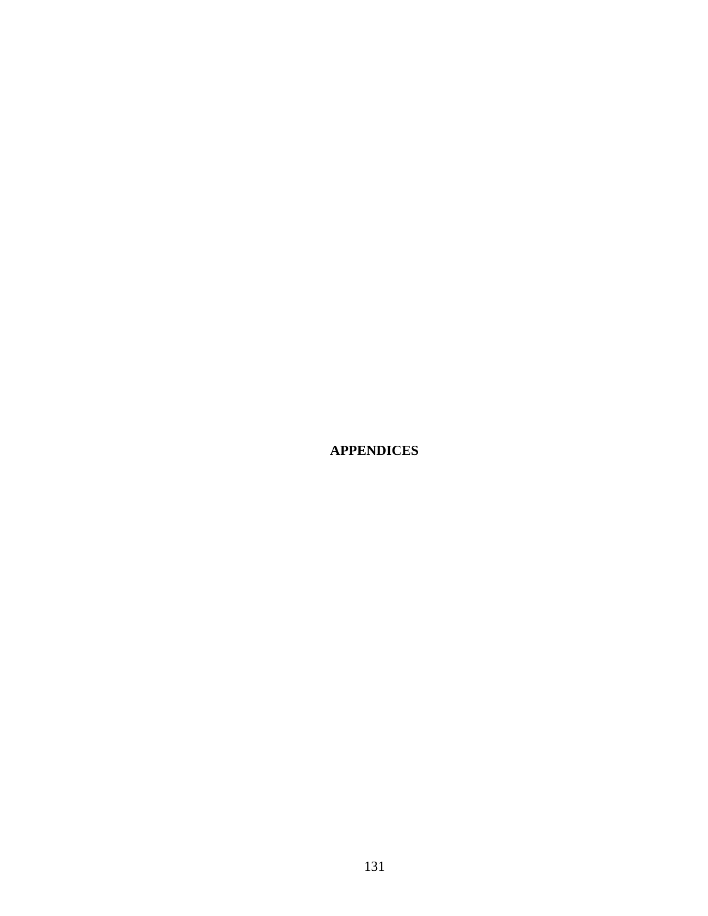# APPENDICES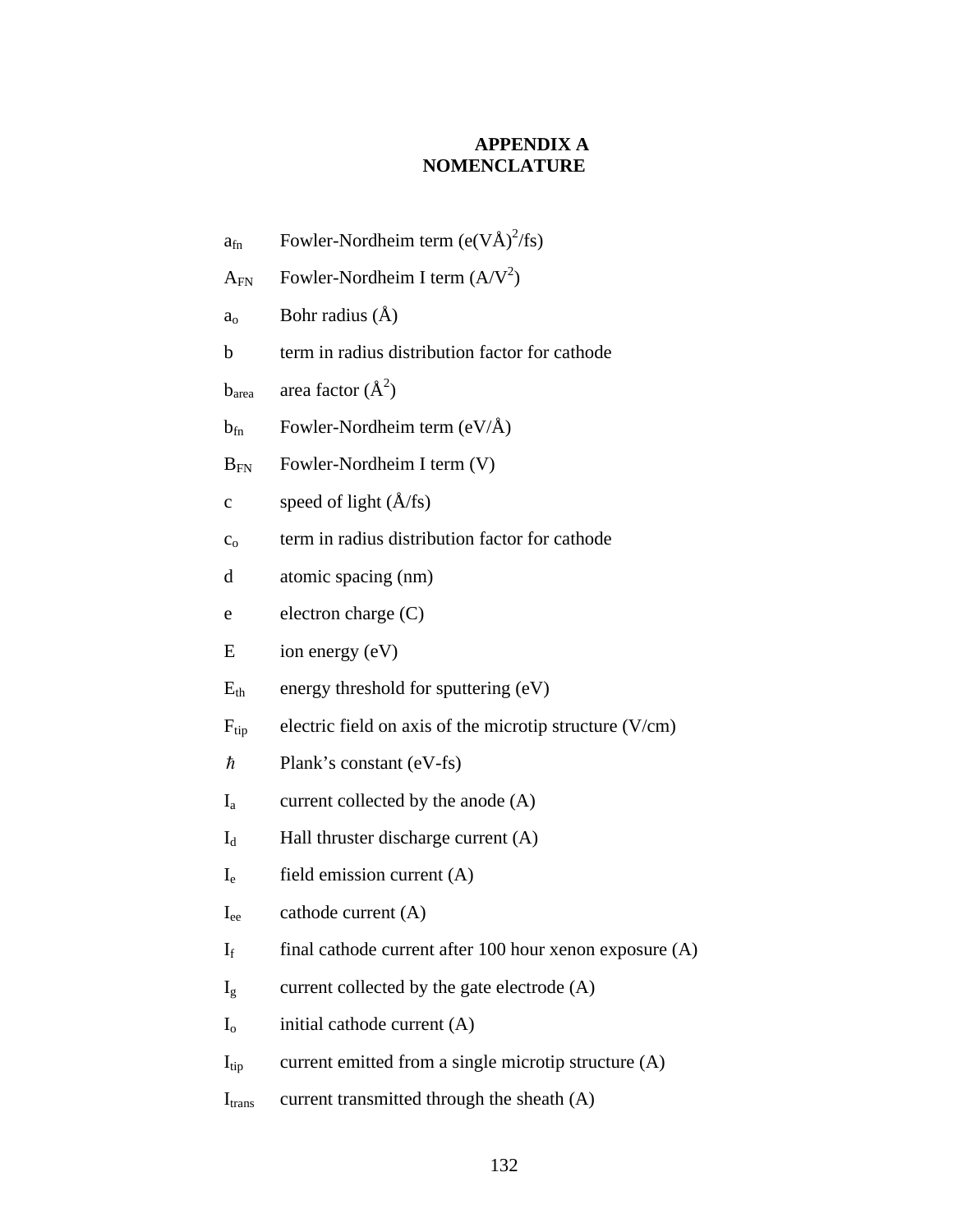# APPENDIX A
## NOMENCLATURE

$a_{fn}$ Fowler-Nordheim term ($e(VÅ)^2/fs$)

$A_{FN}$ Fowler-Nordheim I term ($A/V^2$)

$a_o$ Bohr radius (Å)

b term in radius distribution factor for cathode

$b_{area}$ area factor ($Å^2$)

$b_{fn}$ Fowler-Nordheim term (eV/Å)

$B_{FN}$ Fowler-Nordheim I term (V)

c speed of light (Å/fs)

$c_o$ term in radius distribution factor for cathode

d atomic spacing (nm)

e electron charge (C)

E ion energy (eV)

$E_{th}$ energy threshold for sputtering (eV)

$F_{tip}$ electric field on axis of the microtip structure (V/cm)

$\hbar$ Plank's constant (eV-fs)

$I_a$ current collected by the anode (A)

$I_d$ Hall thruster discharge current (A)

$I_e$ field emission current (A)

$I_{ee}$ cathode current (A)

$I_f$ final cathode current after 100 hour xenon exposure (A)

$I_g$ current collected by the gate electrode (A)

$I_o$ initial cathode current (A)

$I_{tip}$ current emitted from a single microtip structure (A)

$I_{trans}$ current transmitted through the sheath (A)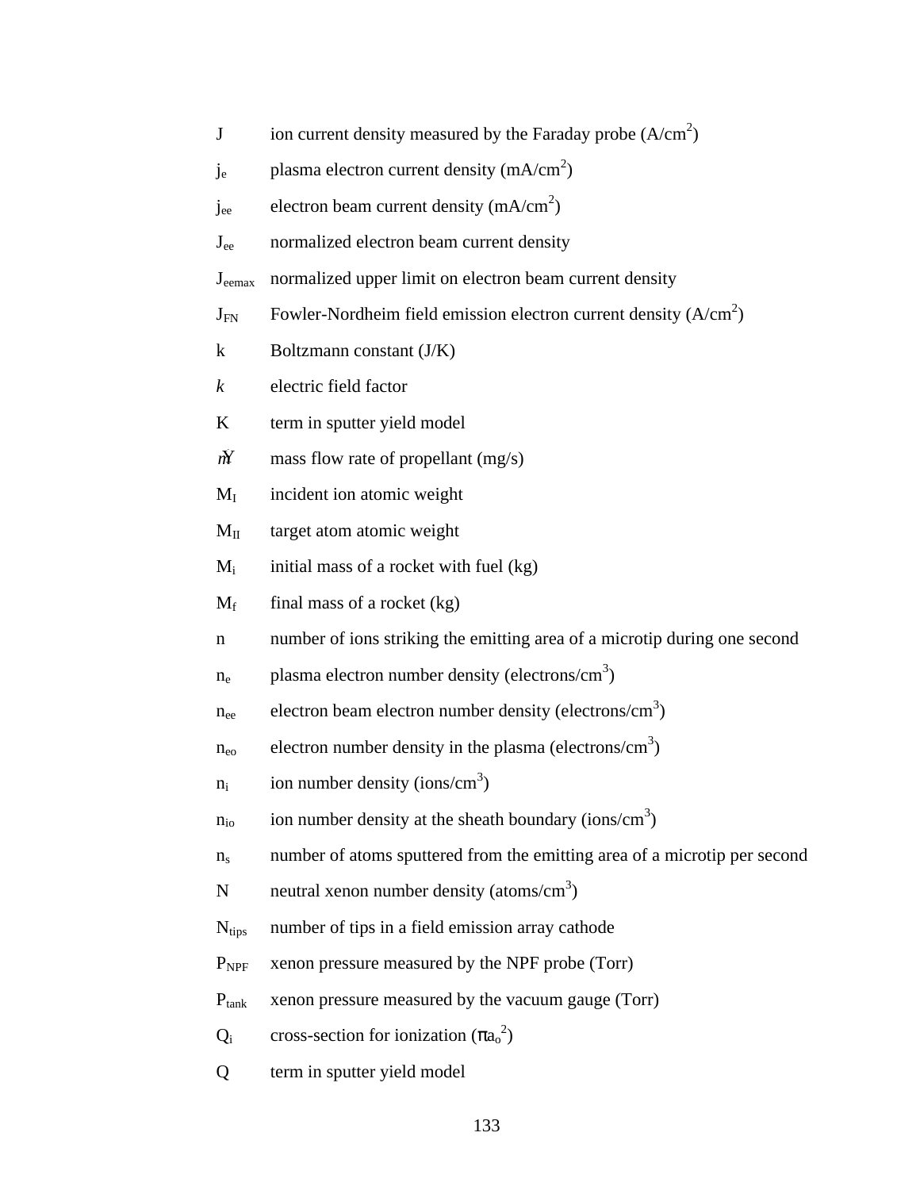| | |
|---|---|
| $J$ | ion current density measured by the Faraday probe ($A/cm^2$) |
| $j_e$ | plasma electron current density ($mA/cm^2$) |
| $j_{ee}$ | electron beam current density ($mA/cm^2$) |
| $J_{ee}$ | normalized electron beam current density |
| $J_{eemax}$ | normalized upper limit on electron beam current density |
| $J_{FN}$ | Fowler-Nordheim field emission electron current density ($A/cm^2$) |
| k | Boltzmann constant (J/K) |
| *k* | electric field factor |
| K | term in sputter yield model |
| $\dot{m}$ | mass flow rate of propellant (mg/s) |
| $M_I$ | incident ion atomic weight |
| $M_{II}$ | target atom atomic weight |
| $M_i$ | initial mass of a rocket with fuel (kg) |
| $M_f$ | final mass of a rocket (kg) |
| n | number of ions striking the emitting area of a microtip during one second |
| $n_e$ | plasma electron number density ($electrons/cm^3$) |
| $n_{ee}$ | electron beam electron number density ($electrons/cm^3$) |
| $n_{eo}$ | electron number density in the plasma ($electrons/cm^3$) |
| $n_i$ | ion number density ($ions/cm^3$) |
| $n_{io}$ | ion number density at the sheath boundary ($ions/cm^3$) |
| $n_s$ | number of atoms sputtered from the emitting area of a microtip per second |
| N | neutral xenon number density ($atoms/cm^3$) |
| $N_{tips}$ | number of tips in a field emission array cathode |
| $P_{NPF}$ | xenon pressure measured by the NPF probe (Torr) |
| $P_{tank}$ | xenon pressure measured by the vacuum gauge (Torr) |
| $Q_i$ | cross-section for ionization ($\pi a_o^2$) |
| Q | term in sputter yield model |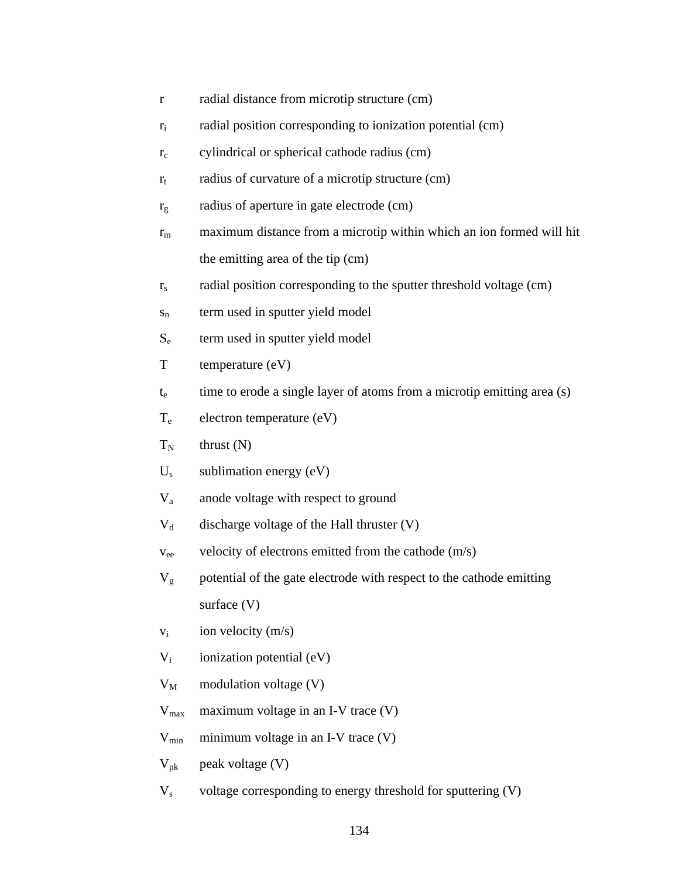$r$ radial distance from microtip structure (cm)

$r_i$ radial position corresponding to ionization potential (cm)

$r_c$ cylindrical or spherical cathode radius (cm)

$r_t$ radius of curvature of a microtip structure (cm)

$r_g$ radius of aperture in gate electrode (cm)

$r_m$ maximum distance from a microtip within which an ion formed will hit the emitting area of the tip (cm)

$r_s$ radial position corresponding to the sputter threshold voltage (cm)

$s_n$ term used in sputter yield model

$S_e$ term used in sputter yield model

$T$ temperature (eV)

$t_e$ time to erode a single layer of atoms from a microtip emitting area (s)

$T_e$ electron temperature (eV)

$T_N$ thrust (N)

$U_s$ sublimation energy (eV)

$V_a$ anode voltage with respect to ground

$V_d$ discharge voltage of the Hall thruster (V)

$v_{ee}$ velocity of electrons emitted from the cathode (m/s)

$V_g$ potential of the gate electrode with respect to the cathode emitting surface (V)

$v_i$ ion velocity (m/s)

$V_i$ ionization potential (eV)

$V_M$ modulation voltage (V)

$V_{max}$ maximum voltage in an I-V trace (V)

$V_{min}$ minimum voltage in an I-V trace (V)

$V_{pk}$ peak voltage (V)

$V_s$ voltage corresponding to energy threshold for sputtering (V)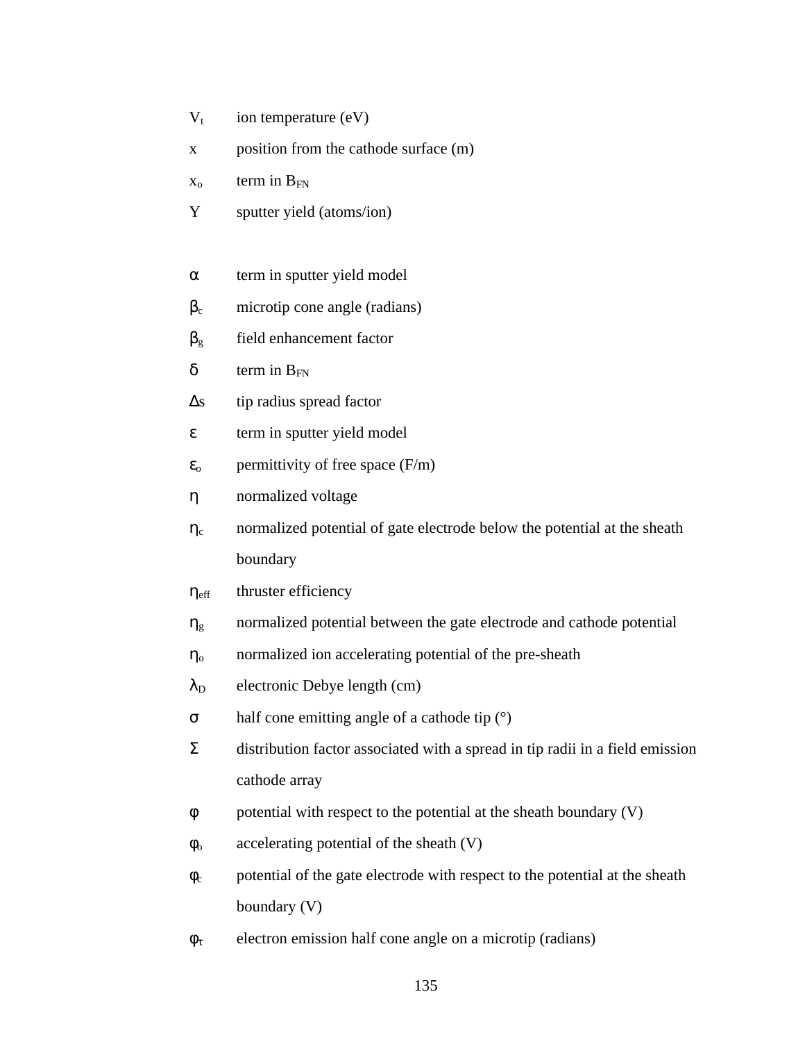| | |
|---|---|
| $V_t$ | ion temperature (eV) |
| $x$ | position from the cathode surface (m) |
| $x_o$ | term in $B_{FN}$ |
| $Y$ | sputter yield (atoms/ion) |
| | |
| $\alpha$ | term in sputter yield model |
| $\beta_c$ | microtip cone angle (radians) |
| $\beta_g$ | field enhancement factor |
| $\delta$ | term in $B_{FN}$ |
| $\Delta s$ | tip radius spread factor |
| $\varepsilon$ | term in sputter yield model |
| $\varepsilon_o$ | permittivity of free space (F/m) |
| $\eta$ | normalized voltage |
| $\eta_c$ | normalized potential of gate electrode below the potential at the sheath boundary |
| $\eta_{eff}$ | thruster efficiency |
| $\eta_g$ | normalized potential between the gate electrode and cathode potential |
| $\eta_o$ | normalized ion accelerating potential of the pre-sheath |
| $\lambda_D$ | electronic Debye length (cm) |
| $\sigma$ | half cone emitting angle of a cathode tip (°) |
| $\Sigma$ | distribution factor associated with a spread in tip radii in a field emission cathode array |
| $\varphi$ | potential with respect to the potential at the sheath boundary (V) |
| $\varphi_o$ | accelerating potential of the sheath (V) |
| $\varphi_c$ | potential of the gate electrode with respect to the potential at the sheath boundary (V) |
| $\varphi_\tau$ | electron emission half cone angle on a microtip (radians) |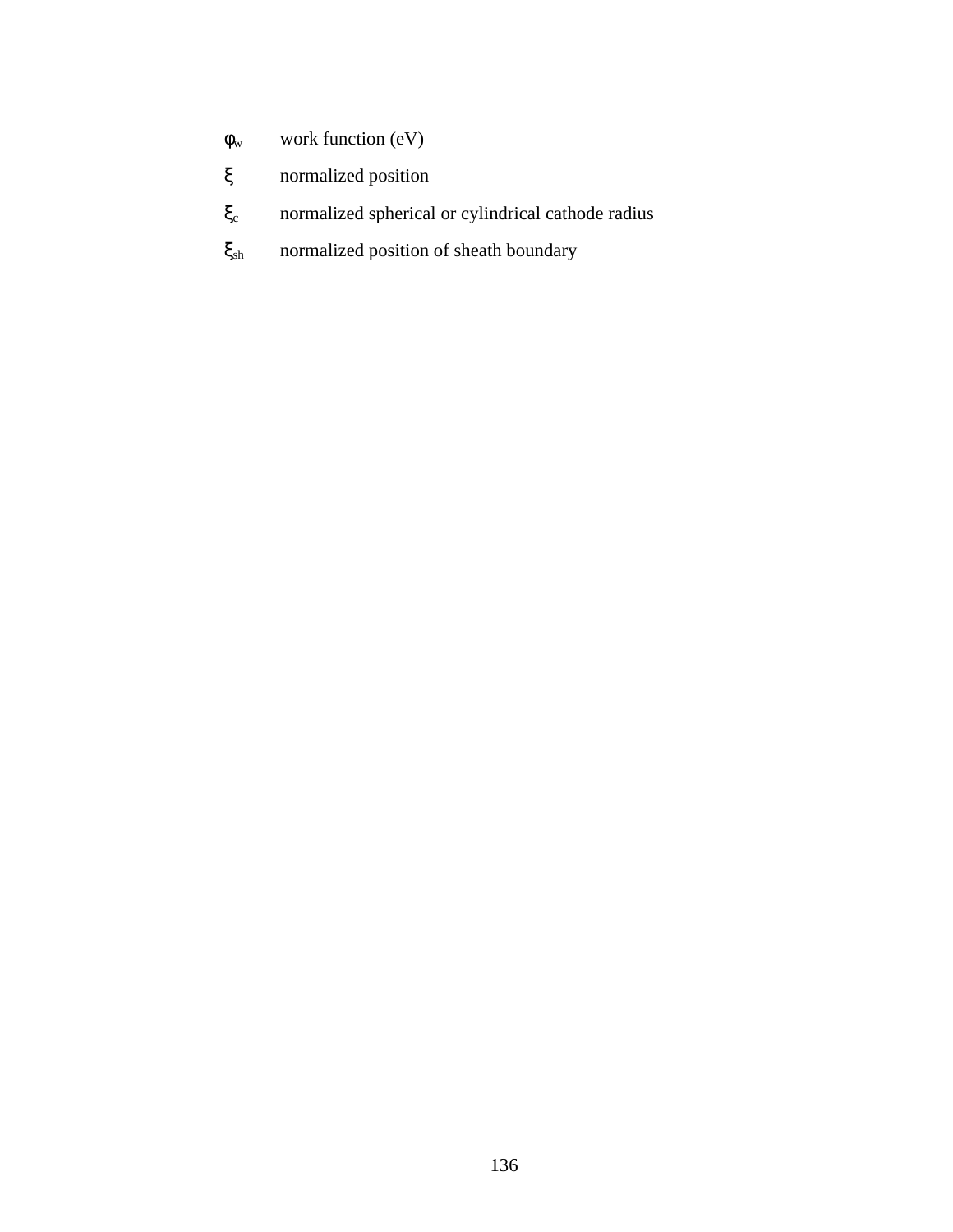$\varphi_w$ work function (eV)

$\xi$ normalized position

$\xi_c$ normalized spherical or cylindrical cathode radius

$\xi_{sh}$ normalized position of sheath boundary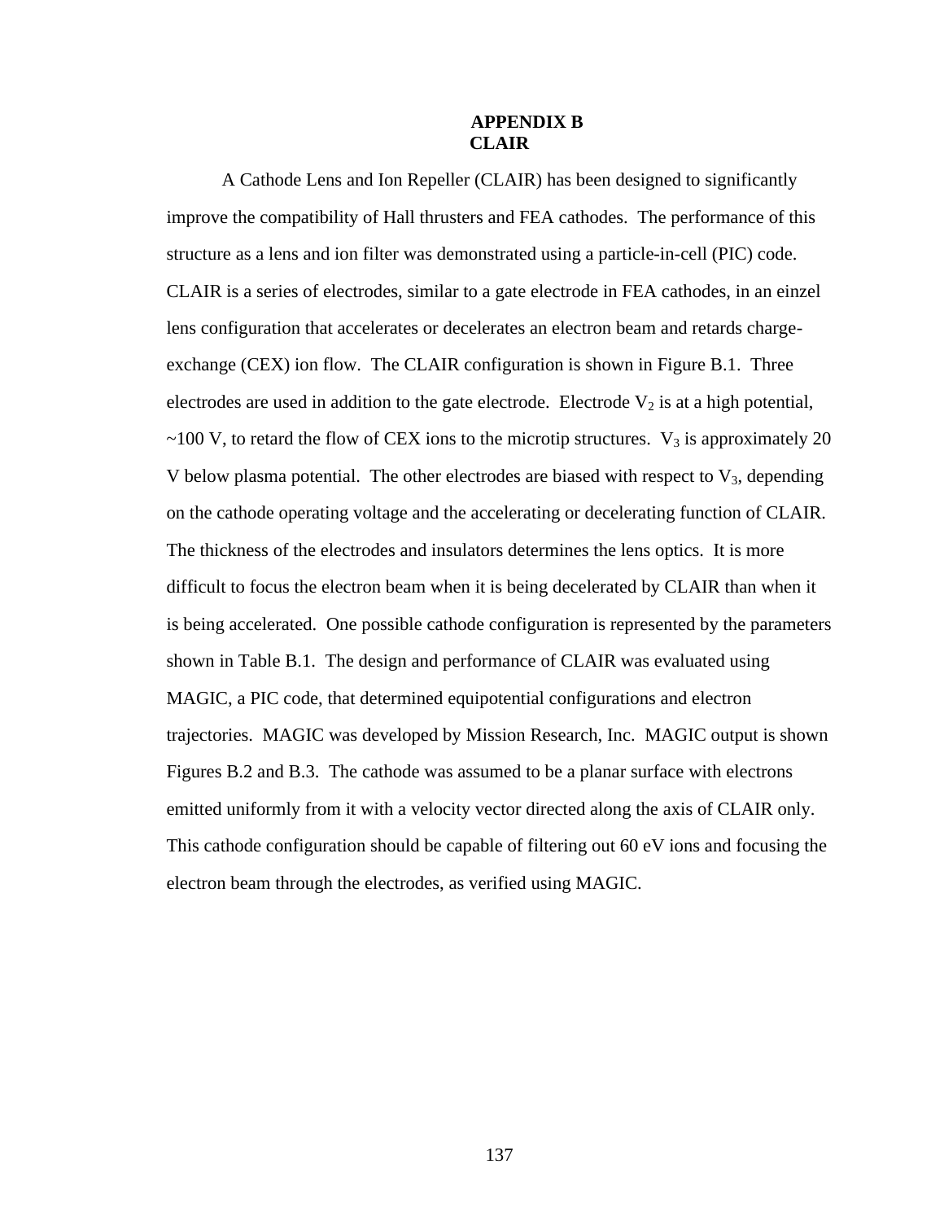# APPENDIX B
## CLAIR

A Cathode Lens and Ion Repeller (CLAIR) has been designed to significantly improve the compatibility of Hall thrusters and FEA cathodes. The performance of this structure as a lens and ion filter was demonstrated using a particle-in-cell (PIC) code. CLAIR is a series of electrodes, similar to a gate electrode in FEA cathodes, in an einzel lens configuration that accelerates or decelerates an electron beam and retards charge-exchange (CEX) ion flow. The CLAIR configuration is shown in Figure B.1. Three electrodes are used in addition to the gate electrode. Electrode $V_2$ is at a high potential, ~100 V, to retard the flow of CEX ions to the microtip structures. $V_3$ is approximately 20 V below plasma potential. The other electrodes are biased with respect to $V_3$, depending on the cathode operating voltage and the accelerating or decelerating function of CLAIR. The thickness of the electrodes and insulators determines the lens optics. It is more difficult to focus the electron beam when it is being decelerated by CLAIR than when it is being accelerated. One possible cathode configuration is represented by the parameters shown in Table B.1. The design and performance of CLAIR was evaluated using MAGIC, a PIC code, that determined equipotential configurations and electron trajectories. MAGIC was developed by Mission Research, Inc. MAGIC output is shown Figures B.2 and B.3. The cathode was assumed to be a planar surface with electrons emitted uniformly from it with a velocity vector directed along the axis of CLAIR only. This cathode configuration should be capable of filtering out 60 eV ions and focusing the electron beam through the electrodes, as verified using MAGIC.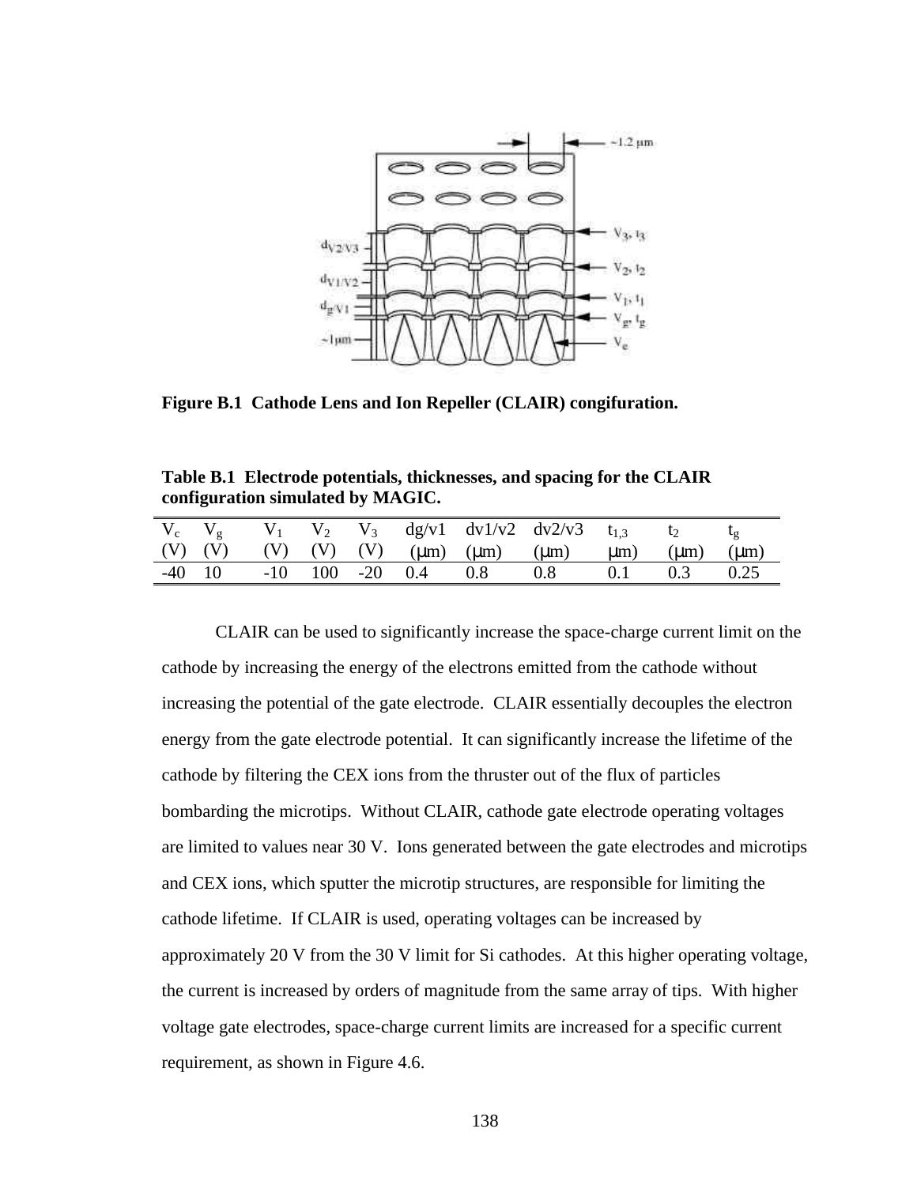**Figure B.1 Cathode Lens and Ion Repeller (CLAIR) congifuration.**

**Table B.1 Electrode potentials, thicknesses, and spacing for the CLAIR configuration simulated by MAGIC.**

| $V_c$ (V) | $V_g$ (V) | $V_1$ (V) | $V_2$ (V) | $V_3$ (V) | dg/v1 (μm) | dv1/v2 (μm) | dv2/v3 (μm) | $t_{1,3}$ μm) | $t_2$ (μm) | $t_g$ (μm) |
|---|---|---|---|---|---|---|---|---|---|---|
| -40 | 10 | -10 | 100 | -20 | 0.4 | 0.8 | 0.8 | 0.1 | 0.3 | 0.25 |

CLAIR can be used to significantly increase the space-charge current limit on the cathode by increasing the energy of the electrons emitted from the cathode without increasing the potential of the gate electrode. CLAIR essentially decouples the electron energy from the gate electrode potential. It can significantly increase the lifetime of the cathode by filtering the CEX ions from the thruster out of the flux of particles bombarding the microtips. Without CLAIR, cathode gate electrode operating voltages are limited to values near 30 V. Ions generated between the gate electrodes and microtips and CEX ions, which sputter the microtip structures, are responsible for limiting the cathode lifetime. If CLAIR is used, operating voltages can be increased by approximately 20 V from the 30 V limit for Si cathodes. At this higher operating voltage, the current is increased by orders of magnitude from the same array of tips. With higher voltage gate electrodes, space-charge current limits are increased for a specific current requirement, as shown in Figure 4.6.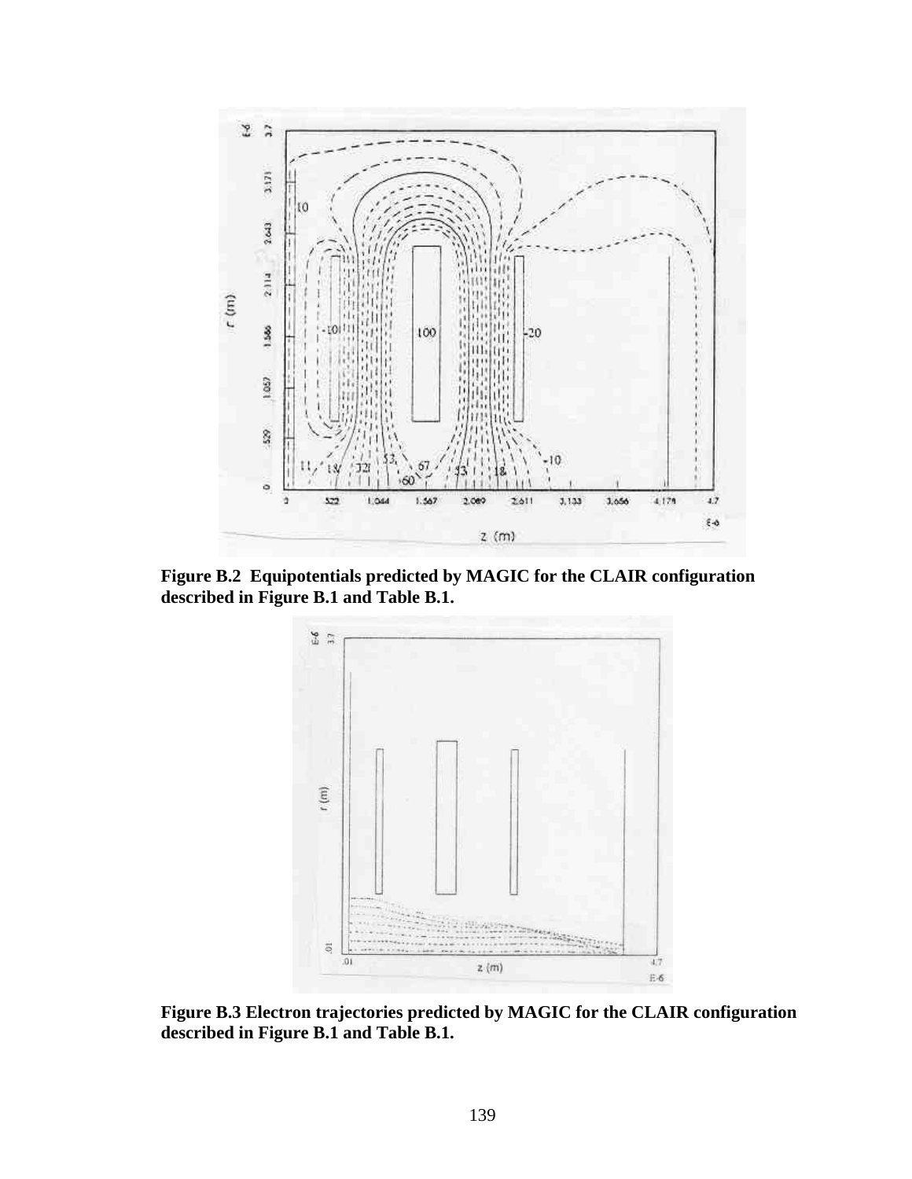**Figure B.2 Equipotentials predicted by MAGIC for the CLAIR configuration described in Figure B.1 and Table B.1.**

**Figure B.3 Electron trajectories predicted by MAGIC for the CLAIR configuration described in Figure B.1 and Table B.1.**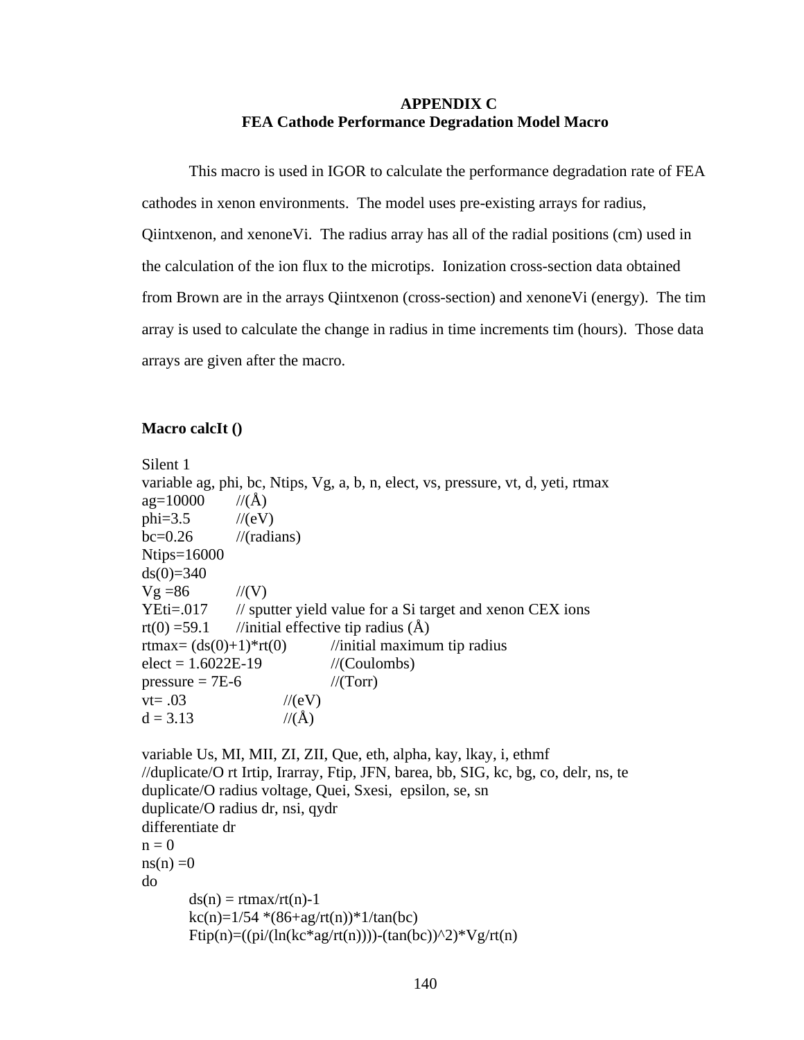# APPENDIX C
## FEA Cathode Performance Degradation Model Macro

This macro is used in IGOR to calculate the performance degradation rate of FEA cathodes in xenon environments. The model uses pre-existing arrays for radius, Qiintxenon, and xenoneVi. The radius array has all of the radial positions (cm) used in the calculation of the ion flux to the microtips. Ionization cross-section data obtained from Brown are in the arrays Qiintxenon (cross-section) and xenoneVi (energy). The tim array is used to calculate the change in radius in time increments tim (hours). Those data arrays are given after the macro.

**Macro calcIt ()**

```
Silent 1
variable ag, phi, bc, Ntips, Vg, a, b, n, elect, vs, pressure, vt, d, yeti, rtmax
ag=10000        //(Å)
phi=3.5         //(eV)
bc=0.26         //(radians)
Ntips=16000
ds(0)=340
Vg =86          //(V)
YEti=.017       // sputter yield value for a Si target and xenon CEX ions
rt(0) =59.1     //initial effective tip radius (Å)
rtmax= (ds(0)+1)*rt(0)          //initial maximum tip radius
elect = 1.6022E-19              //(Coulombs)
pressure = 7E-6                 //(Torr)
vt= .03                 //(eV)
d = 3.13                //(Å)

variable Us, MI, MII, ZI, ZII, Que, eth, alpha, kay, lkay, i, ethmf
//duplicate/O rt Irtip, Irarray, Ftip, JFN, barea, bb, SIG, kc, bg, co, delr, ns, te
duplicate/O radius voltage, Quei, Sxesi,  epsilon, se, sn
duplicate/O radius dr, nsi, qydr
differentiate dr
n = 0
ns(n) =0
do
        ds(n) = rtmax/rt(n)-1
        kc(n)=1/54 *(86+ag/rt(n))*1/tan(bc)
        Ftip(n)=((pi/(ln(kc*ag/rt(n))))-(tan(bc))^2)*Vg/rt(n)
```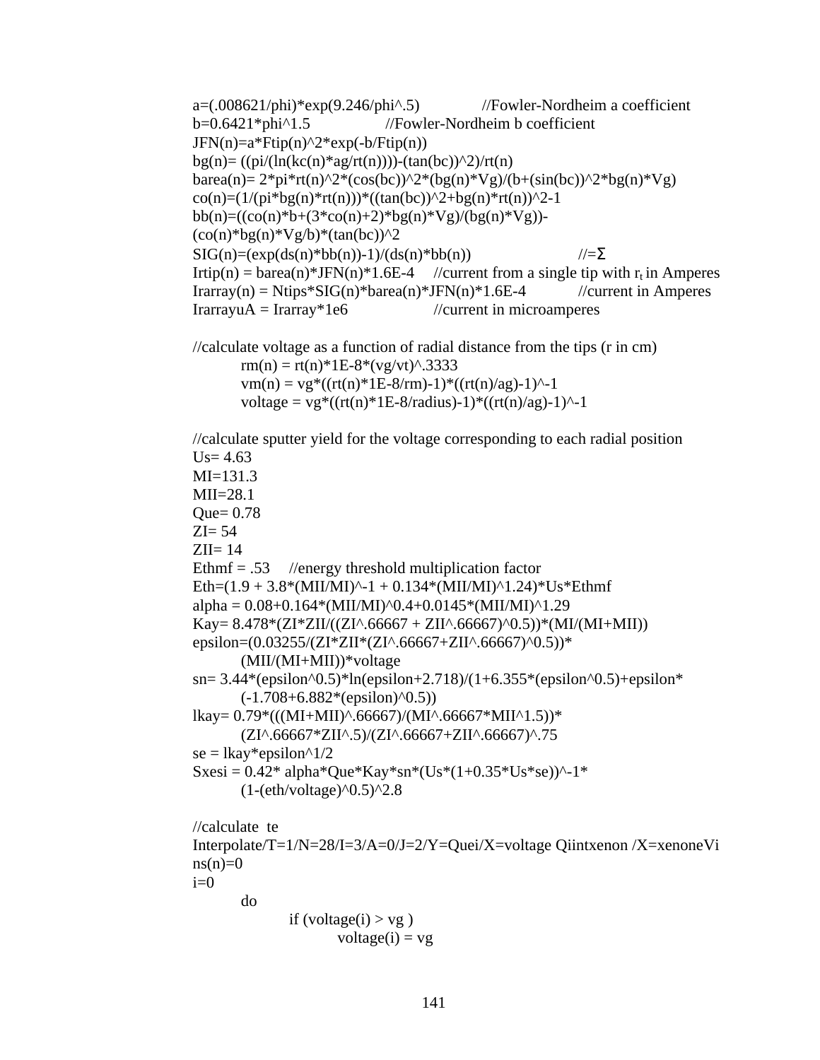```
a=(.008621/phi)*exp(9.246/phi^.5)          //Fowler-Nordheim a coefficient
b=0.6421*phi^1.5              //Fowler-Nordheim b coefficient
JFN(n)=a*Ftip(n)^2*exp(-b/Ftip(n))
bg(n)= ((pi/(ln(kc(n)*ag/rt(n))))-(tan(bc))^2)/rt(n)
barea(n)= 2*pi*rt(n)^2*(cos(bc))^2*(bg(n)*Vg)/(b+(sin(bc))^2*bg(n)*Vg)
co(n)=(1/(pi*bg(n)*rt(n)))*((tan(bc))^2+bg(n)*rt(n))^2-1
bb(n)=((co(n)*b+(3*co(n)+2)*bg(n)*Vg)/(bg(n)*Vg))-
(co(n)*bg(n)*Vg/b)*(tan(bc))^2
SIG(n)=(exp(ds(n)*bb(n))-1)/(ds(n)*bb(n))               //=Σ
Irtip(n) = barea(n)*JFN(n)*1.6E-4   //current from a single tip with rt in Amperes
Irarray(n) = Ntips*SIG(n)*barea(n)*JFN(n)*1.6E-4        //current in Amperes
IrarrayuA = Irarray*1e6              //current in microamperes

//calculate voltage as a function of radial distance from the tips (r in cm)
    rm(n) = rt(n)*1E-8*(vg/vt)^.3333
    vm(n) = vg*((rt(n)*1E-8/rm)-1)*((rt(n)/ag)-1)^-1
    voltage = vg*((rt(n)*1E-8/radius)-1)*((rt(n)/ag)-1)^-1

//calculate sputter yield for the voltage corresponding to each radial position
Us= 4.63
MI=131.3
MII=28.1
Que= 0.78
ZI= 54
ZII= 14
Ethmf = .53   //energy threshold multiplication factor
Eth=(1.9 + 3.8*(MII/MI)^-1 + 0.134*(MII/MI)^1.24)*Us*Ethmf
alpha = 0.08+0.164*(MII/MI)^0.4+0.0145*(MII/MI)^1.29
Kay= 8.478*(ZI*ZII/((ZI^.66667 + ZII^.66667)^0.5))*(MI/(MI+MII))
epsilon=(0.03255/(ZI*ZII*(ZI^.66667+ZII^.66667)^0.5))*
    (MII/(MI+MII))*voltage
sn= 3.44*(epsilon^0.5)*ln(epsilon+2.718)/(1+6.355*(epsilon^0.5)+epsilon*
    (-1.708+6.882*(epsilon)^0.5))
lkay= 0.79*(((MI+MII)^.66667)/(MI^.66667*MII^1.5))*
    (ZI^.66667*ZII^.5)/(ZI^.66667+ZII^.66667)^.75
se = lkay*epsilon^1/2
Sxesi = 0.42* alpha*Que*Kay*sn*(Us*(1+0.35*Us*se))^-1*
    (1-(eth/voltage)^0.5)^2.8

//calculate  te
Interpolate/T=1/N=28/I=3/A=0/J=2/Y=Quei/X=voltage Qiintxenon /X=xenoneVi
ns(n)=0
i=0
    do
        if (voltage(i) > vg )
            voltage(i) = vg
```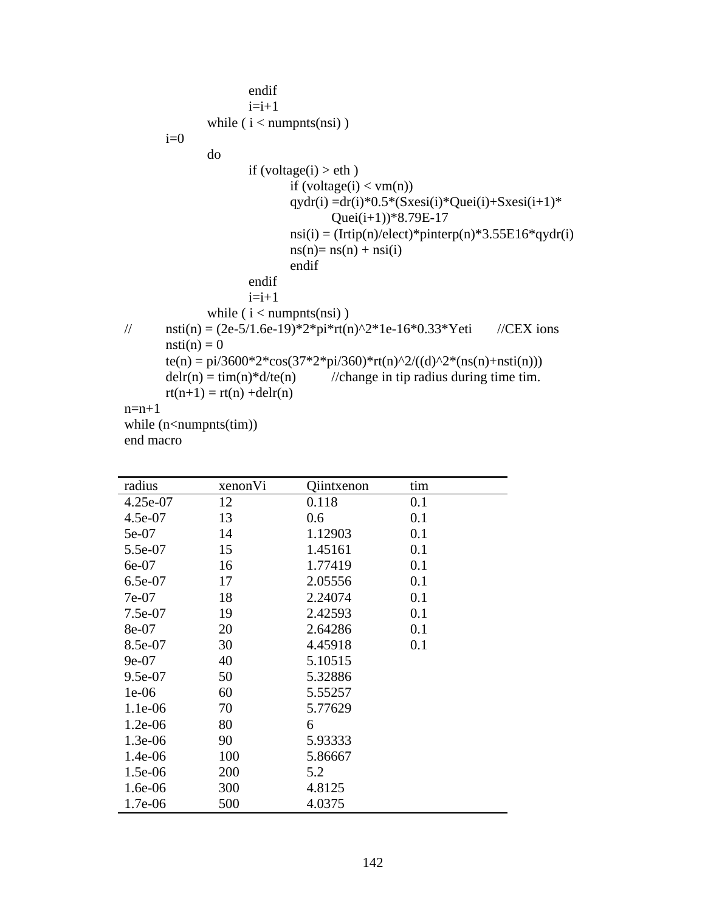```
                endif
                i=i+1
            while ( i < numpnts(nsi) )
        i=0
            do
                if (voltage(i) > eth )
                    if (voltage(i) < vm(n))
                    qydr(i) =dr(i)*0.5*(Sxesi(i)*Quei(i)+Sxesi(i+1)*
                        Quei(i+1))*8.79E-17
                    nsi(i) = (Irtip(n)/elect)*pinterp(n)*3.55E16*qydr(i)
                    ns(n)= ns(n) + nsi(i)
                    endif
                endif
                i=i+1
            while ( i < numpnts(nsi) )
//      nsti(n) = (2e-5/1.6e-19)*2*pi*rt(n)^2*1e-16*0.33*Yeti       //CEX ions
        nsti(n) = 0
        te(n) = pi/3600*2*cos(37*2*pi/360)*rt(n)^2/((d)^2*(ns(n)+nsti(n)))
        delr(n) = tim(n)*d/te(n)        //change in tip radius during time tim.
        rt(n+1) = rt(n) +delr(n)
n=n+1
while (n<numpnts(tim))
end macro
```

| radius | xenonVi | Qiintxenon | tim |
|---|---|---|---|
| 4.25e-07 | 12 | 0.118 | 0.1 |
| 4.5e-07 | 13 | 0.6 | 0.1 |
| 5e-07 | 14 | 1.12903 | 0.1 |
| 5.5e-07 | 15 | 1.45161 | 0.1 |
| 6e-07 | 16 | 1.77419 | 0.1 |
| 6.5e-07 | 17 | 2.05556 | 0.1 |
| 7e-07 | 18 | 2.24074 | 0.1 |
| 7.5e-07 | 19 | 2.42593 | 0.1 |
| 8e-07 | 20 | 2.64286 | 0.1 |
| 8.5e-07 | 30 | 4.45918 | 0.1 |
| 9e-07 | 40 | 5.10515 | |
| 9.5e-07 | 50 | 5.32886 | |
| 1e-06 | 60 | 5.55257 | |
| 1.1e-06 | 70 | 5.77629 | |
| 1.2e-06 | 80 | 6 | |
| 1.3e-06 | 90 | 5.93333 | |
| 1.4e-06 | 100 | 5.86667 | |
| 1.5e-06 | 200 | 5.2 | |
| 1.6e-06 | 300 | 4.8125 | |
| 1.7e-06 | 500 | 4.0375 | |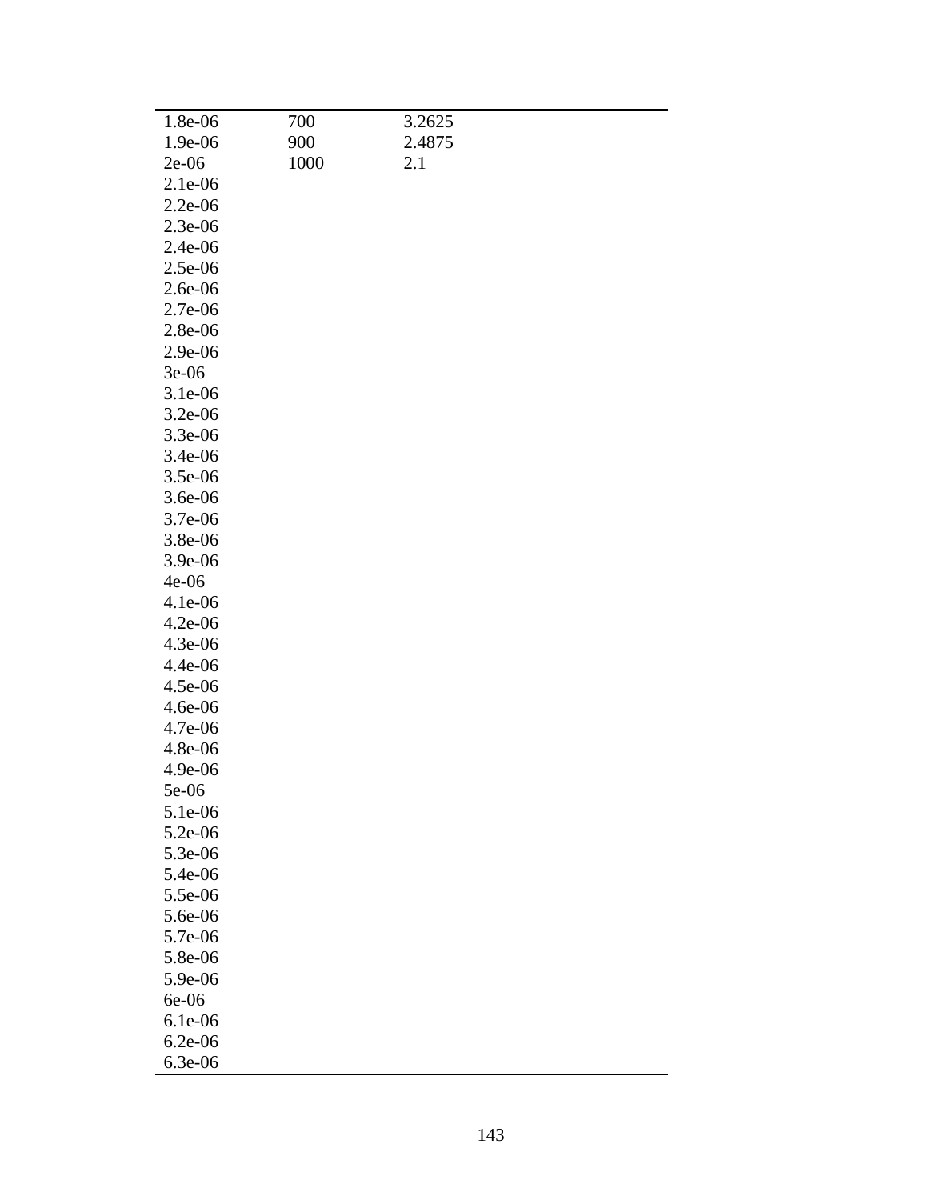|  |  |  |  |
|---|---|---|---|
| 1.8e-06 | 700 | 3.2625 |  |
| 1.9e-06 | 900 | 2.4875 |  |
| 2e-06 | 1000 | 2.1 |  |
| 2.1e-06 |  |  |  |
| 2.2e-06 |  |  |  |
| 2.3e-06 |  |  |  |
| 2.4e-06 |  |  |  |
| 2.5e-06 |  |  |  |
| 2.6e-06 |  |  |  |
| 2.7e-06 |  |  |  |
| 2.8e-06 |  |  |  |
| 2.9e-06 |  |  |  |
| 3e-06 |  |  |  |
| 3.1e-06 |  |  |  |
| 3.2e-06 |  |  |  |
| 3.3e-06 |  |  |  |
| 3.4e-06 |  |  |  |
| 3.5e-06 |  |  |  |
| 3.6e-06 |  |  |  |
| 3.7e-06 |  |  |  |
| 3.8e-06 |  |  |  |
| 3.9e-06 |  |  |  |
| 4e-06 |  |  |  |
| 4.1e-06 |  |  |  |
| 4.2e-06 |  |  |  |
| 4.3e-06 |  |  |  |
| 4.4e-06 |  |  |  |
| 4.5e-06 |  |  |  |
| 4.6e-06 |  |  |  |
| 4.7e-06 |  |  |  |
| 4.8e-06 |  |  |  |
| 4.9e-06 |  |  |  |
| 5e-06 |  |  |  |
| 5.1e-06 |  |  |  |
| 5.2e-06 |  |  |  |
| 5.3e-06 |  |  |  |
| 5.4e-06 |  |  |  |
| 5.5e-06 |  |  |  |
| 5.6e-06 |  |  |  |
| 5.7e-06 |  |  |  |
| 5.8e-06 |  |  |  |
| 5.9e-06 |  |  |  |
| 6e-06 |  |  |  |
| 6.1e-06 |  |  |  |
| 6.2e-06 |  |  |  |
| 6.3e-06 |  |  |  |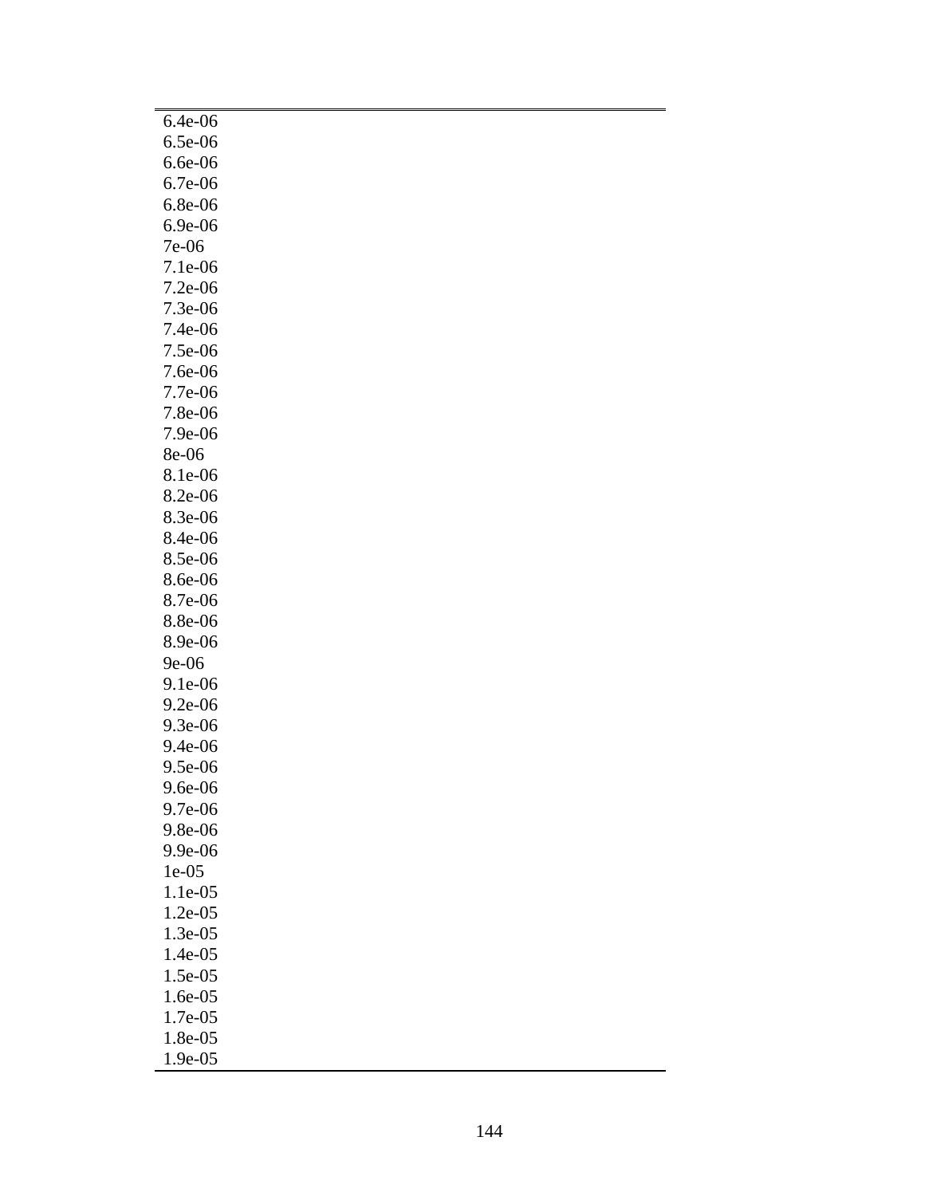| |
|---|
| 6.4e-06 |
| 6.5e-06 |
| 6.6e-06 |
| 6.7e-06 |
| 6.8e-06 |
| 6.9e-06 |
| 7e-06 |
| 7.1e-06 |
| 7.2e-06 |
| 7.3e-06 |
| 7.4e-06 |
| 7.5e-06 |
| 7.6e-06 |
| 7.7e-06 |
| 7.8e-06 |
| 7.9e-06 |
| 8e-06 |
| 8.1e-06 |
| 8.2e-06 |
| 8.3e-06 |
| 8.4e-06 |
| 8.5e-06 |
| 8.6e-06 |
| 8.7e-06 |
| 8.8e-06 |
| 8.9e-06 |
| 9e-06 |
| 9.1e-06 |
| 9.2e-06 |
| 9.3e-06 |
| 9.4e-06 |
| 9.5e-06 |
| 9.6e-06 |
| 9.7e-06 |
| 9.8e-06 |
| 9.9e-06 |
| 1e-05 |
| 1.1e-05 |
| 1.2e-05 |
| 1.3e-05 |
| 1.4e-05 |
| 1.5e-05 |
| 1.6e-05 |
| 1.7e-05 |
| 1.8e-05 |
| 1.9e-05 |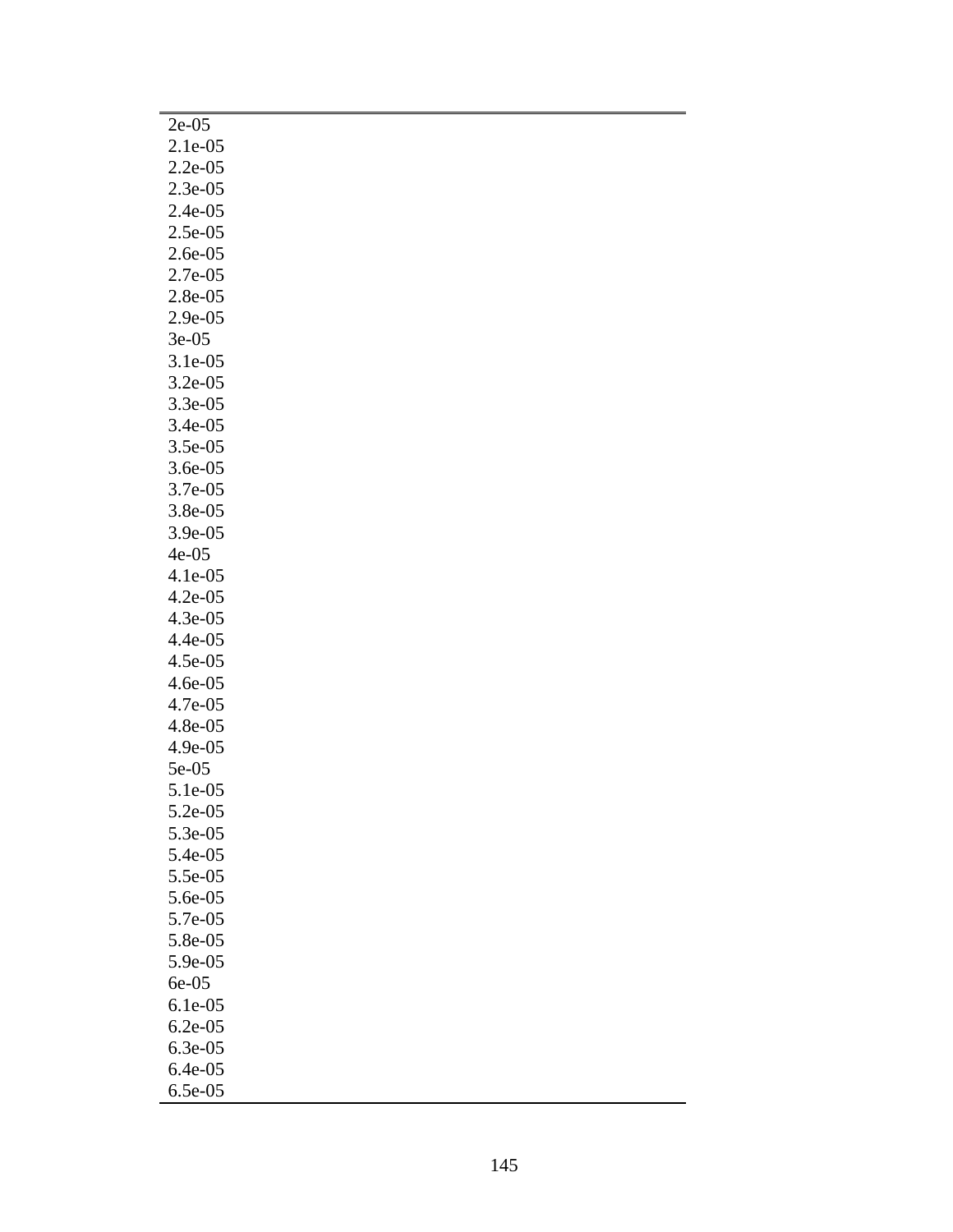| |
|---|
| 2e-05 |
| 2.1e-05 |
| 2.2e-05 |
| 2.3e-05 |
| 2.4e-05 |
| 2.5e-05 |
| 2.6e-05 |
| 2.7e-05 |
| 2.8e-05 |
| 2.9e-05 |
| 3e-05 |
| 3.1e-05 |
| 3.2e-05 |
| 3.3e-05 |
| 3.4e-05 |
| 3.5e-05 |
| 3.6e-05 |
| 3.7e-05 |
| 3.8e-05 |
| 3.9e-05 |
| 4e-05 |
| 4.1e-05 |
| 4.2e-05 |
| 4.3e-05 |
| 4.4e-05 |
| 4.5e-05 |
| 4.6e-05 |
| 4.7e-05 |
| 4.8e-05 |
| 4.9e-05 |
| 5e-05 |
| 5.1e-05 |
| 5.2e-05 |
| 5.3e-05 |
| 5.4e-05 |
| 5.5e-05 |
| 5.6e-05 |
| 5.7e-05 |
| 5.8e-05 |
| 5.9e-05 |
| 6e-05 |
| 6.1e-05 |
| 6.2e-05 |
| 6.3e-05 |
| 6.4e-05 |
| 6.5e-05 |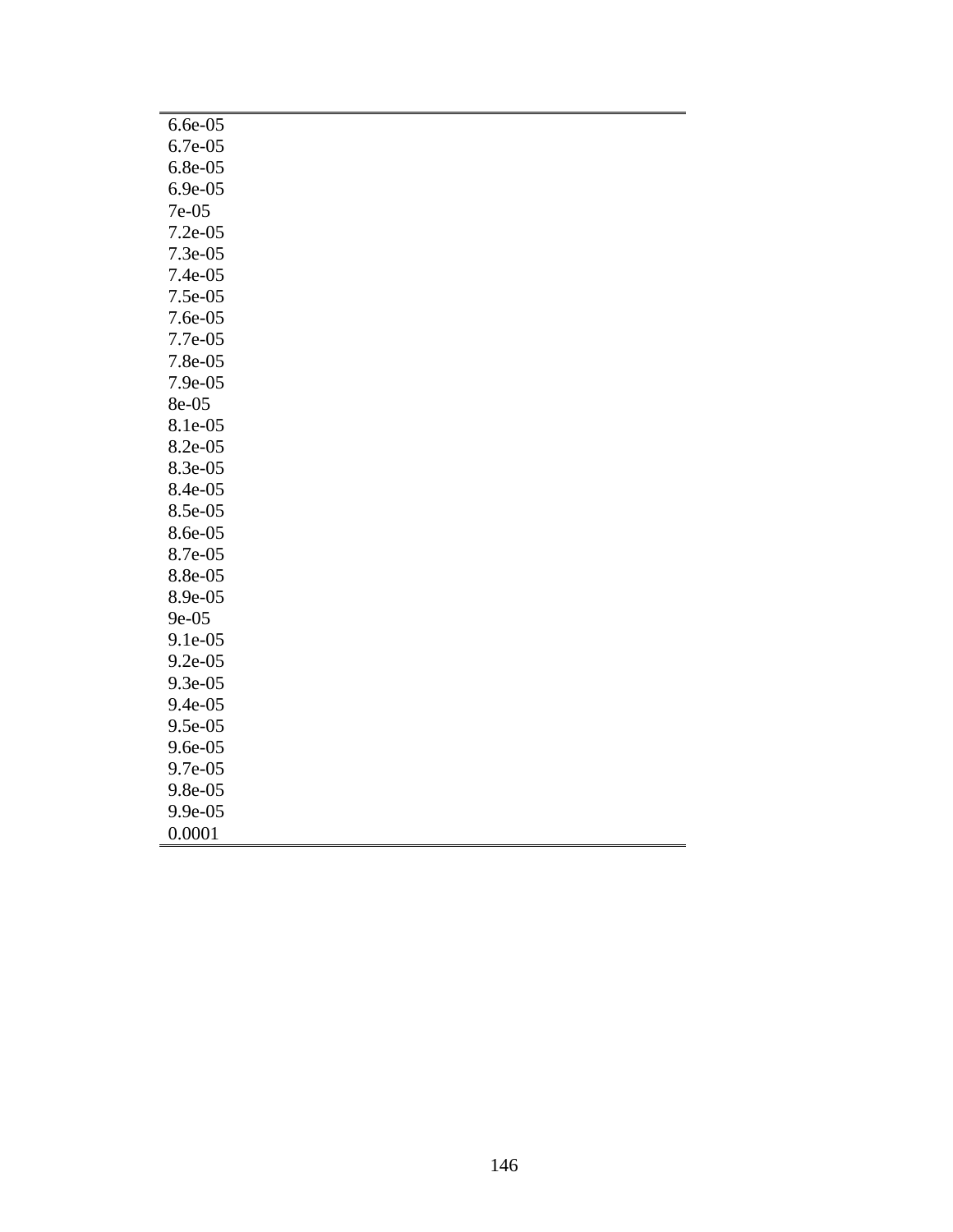| |
|---|
| 6.6e-05 |
| 6.7e-05 |
| 6.8e-05 |
| 6.9e-05 |
| 7e-05 |
| 7.2e-05 |
| 7.3e-05 |
| 7.4e-05 |
| 7.5e-05 |
| 7.6e-05 |
| 7.7e-05 |
| 7.8e-05 |
| 7.9e-05 |
| 8e-05 |
| 8.1e-05 |
| 8.2e-05 |
| 8.3e-05 |
| 8.4e-05 |
| 8.5e-05 |
| 8.6e-05 |
| 8.7e-05 |
| 8.8e-05 |
| 8.9e-05 |
| 9e-05 |
| 9.1e-05 |
| 9.2e-05 |
| 9.3e-05 |
| 9.4e-05 |
| 9.5e-05 |
| 9.6e-05 |
| 9.7e-05 |
| 9.8e-05 |
| 9.9e-05 |
| 0.0001 |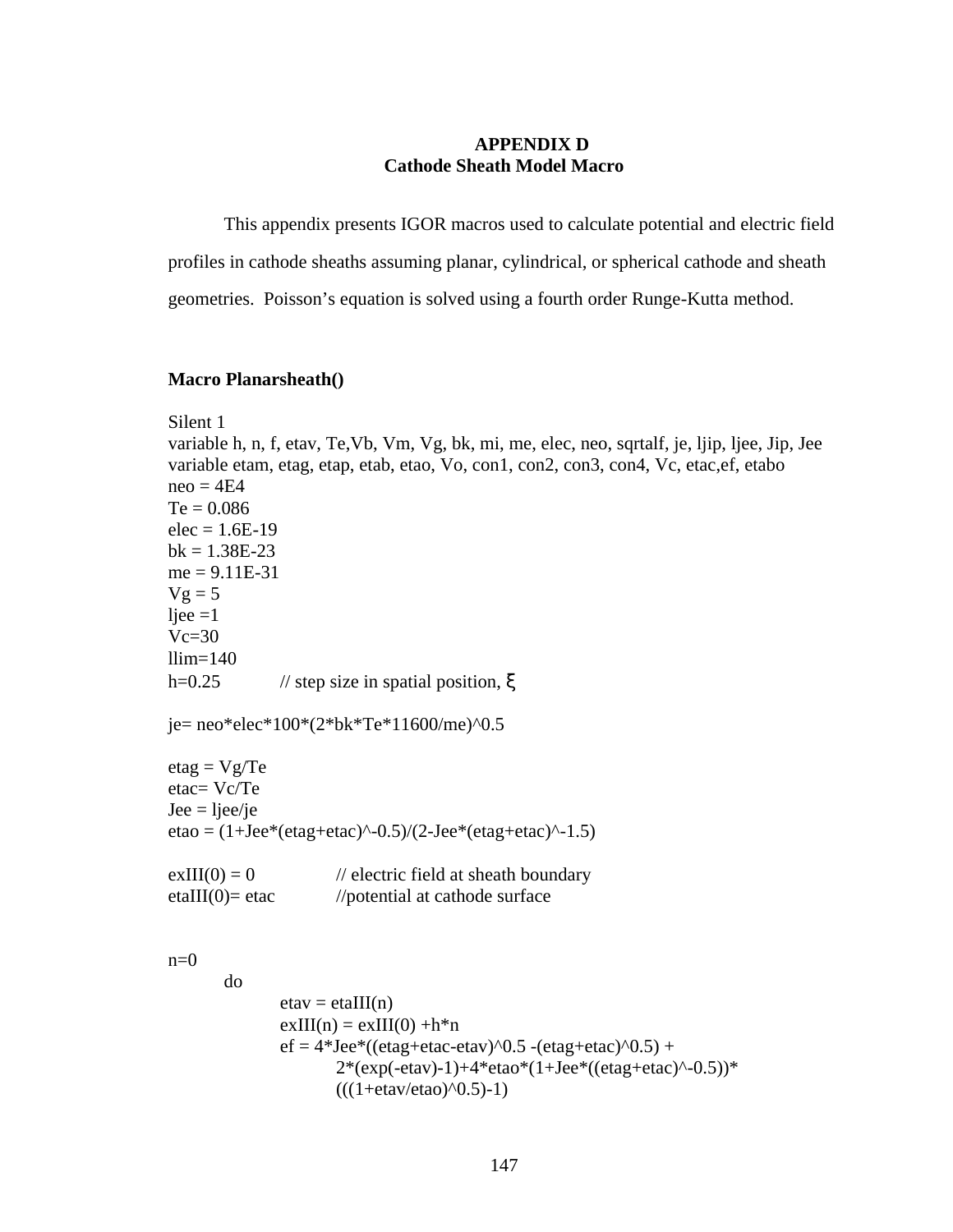# APPENDIX D
## Cathode Sheath Model Macro

This appendix presents IGOR macros used to calculate potential and electric field profiles in cathode sheaths assuming planar, cylindrical, or spherical cathode and sheath geometries. Poisson's equation is solved using a fourth order Runge-Kutta method.

**Macro Planarsheath()**

```
Silent 1
variable h, n, f, etav, Te,Vb, Vm, Vg, bk, mi, me, elec, neo, sqrtalf, je, ljip, ljee, Jip, Jee
variable etam, etag, etap, etab, etao, Vo, con1, con2, con3, con4, Vc, etac,ef, etabo
neo = 4E4
Te = 0.086
elec = 1.6E-19
bk = 1.38E-23
me = 9.11E-31
Vg = 5
ljee =1
Vc=30
llim=140
h=0.25          // step size in spatial position, ξ

je= neo*elec*100*(2*bk*Te*11600/me)^0.5

etag = Vg/Te
etac= Vc/Te
Jee = ljee/je
etao = (1+Jee*(etag+etac)^-0.5)/(2-Jee*(etag+etac)^-1.5)

exIII(0) = 0              // electric field at sheath boundary
etaIII(0)= etac           //potential at cathode surface


n=0
    do
        etav = etaIII(n)
        exIII(n) = exIII(0) +h*n
        ef = 4*Jee*((etag+etac-etav)^0.5 -(etag+etac)^0.5) +
            2*(exp(-etav)-1)+4*etao*(1+Jee*((etag+etac)^-0.5))*
            (((1+etav/etao)^0.5)-1)
```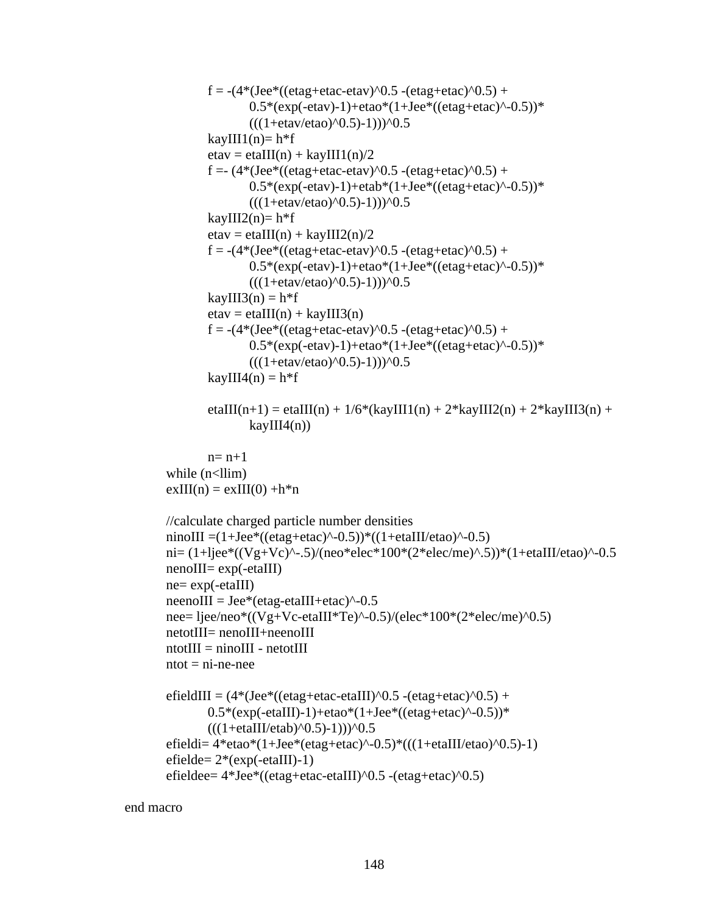```
            f = -(4*(Jee*((etag+etac-etav)^0.5 -(etag+etac)^0.5) +
                    0.5*(exp(-etav)-1)+etao*(1+Jee*((etag+etac)^-0.5))*
                    (((1+etav/etao)^0.5)-1)))^0.5
            kayIII1(n)= h*f
            etav = etaIII(n) + kayIII1(n)/2
            f =- (4*(Jee*((etag+etac-etav)^0.5 -(etag+etac)^0.5) +
                    0.5*(exp(-etav)-1)+etab*(1+Jee*((etag+etac)^-0.5))*
                    (((1+etav/etao)^0.5)-1)))^0.5
            kayIII2(n)= h*f
            etav = etaIII(n) + kayIII2(n)/2
            f = -(4*(Jee*((etag+etac-etav)^0.5 -(etag+etac)^0.5) +
                    0.5*(exp(-etav)-1)+etao*(1+Jee*((etag+etac)^-0.5))*
                    (((1+etav/etao)^0.5)-1)))^0.5
            kayIII3(n) = h*f
            etav = etaIII(n) + kayIII3(n)
            f = -(4*(Jee*((etag+etac-etav)^0.5 -(etag+etac)^0.5) +
                    0.5*(exp(-etav)-1)+etao*(1+Jee*((etag+etac)^-0.5))*
                    (((1+etav/etao)^0.5)-1)))^0.5
            kayIII4(n) = h*f

            etaIII(n+1) = etaIII(n) + 1/6*(kayIII1(n) + 2*kayIII2(n) + 2*kayIII3(n) +
                    kayIII4(n))

            n= n+1
        while (n<llim)
        exIII(n) = exIII(0) +h*n

        //calculate charged particle number densities
        ninoIII =(1+Jee*((etag+etac)^-0.5))*((1+etaIII/etao)^-0.5)
        ni= (1+ljee*((Vg+Vc)^-.5)/(neo*elec*100*(2*elec/me)^.5))*(1+etaIII/etao)^-0.5
        nenoIII= exp(-etaIII)
        ne= exp(-etaIII)
        neenoIII = Jee*(etag-etaIII+etac)^-0.5
        nee= ljee/neo*((Vg+Vc-etaIII*Te)^-0.5)/(elec*100*(2*elec/me)^0.5)
        netotIII= nenoIII+neenoIII
        ntotIII = ninoIII - netotIII
        ntot = ni-ne-nee

        efieldIII = (4*(Jee*((etag+etac-etaIII)^0.5 -(etag+etac)^0.5) +
            0.5*(exp(-etaIII)-1)+etao*(1+Jee*((etag+etac)^-0.5))*
            (((1+etaIII/etab)^0.5)-1)))^0.5
        efieldi= 4*etao*(1+Jee*(etag+etac)^-0.5)*(((1+etaIII/etao)^0.5)-1)
        efielde= 2*(exp(-etaIII)-1)
        efieldee= 4*Jee*((etag+etac-etaIII)^0.5 -(etag+etac)^0.5)

end macro
```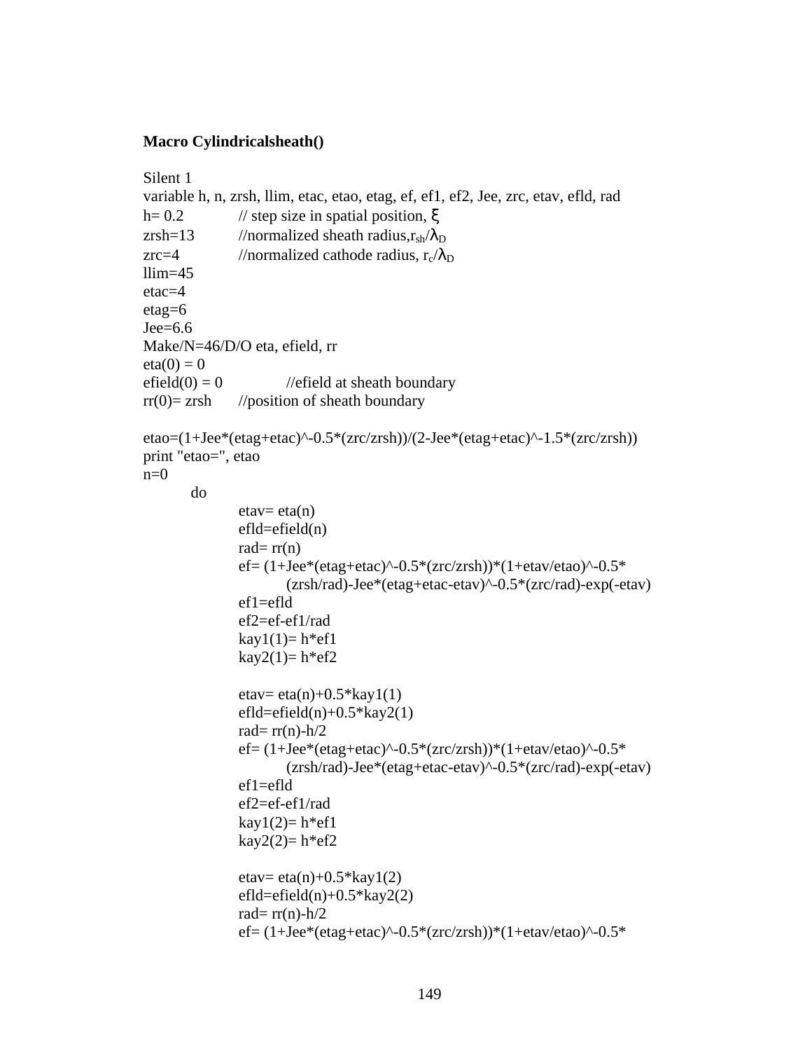**Macro Cylindricalsheath()**

```
Silent 1
variable h, n, zrsh, llim, etac, etao, etag, ef, ef1, ef2, Jee, zrc, etav, efld, rad
h= 0.2          // step size in spatial position, ξ
zrsh=13         //normalized sheath radius,rsh/λD
zrc=4           //normalized cathode radius, rc/λD
llim=45
etac=4
etag=6
Jee=6.6
Make/N=46/D/O eta, efield, rr
eta(0) = 0
efield(0) = 0           //efield at sheath boundary
rr(0)= zrsh     //position of sheath boundary

etao=(1+Jee*(etag+etac)^-0.5*(zrc/zrsh))/(2-Jee*(etag+etac)^-1.5*(zrc/zrsh))
print "etao=", etao
n=0
    do
        etav= eta(n)
        efld=efield(n)
        rad= rr(n)
        ef= (1+Jee*(etag+etac)^-0.5*(zrc/zrsh))*(1+etav/etao)^-0.5*
              (zrsh/rad)-Jee*(etag+etac-etav)^-0.5*(zrc/rad)-exp(-etav)
        ef1=efld
        ef2=ef-ef1/rad
        kay1(1)= h*ef1
        kay2(1)= h*ef2

        etav= eta(n)+0.5*kay1(1)
        efld=efield(n)+0.5*kay2(1)
        rad= rr(n)-h/2
        ef= (1+Jee*(etag+etac)^-0.5*(zrc/zrsh))*(1+etav/etao)^-0.5*
              (zrsh/rad)-Jee*(etag+etac-etav)^-0.5*(zrc/rad)-exp(-etav)
        ef1=efld
        ef2=ef-ef1/rad
        kay1(2)= h*ef1
        kay2(2)= h*ef2

        etav= eta(n)+0.5*kay1(2)
        efld=efield(n)+0.5*kay2(2)
        rad= rr(n)-h/2
        ef= (1+Jee*(etag+etac)^-0.5*(zrc/zrsh))*(1+etav/etao)^-0.5*
```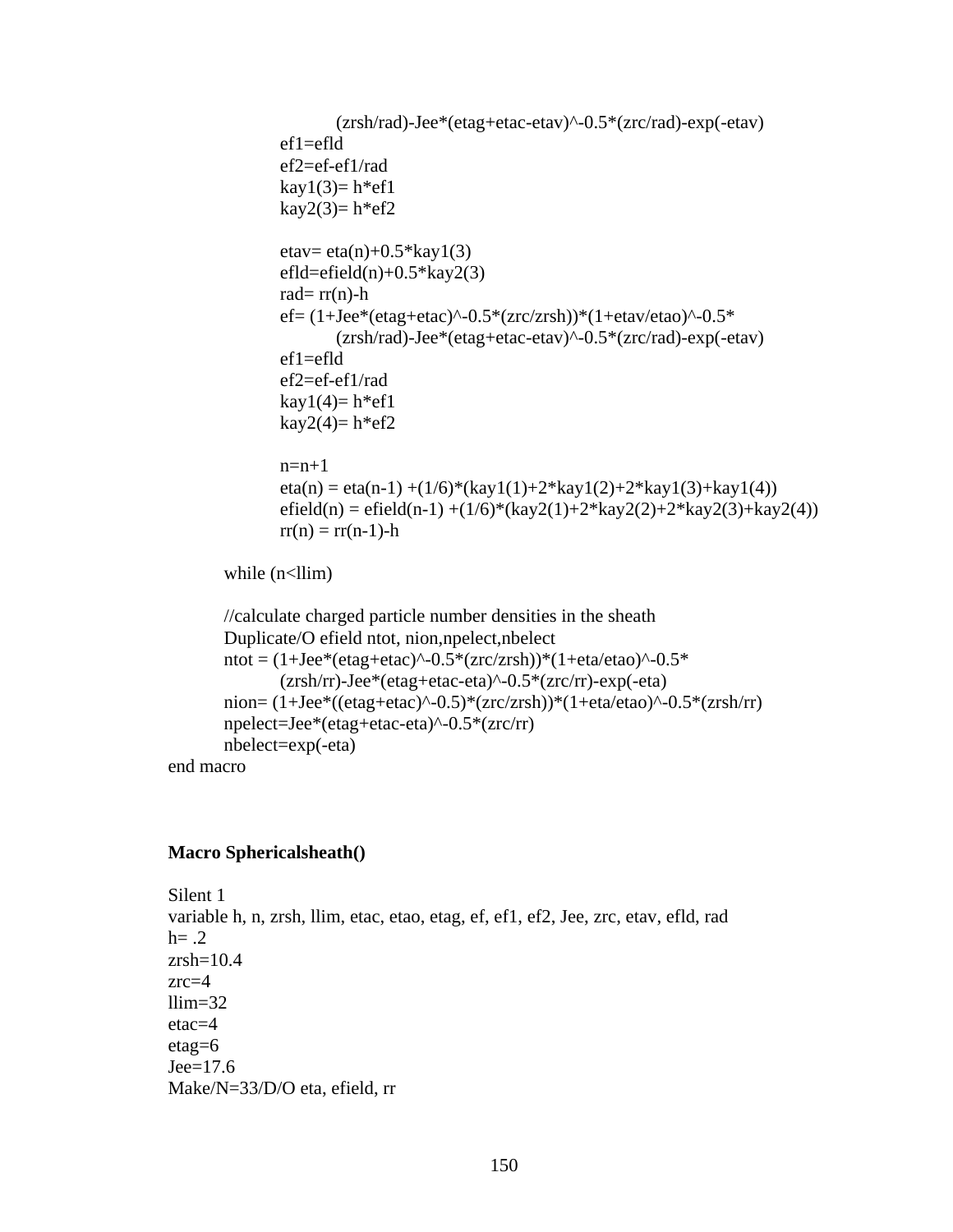```
                (zrsh/rad)-Jee*(etag+etac-etav)^-0.5*(zrc/rad)-exp(-etav)
        ef1=efld
        ef2=ef-ef1/rad
        kay1(3)= h*ef1
        kay2(3)= h*ef2

        etav= eta(n)+0.5*kay1(3)
        efld=efield(n)+0.5*kay2(3)
        rad= rr(n)-h
        ef= (1+Jee*(etag+etac)^-0.5*(zrc/zrsh))*(1+etav/etao)^-0.5*
                (zrsh/rad)-Jee*(etag+etac-etav)^-0.5*(zrc/rad)-exp(-etav)
        ef1=efld
        ef2=ef-ef1/rad
        kay1(4)= h*ef1
        kay2(4)= h*ef2

        n=n+1
        eta(n) = eta(n-1) +(1/6)*(kay1(1)+2*kay1(2)+2*kay1(3)+kay1(4))
        efield(n) = efield(n-1) +(1/6)*(kay2(1)+2*kay2(2)+2*kay2(3)+kay2(4))
        rr(n) = rr(n-1)-h

    while (n<llim)

    //calculate charged particle number densities in the sheath
    Duplicate/O efield ntot, nion,npelect,nbelect
    ntot = (1+Jee*(etag+etac)^-0.5*(zrc/zrsh))*(1+eta/etao)^-0.5*
            (zrsh/rr)-Jee*(etag+etac-eta)^-0.5*(zrc/rr)-exp(-eta)
    nion= (1+Jee*((etag+etac)^-0.5)*(zrc/zrsh))*(1+eta/etao)^-0.5*(zrsh/rr)
    npelect=Jee*(etag+etac-eta)^-0.5*(zrc/rr)
    nbelect=exp(-eta)
end macro
```

**Macro Sphericalsheath()**

```
Silent 1
variable h, n, zrsh, llim, etac, etao, etag, ef, ef1, ef2, Jee, zrc, etav, efld, rad
h= .2
zrsh=10.4
zrc=4
llim=32
etac=4
etag=6
Jee=17.6
Make/N=33/D/O eta, efield, rr
```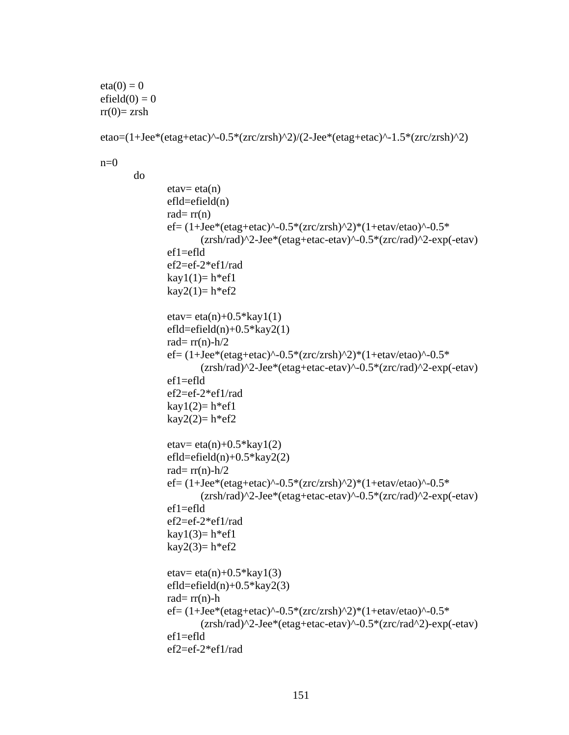```
eta(0) = 0
efield(0) = 0
rr(0)= zrsh

etao=(1+Jee*(etag+etac)^-0.5*(zrc/zrsh)^2)/(2-Jee*(etag+etac)^-1.5*(zrc/zrsh)^2)

n=0
    do
        etav= eta(n)
        efld=efield(n)
        rad= rr(n)
        ef= (1+Jee*(etag+etac)^-0.5*(zrc/zrsh)^2)*(1+etav/etao)^-0.5*
            (zrsh/rad)^2-Jee*(etag+etac-etav)^-0.5*(zrc/rad)^2-exp(-etav)
        ef1=efld
        ef2=ef-2*ef1/rad
        kay1(1)= h*ef1
        kay2(1)= h*ef2

        etav= eta(n)+0.5*kay1(1)
        efld=efield(n)+0.5*kay2(1)
        rad= rr(n)-h/2
        ef= (1+Jee*(etag+etac)^-0.5*(zrc/zrsh)^2)*(1+etav/etao)^-0.5*
            (zrsh/rad)^2-Jee*(etag+etac-etav)^-0.5*(zrc/rad)^2-exp(-etav)
        ef1=efld
        ef2=ef-2*ef1/rad
        kay1(2)= h*ef1
        kay2(2)= h*ef2

        etav= eta(n)+0.5*kay1(2)
        efld=efield(n)+0.5*kay2(2)
        rad= rr(n)-h/2
        ef= (1+Jee*(etag+etac)^-0.5*(zrc/zrsh)^2)*(1+etav/etao)^-0.5*
            (zrsh/rad)^2-Jee*(etag+etac-etav)^-0.5*(zrc/rad)^2-exp(-etav)
        ef1=efld
        ef2=ef-2*ef1/rad
        kay1(3)= h*ef1
        kay2(3)= h*ef2

        etav= eta(n)+0.5*kay1(3)
        efld=efield(n)+0.5*kay2(3)
        rad= rr(n)-h
        ef= (1+Jee*(etag+etac)^-0.5*(zrc/zrsh)^2)*(1+etav/etao)^-0.5*
            (zrsh/rad)^2-Jee*(etag+etac-etav)^-0.5*(zrc/rad^2)-exp(-etav)
        ef1=efld
        ef2=ef-2*ef1/rad
```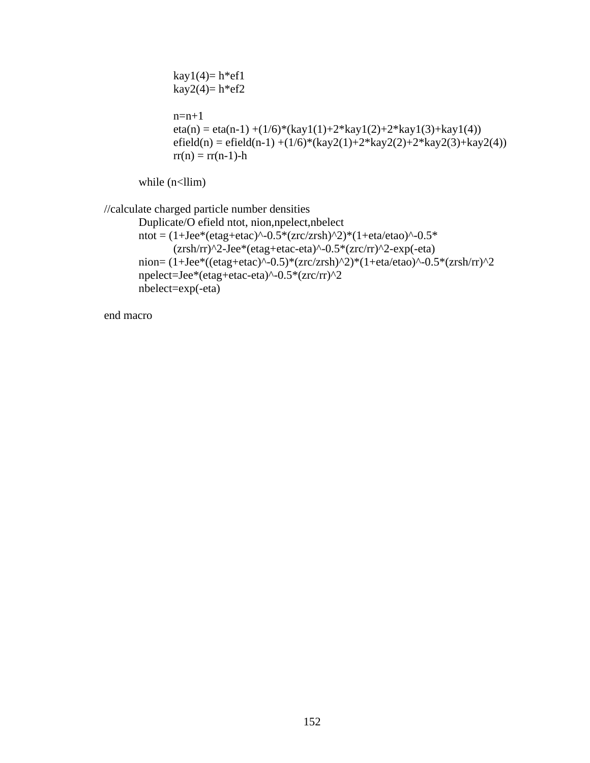```
			kay1(4)= h*ef1
			kay2(4)= h*ef2

			n=n+1
			eta(n) = eta(n-1) +(1/6)*(kay1(1)+2*kay1(2)+2*kay1(3)+kay1(4))
			efield(n) = efield(n-1) +(1/6)*(kay2(1)+2*kay2(2)+2*kay2(3)+kay2(4))
			rr(n) = rr(n-1)-h

		while (n<llim)

	//calculate charged particle number densities
		Duplicate/O efield ntot, nion,npelect,nbelect
		ntot = (1+Jee*(etag+etac)^-0.5*(zrc/zrsh)^2)*(1+eta/etao)^-0.5*
			(zrsh/rr)^2-Jee*(etag+etac-eta)^-0.5*(zrc/rr)^2-exp(-eta)
		nion= (1+Jee*((etag+etac)^-0.5)*(zrc/zrsh)^2)*(1+eta/etao)^-0.5*(zrsh/rr)^2
		npelect=Jee*(etag+etac-eta)^-0.5*(zrc/rr)^2
		nbelect=exp(-eta)

	end macro
```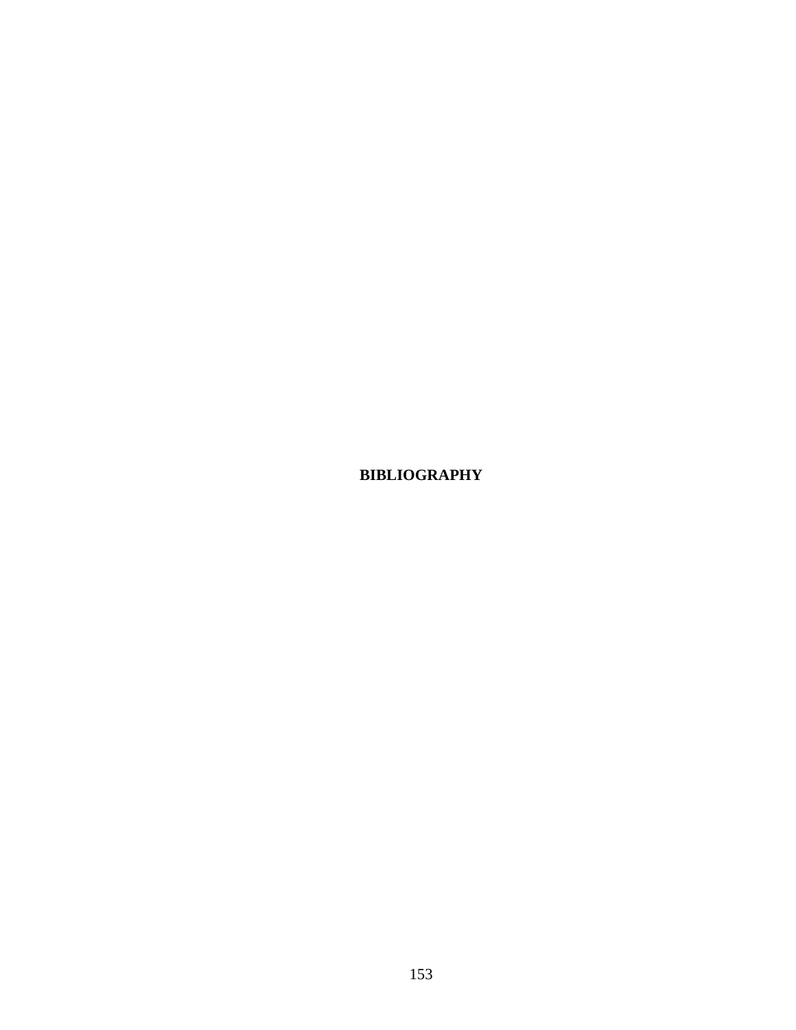# BIBLIOGRAPHY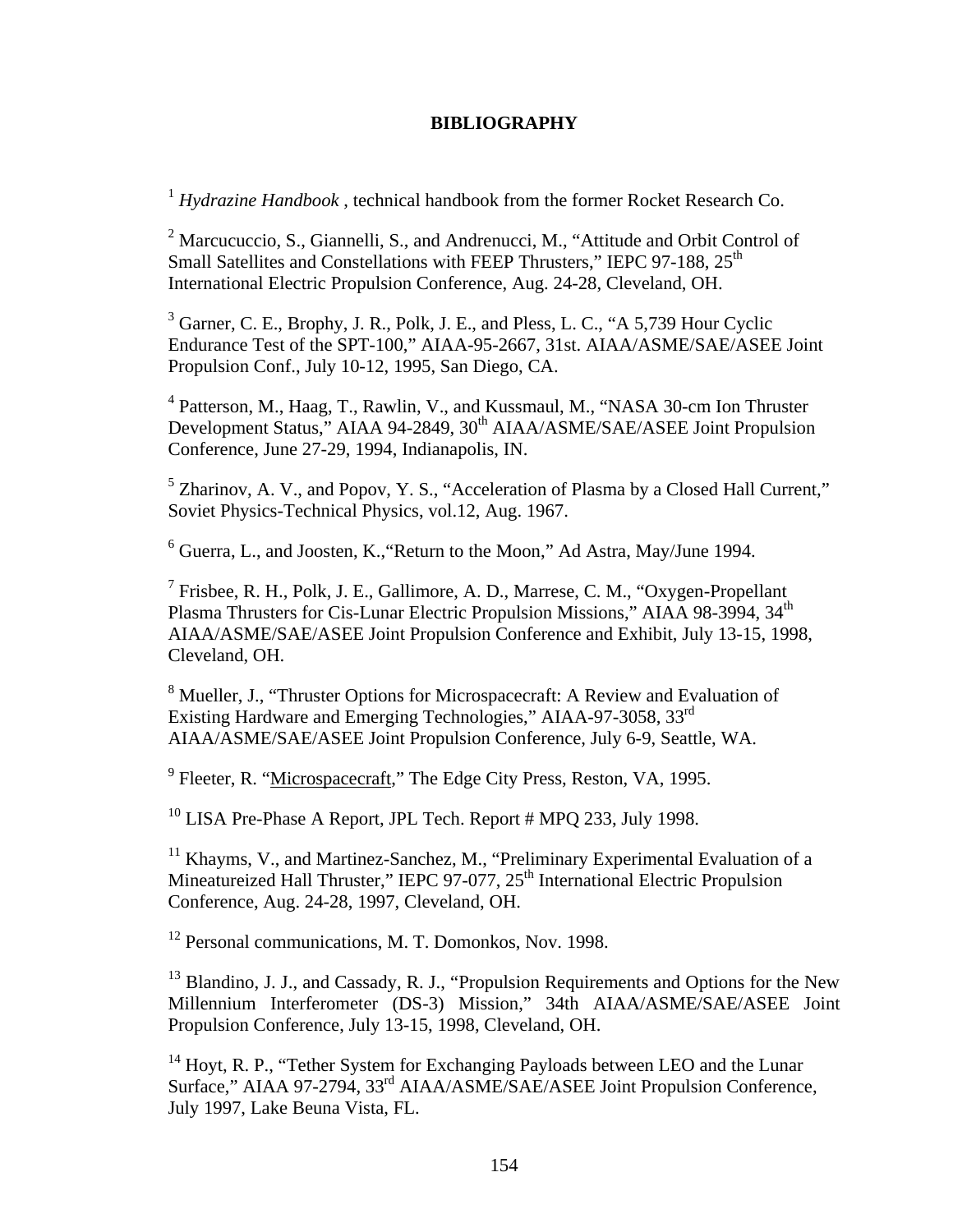# BIBLIOGRAPHY

[1] *Hydrazine Handbook* , technical handbook from the former Rocket Research Co.

[2] Marcucuccio, S., Giannelli, S., and Andrenucci, M., "Attitude and Orbit Control of Small Satellites and Constellations with FEEP Thrusters," IEPC 97-188, 25th International Electric Propulsion Conference, Aug. 24-28, Cleveland, OH.

[3] Garner, C. E., Brophy, J. R., Polk, J. E., and Pless, L. C., "A 5,739 Hour Cyclic Endurance Test of the SPT-100," AIAA-95-2667, 31st. AIAA/ASME/SAE/ASEE Joint Propulsion Conf., July 10-12, 1995, San Diego, CA.

[4] Patterson, M., Haag, T., Rawlin, V., and Kussmaul, M., "NASA 30-cm Ion Thruster Development Status," AIAA 94-2849, 30th AIAA/ASME/SAE/ASEE Joint Propulsion Conference, June 27-29, 1994, Indianapolis, IN.

[5] Zharinov, A. V., and Popov, Y. S., "Acceleration of Plasma by a Closed Hall Current," Soviet Physics-Technical Physics, vol.12, Aug. 1967.

[6] Guerra, L., and Joosten, K.,"Return to the Moon," Ad Astra, May/June 1994.

[7] Frisbee, R. H., Polk, J. E., Gallimore, A. D., Marrese, C. M., "Oxygen-Propellant Plasma Thrusters for Cis-Lunar Electric Propulsion Missions," AIAA 98-3994, 34th AIAA/ASME/SAE/ASEE Joint Propulsion Conference and Exhibit, July 13-15, 1998, Cleveland, OH.

[8] Mueller, J., "Thruster Options for Microspacecraft: A Review and Evaluation of Existing Hardware and Emerging Technologies," AIAA-97-3058, 33rd AIAA/ASME/SAE/ASEE Joint Propulsion Conference, July 6-9, Seattle, WA.

[9] Fleeter, R. "Microspacecraft," The Edge City Press, Reston, VA, 1995.

[10] LISA Pre-Phase A Report, JPL Tech. Report # MPQ 233, July 1998.

[11] Khayms, V., and Martinez-Sanchez, M., "Preliminary Experimental Evaluation of a Mineatureized Hall Thruster," IEPC 97-077, 25th International Electric Propulsion Conference, Aug. 24-28, 1997, Cleveland, OH.

[12] Personal communications, M. T. Domonkos, Nov. 1998.

[13] Blandino, J. J., and Cassady, R. J., "Propulsion Requirements and Options for the New Millennium Interferometer (DS-3) Mission," 34th AIAA/ASME/SAE/ASEE Joint Propulsion Conference, July 13-15, 1998, Cleveland, OH.

[14] Hoyt, R. P., "Tether System for Exchanging Payloads between LEO and the Lunar Surface," AIAA 97-2794, 33rd AIAA/ASME/SAE/ASEE Joint Propulsion Conference, July 1997, Lake Beuna Vista, FL.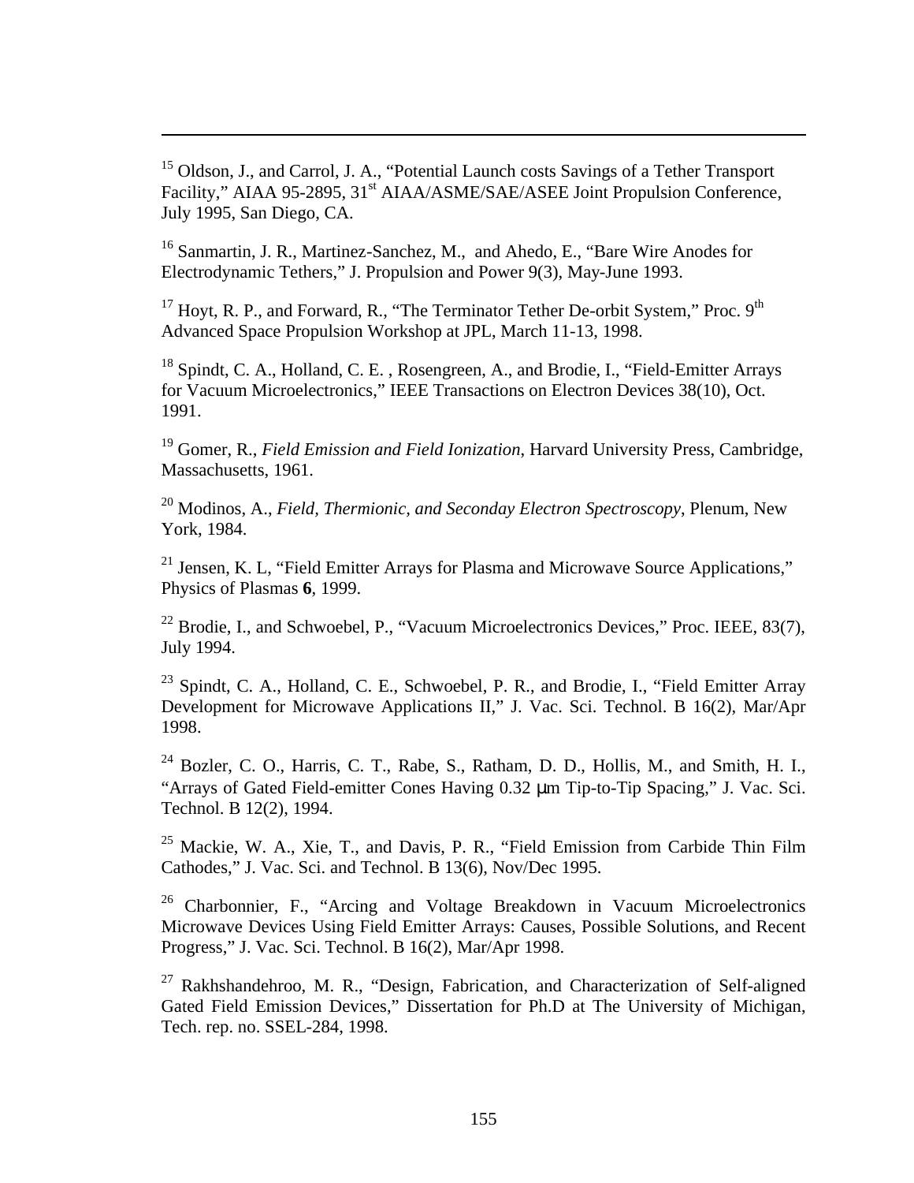[15] Oldson, J., and Carrol, J. A., "Potential Launch costs Savings of a Tether Transport Facility," AIAA 95-2895, 31st AIAA/ASME/SAE/ASEE Joint Propulsion Conference, July 1995, San Diego, CA.

[16] Sanmartin, J. R., Martinez-Sanchez, M., and Ahedo, E., "Bare Wire Anodes for Electrodynamic Tethers," J. Propulsion and Power 9(3), May-June 1993.

[17] Hoyt, R. P., and Forward, R., "The Terminator Tether De-orbit System," Proc. 9th Advanced Space Propulsion Workshop at JPL, March 11-13, 1998.

[18] Spindt, C. A., Holland, C. E. , Rosengreen, A., and Brodie, I., "Field-Emitter Arrays for Vacuum Microelectronics," IEEE Transactions on Electron Devices 38(10), Oct. 1991.

[19] Gomer, R., *Field Emission and Field Ionization*, Harvard University Press, Cambridge, Massachusetts, 1961.

[20] Modinos, A., *Field, Thermionic, and Seconday Electron Spectroscopy*, Plenum, New York, 1984.

[21] Jensen, K. L, "Field Emitter Arrays for Plasma and Microwave Source Applications," Physics of Plasmas **6**, 1999.

[22] Brodie, I., and Schwoebel, P., "Vacuum Microelectronics Devices," Proc. IEEE, 83(7), July 1994.

[23] Spindt, C. A., Holland, C. E., Schwoebel, P. R., and Brodie, I., "Field Emitter Array Development for Microwave Applications II," J. Vac. Sci. Technol. B 16(2), Mar/Apr 1998.

[24] Bozler, C. O., Harris, C. T., Rabe, S., Ratham, D. D., Hollis, M., and Smith, H. I., "Arrays of Gated Field-emitter Cones Having 0.32 μm Tip-to-Tip Spacing," J. Vac. Sci. Technol. B 12(2), 1994.

[25] Mackie, W. A., Xie, T., and Davis, P. R., "Field Emission from Carbide Thin Film Cathodes," J. Vac. Sci. and Technol. B 13(6), Nov/Dec 1995.

[26] Charbonnier, F., "Arcing and Voltage Breakdown in Vacuum Microelectronics Microwave Devices Using Field Emitter Arrays: Causes, Possible Solutions, and Recent Progress," J. Vac. Sci. Technol. B 16(2), Mar/Apr 1998.

[27] Rakhshandehroo, M. R., "Design, Fabrication, and Characterization of Self-aligned Gated Field Emission Devices," Dissertation for Ph.D at The University of Michigan, Tech. rep. no. SSEL-284, 1998.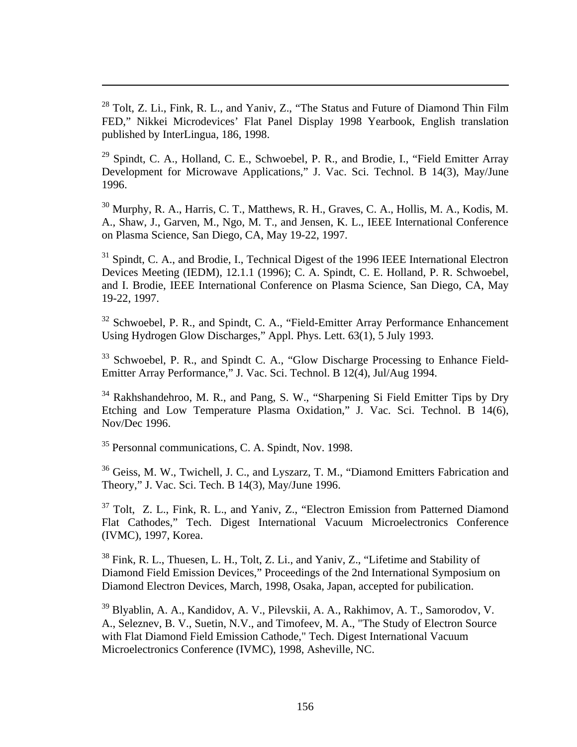[28] Tolt, Z. Li., Fink, R. L., and Yaniv, Z., “The Status and Future of Diamond Thin Film FED,” Nikkei Microdevices’ Flat Panel Display 1998 Yearbook, English translation published by InterLingua, 186, 1998.

[29] Spindt, C. A., Holland, C. E., Schwoebel, P. R., and Brodie, I., “Field Emitter Array Development for Microwave Applications,” J. Vac. Sci. Technol. B 14(3), May/June 1996.

[30] Murphy, R. A., Harris, C. T., Matthews, R. H., Graves, C. A., Hollis, M. A., Kodis, M. A., Shaw, J., Garven, M., Ngo, M. T., and Jensen, K. L., IEEE International Conference on Plasma Science, San Diego, CA, May 19-22, 1997.

[31] Spindt, C. A., and Brodie, I., Technical Digest of the 1996 IEEE International Electron Devices Meeting (IEDM), 12.1.1 (1996); C. A. Spindt, C. E. Holland, P. R. Schwoebel, and I. Brodie, IEEE International Conference on Plasma Science, San Diego, CA, May 19-22, 1997.

[32] Schwoebel, P. R., and Spindt, C. A., “Field-Emitter Array Performance Enhancement Using Hydrogen Glow Discharges,” Appl. Phys. Lett. 63(1), 5 July 1993.

[33] Schwoebel, P. R., and Spindt C. A., “Glow Discharge Processing to Enhance Field-Emitter Array Performance,” J. Vac. Sci. Technol. B 12(4), Jul/Aug 1994.

[34] Rakhshandehroo, M. R., and Pang, S. W., “Sharpening Si Field Emitter Tips by Dry Etching and Low Temperature Plasma Oxidation,” J. Vac. Sci. Technol. B 14(6), Nov/Dec 1996.

[35] Personnal communications, C. A. Spindt, Nov. 1998.

[36] Geiss, M. W., Twichell, J. C., and Lyszarz, T. M., “Diamond Emitters Fabrication and Theory,” J. Vac. Sci. Tech. B 14(3), May/June 1996.

[37] Tolt, Z. L., Fink, R. L., and Yaniv, Z., “Electron Emission from Patterned Diamond Flat Cathodes,” Tech. Digest International Vacuum Microelectronics Conference (IVMC), 1997, Korea.

[38] Fink, R. L., Thuesen, L. H., Tolt, Z. Li., and Yaniv, Z., “Lifetime and Stability of Diamond Field Emission Devices,” Proceedings of the 2nd International Symposium on Diamond Electron Devices, March, 1998, Osaka, Japan, accepted for pubilication.

[39] Blyablin, A. A., Kandidov, A. V., Pilevskii, A. A., Rakhimov, A. T., Samorodov, V. A., Seleznev, B. V., Suetin, N.V., and Timofeev, M. A., "The Study of Electron Source with Flat Diamond Field Emission Cathode," Tech. Digest International Vacuum Microelectronics Conference (IVMC), 1998, Asheville, NC.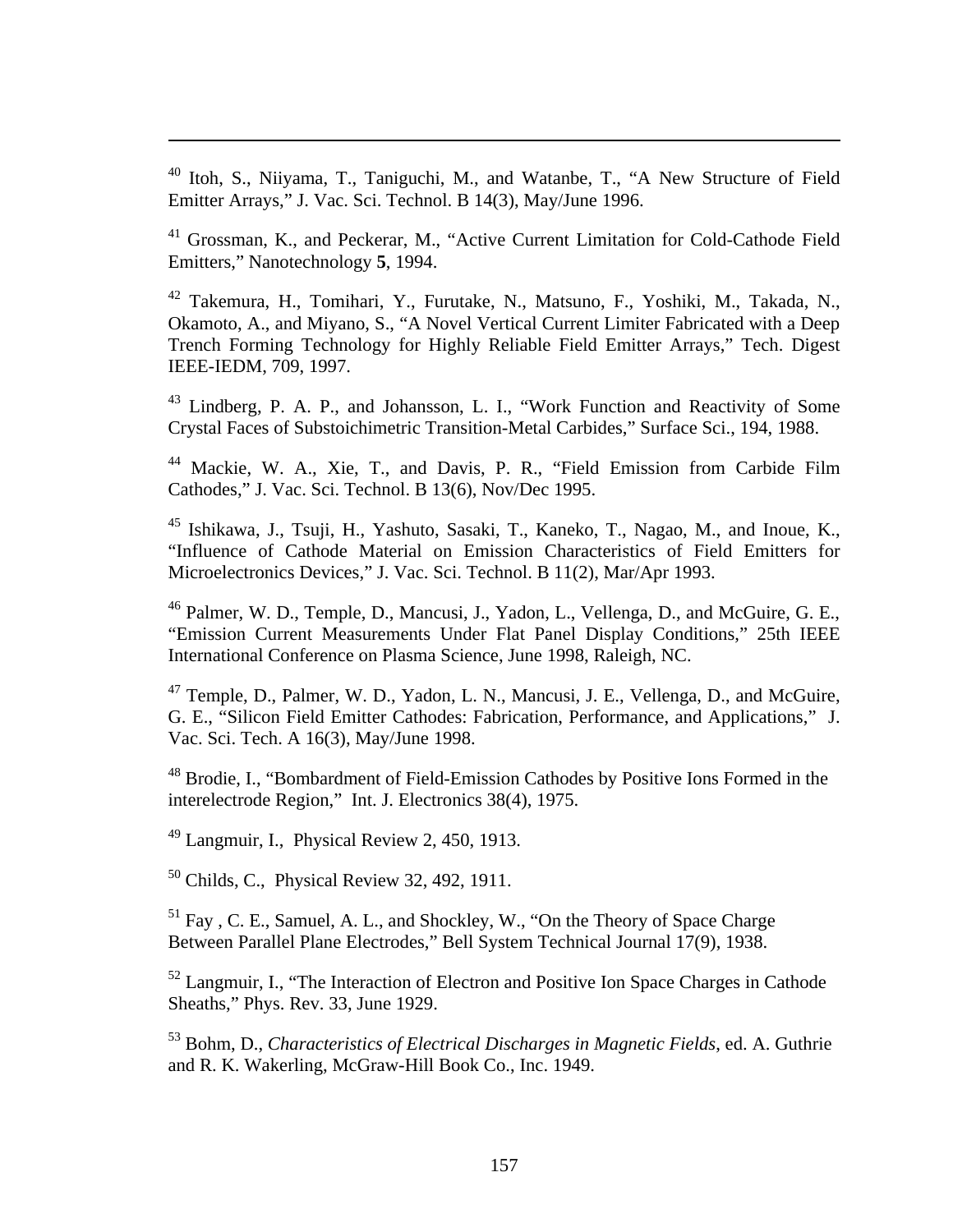[40] Itoh, S., Niiyama, T., Taniguchi, M., and Watanbe, T., "A New Structure of Field Emitter Arrays," J. Vac. Sci. Technol. B 14(3), May/June 1996.

[41] Grossman, K., and Peckerar, M., "Active Current Limitation for Cold-Cathode Field Emitters," Nanotechnology **5**, 1994.

[42] Takemura, H., Tomihari, Y., Furutake, N., Matsuno, F., Yoshiki, M., Takada, N., Okamoto, A., and Miyano, S., "A Novel Vertical Current Limiter Fabricated with a Deep Trench Forming Technology for Highly Reliable Field Emitter Arrays," Tech. Digest IEEE-IEDM, 709, 1997.

[43] Lindberg, P. A. P., and Johansson, L. I., "Work Function and Reactivity of Some Crystal Faces of Substoichimetric Transition-Metal Carbides," Surface Sci., 194, 1988.

[44] Mackie, W. A., Xie, T., and Davis, P. R., "Field Emission from Carbide Film Cathodes," J. Vac. Sci. Technol. B 13(6), Nov/Dec 1995.

[45] Ishikawa, J., Tsuji, H., Yashuto, Sasaki, T., Kaneko, T., Nagao, M., and Inoue, K., "Influence of Cathode Material on Emission Characteristics of Field Emitters for Microelectronics Devices," J. Vac. Sci. Technol. B 11(2), Mar/Apr 1993.

[46] Palmer, W. D., Temple, D., Mancusi, J., Yadon, L., Vellenga, D., and McGuire, G. E., "Emission Current Measurements Under Flat Panel Display Conditions," 25th IEEE International Conference on Plasma Science, June 1998, Raleigh, NC.

[47] Temple, D., Palmer, W. D., Yadon, L. N., Mancusi, J. E., Vellenga, D., and McGuire, G. E., "Silicon Field Emitter Cathodes: Fabrication, Performance, and Applications," J. Vac. Sci. Tech. A 16(3), May/June 1998.

[48] Brodie, I., "Bombardment of Field-Emission Cathodes by Positive Ions Formed in the interelectrode Region," Int. J. Electronics 38(4), 1975.

[49] Langmuir, I., Physical Review 2, 450, 1913.

[50] Childs, C., Physical Review 32, 492, 1911.

[51] Fay , C. E., Samuel, A. L., and Shockley, W., "On the Theory of Space Charge Between Parallel Plane Electrodes," Bell System Technical Journal 17(9), 1938.

[52] Langmuir, I., "The Interaction of Electron and Positive Ion Space Charges in Cathode Sheaths," Phys. Rev. 33, June 1929.

[53] Bohm, D., *Characteristics of Electrical Discharges in Magnetic Fields*, ed. A. Guthrie and R. K. Wakerling, McGraw-Hill Book Co., Inc. 1949.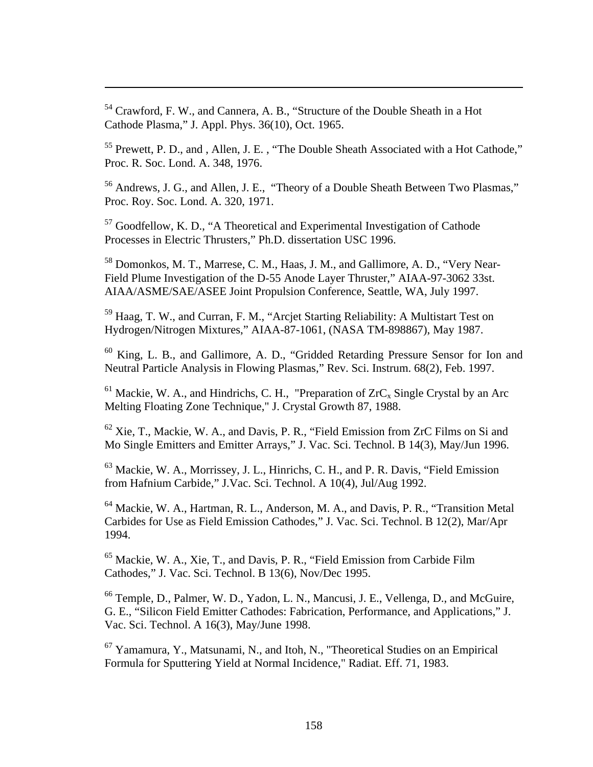[54] Crawford, F. W., and Cannera, A. B., "Structure of the Double Sheath in a Hot Cathode Plasma," J. Appl. Phys. 36(10), Oct. 1965.

[55] Prewett, P. D., and , Allen, J. E. , "The Double Sheath Associated with a Hot Cathode," Proc. R. Soc. Lond. A. 348, 1976.

[56] Andrews, J. G., and Allen, J. E., "Theory of a Double Sheath Between Two Plasmas," Proc. Roy. Soc. Lond. A. 320, 1971.

[57] Goodfellow, K. D., "A Theoretical and Experimental Investigation of Cathode Processes in Electric Thrusters," Ph.D. dissertation USC 1996.

[58] Domonkos, M. T., Marrese, C. M., Haas, J. M., and Gallimore, A. D., "Very Near-Field Plume Investigation of the D-55 Anode Layer Thruster," AIAA-97-3062 33st. AIAA/ASME/SAE/ASEE Joint Propulsion Conference, Seattle, WA, July 1997.

[59] Haag, T. W., and Curran, F. M., "Arcjet Starting Reliability: A Multistart Test on Hydrogen/Nitrogen Mixtures," AIAA-87-1061, (NASA TM-898867), May 1987.

[60] King, L. B., and Gallimore, A. D., "Gridded Retarding Pressure Sensor for Ion and Neutral Particle Analysis in Flowing Plasmas," Rev. Sci. Instrum. 68(2), Feb. 1997.

[61] Mackie, W. A., and Hindrichs, C. H., "Preparation of $ZrC_x$ Single Crystal by an Arc Melting Floating Zone Technique," J. Crystal Growth 87, 1988.

[62] Xie, T., Mackie, W. A., and Davis, P. R., "Field Emission from ZrC Films on Si and Mo Single Emitters and Emitter Arrays," J. Vac. Sci. Technol. B 14(3), May/Jun 1996.

[63] Mackie, W. A., Morrissey, J. L., Hinrichs, C. H., and P. R. Davis, "Field Emission from Hafnium Carbide," J.Vac. Sci. Technol. A 10(4), Jul/Aug 1992.

[64] Mackie, W. A., Hartman, R. L., Anderson, M. A., and Davis, P. R., "Transition Metal Carbides for Use as Field Emission Cathodes," J. Vac. Sci. Technol. B 12(2), Mar/Apr 1994.

[65] Mackie, W. A., Xie, T., and Davis, P. R., "Field Emission from Carbide Film Cathodes," J. Vac. Sci. Technol. B 13(6), Nov/Dec 1995.

[66] Temple, D., Palmer, W. D., Yadon, L. N., Mancusi, J. E., Vellenga, D., and McGuire, G. E., "Silicon Field Emitter Cathodes: Fabrication, Performance, and Applications," J. Vac. Sci. Technol. A 16(3), May/June 1998.

[67] Yamamura, Y., Matsunami, N., and Itoh, N., "Theoretical Studies on an Empirical Formula for Sputtering Yield at Normal Incidence," Radiat. Eff. 71, 1983.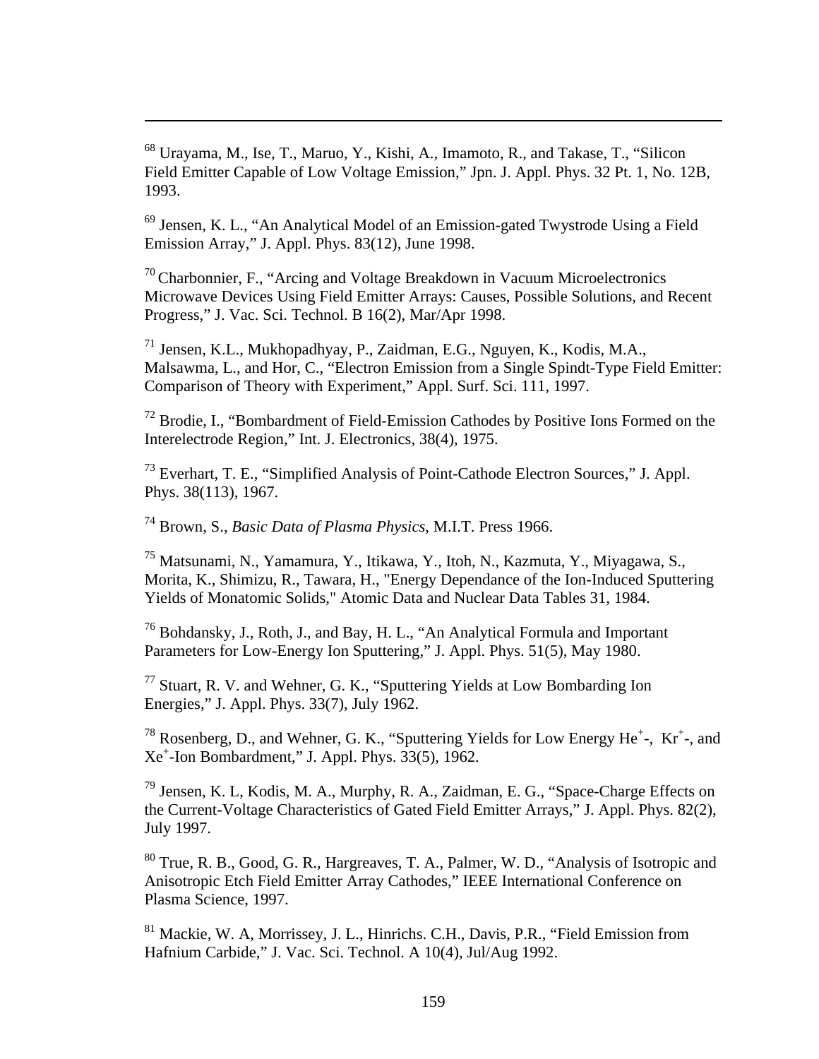[68] Urayama, M., Ise, T., Maruo, Y., Kishi, A., Imamoto, R., and Takase, T., "Silicon Field Emitter Capable of Low Voltage Emission," Jpn. J. Appl. Phys. 32 Pt. 1, No. 12B, 1993.

[69] Jensen, K. L., "An Analytical Model of an Emission-gated Twystrode Using a Field Emission Array," J. Appl. Phys. 83(12), June 1998.

[70] Charbonnier, F., "Arcing and Voltage Breakdown in Vacuum Microelectronics Microwave Devices Using Field Emitter Arrays: Causes, Possible Solutions, and Recent Progress," J. Vac. Sci. Technol. B 16(2), Mar/Apr 1998.

[71] Jensen, K.L., Mukhopadhyay, P., Zaidman, E.G., Nguyen, K., Kodis, M.A., Malsawma, L., and Hor, C., "Electron Emission from a Single Spindt-Type Field Emitter: Comparison of Theory with Experiment," Appl. Surf. Sci. 111, 1997.

[72] Brodie, I., "Bombardment of Field-Emission Cathodes by Positive Ions Formed on the Interelectrode Region," Int. J. Electronics, 38(4), 1975.

[73] Everhart, T. E., "Simplified Analysis of Point-Cathode Electron Sources," J. Appl. Phys. 38(113), 1967.

[74] Brown, S., *Basic Data of Plasma Physics*, M.I.T. Press 1966.

[75] Matsunami, N., Yamamura, Y., Itikawa, Y., Itoh, N., Kazmuta, Y., Miyagawa, S., Morita, K., Shimizu, R., Tawara, H., "Energy Dependance of the Ion-Induced Sputtering Yields of Monatomic Solids," Atomic Data and Nuclear Data Tables 31, 1984.

[76] Bohdansky, J., Roth, J., and Bay, H. L., "An Analytical Formula and Important Parameters for Low-Energy Ion Sputtering," J. Appl. Phys. 51(5), May 1980.

[77] Stuart, R. V. and Wehner, G. K., "Sputtering Yields at Low Bombarding Ion Energies," J. Appl. Phys. 33(7), July 1962.

[78] Rosenberg, D., and Wehner, G. K., "Sputtering Yields for Low Energy $He^+$-, $Kr^+$-, and $Xe^+$-Ion Bombardment," J. Appl. Phys. 33(5), 1962.

[79] Jensen, K. L, Kodis, M. A., Murphy, R. A., Zaidman, E. G., "Space-Charge Effects on the Current-Voltage Characteristics of Gated Field Emitter Arrays," J. Appl. Phys. 82(2), July 1997.

[80] True, R. B., Good, G. R., Hargreaves, T. A., Palmer, W. D., "Analysis of Isotropic and Anisotropic Etch Field Emitter Array Cathodes," IEEE International Conference on Plasma Science, 1997.

[81] Mackie, W. A, Morrissey, J. L., Hinrichs. C.H., Davis, P.R., "Field Emission from Hafnium Carbide," J. Vac. Sci. Technol. A 10(4), Jul/Aug 1992.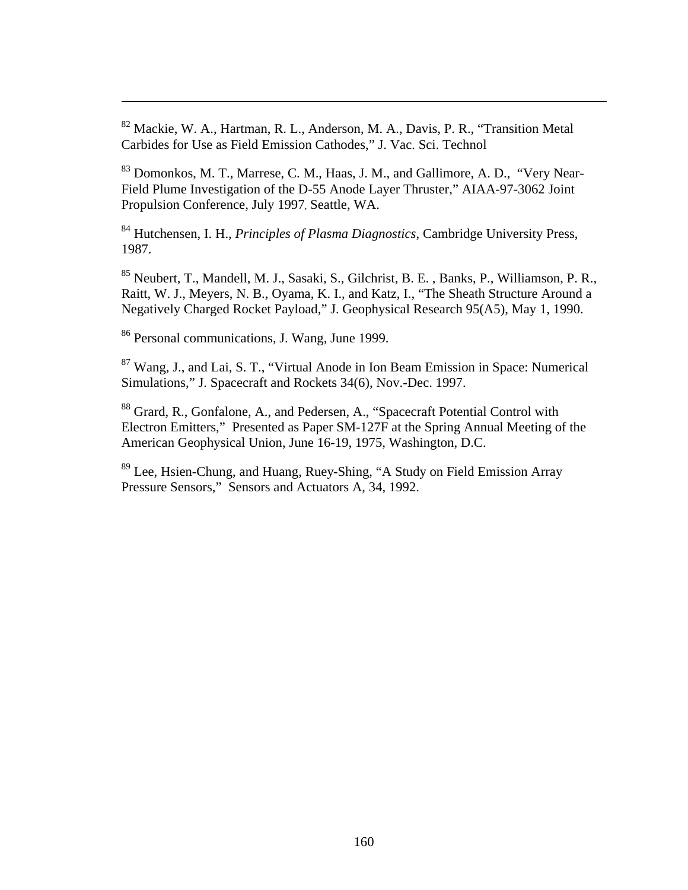[82] Mackie, W. A., Hartman, R. L., Anderson, M. A., Davis, P. R., "Transition Metal Carbides for Use as Field Emission Cathodes," J. Vac. Sci. Technol

[83] Domonkos, M. T., Marrese, C. M., Haas, J. M., and Gallimore, A. D., "Very Near-Field Plume Investigation of the D-55 Anode Layer Thruster," AIAA-97-3062 Joint Propulsion Conference, July 1997, Seattle, WA.

[84] Hutchensen, I. H., *Principles of Plasma Diagnostics*, Cambridge University Press, 1987.

[85] Neubert, T., Mandell, M. J., Sasaki, S., Gilchrist, B. E. , Banks, P., Williamson, P. R., Raitt, W. J., Meyers, N. B., Oyama, K. I., and Katz, I., "The Sheath Structure Around a Negatively Charged Rocket Payload," J. Geophysical Research 95(A5), May 1, 1990.

[86] Personal communications, J. Wang, June 1999.

[87] Wang, J., and Lai, S. T., "Virtual Anode in Ion Beam Emission in Space: Numerical Simulations," J. Spacecraft and Rockets 34(6), Nov.-Dec. 1997.

[88] Grard, R., Gonfalone, A., and Pedersen, A., "Spacecraft Potential Control with Electron Emitters," Presented as Paper SM-127F at the Spring Annual Meeting of the American Geophysical Union, June 16-19, 1975, Washington, D.C.

[89] Lee, Hsien-Chung, and Huang, Ruey-Shing, "A Study on Field Emission Array Pressure Sensors," Sensors and Actuators A, 34, 1992.